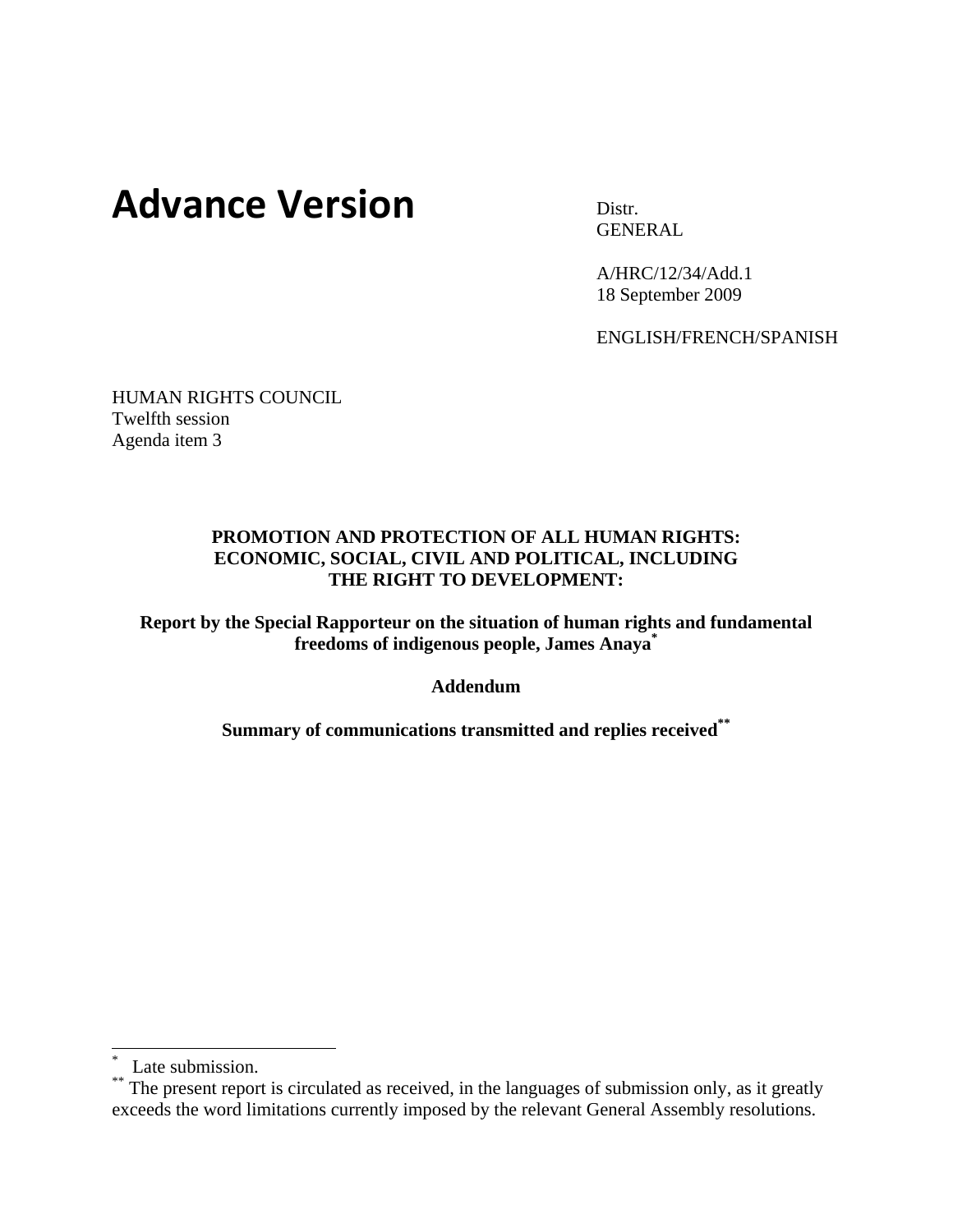# Advance Version

Distr.
GENERAL

A/HRC/12/34/Add.1
18 September 2009

ENGLISH/FRENCH/SPANISH

HUMAN RIGHTS COUNCIL
Twelfth session
Agenda item 3

**PROMOTION AND PROTECTION OF ALL HUMAN RIGHTS: ECONOMIC, SOCIAL, CIVIL AND POLITICAL, INCLUDING THE RIGHT TO DEVELOPMENT:**

**Report by the Special Rapporteur on the situation of human rights and fundamental freedoms of indigenous people, James Anaya[*]**

**Addendum**

**Summary of communications transmitted and replies received[**]**

---

[*] Late submission.

[**] The present report is circulated as received, in the languages of submission only, as it greatly exceeds the word limitations currently imposed by the relevant General Assembly resolutions.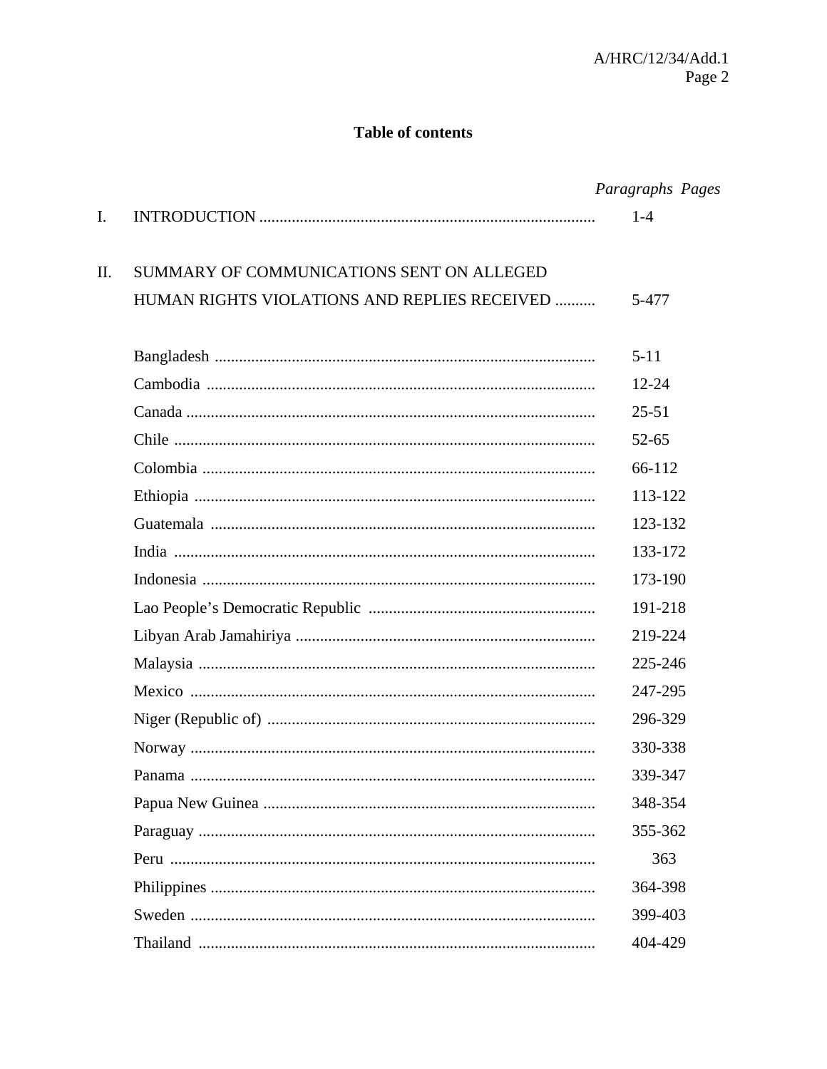## Table of contents

| | | *Paragraphs* | *Pages* |
|---|---|---|---|
| I. | INTRODUCTION | 1-4 | |
| II. | SUMMARY OF COMMUNICATIONS SENT ON ALLEGED HUMAN RIGHTS VIOLATIONS AND REPLIES RECEIVED | 5-477 | |
| | Bangladesh | 5-11 | |
| | Cambodia | 12-24 | |
| | Canada | 25-51 | |
| | Chile | 52-65 | |
| | Colombia | 66-112 | |
| | Ethiopia | 113-122 | |
| | Guatemala | 123-132 | |
| | India | 133-172 | |
| | Indonesia | 173-190 | |
| | Lao People's Democratic Republic | 191-218 | |
| | Libyan Arab Jamahiriya | 219-224 | |
| | Malaysia | 225-246 | |
| | Mexico | 247-295 | |
| | Niger (Republic of) | 296-329 | |
| | Norway | 330-338 | |
| | Panama | 339-347 | |
| | Papua New Guinea | 348-354 | |
| | Paraguay | 355-362 | |
| | Peru | 363 | |
| | Philippines | 364-398 | |
| | Sweden | 399-403 | |
| | Thailand | 404-429 | |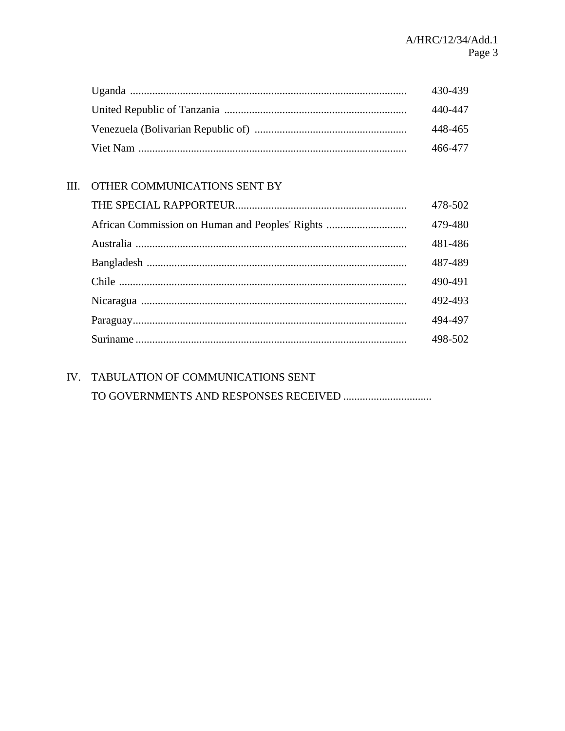| | |
|---|---|
| Uganda | 430-439 |
| United Republic of Tanzania | 440-447 |
| Venezuela (Bolivarian Republic of) | 448-465 |
| Viet Nam | 466-477 |

III. OTHER COMMUNICATIONS SENT BY THE SPECIAL RAPPORTEUR ........ 478-502

| | |
|---|---|
| African Commission on Human and Peoples' Rights | 479-480 |
| Australia | 481-486 |
| Bangladesh | 487-489 |
| Chile | 490-491 |
| Nicaragua | 492-493 |
| Paraguay | 494-497 |
| Suriname | 498-502 |

IV. TABULATION OF COMMUNICATIONS SENT TO GOVERNMENTS AND RESPONSES RECEIVED ................................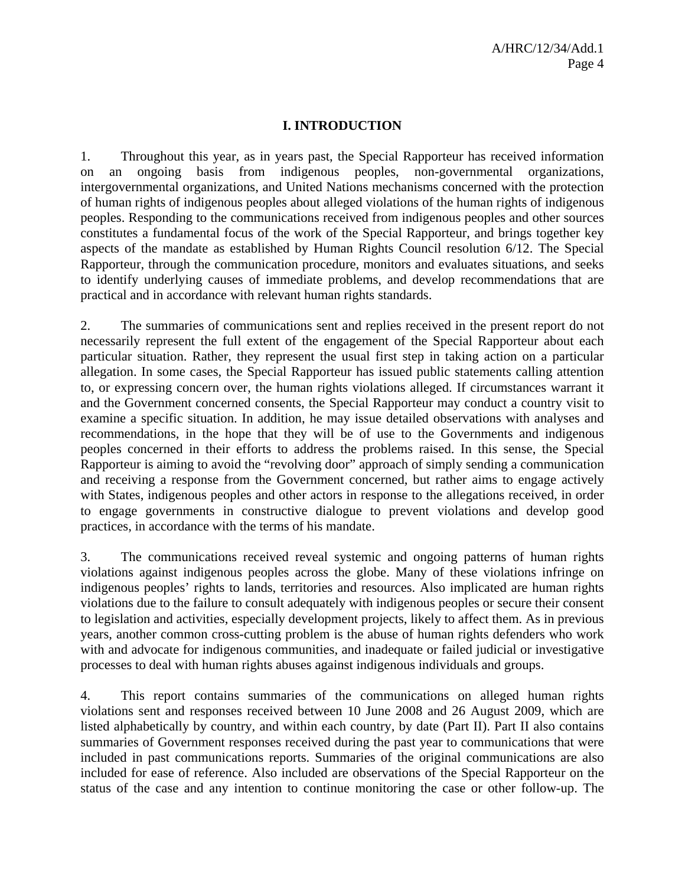## I. INTRODUCTION

1. Throughout this year, as in years past, the Special Rapporteur has received information on an ongoing basis from indigenous peoples, non-governmental organizations, intergovernmental organizations, and United Nations mechanisms concerned with the protection of human rights of indigenous peoples about alleged violations of the human rights of indigenous peoples. Responding to the communications received from indigenous peoples and other sources constitutes a fundamental focus of the work of the Special Rapporteur, and brings together key aspects of the mandate as established by Human Rights Council resolution 6/12. The Special Rapporteur, through the communication procedure, monitors and evaluates situations, and seeks to identify underlying causes of immediate problems, and develop recommendations that are practical and in accordance with relevant human rights standards.

2. The summaries of communications sent and replies received in the present report do not necessarily represent the full extent of the engagement of the Special Rapporteur about each particular situation. Rather, they represent the usual first step in taking action on a particular allegation. In some cases, the Special Rapporteur has issued public statements calling attention to, or expressing concern over, the human rights violations alleged. If circumstances warrant it and the Government concerned consents, the Special Rapporteur may conduct a country visit to examine a specific situation. In addition, he may issue detailed observations with analyses and recommendations, in the hope that they will be of use to the Governments and indigenous peoples concerned in their efforts to address the problems raised. In this sense, the Special Rapporteur is aiming to avoid the "revolving door" approach of simply sending a communication and receiving a response from the Government concerned, but rather aims to engage actively with States, indigenous peoples and other actors in response to the allegations received, in order to engage governments in constructive dialogue to prevent violations and develop good practices, in accordance with the terms of his mandate.

3. The communications received reveal systemic and ongoing patterns of human rights violations against indigenous peoples across the globe. Many of these violations infringe on indigenous peoples' rights to lands, territories and resources. Also implicated are human rights violations due to the failure to consult adequately with indigenous peoples or secure their consent to legislation and activities, especially development projects, likely to affect them. As in previous years, another common cross-cutting problem is the abuse of human rights defenders who work with and advocate for indigenous communities, and inadequate or failed judicial or investigative processes to deal with human rights abuses against indigenous individuals and groups.

4. This report contains summaries of the communications on alleged human rights violations sent and responses received between 10 June 2008 and 26 August 2009, which are listed alphabetically by country, and within each country, by date (Part II). Part II also contains summaries of Government responses received during the past year to communications that were included in past communications reports. Summaries of the original communications are also included for ease of reference. Also included are observations of the Special Rapporteur on the status of the case and any intention to continue monitoring the case or other follow-up. The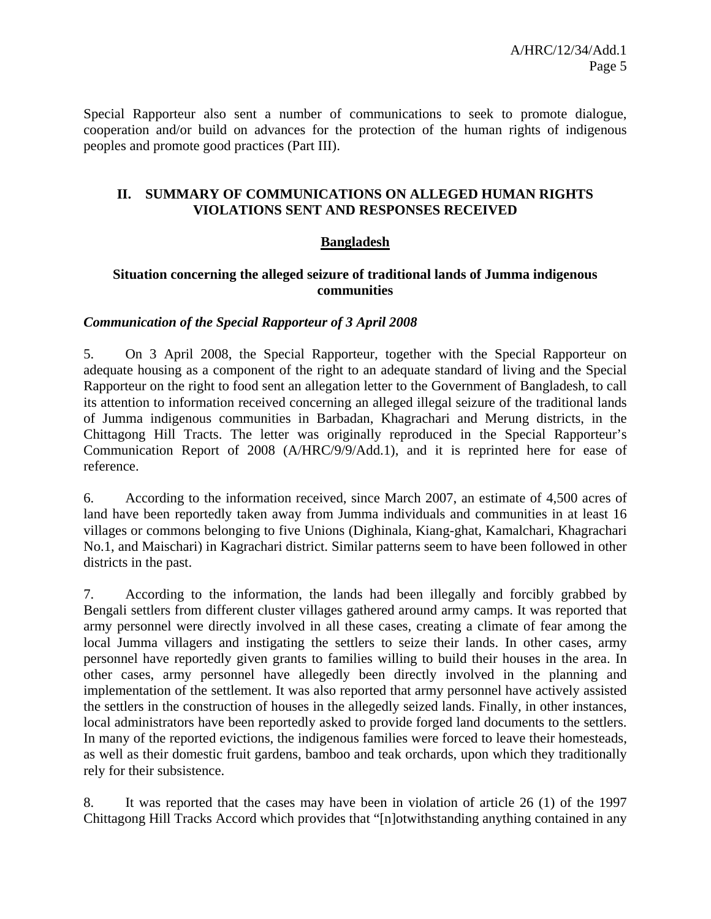Special Rapporteur also sent a number of communications to seek to promote dialogue, cooperation and/or build on advances for the protection of the human rights of indigenous peoples and promote good practices (Part III).

## II. SUMMARY OF COMMUNICATIONS ON ALLEGED HUMAN RIGHTS VIOLATIONS SENT AND RESPONSES RECEIVED

### Bangladesh

#### Situation concerning the alleged seizure of traditional lands of Jumma indigenous communities

***Communication of the Special Rapporteur of 3 April 2008***

5. On 3 April 2008, the Special Rapporteur, together with the Special Rapporteur on adequate housing as a component of the right to an adequate standard of living and the Special Rapporteur on the right to food sent an allegation letter to the Government of Bangladesh, to call its attention to information received concerning an alleged illegal seizure of the traditional lands of Jumma indigenous communities in Barbadan, Khagrachari and Merung districts, in the Chittagong Hill Tracts. The letter was originally reproduced in the Special Rapporteur's Communication Report of 2008 (A/HRC/9/9/Add.1), and it is reprinted here for ease of reference.

6. According to the information received, since March 2007, an estimate of 4,500 acres of land have been reportedly taken away from Jumma individuals and communities in at least 16 villages or commons belonging to five Unions (Dighinala, Kiang-ghat, Kamalchari, Khagrachari No.1, and Maischari) in Kagrachari district. Similar patterns seem to have been followed in other districts in the past.

7. According to the information, the lands had been illegally and forcibly grabbed by Bengali settlers from different cluster villages gathered around army camps. It was reported that army personnel were directly involved in all these cases, creating a climate of fear among the local Jumma villagers and instigating the settlers to seize their lands. In other cases, army personnel have reportedly given grants to families willing to build their houses in the area. In other cases, army personnel have allegedly been directly involved in the planning and implementation of the settlement. It was also reported that army personnel have actively assisted the settlers in the construction of houses in the allegedly seized lands. Finally, in other instances, local administrators have been reportedly asked to provide forged land documents to the settlers. In many of the reported evictions, the indigenous families were forced to leave their homesteads, as well as their domestic fruit gardens, bamboo and teak orchards, upon which they traditionally rely for their subsistence.

8. It was reported that the cases may have been in violation of article 26 (1) of the 1997 Chittagong Hill Tracks Accord which provides that "[n]otwithstanding anything contained in any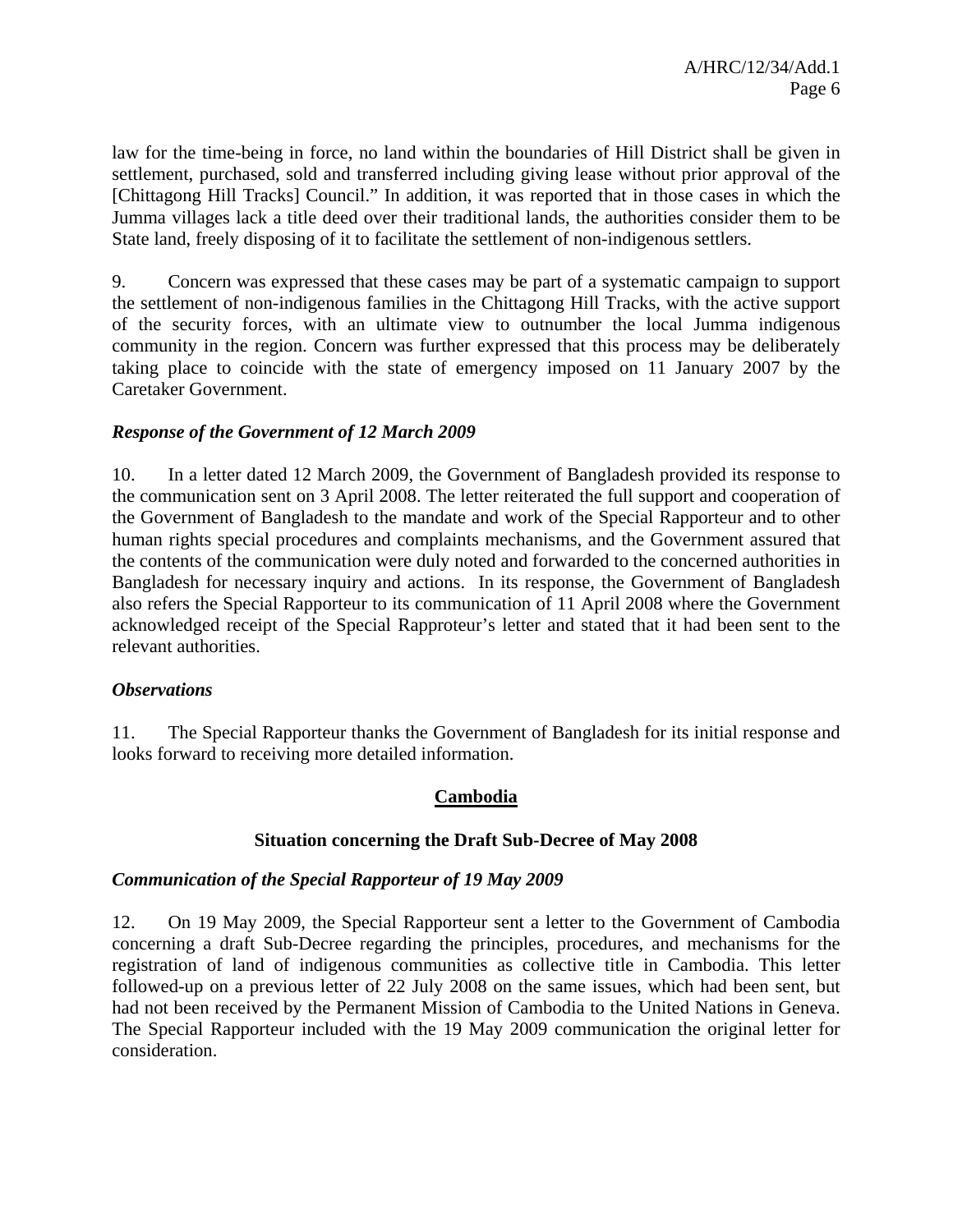law for the time-being in force, no land within the boundaries of Hill District shall be given in settlement, purchased, sold and transferred including giving lease without prior approval of the [Chittagong Hill Tracks] Council." In addition, it was reported that in those cases in which the Jumma villages lack a title deed over their traditional lands, the authorities consider them to be State land, freely disposing of it to facilitate the settlement of non-indigenous settlers.

9. Concern was expressed that these cases may be part of a systematic campaign to support the settlement of non-indigenous families in the Chittagong Hill Tracks, with the active support of the security forces, with an ultimate view to outnumber the local Jumma indigenous community in the region. Concern was further expressed that this process may be deliberately taking place to coincide with the state of emergency imposed on 11 January 2007 by the Caretaker Government.

### *Response of the Government of 12 March 2009*

10. In a letter dated 12 March 2009, the Government of Bangladesh provided its response to the communication sent on 3 April 2008. The letter reiterated the full support and cooperation of the Government of Bangladesh to the mandate and work of the Special Rapporteur and to other human rights special procedures and complaints mechanisms, and the Government assured that the contents of the communication were duly noted and forwarded to the concerned authorities in Bangladesh for necessary inquiry and actions. In its response, the Government of Bangladesh also refers the Special Rapporteur to its communication of 11 April 2008 where the Government acknowledged receipt of the Special Rapproteur's letter and stated that it had been sent to the relevant authorities.

### *Observations*

11. The Special Rapporteur thanks the Government of Bangladesh for its initial response and looks forward to receiving more detailed information.

## Cambodia

### Situation concerning the Draft Sub-Decree of May 2008

### *Communication of the Special Rapporteur of 19 May 2009*

12. On 19 May 2009, the Special Rapporteur sent a letter to the Government of Cambodia concerning a draft Sub-Decree regarding the principles, procedures, and mechanisms for the registration of land of indigenous communities as collective title in Cambodia. This letter followed-up on a previous letter of 22 July 2008 on the same issues, which had been sent, but had not been received by the Permanent Mission of Cambodia to the United Nations in Geneva. The Special Rapporteur included with the 19 May 2009 communication the original letter for consideration.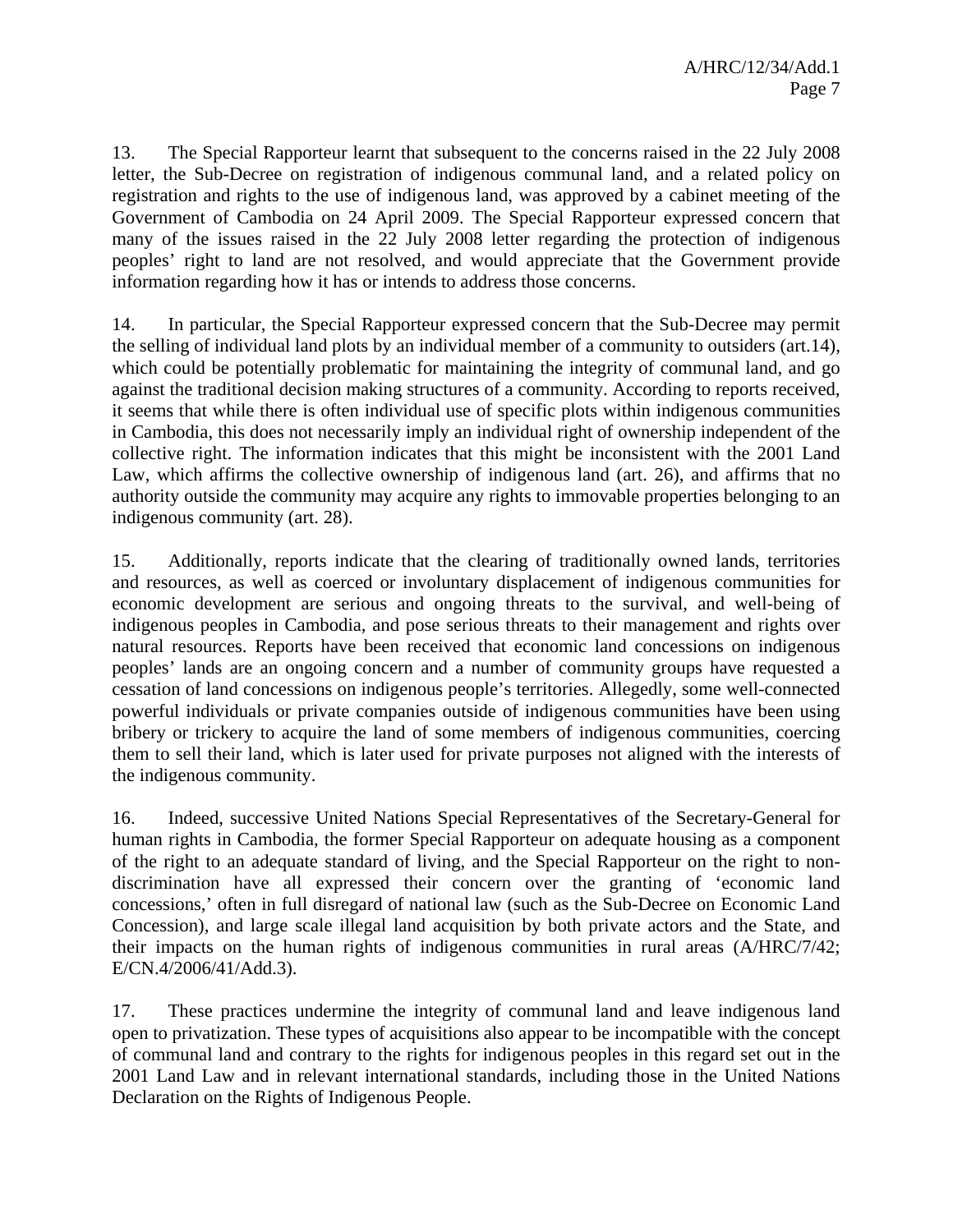13. The Special Rapporteur learnt that subsequent to the concerns raised in the 22 July 2008 letter, the Sub-Decree on registration of indigenous communal land, and a related policy on registration and rights to the use of indigenous land, was approved by a cabinet meeting of the Government of Cambodia on 24 April 2009. The Special Rapporteur expressed concern that many of the issues raised in the 22 July 2008 letter regarding the protection of indigenous peoples' right to land are not resolved, and would appreciate that the Government provide information regarding how it has or intends to address those concerns.

14. In particular, the Special Rapporteur expressed concern that the Sub-Decree may permit the selling of individual land plots by an individual member of a community to outsiders (art.14), which could be potentially problematic for maintaining the integrity of communal land, and go against the traditional decision making structures of a community. According to reports received, it seems that while there is often individual use of specific plots within indigenous communities in Cambodia, this does not necessarily imply an individual right of ownership independent of the collective right. The information indicates that this might be inconsistent with the 2001 Land Law, which affirms the collective ownership of indigenous land (art. 26), and affirms that no authority outside the community may acquire any rights to immovable properties belonging to an indigenous community (art. 28).

15. Additionally, reports indicate that the clearing of traditionally owned lands, territories and resources, as well as coerced or involuntary displacement of indigenous communities for economic development are serious and ongoing threats to the survival, and well-being of indigenous peoples in Cambodia, and pose serious threats to their management and rights over natural resources. Reports have been received that economic land concessions on indigenous peoples' lands are an ongoing concern and a number of community groups have requested a cessation of land concessions on indigenous people's territories. Allegedly, some well-connected powerful individuals or private companies outside of indigenous communities have been using bribery or trickery to acquire the land of some members of indigenous communities, coercing them to sell their land, which is later used for private purposes not aligned with the interests of the indigenous community.

16. Indeed, successive United Nations Special Representatives of the Secretary-General for human rights in Cambodia, the former Special Rapporteur on adequate housing as a component of the right to an adequate standard of living, and the Special Rapporteur on the right to non-discrimination have all expressed their concern over the granting of 'economic land concessions,' often in full disregard of national law (such as the Sub-Decree on Economic Land Concession), and large scale illegal land acquisition by both private actors and the State, and their impacts on the human rights of indigenous communities in rural areas (A/HRC/7/42; E/CN.4/2006/41/Add.3).

17. These practices undermine the integrity of communal land and leave indigenous land open to privatization. These types of acquisitions also appear to be incompatible with the concept of communal land and contrary to the rights for indigenous peoples in this regard set out in the 2001 Land Law and in relevant international standards, including those in the United Nations Declaration on the Rights of Indigenous People.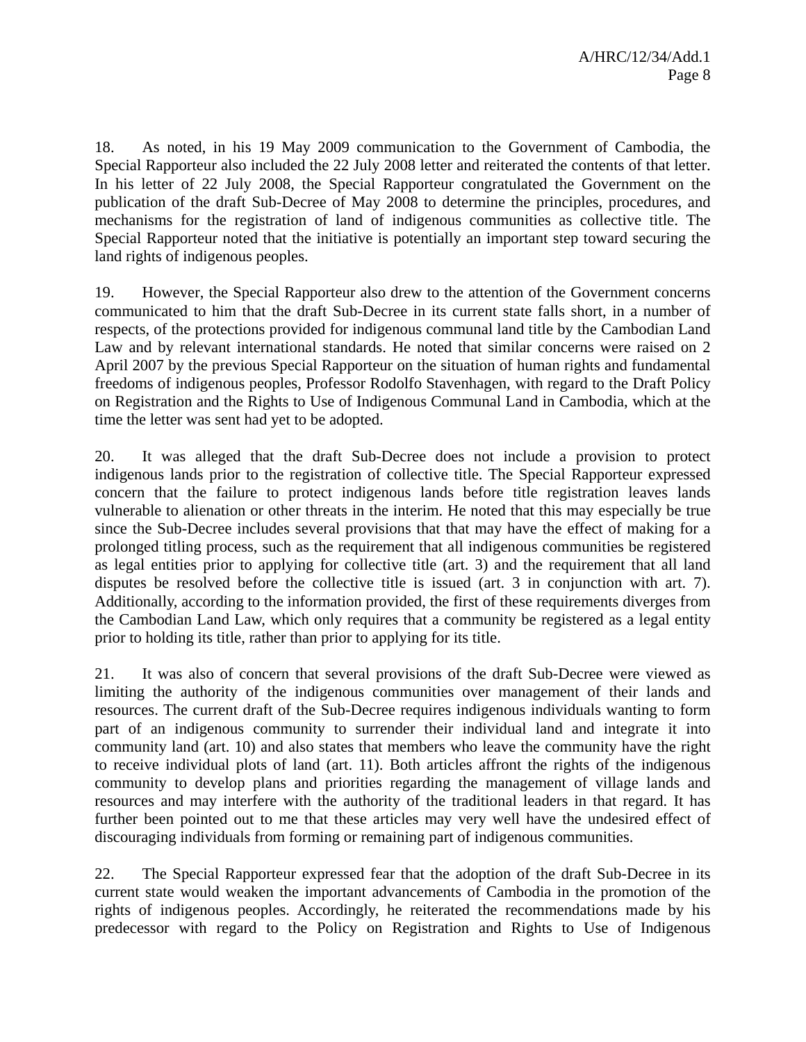18. As noted, in his 19 May 2009 communication to the Government of Cambodia, the Special Rapporteur also included the 22 July 2008 letter and reiterated the contents of that letter. In his letter of 22 July 2008, the Special Rapporteur congratulated the Government on the publication of the draft Sub-Decree of May 2008 to determine the principles, procedures, and mechanisms for the registration of land of indigenous communities as collective title. The Special Rapporteur noted that the initiative is potentially an important step toward securing the land rights of indigenous peoples.

19. However, the Special Rapporteur also drew to the attention of the Government concerns communicated to him that the draft Sub-Decree in its current state falls short, in a number of respects, of the protections provided for indigenous communal land title by the Cambodian Land Law and by relevant international standards. He noted that similar concerns were raised on 2 April 2007 by the previous Special Rapporteur on the situation of human rights and fundamental freedoms of indigenous peoples, Professor Rodolfo Stavenhagen, with regard to the Draft Policy on Registration and the Rights to Use of Indigenous Communal Land in Cambodia, which at the time the letter was sent had yet to be adopted.

20. It was alleged that the draft Sub-Decree does not include a provision to protect indigenous lands prior to the registration of collective title. The Special Rapporteur expressed concern that the failure to protect indigenous lands before title registration leaves lands vulnerable to alienation or other threats in the interim. He noted that this may especially be true since the Sub-Decree includes several provisions that that may have the effect of making for a prolonged titling process, such as the requirement that all indigenous communities be registered as legal entities prior to applying for collective title (art. 3) and the requirement that all land disputes be resolved before the collective title is issued (art. 3 in conjunction with art. 7). Additionally, according to the information provided, the first of these requirements diverges from the Cambodian Land Law, which only requires that a community be registered as a legal entity prior to holding its title, rather than prior to applying for its title.

21. It was also of concern that several provisions of the draft Sub-Decree were viewed as limiting the authority of the indigenous communities over management of their lands and resources. The current draft of the Sub-Decree requires indigenous individuals wanting to form part of an indigenous community to surrender their individual land and integrate it into community land (art. 10) and also states that members who leave the community have the right to receive individual plots of land (art. 11). Both articles affront the rights of the indigenous community to develop plans and priorities regarding the management of village lands and resources and may interfere with the authority of the traditional leaders in that regard. It has further been pointed out to me that these articles may very well have the undesired effect of discouraging individuals from forming or remaining part of indigenous communities.

22. The Special Rapporteur expressed fear that the adoption of the draft Sub-Decree in its current state would weaken the important advancements of Cambodia in the promotion of the rights of indigenous peoples. Accordingly, he reiterated the recommendations made by his predecessor with regard to the Policy on Registration and Rights to Use of Indigenous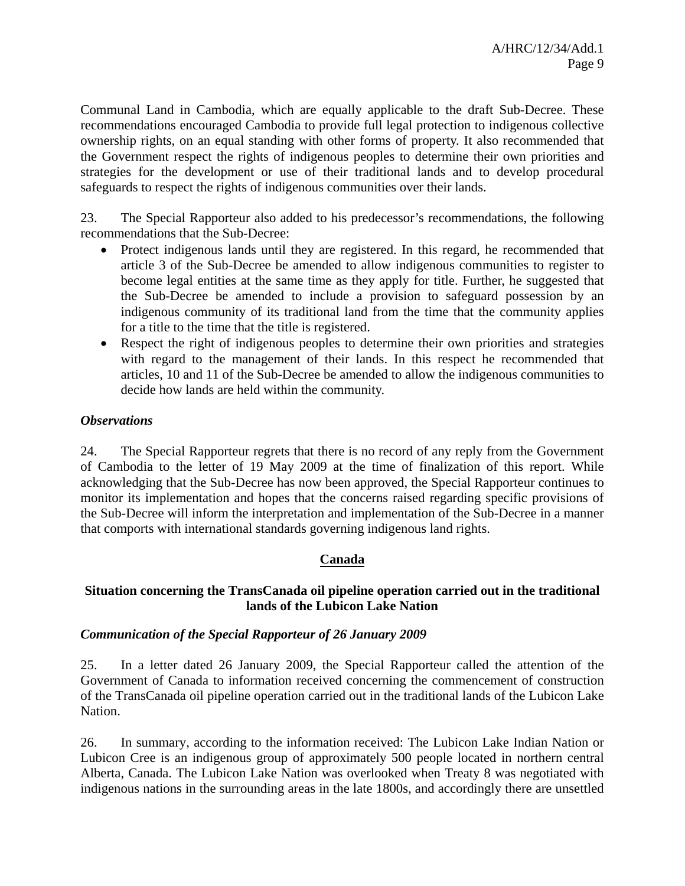Communal Land in Cambodia, which are equally applicable to the draft Sub-Decree. These recommendations encouraged Cambodia to provide full legal protection to indigenous collective ownership rights, on an equal standing with other forms of property. It also recommended that the Government respect the rights of indigenous peoples to determine their own priorities and strategies for the development or use of their traditional lands and to develop procedural safeguards to respect the rights of indigenous communities over their lands.

23. The Special Rapporteur also added to his predecessor's recommendations, the following recommendations that the Sub-Decree:

- Protect indigenous lands until they are registered. In this regard, he recommended that article 3 of the Sub-Decree be amended to allow indigenous communities to register to become legal entities at the same time as they apply for title. Further, he suggested that the Sub-Decree be amended to include a provision to safeguard possession by an indigenous community of its traditional land from the time that the community applies for a title to the time that the title is registered.
- Respect the right of indigenous peoples to determine their own priorities and strategies with regard to the management of their lands. In this respect he recommended that articles, 10 and 11 of the Sub-Decree be amended to allow the indigenous communities to decide how lands are held within the community.

***Observations***

24. The Special Rapporteur regrets that there is no record of any reply from the Government of Cambodia to the letter of 19 May 2009 at the time of finalization of this report. While acknowledging that the Sub-Decree has now been approved, the Special Rapporteur continues to monitor its implementation and hopes that the concerns raised regarding specific provisions of the Sub-Decree will inform the interpretation and implementation of the Sub-Decree in a manner that comports with international standards governing indigenous land rights.

## Canada

### Situation concerning the TransCanada oil pipeline operation carried out in the traditional lands of the Lubicon Lake Nation

***Communication of the Special Rapporteur of 26 January 2009***

25. In a letter dated 26 January 2009, the Special Rapporteur called the attention of the Government of Canada to information received concerning the commencement of construction of the TransCanada oil pipeline operation carried out in the traditional lands of the Lubicon Lake Nation.

26. In summary, according to the information received: The Lubicon Lake Indian Nation or Lubicon Cree is an indigenous group of approximately 500 people located in northern central Alberta, Canada. The Lubicon Lake Nation was overlooked when Treaty 8 was negotiated with indigenous nations in the surrounding areas in the late 1800s, and accordingly there are unsettled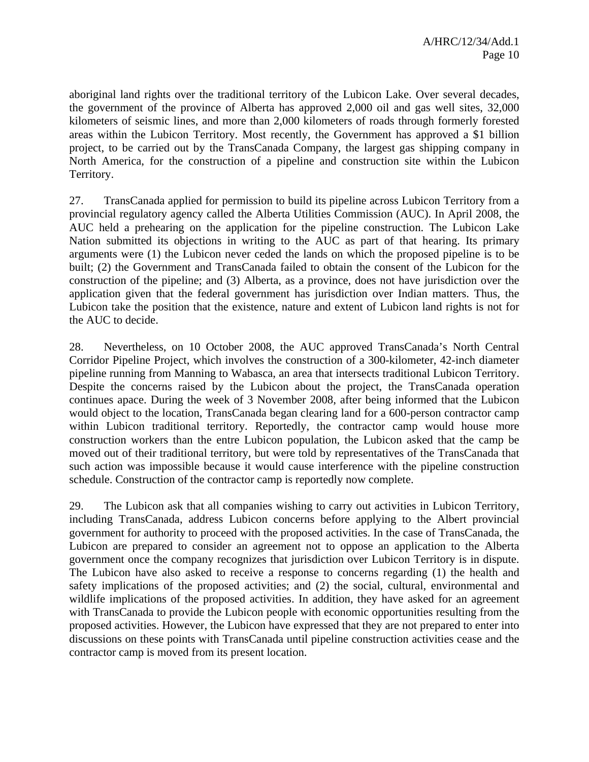aboriginal land rights over the traditional territory of the Lubicon Lake. Over several decades, the government of the province of Alberta has approved 2,000 oil and gas well sites, 32,000 kilometers of seismic lines, and more than 2,000 kilometers of roads through formerly forested areas within the Lubicon Territory. Most recently, the Government has approved a $1 billion project, to be carried out by the TransCanada Company, the largest gas shipping company in North America, for the construction of a pipeline and construction site within the Lubicon Territory.

27. TransCanada applied for permission to build its pipeline across Lubicon Territory from a provincial regulatory agency called the Alberta Utilities Commission (AUC). In April 2008, the AUC held a prehearing on the application for the pipeline construction. The Lubicon Lake Nation submitted its objections in writing to the AUC as part of that hearing. Its primary arguments were (1) the Lubicon never ceded the lands on which the proposed pipeline is to be built; (2) the Government and TransCanada failed to obtain the consent of the Lubicon for the construction of the pipeline; and (3) Alberta, as a province, does not have jurisdiction over the application given that the federal government has jurisdiction over Indian matters. Thus, the Lubicon take the position that the existence, nature and extent of Lubicon land rights is not for the AUC to decide.

28. Nevertheless, on 10 October 2008, the AUC approved TransCanada's North Central Corridor Pipeline Project, which involves the construction of a 300-kilometer, 42-inch diameter pipeline running from Manning to Wabasca, an area that intersects traditional Lubicon Territory. Despite the concerns raised by the Lubicon about the project, the TransCanada operation continues apace. During the week of 3 November 2008, after being informed that the Lubicon would object to the location, TransCanada began clearing land for a 600-person contractor camp within Lubicon traditional territory. Reportedly, the contractor camp would house more construction workers than the entre Lubicon population, the Lubicon asked that the camp be moved out of their traditional territory, but were told by representatives of the TransCanada that such action was impossible because it would cause interference with the pipeline construction schedule. Construction of the contractor camp is reportedly now complete.

29. The Lubicon ask that all companies wishing to carry out activities in Lubicon Territory, including TransCanada, address Lubicon concerns before applying to the Albert provincial government for authority to proceed with the proposed activities. In the case of TransCanada, the Lubicon are prepared to consider an agreement not to oppose an application to the Alberta government once the company recognizes that jurisdiction over Lubicon Territory is in dispute. The Lubicon have also asked to receive a response to concerns regarding (1) the health and safety implications of the proposed activities; and (2) the social, cultural, environmental and wildlife implications of the proposed activities. In addition, they have asked for an agreement with TransCanada to provide the Lubicon people with economic opportunities resulting from the proposed activities. However, the Lubicon have expressed that they are not prepared to enter into discussions on these points with TransCanada until pipeline construction activities cease and the contractor camp is moved from its present location.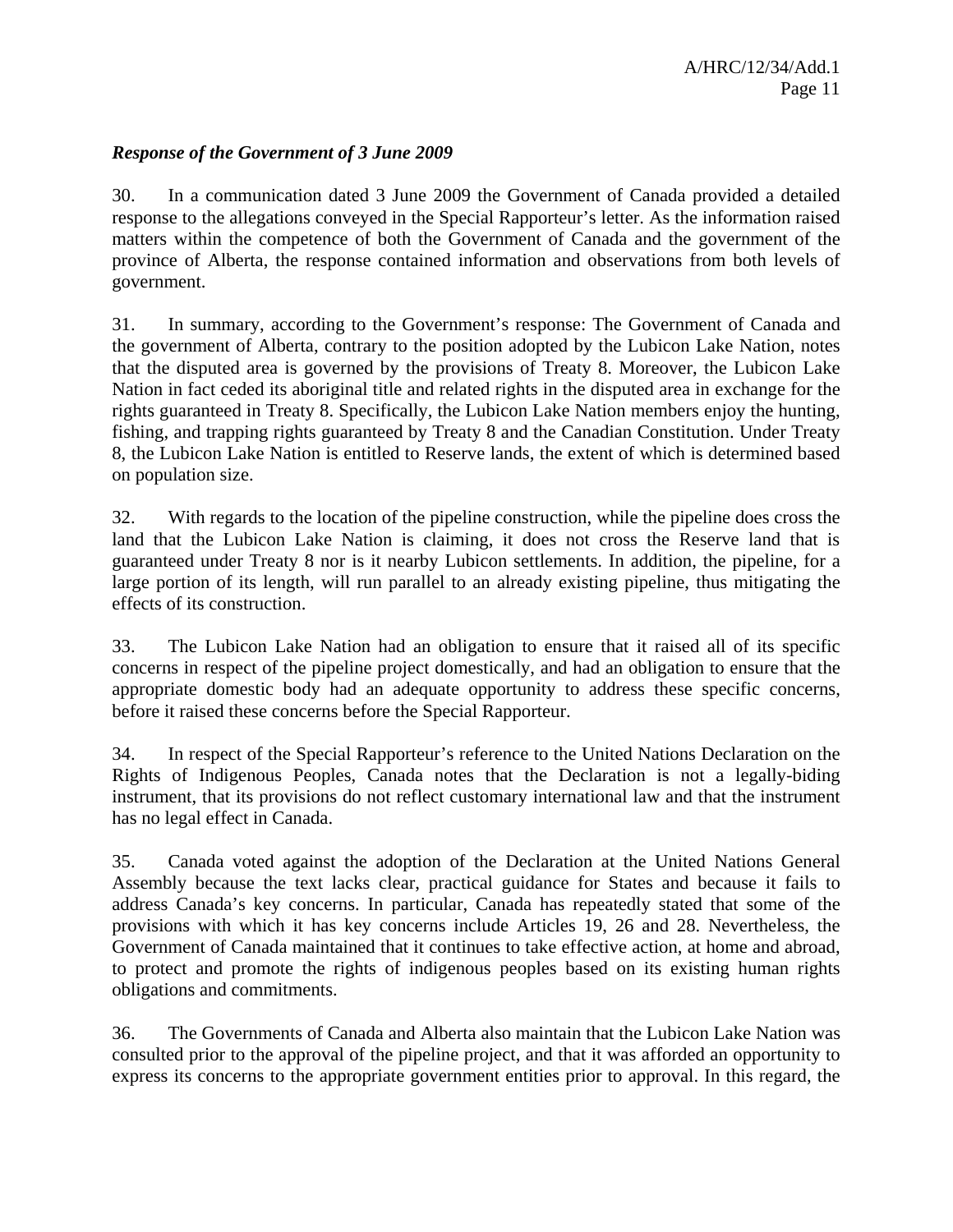*Response of the Government of 3 June 2009*

30. In a communication dated 3 June 2009 the Government of Canada provided a detailed response to the allegations conveyed in the Special Rapporteur's letter. As the information raised matters within the competence of both the Government of Canada and the government of the province of Alberta, the response contained information and observations from both levels of government.

31. In summary, according to the Government's response: The Government of Canada and the government of Alberta, contrary to the position adopted by the Lubicon Lake Nation, notes that the disputed area is governed by the provisions of Treaty 8. Moreover, the Lubicon Lake Nation in fact ceded its aboriginal title and related rights in the disputed area in exchange for the rights guaranteed in Treaty 8. Specifically, the Lubicon Lake Nation members enjoy the hunting, fishing, and trapping rights guaranteed by Treaty 8 and the Canadian Constitution. Under Treaty 8, the Lubicon Lake Nation is entitled to Reserve lands, the extent of which is determined based on population size.

32. With regards to the location of the pipeline construction, while the pipeline does cross the land that the Lubicon Lake Nation is claiming, it does not cross the Reserve land that is guaranteed under Treaty 8 nor is it nearby Lubicon settlements. In addition, the pipeline, for a large portion of its length, will run parallel to an already existing pipeline, thus mitigating the effects of its construction.

33. The Lubicon Lake Nation had an obligation to ensure that it raised all of its specific concerns in respect of the pipeline project domestically, and had an obligation to ensure that the appropriate domestic body had an adequate opportunity to address these specific concerns, before it raised these concerns before the Special Rapporteur.

34. In respect of the Special Rapporteur's reference to the United Nations Declaration on the Rights of Indigenous Peoples, Canada notes that the Declaration is not a legally-biding instrument, that its provisions do not reflect customary international law and that the instrument has no legal effect in Canada.

35. Canada voted against the adoption of the Declaration at the United Nations General Assembly because the text lacks clear, practical guidance for States and because it fails to address Canada's key concerns. In particular, Canada has repeatedly stated that some of the provisions with which it has key concerns include Articles 19, 26 and 28. Nevertheless, the Government of Canada maintained that it continues to take effective action, at home and abroad, to protect and promote the rights of indigenous peoples based on its existing human rights obligations and commitments.

36. The Governments of Canada and Alberta also maintain that the Lubicon Lake Nation was consulted prior to the approval of the pipeline project, and that it was afforded an opportunity to express its concerns to the appropriate government entities prior to approval. In this regard, the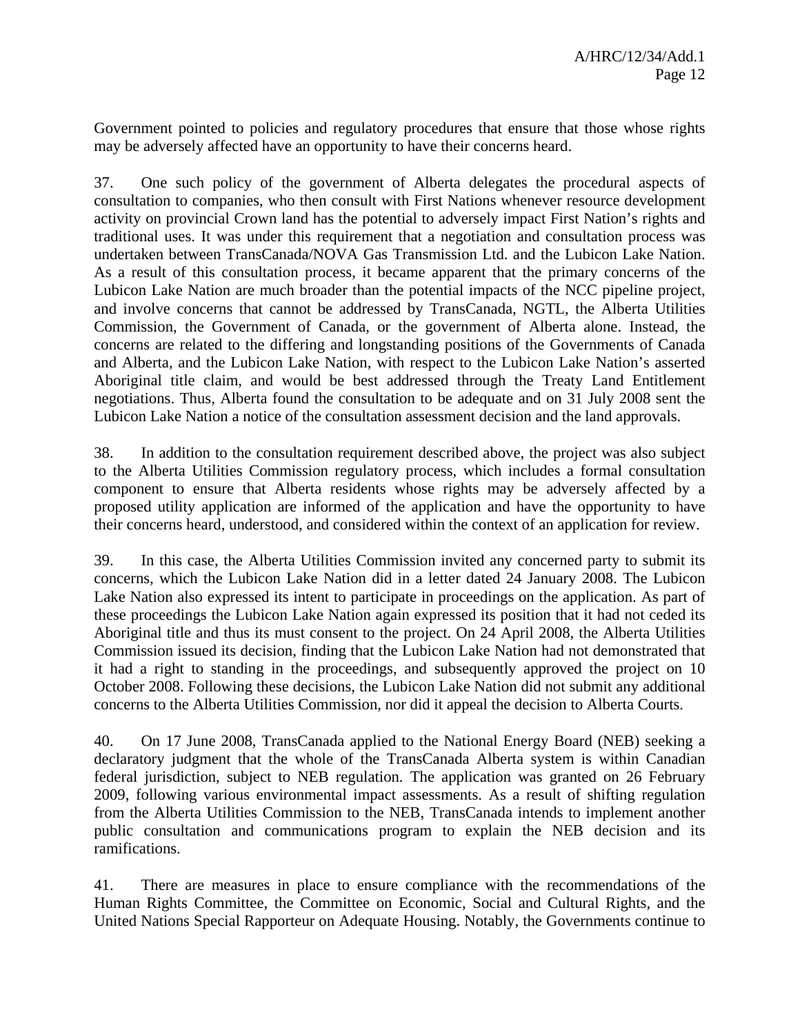Government pointed to policies and regulatory procedures that ensure that those whose rights may be adversely affected have an opportunity to have their concerns heard.

37. One such policy of the government of Alberta delegates the procedural aspects of consultation to companies, who then consult with First Nations whenever resource development activity on provincial Crown land has the potential to adversely impact First Nation's rights and traditional uses. It was under this requirement that a negotiation and consultation process was undertaken between TransCanada/NOVA Gas Transmission Ltd. and the Lubicon Lake Nation. As a result of this consultation process, it became apparent that the primary concerns of the Lubicon Lake Nation are much broader than the potential impacts of the NCC pipeline project, and involve concerns that cannot be addressed by TransCanada, NGTL, the Alberta Utilities Commission, the Government of Canada, or the government of Alberta alone. Instead, the concerns are related to the differing and longstanding positions of the Governments of Canada and Alberta, and the Lubicon Lake Nation, with respect to the Lubicon Lake Nation's asserted Aboriginal title claim, and would be best addressed through the Treaty Land Entitlement negotiations. Thus, Alberta found the consultation to be adequate and on 31 July 2008 sent the Lubicon Lake Nation a notice of the consultation assessment decision and the land approvals.

38. In addition to the consultation requirement described above, the project was also subject to the Alberta Utilities Commission regulatory process, which includes a formal consultation component to ensure that Alberta residents whose rights may be adversely affected by a proposed utility application are informed of the application and have the opportunity to have their concerns heard, understood, and considered within the context of an application for review.

39. In this case, the Alberta Utilities Commission invited any concerned party to submit its concerns, which the Lubicon Lake Nation did in a letter dated 24 January 2008. The Lubicon Lake Nation also expressed its intent to participate in proceedings on the application. As part of these proceedings the Lubicon Lake Nation again expressed its position that it had not ceded its Aboriginal title and thus its must consent to the project. On 24 April 2008, the Alberta Utilities Commission issued its decision, finding that the Lubicon Lake Nation had not demonstrated that it had a right to standing in the proceedings, and subsequently approved the project on 10 October 2008. Following these decisions, the Lubicon Lake Nation did not submit any additional concerns to the Alberta Utilities Commission, nor did it appeal the decision to Alberta Courts.

40. On 17 June 2008, TransCanada applied to the National Energy Board (NEB) seeking a declaratory judgment that the whole of the TransCanada Alberta system is within Canadian federal jurisdiction, subject to NEB regulation. The application was granted on 26 February 2009, following various environmental impact assessments. As a result of shifting regulation from the Alberta Utilities Commission to the NEB, TransCanada intends to implement another public consultation and communications program to explain the NEB decision and its ramifications.

41. There are measures in place to ensure compliance with the recommendations of the Human Rights Committee, the Committee on Economic, Social and Cultural Rights, and the United Nations Special Rapporteur on Adequate Housing. Notably, the Governments continue to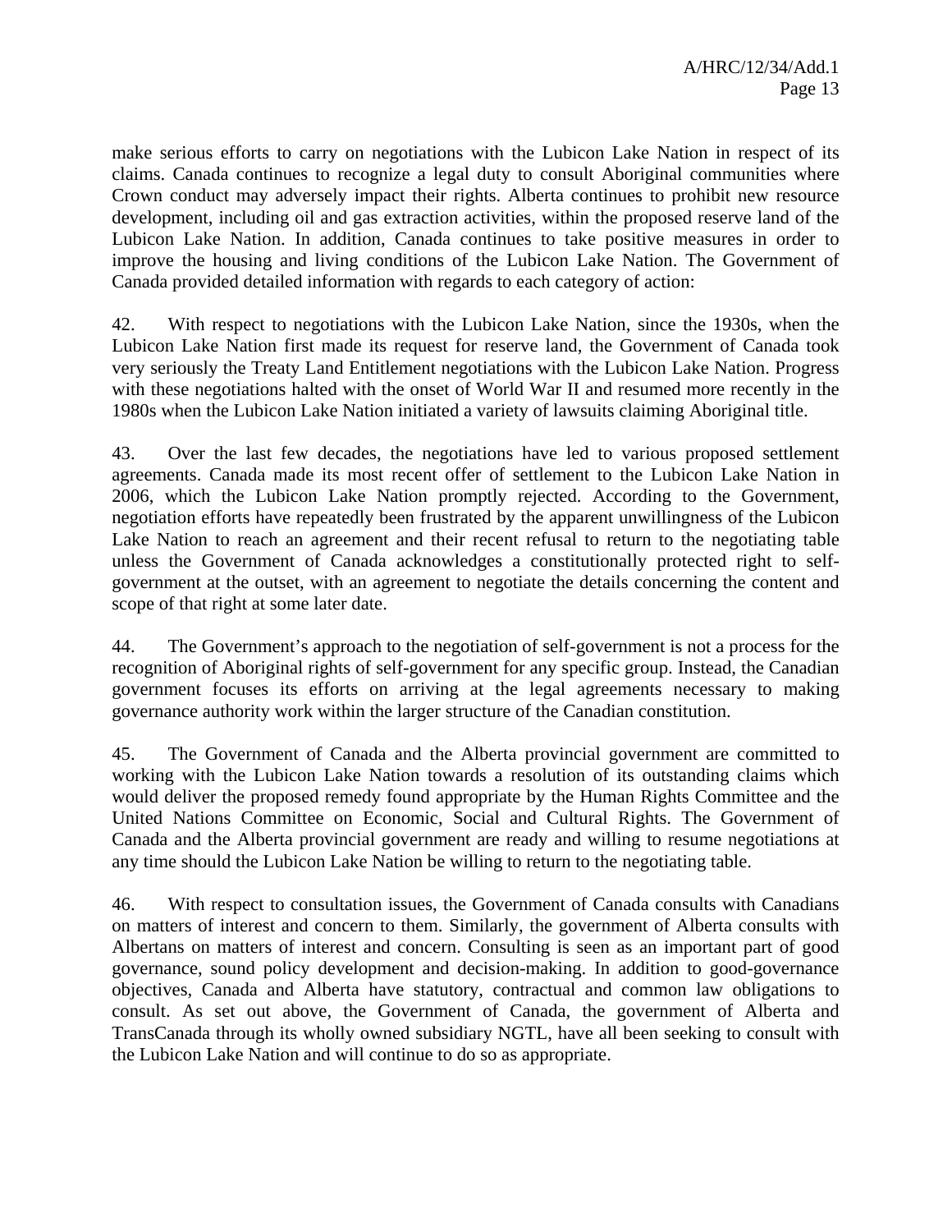make serious efforts to carry on negotiations with the Lubicon Lake Nation in respect of its claims. Canada continues to recognize a legal duty to consult Aboriginal communities where Crown conduct may adversely impact their rights. Alberta continues to prohibit new resource development, including oil and gas extraction activities, within the proposed reserve land of the Lubicon Lake Nation. In addition, Canada continues to take positive measures in order to improve the housing and living conditions of the Lubicon Lake Nation. The Government of Canada provided detailed information with regards to each category of action:

42. With respect to negotiations with the Lubicon Lake Nation, since the 1930s, when the Lubicon Lake Nation first made its request for reserve land, the Government of Canada took very seriously the Treaty Land Entitlement negotiations with the Lubicon Lake Nation. Progress with these negotiations halted with the onset of World War II and resumed more recently in the 1980s when the Lubicon Lake Nation initiated a variety of lawsuits claiming Aboriginal title.

43. Over the last few decades, the negotiations have led to various proposed settlement agreements. Canada made its most recent offer of settlement to the Lubicon Lake Nation in 2006, which the Lubicon Lake Nation promptly rejected. According to the Government, negotiation efforts have repeatedly been frustrated by the apparent unwillingness of the Lubicon Lake Nation to reach an agreement and their recent refusal to return to the negotiating table unless the Government of Canada acknowledges a constitutionally protected right to self-government at the outset, with an agreement to negotiate the details concerning the content and scope of that right at some later date.

44. The Government's approach to the negotiation of self-government is not a process for the recognition of Aboriginal rights of self-government for any specific group. Instead, the Canadian government focuses its efforts on arriving at the legal agreements necessary to making governance authority work within the larger structure of the Canadian constitution.

45. The Government of Canada and the Alberta provincial government are committed to working with the Lubicon Lake Nation towards a resolution of its outstanding claims which would deliver the proposed remedy found appropriate by the Human Rights Committee and the United Nations Committee on Economic, Social and Cultural Rights. The Government of Canada and the Alberta provincial government are ready and willing to resume negotiations at any time should the Lubicon Lake Nation be willing to return to the negotiating table.

46. With respect to consultation issues, the Government of Canada consults with Canadians on matters of interest and concern to them. Similarly, the government of Alberta consults with Albertans on matters of interest and concern. Consulting is seen as an important part of good governance, sound policy development and decision-making. In addition to good-governance objectives, Canada and Alberta have statutory, contractual and common law obligations to consult. As set out above, the Government of Canada, the government of Alberta and TransCanada through its wholly owned subsidiary NGTL, have all been seeking to consult with the Lubicon Lake Nation and will continue to do so as appropriate.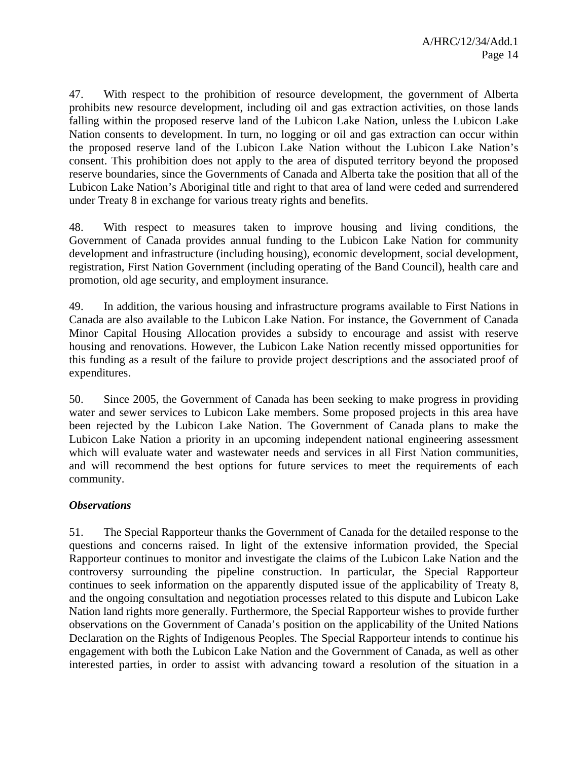47. With respect to the prohibition of resource development, the government of Alberta prohibits new resource development, including oil and gas extraction activities, on those lands falling within the proposed reserve land of the Lubicon Lake Nation, unless the Lubicon Lake Nation consents to development. In turn, no logging or oil and gas extraction can occur within the proposed reserve land of the Lubicon Lake Nation without the Lubicon Lake Nation's consent. This prohibition does not apply to the area of disputed territory beyond the proposed reserve boundaries, since the Governments of Canada and Alberta take the position that all of the Lubicon Lake Nation's Aboriginal title and right to that area of land were ceded and surrendered under Treaty 8 in exchange for various treaty rights and benefits.

48. With respect to measures taken to improve housing and living conditions, the Government of Canada provides annual funding to the Lubicon Lake Nation for community development and infrastructure (including housing), economic development, social development, registration, First Nation Government (including operating of the Band Council), health care and promotion, old age security, and employment insurance.

49. In addition, the various housing and infrastructure programs available to First Nations in Canada are also available to the Lubicon Lake Nation. For instance, the Government of Canada Minor Capital Housing Allocation provides a subsidy to encourage and assist with reserve housing and renovations. However, the Lubicon Lake Nation recently missed opportunities for this funding as a result of the failure to provide project descriptions and the associated proof of expenditures.

50. Since 2005, the Government of Canada has been seeking to make progress in providing water and sewer services to Lubicon Lake members. Some proposed projects in this area have been rejected by the Lubicon Lake Nation. The Government of Canada plans to make the Lubicon Lake Nation a priority in an upcoming independent national engineering assessment which will evaluate water and wastewater needs and services in all First Nation communities, and will recommend the best options for future services to meet the requirements of each community.

***Observations***

51. The Special Rapporteur thanks the Government of Canada for the detailed response to the questions and concerns raised. In light of the extensive information provided, the Special Rapporteur continues to monitor and investigate the claims of the Lubicon Lake Nation and the controversy surrounding the pipeline construction. In particular, the Special Rapporteur continues to seek information on the apparently disputed issue of the applicability of Treaty 8, and the ongoing consultation and negotiation processes related to this dispute and Lubicon Lake Nation land rights more generally. Furthermore, the Special Rapporteur wishes to provide further observations on the Government of Canada's position on the applicability of the United Nations Declaration on the Rights of Indigenous Peoples. The Special Rapporteur intends to continue his engagement with both the Lubicon Lake Nation and the Government of Canada, as well as other interested parties, in order to assist with advancing toward a resolution of the situation in a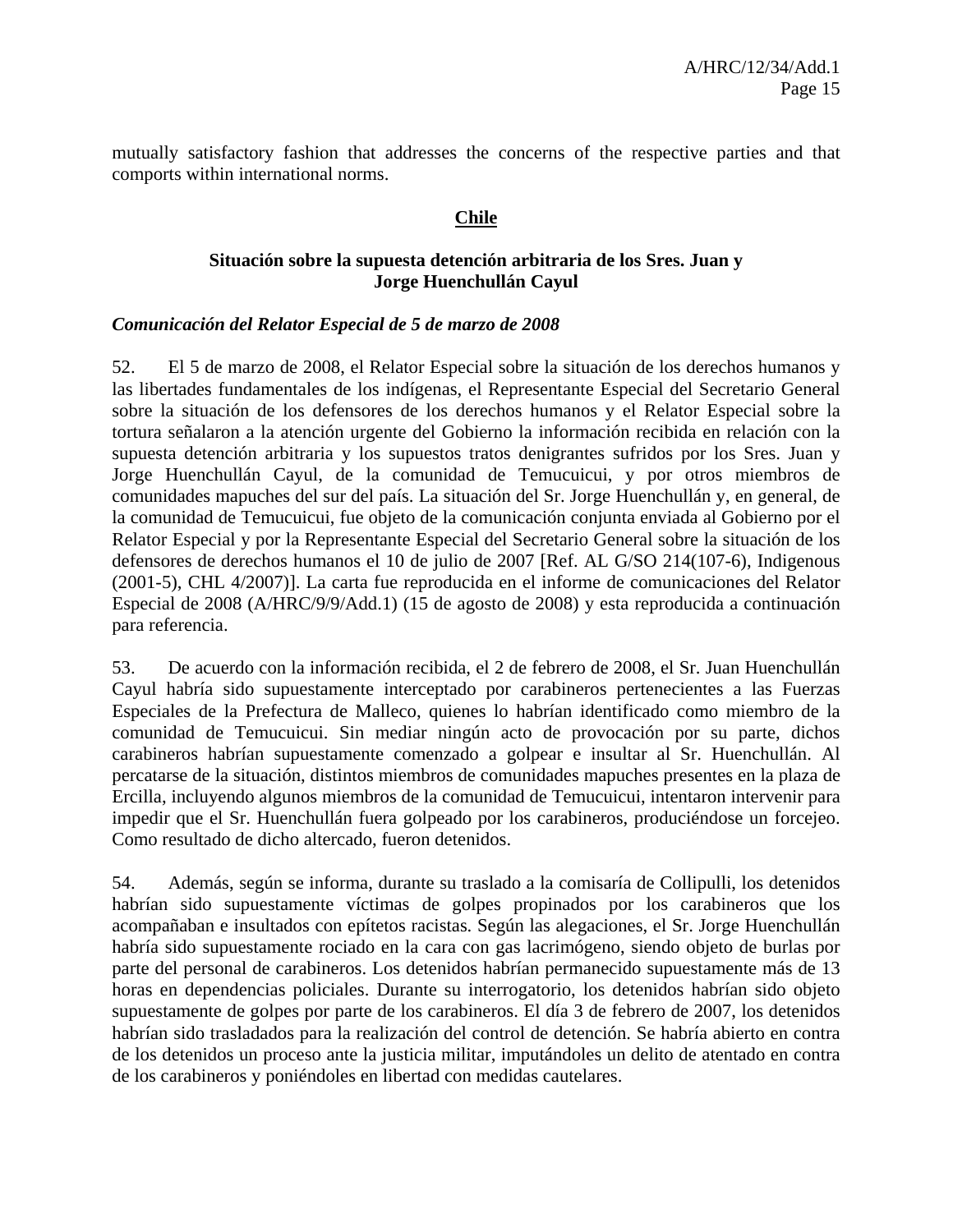mutually satisfactory fashion that addresses the concerns of the respective parties and that comports within international norms.

## Chile

### Situación sobre la supuesta detención arbitraria de los Sres. Juan y Jorge Huenchullán Cayul

***Comunicación del Relator Especial de 5 de marzo de 2008***

52. El 5 de marzo de 2008, el Relator Especial sobre la situación de los derechos humanos y las libertades fundamentales de los indígenas, el Representante Especial del Secretario General sobre la situación de los defensores de los derechos humanos y el Relator Especial sobre la tortura señalaron a la atención urgente del Gobierno la información recibida en relación con la supuesta detención arbitraria y los supuestos tratos denigrantes sufridos por los Sres. Juan y Jorge Huenchullán Cayul, de la comunidad de Temucuicui, y por otros miembros de comunidades mapuches del sur del país. La situación del Sr. Jorge Huenchullán y, en general, de la comunidad de Temucuicui, fue objeto de la comunicación conjunta enviada al Gobierno por el Relator Especial y por la Representante Especial del Secretario General sobre la situación de los defensores de derechos humanos el 10 de julio de 2007 [Ref. AL G/SO 214(107-6), Indigenous (2001-5), CHL 4/2007)]. La carta fue reproducida en el informe de comunicaciones del Relator Especial de 2008 (A/HRC/9/9/Add.1) (15 de agosto de 2008) y esta reproducida a continuación para referencia.

53. De acuerdo con la información recibida, el 2 de febrero de 2008, el Sr. Juan Huenchullán Cayul habría sido supuestamente interceptado por carabineros pertenecientes a las Fuerzas Especiales de la Prefectura de Malleco, quienes lo habrían identificado como miembro de la comunidad de Temucuicui. Sin mediar ningún acto de provocación por su parte, dichos carabineros habrían supuestamente comenzado a golpear e insultar al Sr. Huenchullán. Al percatarse de la situación, distintos miembros de comunidades mapuches presentes en la plaza de Ercilla, incluyendo algunos miembros de la comunidad de Temucuicui, intentaron intervenir para impedir que el Sr. Huenchullán fuera golpeado por los carabineros, produciéndose un forcejeo. Como resultado de dicho altercado, fueron detenidos.

54. Además, según se informa, durante su traslado a la comisaría de Collipulli, los detenidos habrían sido supuestamente víctimas de golpes propinados por los carabineros que los acompañaban e insultados con epítetos racistas. Según las alegaciones, el Sr. Jorge Huenchullán habría sido supuestamente rociado en la cara con gas lacrimógeno, siendo objeto de burlas por parte del personal de carabineros. Los detenidos habrían permanecido supuestamente más de 13 horas en dependencias policiales. Durante su interrogatorio, los detenidos habrían sido objeto supuestamente de golpes por parte de los carabineros. El día 3 de febrero de 2007, los detenidos habrían sido trasladados para la realización del control de detención. Se habría abierto en contra de los detenidos un proceso ante la justicia militar, imputándoles un delito de atentado en contra de los carabineros y poniéndoles en libertad con medidas cautelares.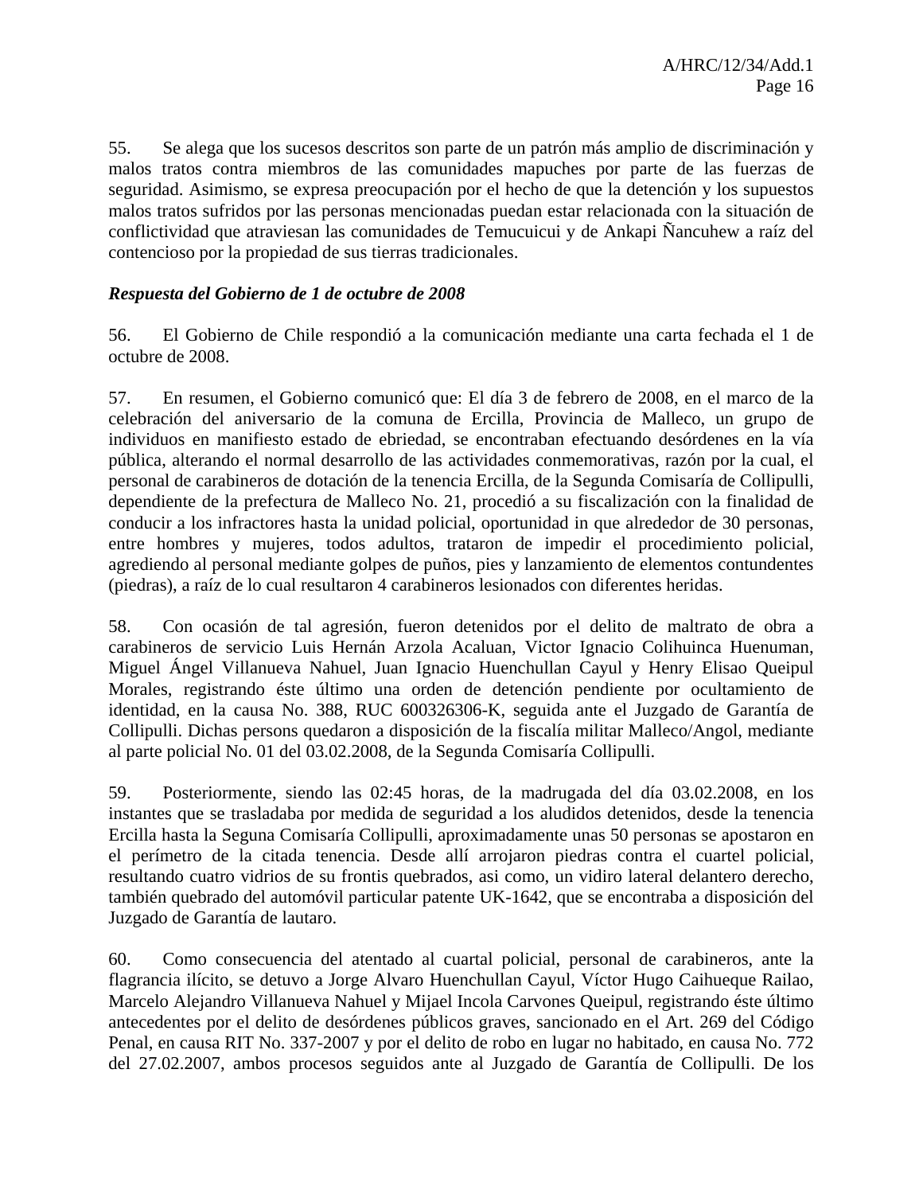55. Se alega que los sucesos descritos son parte de un patrón más amplio de discriminación y malos tratos contra miembros de las comunidades mapuches por parte de las fuerzas de seguridad. Asimismo, se expresa preocupación por el hecho de que la detención y los supuestos malos tratos sufridos por las personas mencionadas puedan estar relacionada con la situación de conflictividad que atraviesan las comunidades de Temucuicui y de Ankapi Ñancuhew a raíz del contencioso por la propiedad de sus tierras tradicionales.

***Respuesta del Gobierno de 1 de octubre de 2008***

56. El Gobierno de Chile respondió a la comunicación mediante una carta fechada el 1 de octubre de 2008.

57. En resumen, el Gobierno comunicó que: El día 3 de febrero de 2008, en el marco de la celebración del aniversario de la comuna de Ercilla, Provincia de Malleco, un grupo de individuos en manifiesto estado de ebriedad, se encontraban efectuando desórdenes en la vía pública, alterando el normal desarrollo de las actividades conmemorativas, razón por la cual, el personal de carabineros de dotación de la tenencia Ercilla, de la Segunda Comisaría de Collipulli, dependiente de la prefectura de Malleco No. 21, procedió a su fiscalización con la finalidad de conducir a los infractores hasta la unidad policial, oportunidad in que alrededor de 30 personas, entre hombres y mujeres, todos adultos, trataron de impedir el procedimiento policial, agrediendo al personal mediante golpes de puños, pies y lanzamiento de elementos contundentes (piedras), a raíz de lo cual resultaron 4 carabineros lesionados con diferentes heridas.

58. Con ocasión de tal agresión, fueron detenidos por el delito de maltrato de obra a carabineros de servicio Luis Hernán Arzola Acaluan, Victor Ignacio Colihuinca Huenuman, Miguel Ángel Villanueva Nahuel, Juan Ignacio Huenchullan Cayul y Henry Elisao Queipul Morales, registrando éste último una orden de detención pendiente por ocultamiento de identidad, en la causa No. 388, RUC 600326306-K, seguida ante el Juzgado de Garantía de Collipulli. Dichas persons quedaron a disposición de la fiscalía militar Malleco/Angol, mediante al parte policial No. 01 del 03.02.2008, de la Segunda Comisaría Collipulli.

59. Posteriormente, siendo las 02:45 horas, de la madrugada del día 03.02.2008, en los instantes que se trasladaba por medida de seguridad a los aludidos detenidos, desde la tenencia Ercilla hasta la Seguna Comisaría Collipulli, aproximadamente unas 50 personas se apostaron en el perímetro de la citada tenencia. Desde allí arrojaron piedras contra el cuartel policial, resultando cuatro vidrios de su frontis quebrados, asi como, un vidiro lateral delantero derecho, también quebrado del automóvil particular patente UK-1642, que se encontraba a disposición del Juzgado de Garantía de lautaro.

60. Como consecuencia del atentado al cuartal policial, personal de carabineros, ante la flagrancia ilícito, se detuvo a Jorge Alvaro Huenchullan Cayul, Víctor Hugo Caihueque Railao, Marcelo Alejandro Villanueva Nahuel y Mijael Incola Carvones Queipul, registrando éste último antecedentes por el delito de desórdenes públicos graves, sancionado en el Art. 269 del Código Penal, en causa RIT No. 337-2007 y por el delito de robo en lugar no habitado, en causa No. 772 del 27.02.2007, ambos procesos seguidos ante al Juzgado de Garantía de Collipulli. De los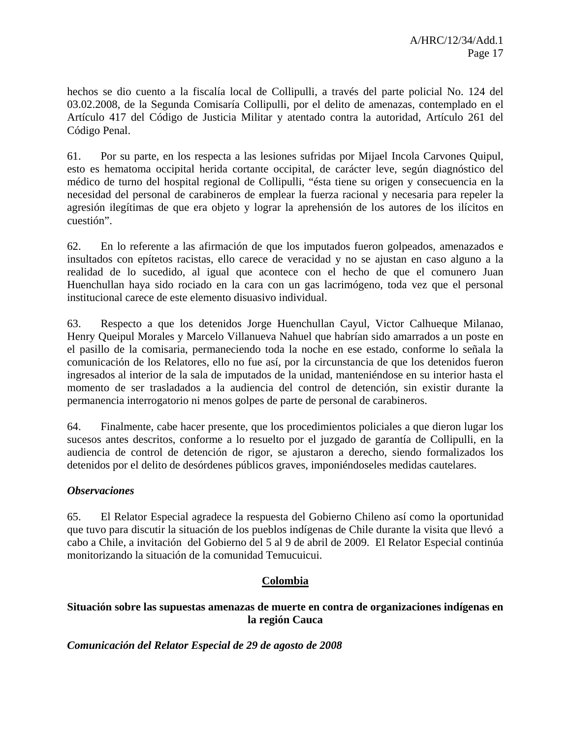hechos se dio cuento a la fiscalía local de Collipulli, a través del parte policial No. 124 del 03.02.2008, de la Segunda Comisaría Collipulli, por el delito de amenazas, contemplado en el Artículo 417 del Código de Justicia Militar y atentado contra la autoridad, Artículo 261 del Código Penal.

61. Por su parte, en los respecta a las lesiones sufridas por Mijael Incola Carvones Quipul, esto es hematoma occipital herida cortante occipital, de carácter leve, según diagnóstico del médico de turno del hospital regional de Collipulli, "ésta tiene su origen y consecuencia en la necesidad del personal de carabineros de emplear la fuerza racional y necesaria para repeler la agresión ilegítimas de que era objeto y lograr la aprehensión de los autores de los ilícitos en cuestión".

62. En lo referente a las afirmación de que los imputados fueron golpeados, amenazados e insultados con epítetos racistas, ello carece de veracidad y no se ajustan en caso alguno a la realidad de lo sucedido, al igual que acontece con el hecho de que el comunero Juan Huenchullan haya sido rociado en la cara con un gas lacrimógeno, toda vez que el personal institucional carece de este elemento disuasivo individual.

63. Respecto a que los detenidos Jorge Huenchullan Cayul, Victor Calhueque Milanao, Henry Queipul Morales y Marcelo Villanueva Nahuel que habrían sido amarrados a un poste en el pasillo de la comisaria, permaneciendo toda la noche en ese estado, conforme lo señala la comunicación de los Relatores, ello no fue así, por la circunstancia de que los detenidos fueron ingresados al interior de la sala de imputados de la unidad, manteniéndose en su interior hasta el momento de ser trasladados a la audiencia del control de detención, sin existir durante la permanencia interrogatorio ni menos golpes de parte de personal de carabineros.

64. Finalmente, cabe hacer presente, que los procedimientos policiales a que dieron lugar los sucesos antes descritos, conforme a lo resuelto por el juzgado de garantía de Collipulli, en la audiencia de control de detención de rigor, se ajustaron a derecho, siendo formalizados los detenidos por el delito de desórdenes públicos graves, imponiéndoseles medidas cautelares.

***Observaciones***

65. El Relator Especial agradece la respuesta del Gobierno Chileno así como la oportunidad que tuvo para discutir la situación de los pueblos indígenas de Chile durante la visita que llevó a cabo a Chile, a invitación del Gobierno del 5 al 9 de abril de 2009. El Relator Especial continúa monitorizando la situación de la comunidad Temucuicui.

## Colombia

### Situación sobre las supuestas amenazas de muerte en contra de organizaciones indígenas en la región Cauca

***Comunicación del Relator Especial de 29 de agosto de 2008***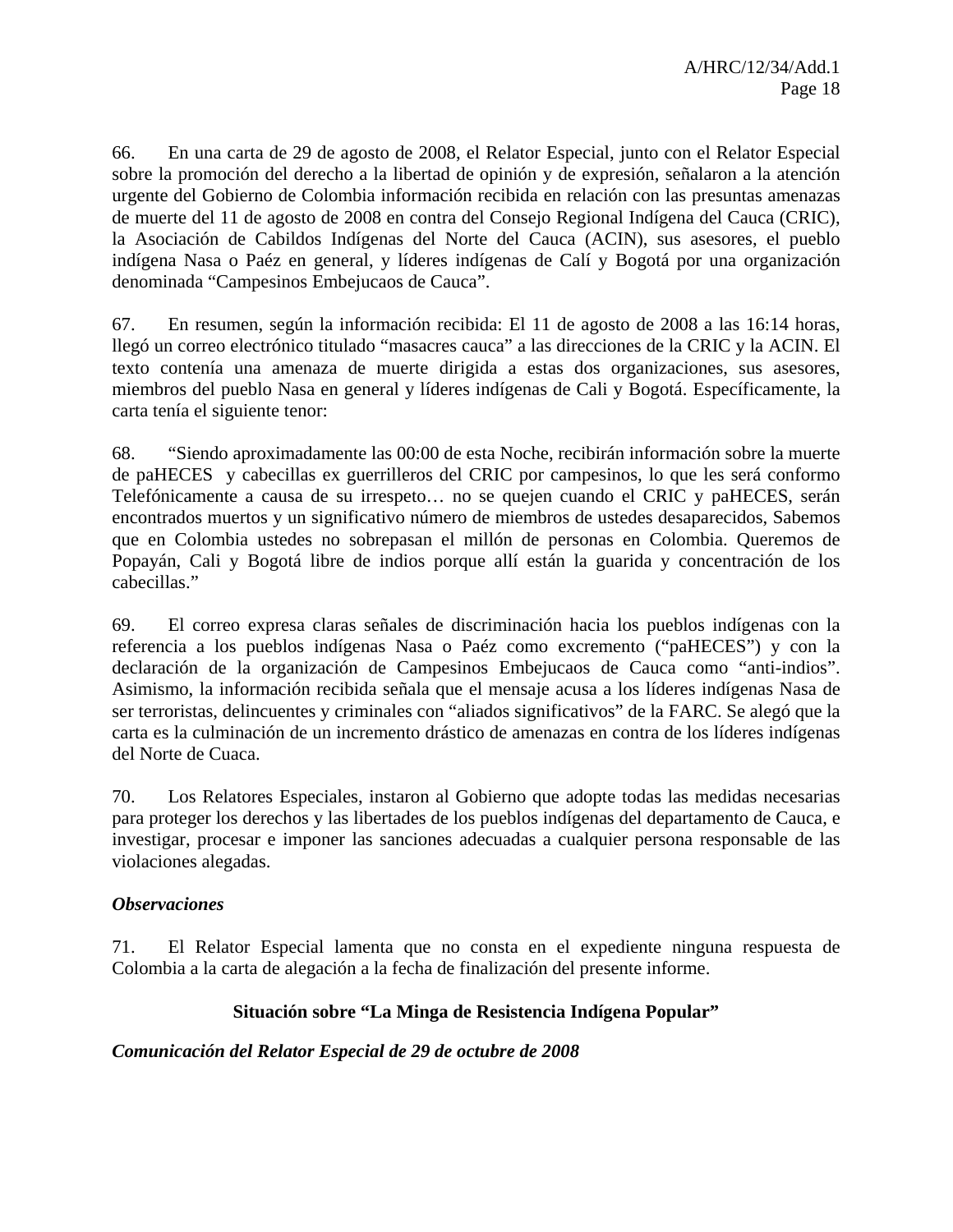66. En una carta de 29 de agosto de 2008, el Relator Especial, junto con el Relator Especial sobre la promoción del derecho a la libertad de opinión y de expresión, señalaron a la atención urgente del Gobierno de Colombia información recibida en relación con las presuntas amenazas de muerte del 11 de agosto de 2008 en contra del Consejo Regional Indígena del Cauca (CRIC), la Asociación de Cabildos Indígenas del Norte del Cauca (ACIN), sus asesores, el pueblo indígena Nasa o Paéz en general, y líderes indígenas de Calí y Bogotá por una organización denominada "Campesinos Embejucaos de Cauca".

67. En resumen, según la información recibida: El 11 de agosto de 2008 a las 16:14 horas, llegó un correo electrónico titulado "masacres cauca" a las direcciones de la CRIC y la ACIN. El texto contenía una amenaza de muerte dirigida a estas dos organizaciones, sus asesores, miembros del pueblo Nasa en general y líderes indígenas de Cali y Bogotá. Específicamente, la carta tenía el siguiente tenor:

68. "Siendo aproximadamente las 00:00 de esta Noche, recibirán información sobre la muerte de paHECES y cabecillas ex guerrilleros del CRIC por campesinos, lo que les será conformo Telefónicamente a causa de su irrespeto… no se quejen cuando el CRIC y paHECES, serán encontrados muertos y un significativo número de miembros de ustedes desaparecidos, Sabemos que en Colombia ustedes no sobrepasan el millón de personas en Colombia. Queremos de Popayán, Cali y Bogotá libre de indios porque allí están la guarida y concentración de los cabecillas."

69. El correo expresa claras señales de discriminación hacia los pueblos indígenas con la referencia a los pueblos indígenas Nasa o Paéz como excremento ("paHECES") y con la declaración de la organización de Campesinos Embejucaos de Cauca como "anti-indios". Asimismo, la información recibida señala que el mensaje acusa a los líderes indígenas Nasa de ser terroristas, delincuentes y criminales con "aliados significativos" de la FARC. Se alegó que la carta es la culminación de un incremento drástico de amenazas en contra de los líderes indígenas del Norte de Cuaca.

70. Los Relatores Especiales, instaron al Gobierno que adopte todas las medidas necesarias para proteger los derechos y las libertades de los pueblos indígenas del departamento de Cauca, e investigar, procesar e imponer las sanciones adecuadas a cualquier persona responsable de las violaciones alegadas.

***Observaciones***

71. El Relator Especial lamenta que no consta en el expediente ninguna respuesta de Colombia a la carta de alegación a la fecha de finalización del presente informe.

**Situación sobre "La Minga de Resistencia Indígena Popular"**

***Comunicación del Relator Especial de 29 de octubre de 2008***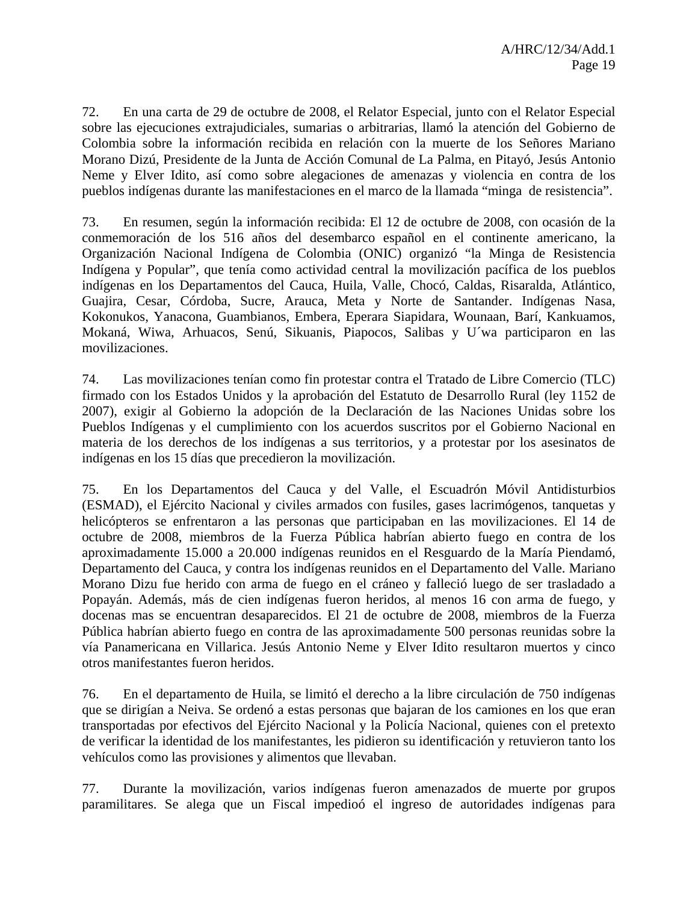72. En una carta de 29 de octubre de 2008, el Relator Especial, junto con el Relator Especial sobre las ejecuciones extrajudiciales, sumarias o arbitrarias, llamó la atención del Gobierno de Colombia sobre la información recibida en relación con la muerte de los Señores Mariano Morano Dizú, Presidente de la Junta de Acción Comunal de La Palma, en Pitayó, Jesús Antonio Neme y Elver Idito, así como sobre alegaciones de amenazas y violencia en contra de los pueblos indígenas durante las manifestaciones en el marco de la llamada "minga de resistencia".

73. En resumen, según la información recibida: El 12 de octubre de 2008, con ocasión de la conmemoración de los 516 años del desembarco español en el continente americano, la Organización Nacional Indígena de Colombia (ONIC) organizó "la Minga de Resistencia Indígena y Popular", que tenía como actividad central la movilización pacífica de los pueblos indígenas en los Departamentos del Cauca, Huila, Valle, Chocó, Caldas, Risaralda, Atlántico, Guajira, Cesar, Córdoba, Sucre, Arauca, Meta y Norte de Santander. Indígenas Nasa, Kokonukos, Yanacona, Guambianos, Embera, Eperara Siapidara, Wounaan, Barí, Kankuamos, Mokaná, Wiwa, Arhuacos, Senú, Sikuanis, Piapocos, Salibas y U´wa participaron en las movilizaciones.

74. Las movilizaciones tenían como fin protestar contra el Tratado de Libre Comercio (TLC) firmado con los Estados Unidos y la aprobación del Estatuto de Desarrollo Rural (ley 1152 de 2007), exigir al Gobierno la adopción de la Declaración de las Naciones Unidas sobre los Pueblos Indígenas y el cumplimiento con los acuerdos suscritos por el Gobierno Nacional en materia de los derechos de los indígenas a sus territorios, y a protestar por los asesinatos de indígenas en los 15 días que precedieron la movilización.

75. En los Departamentos del Cauca y del Valle, el Escuadrón Móvil Antidisturbios (ESMAD), el Ejército Nacional y civiles armados con fusiles, gases lacrimógenos, tanquetas y helicópteros se enfrentaron a las personas que participaban en las movilizaciones. El 14 de octubre de 2008, miembros de la Fuerza Pública habrían abierto fuego en contra de los aproximadamente 15.000 a 20.000 indígenas reunidos en el Resguardo de la María Piendamó, Departamento del Cauca, y contra los indígenas reunidos en el Departamento del Valle. Mariano Morano Dizu fue herido con arma de fuego en el cráneo y falleció luego de ser trasladado a Popayán. Además, más de cien indígenas fueron heridos, al menos 16 con arma de fuego, y docenas mas se encuentran desaparecidos. El 21 de octubre de 2008, miembros de la Fuerza Pública habrían abierto fuego en contra de las aproximadamente 500 personas reunidas sobre la vía Panamericana en Villarica. Jesús Antonio Neme y Elver Idito resultaron muertos y cinco otros manifestantes fueron heridos.

76. En el departamento de Huila, se limitó el derecho a la libre circulación de 750 indígenas que se dirigían a Neiva. Se ordenó a estas personas que bajaran de los camiones en los que eran transportadas por efectivos del Ejército Nacional y la Policía Nacional, quienes con el pretexto de verificar la identidad de los manifestantes, les pidieron su identificación y retuvieron tanto los vehículos como las provisiones y alimentos que llevaban.

77. Durante la movilización, varios indígenas fueron amenazados de muerte por grupos paramilitares. Se alega que un Fiscal impedioó el ingreso de autoridades indígenas para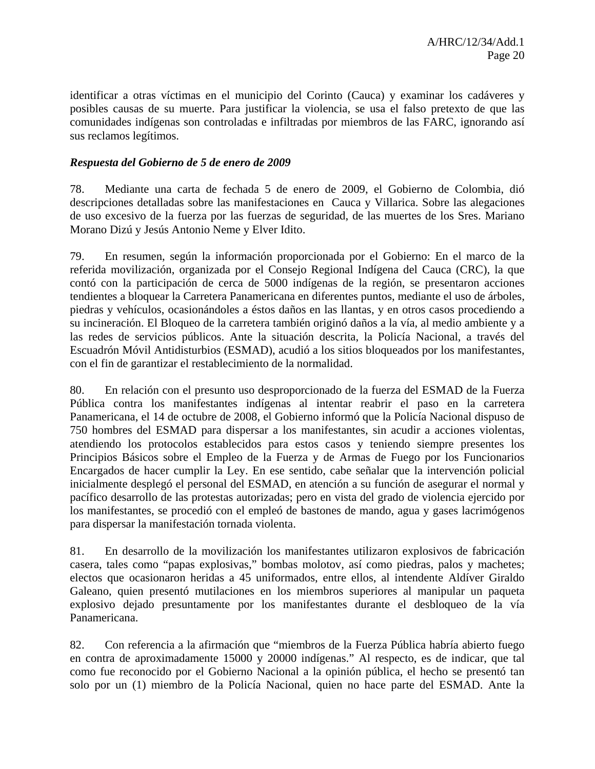identificar a otras víctimas en el municipio del Corinto (Cauca) y examinar los cadáveres y posibles causas de su muerte. Para justificar la violencia, se usa el falso pretexto de que las comunidades indígenas son controladas e infiltradas por miembros de las FARC, ignorando así sus reclamos legítimos.

***Respuesta del Gobierno de 5 de enero de 2009***

78. Mediante una carta de fechada 5 de enero de 2009, el Gobierno de Colombia, dió descripciones detalladas sobre las manifestaciones en Cauca y Villarica. Sobre las alegaciones de uso excesivo de la fuerza por las fuerzas de seguridad, de las muertes de los Sres. Mariano Morano Dizú y Jesús Antonio Neme y Elver Idito.

79. En resumen, según la información proporcionada por el Gobierno: En el marco de la referida movilización, organizada por el Consejo Regional Indígena del Cauca (CRC), la que contó con la participación de cerca de 5000 indígenas de la región, se presentaron acciones tendientes a bloquear la Carretera Panamericana en diferentes puntos, mediante el uso de árboles, piedras y vehículos, ocasionándoles a éstos daños en las llantas, y en otros casos procediendo a su incineración. El Bloqueo de la carretera también originó daños a la vía, al medio ambiente y a las redes de servicios públicos. Ante la situación descrita, la Policía Nacional, a través del Escuadrón Móvil Antidisturbios (ESMAD), acudió a los sitios bloqueados por los manifestantes, con el fin de garantizar el restablecimiento de la normalidad.

80. En relación con el presunto uso desproporcionado de la fuerza del ESMAD de la Fuerza Pública contra los manifestantes indígenas al intentar reabrir el paso en la carretera Panamericana, el 14 de octubre de 2008, el Gobierno informó que la Policía Nacional dispuso de 750 hombres del ESMAD para dispersar a los manifestantes, sin acudir a acciones violentas, atendiendo los protocolos establecidos para estos casos y teniendo siempre presentes los Principios Básicos sobre el Empleo de la Fuerza y de Armas de Fuego por los Funcionarios Encargados de hacer cumplir la Ley. En ese sentido, cabe señalar que la intervención policial inicialmente desplegó el personal del ESMAD, en atención a su función de asegurar el normal y pacífico desarrollo de las protestas autorizadas; pero en vista del grado de violencia ejercido por los manifestantes, se procedió con el empleó de bastones de mando, agua y gases lacrimógenos para dispersar la manifestación tornada violenta.

81. En desarrollo de la movilización los manifestantes utilizaron explosivos de fabricación casera, tales como "papas explosivas," bombas molotov, así como piedras, palos y machetes; electos que ocasionaron heridas a 45 uniformados, entre ellos, al intendente Aldíver Giraldo Galeano, quien presentó mutilaciones en los miembros superiores al manipular un paqueta explosivo dejado presuntamente por los manifestantes durante el desbloqueo de la vía Panamericana.

82. Con referencia a la afirmación que "miembros de la Fuerza Pública habría abierto fuego en contra de aproximadamente 15000 y 20000 indígenas." Al respecto, es de indicar, que tal como fue reconocido por el Gobierno Nacional a la opinión pública, el hecho se presentó tan solo por un (1) miembro de la Policía Nacional, quien no hace parte del ESMAD. Ante la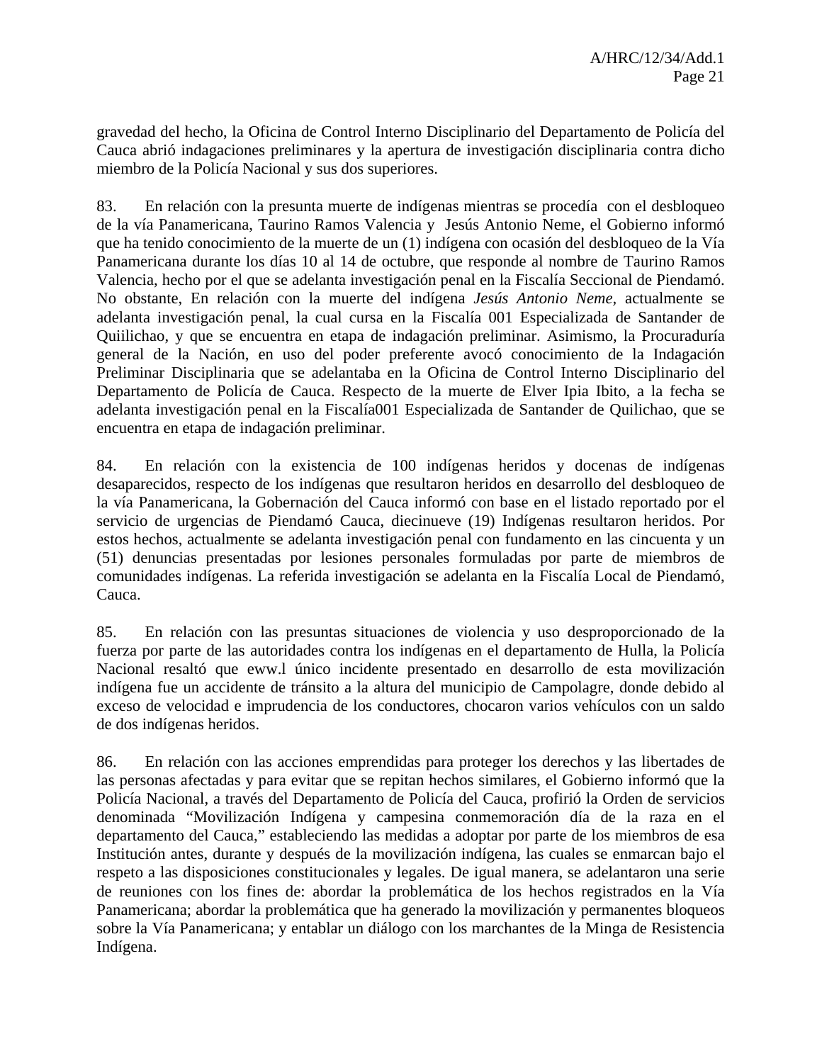gravedad del hecho, la Oficina de Control Interno Disciplinario del Departamento de Policía del Cauca abrió indagaciones preliminares y la apertura de investigación disciplinaria contra dicho miembro de la Policía Nacional y sus dos superiores.

83. En relación con la presunta muerte de indígenas mientras se procedía con el desbloqueo de la vía Panamericana, Taurino Ramos Valencia y Jesús Antonio Neme, el Gobierno informó que ha tenido conocimiento de la muerte de un (1) indígena con ocasión del desbloqueo de la Vía Panamericana durante los días 10 al 14 de octubre, que responde al nombre de Taurino Ramos Valencia, hecho por el que se adelanta investigación penal en la Fiscalía Seccional de Piendamó. No obstante, En relación con la muerte del indígena *Jesús Antonio Neme*, actualmente se adelanta investigación penal, la cual cursa en la Fiscalía 001 Especializada de Santander de Quiilichao, y que se encuentra en etapa de indagación preliminar. Asimismo, la Procuraduría general de la Nación, en uso del poder preferente avocó conocimiento de la Indagación Preliminar Disciplinaria que se adelantaba en la Oficina de Control Interno Disciplinario del Departamento de Policía de Cauca. Respecto de la muerte de Elver Ipia Ibito, a la fecha se adelanta investigación penal en la Fiscalía001 Especializada de Santander de Quilichao, que se encuentra en etapa de indagación preliminar.

84. En relación con la existencia de 100 indígenas heridos y docenas de indígenas desaparecidos, respecto de los indígenas que resultaron heridos en desarrollo del desbloqueo de la vía Panamericana, la Gobernación del Cauca informó con base en el listado reportado por el servicio de urgencias de Piendamó Cauca, diecinueve (19) Indígenas resultaron heridos. Por estos hechos, actualmente se adelanta investigación penal con fundamento en las cincuenta y un (51) denuncias presentadas por lesiones personales formuladas por parte de miembros de comunidades indígenas. La referida investigación se adelanta en la Fiscalía Local de Piendamó, Cauca.

85. En relación con las presuntas situaciones de violencia y uso desproporcionado de la fuerza por parte de las autoridades contra los indígenas en el departamento de Hulla, la Policía Nacional resaltó que eww.l único incidente presentado en desarrollo de esta movilización indígena fue un accidente de tránsito a la altura del municipio de Campolagre, donde debido al exceso de velocidad e imprudencia de los conductores, chocaron varios vehículos con un saldo de dos indígenas heridos.

86. En relación con las acciones emprendidas para proteger los derechos y las libertades de las personas afectadas y para evitar que se repitan hechos similares, el Gobierno informó que la Policía Nacional, a través del Departamento de Policía del Cauca, profirió la Orden de servicios denominada "Movilización Indígena y campesina conmemoración día de la raza en el departamento del Cauca," estableciendo las medidas a adoptar por parte de los miembros de esa Institución antes, durante y después de la movilización indígena, las cuales se enmarcan bajo el respeto a las disposiciones constitucionales y legales. De igual manera, se adelantaron una serie de reuniones con los fines de: abordar la problemática de los hechos registrados en la Vía Panamericana; abordar la problemática que ha generado la movilización y permanentes bloqueos sobre la Vía Panamericana; y entablar un diálogo con los marchantes de la Minga de Resistencia Indígena.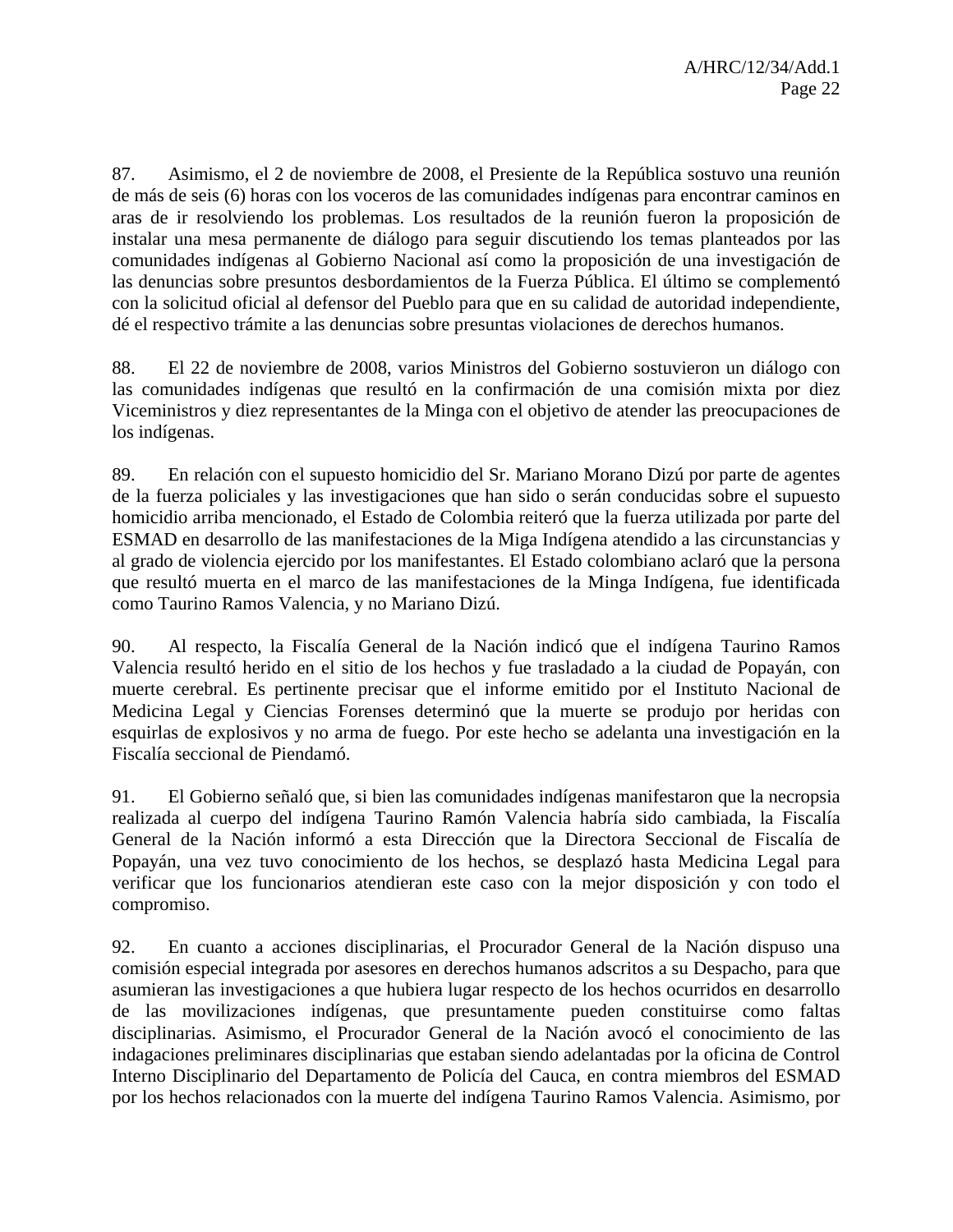87. Asimismo, el 2 de noviembre de 2008, el Presiente de la República sostuvo una reunión de más de seis (6) horas con los voceros de las comunidades indígenas para encontrar caminos en aras de ir resolviendo los problemas. Los resultados de la reunión fueron la proposición de instalar una mesa permanente de diálogo para seguir discutiendo los temas planteados por las comunidades indígenas al Gobierno Nacional así como la proposición de una investigación de las denuncias sobre presuntos desbordamientos de la Fuerza Pública. El último se complementó con la solicitud oficial al defensor del Pueblo para que en su calidad de autoridad independiente, dé el respectivo trámite a las denuncias sobre presuntas violaciones de derechos humanos.

88. El 22 de noviembre de 2008, varios Ministros del Gobierno sostuvieron un diálogo con las comunidades indígenas que resultó en la confirmación de una comisión mixta por diez Viceministros y diez representantes de la Minga con el objetivo de atender las preocupaciones de los indígenas.

89. En relación con el supuesto homicidio del Sr. Mariano Morano Dizú por parte de agentes de la fuerza policiales y las investigaciones que han sido o serán conducidas sobre el supuesto homicidio arriba mencionado, el Estado de Colombia reiteró que la fuerza utilizada por parte del ESMAD en desarrollo de las manifestaciones de la Miga Indígena atendido a las circunstancias y al grado de violencia ejercido por los manifestantes. El Estado colombiano aclaró que la persona que resultó muerta en el marco de las manifestaciones de la Minga Indígena, fue identificada como Taurino Ramos Valencia, y no Mariano Dizú.

90. Al respecto, la Fiscalía General de la Nación indicó que el indígena Taurino Ramos Valencia resultó herido en el sitio de los hechos y fue trasladado a la ciudad de Popayán, con muerte cerebral. Es pertinente precisar que el informe emitido por el Instituto Nacional de Medicina Legal y Ciencias Forenses determinó que la muerte se produjo por heridas con esquirlas de explosivos y no arma de fuego. Por este hecho se adelanta una investigación en la Fiscalía seccional de Piendamó.

91. El Gobierno señaló que, si bien las comunidades indígenas manifestaron que la necropsia realizada al cuerpo del indígena Taurino Ramón Valencia habría sido cambiada, la Fiscalía General de la Nación informó a esta Dirección que la Directora Seccional de Fiscalía de Popayán, una vez tuvo conocimiento de los hechos, se desplazó hasta Medicina Legal para verificar que los funcionarios atendieran este caso con la mejor disposición y con todo el compromiso.

92. En cuanto a acciones disciplinarias, el Procurador General de la Nación dispuso una comisión especial integrada por asesores en derechos humanos adscritos a su Despacho, para que asumieran las investigaciones a que hubiera lugar respecto de los hechos ocurridos en desarrollo de las movilizaciones indígenas, que presuntamente pueden constituirse como faltas disciplinarias. Asimismo, el Procurador General de la Nación avocó el conocimiento de las indagaciones preliminares disciplinarias que estaban siendo adelantadas por la oficina de Control Interno Disciplinario del Departamento de Policía del Cauca, en contra miembros del ESMAD por los hechos relacionados con la muerte del indígena Taurino Ramos Valencia. Asimismo, por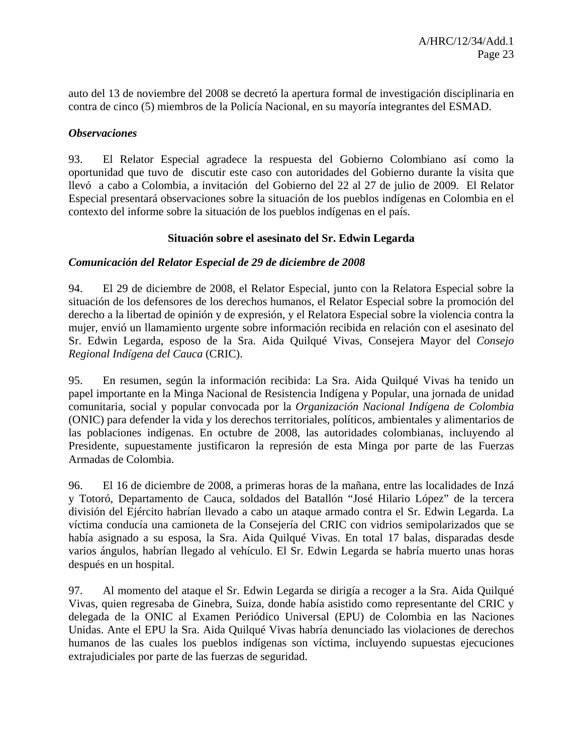auto del 13 de noviembre del 2008 se decretó la apertura formal de investigación disciplinaria en contra de cinco (5) miembros de la Policía Nacional, en su mayoría integrantes del ESMAD.

***Observaciones***

93. El Relator Especial agradece la respuesta del Gobierno Colombiano así como la oportunidad que tuvo de discutir este caso con autoridades del Gobierno durante la visita que llevó a cabo a Colombia, a invitación del Gobierno del 22 al 27 de julio de 2009. El Relator Especial presentará observaciones sobre la situación de los pueblos indígenas en Colombia en el contexto del informe sobre la situación de los pueblos indígenas en el país.

**Situación sobre el asesinato del Sr. Edwin Legarda**

***Comunicación del Relator Especial de 29 de diciembre de 2008***

94. El 29 de diciembre de 2008, el Relator Especial, junto con la Relatora Especial sobre la situación de los defensores de los derechos humanos, el Relator Especial sobre la promoción del derecho a la libertad de opinión y de expresión, y el Relatora Especial sobre la violencia contra la mujer, envió un llamamiento urgente sobre información recibida en relación con el asesinato del Sr. Edwin Legarda, esposo de la Sra. Aida Quilqué Vivas, Consejera Mayor del *Consejo Regional Indígena del Cauca* (CRIC).

95. En resumen, según la información recibida: La Sra. Aida Quilqué Vivas ha tenido un papel importante en la Minga Nacional de Resistencia Indígena y Popular, una jornada de unidad comunitaria, social y popular convocada por la *Organización Nacional Indígena de Colombia* (ONIC) para defender la vida y los derechos territoriales, políticos, ambientales y alimentarios de las poblaciones indígenas. En octubre de 2008, las autoridades colombianas, incluyendo al Presidente, supuestamente justificaron la represión de esta Minga por parte de las Fuerzas Armadas de Colombia.

96. El 16 de diciembre de 2008, a primeras horas de la mañana, entre las localidades de Inzá y Totoró, Departamento de Cauca, soldados del Batallón "José Hilario López" de la tercera división del Ejército habrían llevado a cabo un ataque armado contra el Sr. Edwin Legarda. La víctima conducía una camioneta de la Consejería del CRIC con vidrios semipolarizados que se había asignado a su esposa, la Sra. Aida Quilqué Vivas. En total 17 balas, disparadas desde varios ángulos, habrían llegado al vehículo. El Sr. Edwin Legarda se habría muerto unas horas después en un hospital.

97. Al momento del ataque el Sr. Edwin Legarda se dirigía a recoger a la Sra. Aida Quilqué Vivas, quien regresaba de Ginebra, Suiza, donde había asistido como representante del CRIC y delegada de la ONIC al Examen Periódico Universal (EPU) de Colombia en las Naciones Unidas. Ante el EPU la Sra. Aida Quilqué Vivas habría denunciado las violaciones de derechos humanos de las cuales los pueblos indígenas son víctima, incluyendo supuestas ejecuciones extrajudiciales por parte de las fuerzas de seguridad.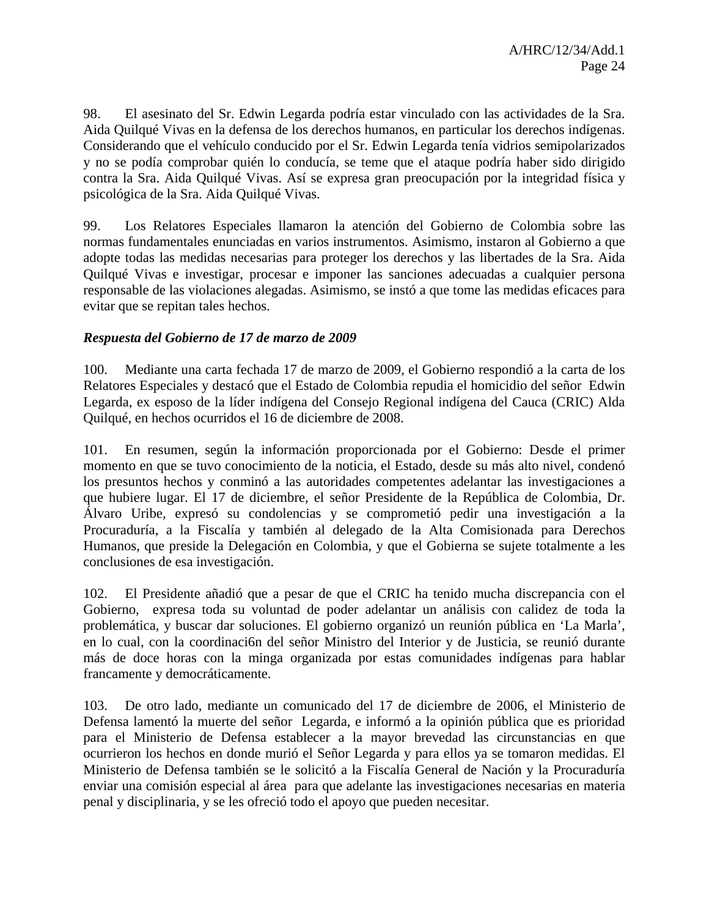98. El asesinato del Sr. Edwin Legarda podría estar vinculado con las actividades de la Sra. Aida Quilqué Vivas en la defensa de los derechos humanos, en particular los derechos indígenas. Considerando que el vehículo conducido por el Sr. Edwin Legarda tenía vidrios semipolarizados y no se podía comprobar quién lo conducía, se teme que el ataque podría haber sido dirigido contra la Sra. Aida Quilqué Vivas. Así se expresa gran preocupación por la integridad física y psicológica de la Sra. Aida Quilqué Vivas.

99. Los Relatores Especiales llamaron la atención del Gobierno de Colombia sobre las normas fundamentales enunciadas en varios instrumentos. Asimismo, instaron al Gobierno a que adopte todas las medidas necesarias para proteger los derechos y las libertades de la Sra. Aida Quilqué Vivas e investigar, procesar e imponer las sanciones adecuadas a cualquier persona responsable de las violaciones alegadas. Asimismo, se instó a que tome las medidas eficaces para evitar que se repitan tales hechos.

***Respuesta del Gobierno de 17 de marzo de 2009***

100. Mediante una carta fechada 17 de marzo de 2009, el Gobierno respondió a la carta de los Relatores Especiales y destacó que el Estado de Colombia repudia el homicidio del señor Edwin Legarda, ex esposo de la líder indígena del Consejo Regional indígena del Cauca (CRIC) Alda Quilqué, en hechos ocurridos el 16 de diciembre de 2008.

101. En resumen, según la información proporcionada por el Gobierno: Desde el primer momento en que se tuvo conocimiento de la noticia, el Estado, desde su más alto nivel, condenó los presuntos hechos y conminó a las autoridades competentes adelantar las investigaciones a que hubiere lugar. El 17 de diciembre, el señor Presidente de la República de Colombia, Dr. Álvaro Uribe, expresó su condolencias y se comprometió pedir una investigación a la Procuraduría, a la Fiscalía y también al delegado de la Alta Comisionada para Derechos Humanos, que preside la Delegación en Colombia, y que el Gobierna se sujete totalmente a les conclusiones de esa investigación.

102. El Presidente añadió que a pesar de que el CRIC ha tenido mucha discrepancia con el Gobierno, expresa toda su voluntad de poder adelantar un análisis con calidez de toda la problemática, y buscar dar soluciones. El gobierno organizó un reunión pública en 'La Marla', en lo cual, con la coordinaci6n del señor Ministro del Interior y de Justicia, se reunió durante más de doce horas con la minga organizada por estas comunidades indígenas para hablar francamente y democráticamente.

103. De otro lado, mediante un comunicado del 17 de diciembre de 2006, el Ministerio de Defensa lamentó la muerte del señor Legarda, e informó a la opinión pública que es prioridad para el Ministerio de Defensa establecer a la mayor brevedad las circunstancias en que ocurrieron los hechos en donde murió el Señor Legarda y para ellos ya se tomaron medidas. El Ministerio de Defensa también se le solicitó a la Fiscalía General de Nación y la Procuraduría enviar una comisión especial al área para que adelante las investigaciones necesarias en materia penal y disciplinaria, y se les ofreció todo el apoyo que pueden necesitar.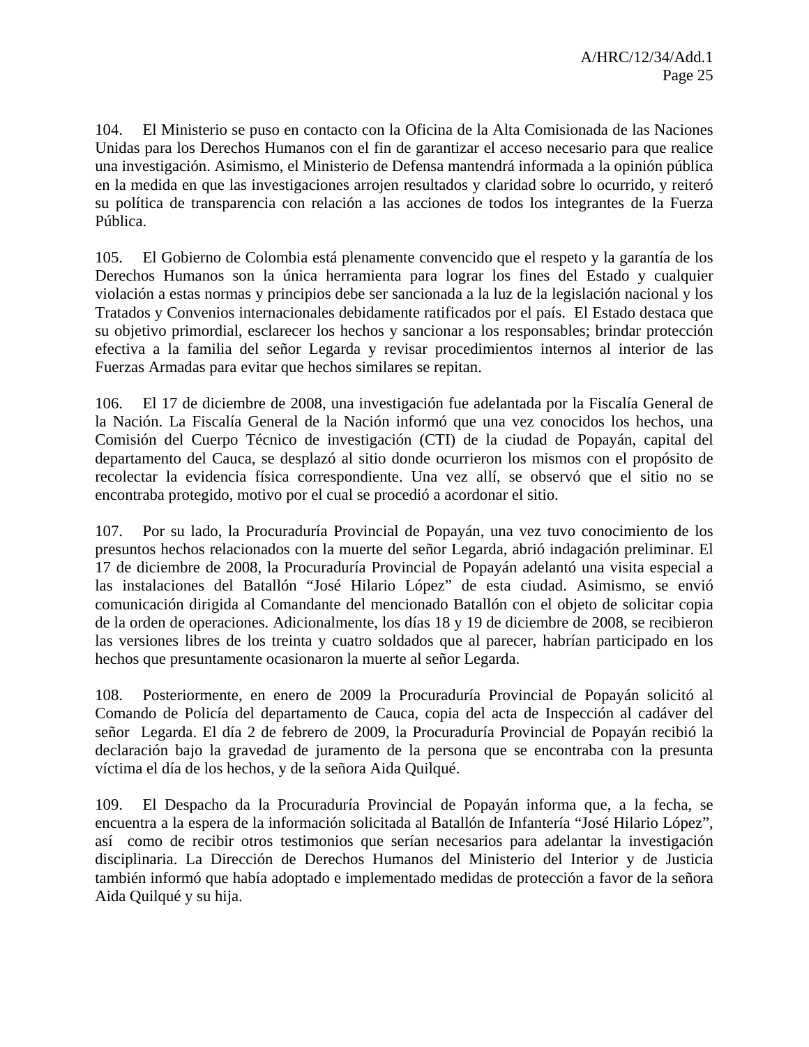104. El Ministerio se puso en contacto con la Oficina de la Alta Comisionada de las Naciones Unidas para los Derechos Humanos con el fin de garantizar el acceso necesario para que realice una investigación. Asimismo, el Ministerio de Defensa mantendrá informada a la opinión pública en la medida en que las investigaciones arrojen resultados y claridad sobre lo ocurrido, y reiteró su política de transparencia con relación a las acciones de todos los integrantes de la Fuerza Pública.

105. El Gobierno de Colombia está plenamente convencido que el respeto y la garantía de los Derechos Humanos son la única herramienta para lograr los fines del Estado y cualquier violación a estas normas y principios debe ser sancionada a la luz de la legislación nacional y los Tratados y Convenios internacionales debidamente ratificados por el país. El Estado destaca que su objetivo primordial, esclarecer los hechos y sancionar a los responsables; brindar protección efectiva a la familia del señor Legarda y revisar procedimientos internos al interior de las Fuerzas Armadas para evitar que hechos similares se repitan.

106. El 17 de diciembre de 2008, una investigación fue adelantada por la Fiscalía General de la Nación. La Fiscalía General de la Nación informó que una vez conocidos los hechos, una Comisión del Cuerpo Técnico de investigación (CTI) de la ciudad de Popayán, capital del departamento del Cauca, se desplazó al sitio donde ocurrieron los mismos con el propósito de recolectar la evidencia física correspondiente. Una vez allí, se observó que el sitio no se encontraba protegido, motivo por el cual se procedió a acordonar el sitio.

107. Por su lado, la Procuraduría Provincial de Popayán, una vez tuvo conocimiento de los presuntos hechos relacionados con la muerte del señor Legarda, abrió indagación preliminar. El 17 de diciembre de 2008, la Procuraduría Provincial de Popayán adelantó una visita especial a las instalaciones del Batallón "José Hilario López" de esta ciudad. Asimismo, se envió comunicación dirigida al Comandante del mencionado Batallón con el objeto de solicitar copia de la orden de operaciones. Adicionalmente, los días 18 y 19 de diciembre de 2008, se recibieron las versiones libres de los treinta y cuatro soldados que al parecer, habrían participado en los hechos que presuntamente ocasionaron la muerte al señor Legarda.

108. Posteriormente, en enero de 2009 la Procuraduría Provincial de Popayán solicitó al Comando de Policía del departamento de Cauca, copia del acta de Inspección al cadáver del señor Legarda. El día 2 de febrero de 2009, la Procuraduría Provincial de Popayán recibió la declaración bajo la gravedad de juramento de la persona que se encontraba con la presunta víctima el día de los hechos, y de la señora Aida Quilqué.

109. El Despacho da la Procuraduría Provincial de Popayán informa que, a la fecha, se encuentra a la espera de la información solicitada al Batallón de Infantería "José Hilario López", así como de recibir otros testimonios que serían necesarios para adelantar la investigación disciplinaria. La Dirección de Derechos Humanos del Ministerio del Interior y de Justicia también informó que había adoptado e implementado medidas de protección a favor de la señora Aida Quilqué y su hija.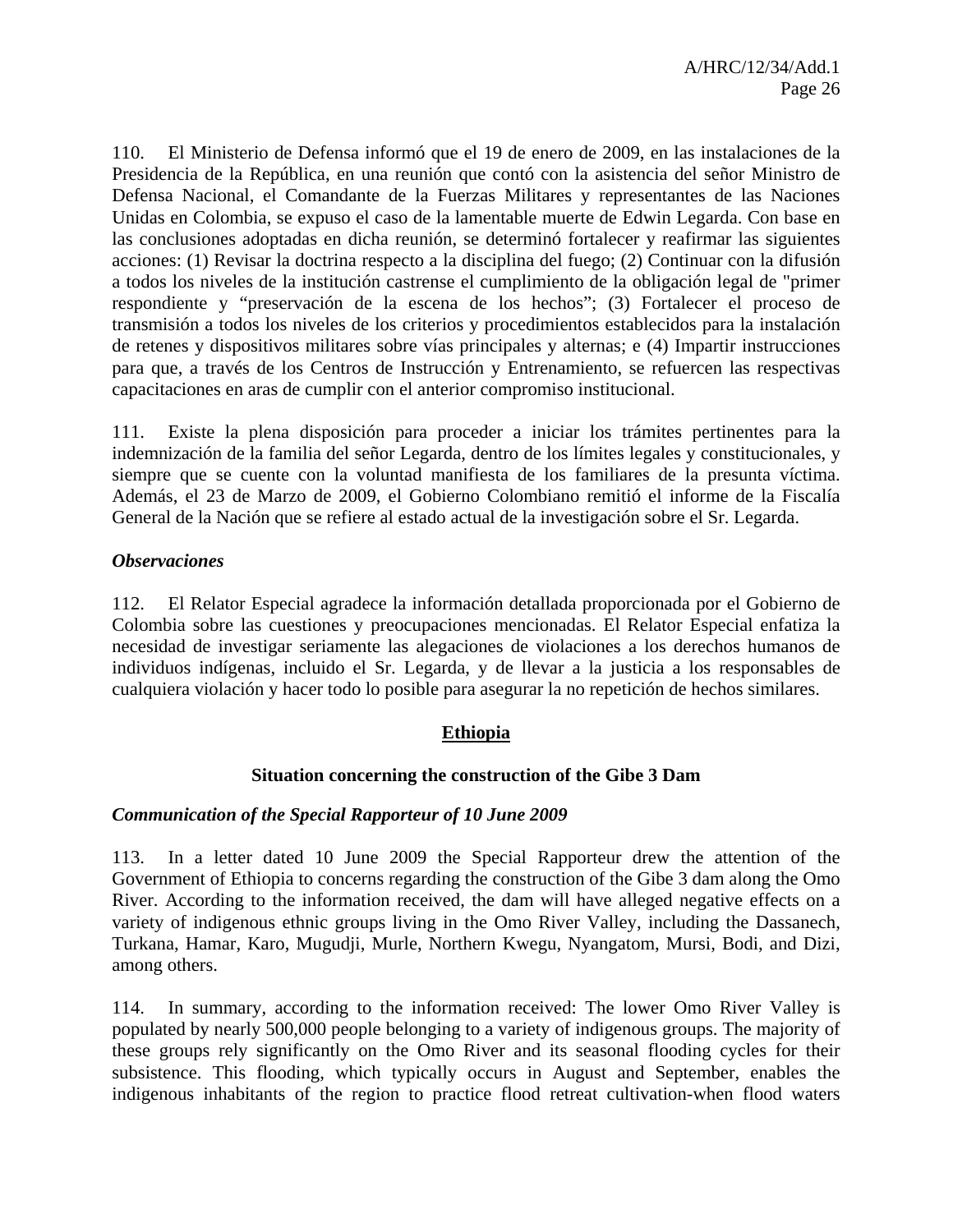110. El Ministerio de Defensa informó que el 19 de enero de 2009, en las instalaciones de la Presidencia de la República, en una reunión que contó con la asistencia del señor Ministro de Defensa Nacional, el Comandante de la Fuerzas Militares y representantes de las Naciones Unidas en Colombia, se expuso el caso de la lamentable muerte de Edwin Legarda. Con base en las conclusiones adoptadas en dicha reunión, se determinó fortalecer y reafirmar las siguientes acciones: (1) Revisar la doctrina respecto a la disciplina del fuego; (2) Continuar con la difusión a todos los niveles de la institución castrense el cumplimiento de la obligación legal de "primer respondiente y "preservación de la escena de los hechos"; (3) Fortalecer el proceso de transmisión a todos los niveles de los criterios y procedimientos establecidos para la instalación de retenes y dispositivos militares sobre vías principales y alternas; e (4) Impartir instrucciones para que, a través de los Centros de Instrucción y Entrenamiento, se refuercen las respectivas capacitaciones en aras de cumplir con el anterior compromiso institucional.

111. Existe la plena disposición para proceder a iniciar los trámites pertinentes para la indemnización de la familia del señor Legarda, dentro de los límites legales y constitucionales, y siempre que se cuente con la voluntad manifiesta de los familiares de la presunta víctima. Además, el 23 de Marzo de 2009, el Gobierno Colombiano remitió el informe de la Fiscalía General de la Nación que se refiere al estado actual de la investigación sobre el Sr. Legarda.

***Observaciones***

112. El Relator Especial agradece la información detallada proporcionada por el Gobierno de Colombia sobre las cuestiones y preocupaciones mencionadas. El Relator Especial enfatiza la necesidad de investigar seriamente las alegaciones de violaciones a los derechos humanos de individuos indígenas, incluido el Sr. Legarda, y de llevar a la justicia a los responsables de cualquiera violación y hacer todo lo posible para asegurar la no repetición de hechos similares.

## Ethiopia

### Situation concerning the construction of the Gibe 3 Dam

***Communication of the Special Rapporteur of 10 June 2009***

113. In a letter dated 10 June 2009 the Special Rapporteur drew the attention of the Government of Ethiopia to concerns regarding the construction of the Gibe 3 dam along the Omo River. According to the information received, the dam will have alleged negative effects on a variety of indigenous ethnic groups living in the Omo River Valley, including the Dassanech, Turkana, Hamar, Karo, Mugudji, Murle, Northern Kwegu, Nyangatom, Mursi, Bodi, and Dizi, among others.

114. In summary, according to the information received: The lower Omo River Valley is populated by nearly 500,000 people belonging to a variety of indigenous groups. The majority of these groups rely significantly on the Omo River and its seasonal flooding cycles for their subsistence. This flooding, which typically occurs in August and September, enables the indigenous inhabitants of the region to practice flood retreat cultivation-when flood waters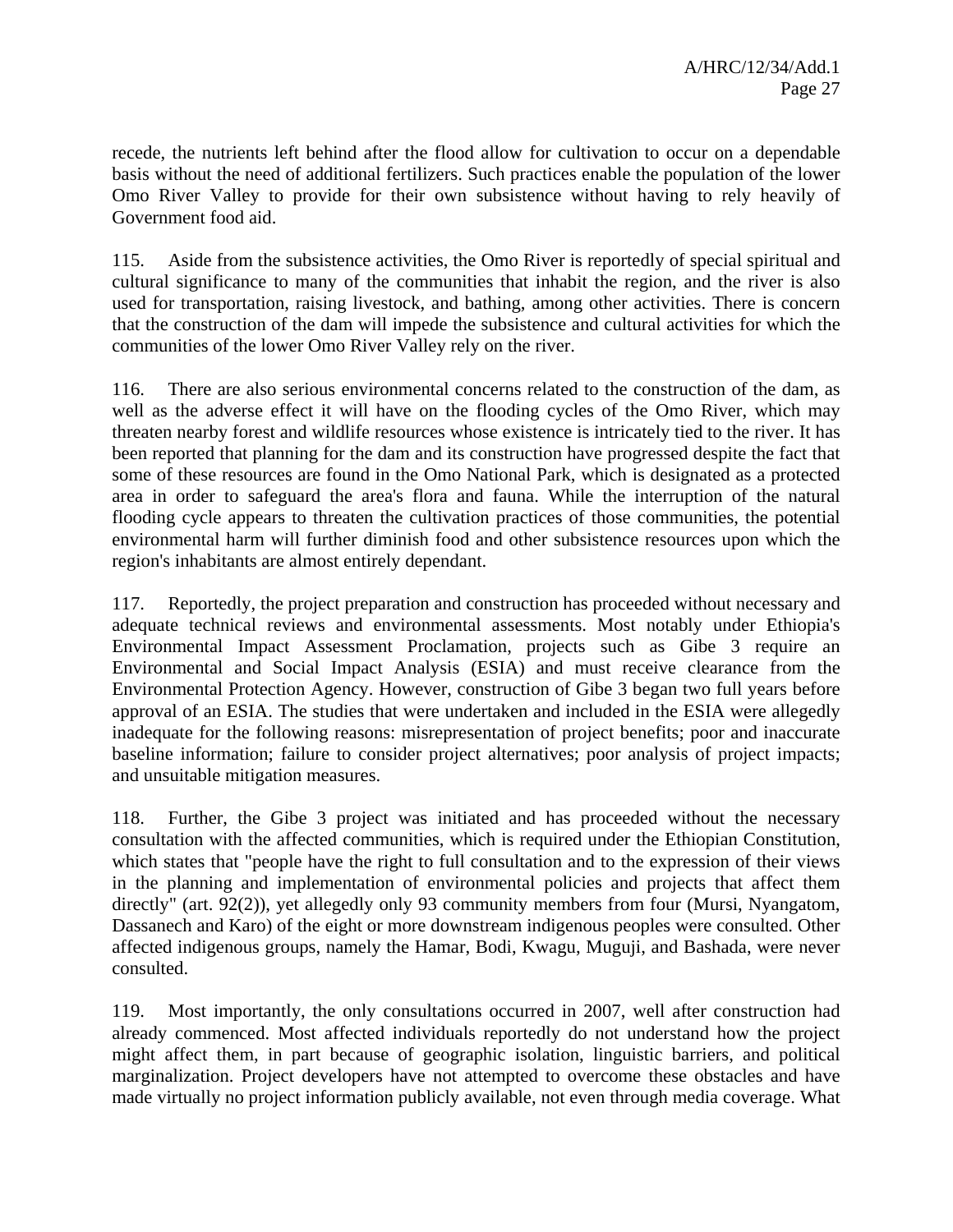recede, the nutrients left behind after the flood allow for cultivation to occur on a dependable basis without the need of additional fertilizers. Such practices enable the population of the lower Omo River Valley to provide for their own subsistence without having to rely heavily of Government food aid.

115. Aside from the subsistence activities, the Omo River is reportedly of special spiritual and cultural significance to many of the communities that inhabit the region, and the river is also used for transportation, raising livestock, and bathing, among other activities. There is concern that the construction of the dam will impede the subsistence and cultural activities for which the communities of the lower Omo River Valley rely on the river.

116. There are also serious environmental concerns related to the construction of the dam, as well as the adverse effect it will have on the flooding cycles of the Omo River, which may threaten nearby forest and wildlife resources whose existence is intricately tied to the river. It has been reported that planning for the dam and its construction have progressed despite the fact that some of these resources are found in the Omo National Park, which is designated as a protected area in order to safeguard the area's flora and fauna. While the interruption of the natural flooding cycle appears to threaten the cultivation practices of those communities, the potential environmental harm will further diminish food and other subsistence resources upon which the region's inhabitants are almost entirely dependant.

117. Reportedly, the project preparation and construction has proceeded without necessary and adequate technical reviews and environmental assessments. Most notably under Ethiopia's Environmental Impact Assessment Proclamation, projects such as Gibe 3 require an Environmental and Social Impact Analysis (ESIA) and must receive clearance from the Environmental Protection Agency. However, construction of Gibe 3 began two full years before approval of an ESIA. The studies that were undertaken and included in the ESIA were allegedly inadequate for the following reasons: misrepresentation of project benefits; poor and inaccurate baseline information; failure to consider project alternatives; poor analysis of project impacts; and unsuitable mitigation measures.

118. Further, the Gibe 3 project was initiated and has proceeded without the necessary consultation with the affected communities, which is required under the Ethiopian Constitution, which states that "people have the right to full consultation and to the expression of their views in the planning and implementation of environmental policies and projects that affect them directly" (art. 92(2)), yet allegedly only 93 community members from four (Mursi, Nyangatom, Dassanech and Karo) of the eight or more downstream indigenous peoples were consulted. Other affected indigenous groups, namely the Hamar, Bodi, Kwagu, Muguji, and Bashada, were never consulted.

119. Most importantly, the only consultations occurred in 2007, well after construction had already commenced. Most affected individuals reportedly do not understand how the project might affect them, in part because of geographic isolation, linguistic barriers, and political marginalization. Project developers have not attempted to overcome these obstacles and have made virtually no project information publicly available, not even through media coverage. What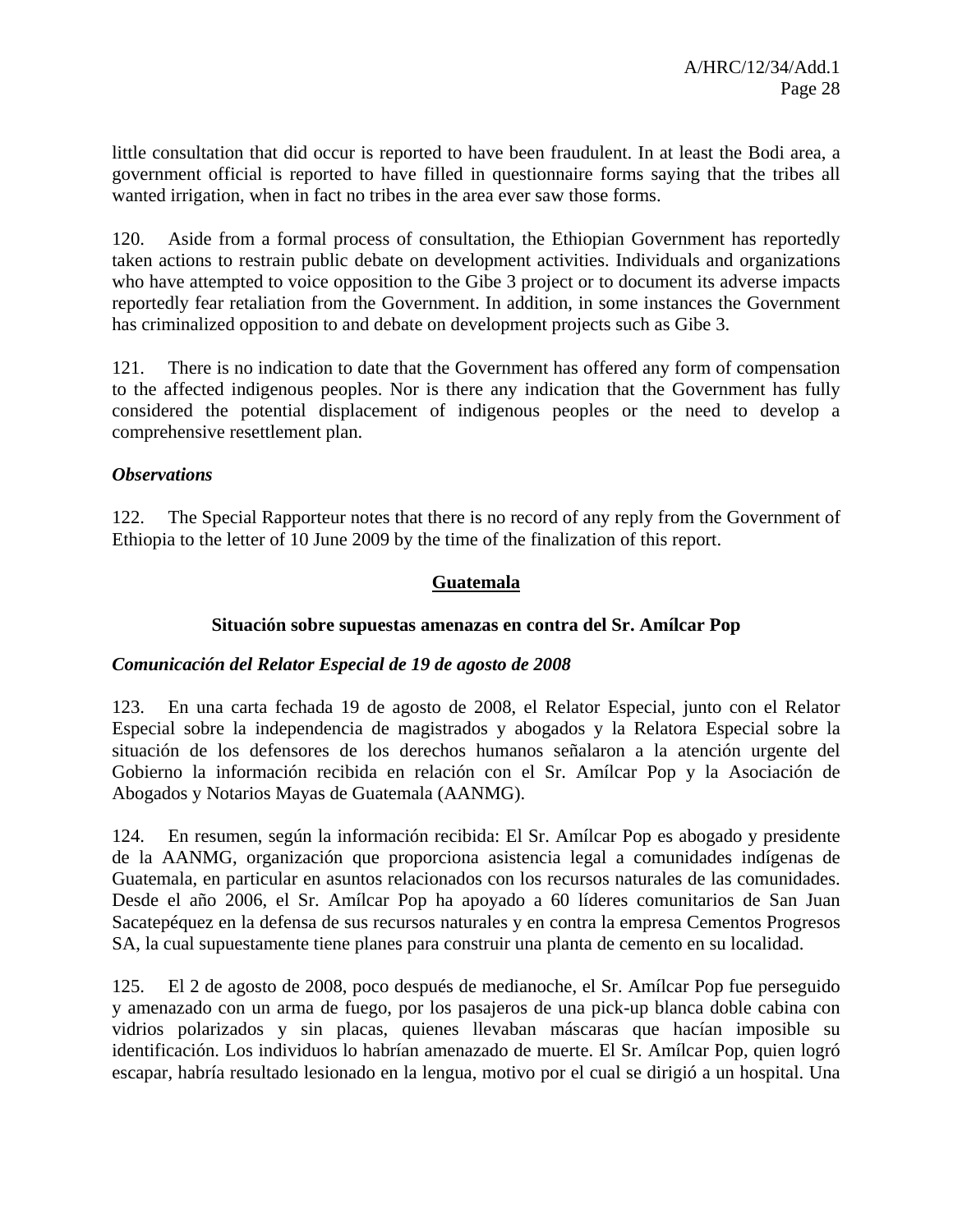little consultation that did occur is reported to have been fraudulent. In at least the Bodi area, a government official is reported to have filled in questionnaire forms saying that the tribes all wanted irrigation, when in fact no tribes in the area ever saw those forms.

120. Aside from a formal process of consultation, the Ethiopian Government has reportedly taken actions to restrain public debate on development activities. Individuals and organizations who have attempted to voice opposition to the Gibe 3 project or to document its adverse impacts reportedly fear retaliation from the Government. In addition, in some instances the Government has criminalized opposition to and debate on development projects such as Gibe 3.

121. There is no indication to date that the Government has offered any form of compensation to the affected indigenous peoples. Nor is there any indication that the Government has fully considered the potential displacement of indigenous peoples or the need to develop a comprehensive resettlement plan.

### *Observations*

122. The Special Rapporteur notes that there is no record of any reply from the Government of Ethiopia to the letter of 10 June 2009 by the time of the finalization of this report.

## Guatemala

### Situación sobre supuestas amenazas en contra del Sr. Amílcar Pop

### *Comunicación del Relator Especial de 19 de agosto de 2008*

123. En una carta fechada 19 de agosto de 2008, el Relator Especial, junto con el Relator Especial sobre la independencia de magistrados y abogados y la Relatora Especial sobre la situación de los defensores de los derechos humanos señalaron a la atención urgente del Gobierno la información recibida en relación con el Sr. Amílcar Pop y la Asociación de Abogados y Notarios Mayas de Guatemala (AANMG).

124. En resumen, según la información recibida: El Sr. Amílcar Pop es abogado y presidente de la AANMG, organización que proporciona asistencia legal a comunidades indígenas de Guatemala, en particular en asuntos relacionados con los recursos naturales de las comunidades. Desde el año 2006, el Sr. Amílcar Pop ha apoyado a 60 líderes comunitarios de San Juan Sacatepéquez en la defensa de sus recursos naturales y en contra la empresa Cementos Progresos SA, la cual supuestamente tiene planes para construir una planta de cemento en su localidad.

125. El 2 de agosto de 2008, poco después de medianoche, el Sr. Amílcar Pop fue perseguido y amenazado con un arma de fuego, por los pasajeros de una pick-up blanca doble cabina con vidrios polarizados y sin placas, quienes llevaban máscaras que hacían imposible su identificación. Los individuos lo habrían amenazado de muerte. El Sr. Amílcar Pop, quien logró escapar, habría resultado lesionado en la lengua, motivo por el cual se dirigió a un hospital. Una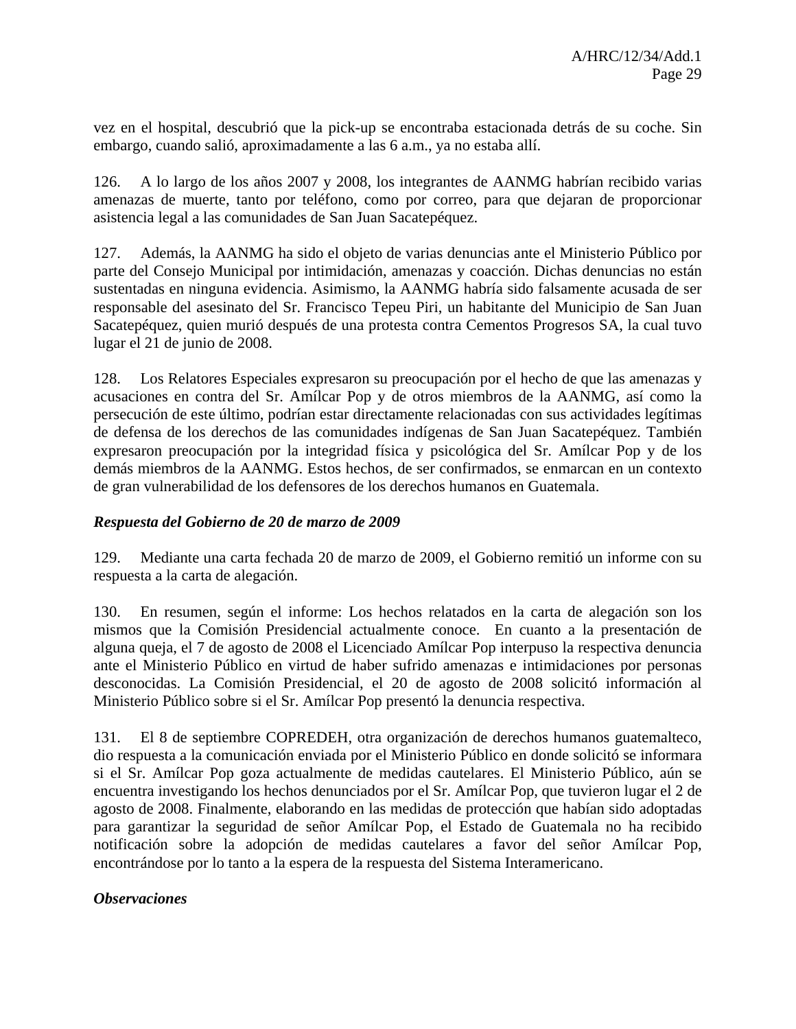vez en el hospital, descubrió que la pick-up se encontraba estacionada detrás de su coche. Sin embargo, cuando salió, aproximadamente a las 6 a.m., ya no estaba allí.

126. A lo largo de los años 2007 y 2008, los integrantes de AANMG habrían recibido varias amenazas de muerte, tanto por teléfono, como por correo, para que dejaran de proporcionar asistencia legal a las comunidades de San Juan Sacatepéquez.

127. Además, la AANMG ha sido el objeto de varias denuncias ante el Ministerio Público por parte del Consejo Municipal por intimidación, amenazas y coacción. Dichas denuncias no están sustentadas en ninguna evidencia. Asimismo, la AANMG habría sido falsamente acusada de ser responsable del asesinato del Sr. Francisco Tepeu Piri, un habitante del Municipio de San Juan Sacatepéquez, quien murió después de una protesta contra Cementos Progresos SA, la cual tuvo lugar el 21 de junio de 2008.

128. Los Relatores Especiales expresaron su preocupación por el hecho de que las amenazas y acusaciones en contra del Sr. Amílcar Pop y de otros miembros de la AANMG, así como la persecución de este último, podrían estar directamente relacionadas con sus actividades legítimas de defensa de los derechos de las comunidades indígenas de San Juan Sacatepéquez. También expresaron preocupación por la integridad física y psicológica del Sr. Amílcar Pop y de los demás miembros de la AANMG. Estos hechos, de ser confirmados, se enmarcan en un contexto de gran vulnerabilidad de los defensores de los derechos humanos en Guatemala.

***Respuesta del Gobierno de 20 de marzo de 2009***

129. Mediante una carta fechada 20 de marzo de 2009, el Gobierno remitió un informe con su respuesta a la carta de alegación.

130. En resumen, según el informe: Los hechos relatados en la carta de alegación son los mismos que la Comisión Presidencial actualmente conoce. En cuanto a la presentación de alguna queja, el 7 de agosto de 2008 el Licenciado Amílcar Pop interpuso la respectiva denuncia ante el Ministerio Público en virtud de haber sufrido amenazas e intimidaciones por personas desconocidas. La Comisión Presidencial, el 20 de agosto de 2008 solicitó información al Ministerio Público sobre si el Sr. Amílcar Pop presentó la denuncia respectiva.

131. El 8 de septiembre COPREDEH, otra organización de derechos humanos guatemalteco, dio respuesta a la comunicación enviada por el Ministerio Público en donde solicitó se informara si el Sr. Amílcar Pop goza actualmente de medidas cautelares. El Ministerio Público, aún se encuentra investigando los hechos denunciados por el Sr. Amílcar Pop, que tuvieron lugar el 2 de agosto de 2008. Finalmente, elaborando en las medidas de protección que habían sido adoptadas para garantizar la seguridad de señor Amílcar Pop, el Estado de Guatemala no ha recibido notificación sobre la adopción de medidas cautelares a favor del señor Amílcar Pop, encontrándose por lo tanto a la espera de la respuesta del Sistema Interamericano.

***Observaciones***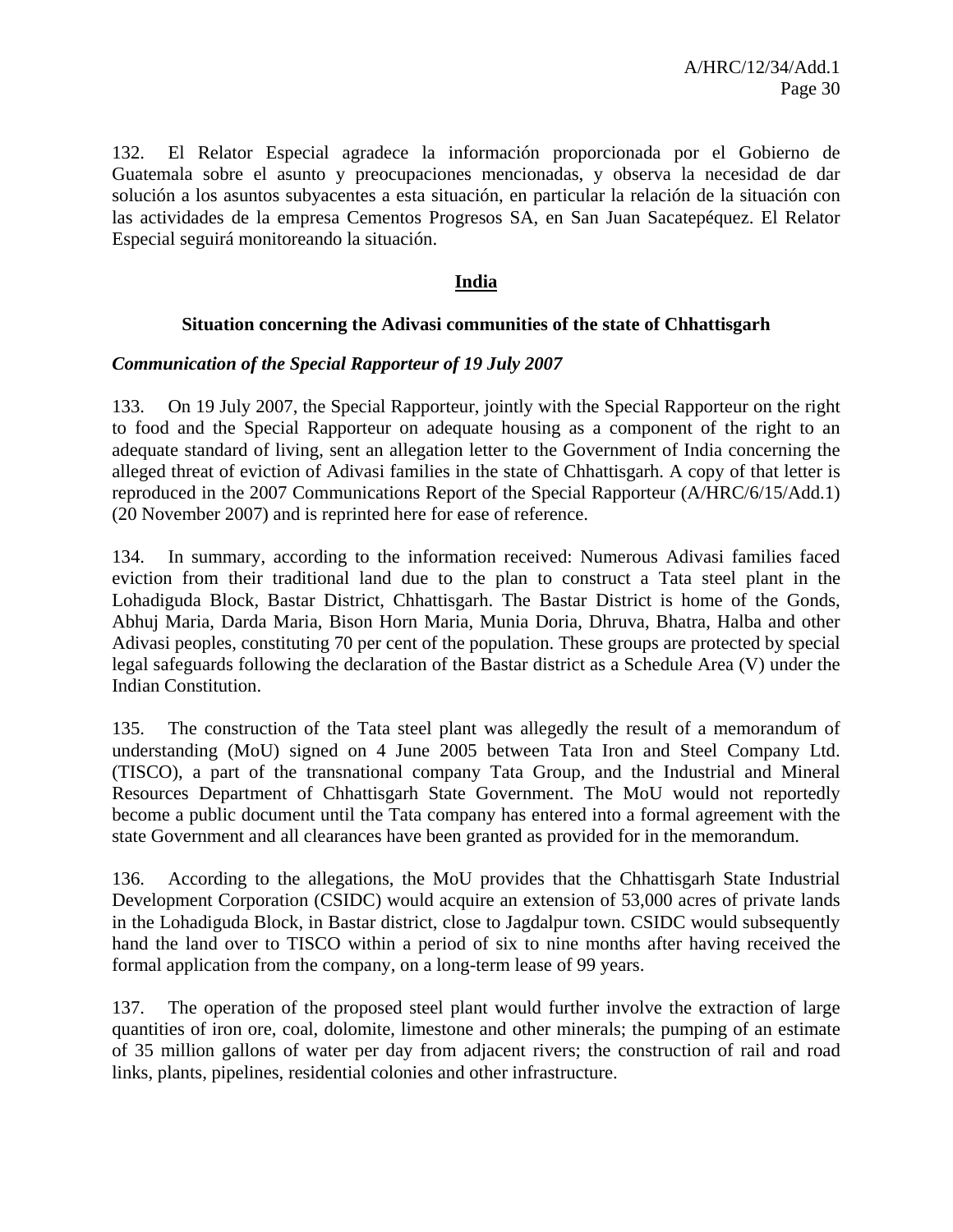132. El Relator Especial agradece la información proporcionada por el Gobierno de Guatemala sobre el asunto y preocupaciones mencionadas, y observa la necesidad de dar solución a los asuntos subyacentes a esta situación, en particular la relación de la situación con las actividades de la empresa Cementos Progresos SA, en San Juan Sacatepéquez. El Relator Especial seguirá monitoreando la situación.

## India

### Situation concerning the Adivasi communities of the state of Chhattisgarh

*Communication of the Special Rapporteur of 19 July 2007*

133. On 19 July 2007, the Special Rapporteur, jointly with the Special Rapporteur on the right to food and the Special Rapporteur on adequate housing as a component of the right to an adequate standard of living, sent an allegation letter to the Government of India concerning the alleged threat of eviction of Adivasi families in the state of Chhattisgarh. A copy of that letter is reproduced in the 2007 Communications Report of the Special Rapporteur (A/HRC/6/15/Add.1) (20 November 2007) and is reprinted here for ease of reference.

134. In summary, according to the information received: Numerous Adivasi families faced eviction from their traditional land due to the plan to construct a Tata steel plant in the Lohadiguda Block, Bastar District, Chhattisgarh. The Bastar District is home of the Gonds, Abhuj Maria, Darda Maria, Bison Horn Maria, Munia Doria, Dhruva, Bhatra, Halba and other Adivasi peoples, constituting 70 per cent of the population. These groups are protected by special legal safeguards following the declaration of the Bastar district as a Schedule Area (V) under the Indian Constitution.

135. The construction of the Tata steel plant was allegedly the result of a memorandum of understanding (MoU) signed on 4 June 2005 between Tata Iron and Steel Company Ltd. (TISCO), a part of the transnational company Tata Group, and the Industrial and Mineral Resources Department of Chhattisgarh State Government. The MoU would not reportedly become a public document until the Tata company has entered into a formal agreement with the state Government and all clearances have been granted as provided for in the memorandum.

136. According to the allegations, the MoU provides that the Chhattisgarh State Industrial Development Corporation (CSIDC) would acquire an extension of 53,000 acres of private lands in the Lohadiguda Block, in Bastar district, close to Jagdalpur town. CSIDC would subsequently hand the land over to TISCO within a period of six to nine months after having received the formal application from the company, on a long-term lease of 99 years.

137. The operation of the proposed steel plant would further involve the extraction of large quantities of iron ore, coal, dolomite, limestone and other minerals; the pumping of an estimate of 35 million gallons of water per day from adjacent rivers; the construction of rail and road links, plants, pipelines, residential colonies and other infrastructure.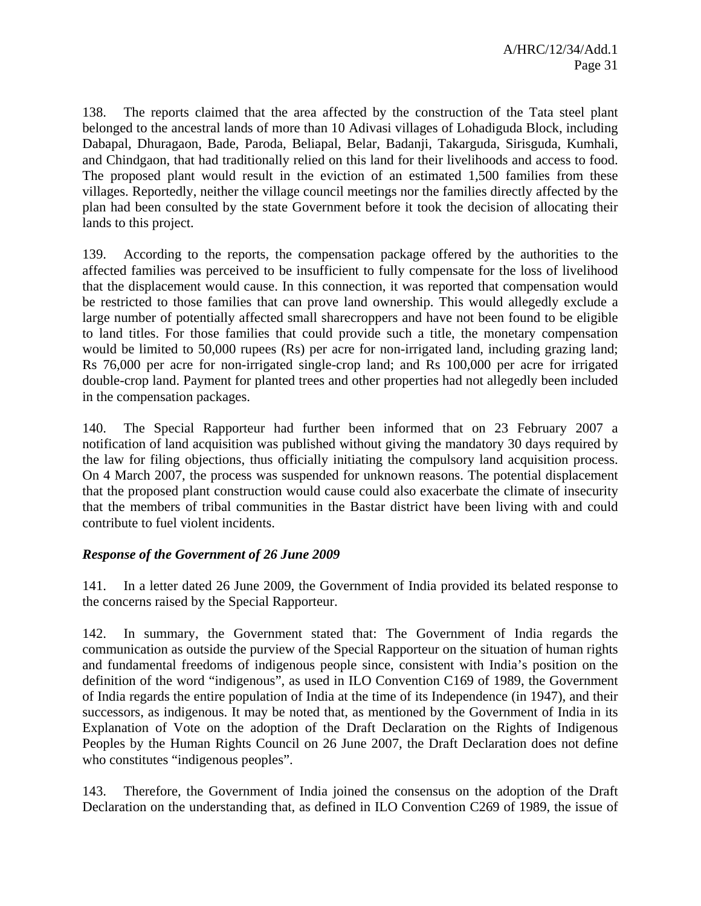138. The reports claimed that the area affected by the construction of the Tata steel plant belonged to the ancestral lands of more than 10 Adivasi villages of Lohadiguda Block, including Dabapal, Dhuragaon, Bade, Paroda, Beliapal, Belar, Badanji, Takarguda, Sirisguda, Kumhali, and Chindgaon, that had traditionally relied on this land for their livelihoods and access to food. The proposed plant would result in the eviction of an estimated 1,500 families from these villages. Reportedly, neither the village council meetings nor the families directly affected by the plan had been consulted by the state Government before it took the decision of allocating their lands to this project.

139. According to the reports, the compensation package offered by the authorities to the affected families was perceived to be insufficient to fully compensate for the loss of livelihood that the displacement would cause. In this connection, it was reported that compensation would be restricted to those families that can prove land ownership. This would allegedly exclude a large number of potentially affected small sharecroppers and have not been found to be eligible to land titles. For those families that could provide such a title, the monetary compensation would be limited to 50,000 rupees (Rs) per acre for non-irrigated land, including grazing land; Rs 76,000 per acre for non-irrigated single-crop land; and Rs 100,000 per acre for irrigated double-crop land. Payment for planted trees and other properties had not allegedly been included in the compensation packages.

140. The Special Rapporteur had further been informed that on 23 February 2007 a notification of land acquisition was published without giving the mandatory 30 days required by the law for filing objections, thus officially initiating the compulsory land acquisition process. On 4 March 2007, the process was suspended for unknown reasons. The potential displacement that the proposed plant construction would cause could also exacerbate the climate of insecurity that the members of tribal communities in the Bastar district have been living with and could contribute to fuel violent incidents.

### *Response of the Government of 26 June 2009*

141. In a letter dated 26 June 2009, the Government of India provided its belated response to the concerns raised by the Special Rapporteur.

142. In summary, the Government stated that: The Government of India regards the communication as outside the purview of the Special Rapporteur on the situation of human rights and fundamental freedoms of indigenous people since, consistent with India's position on the definition of the word "indigenous", as used in ILO Convention C169 of 1989, the Government of India regards the entire population of India at the time of its Independence (in 1947), and their successors, as indigenous. It may be noted that, as mentioned by the Government of India in its Explanation of Vote on the adoption of the Draft Declaration on the Rights of Indigenous Peoples by the Human Rights Council on 26 June 2007, the Draft Declaration does not define who constitutes "indigenous peoples".

143. Therefore, the Government of India joined the consensus on the adoption of the Draft Declaration on the understanding that, as defined in ILO Convention C269 of 1989, the issue of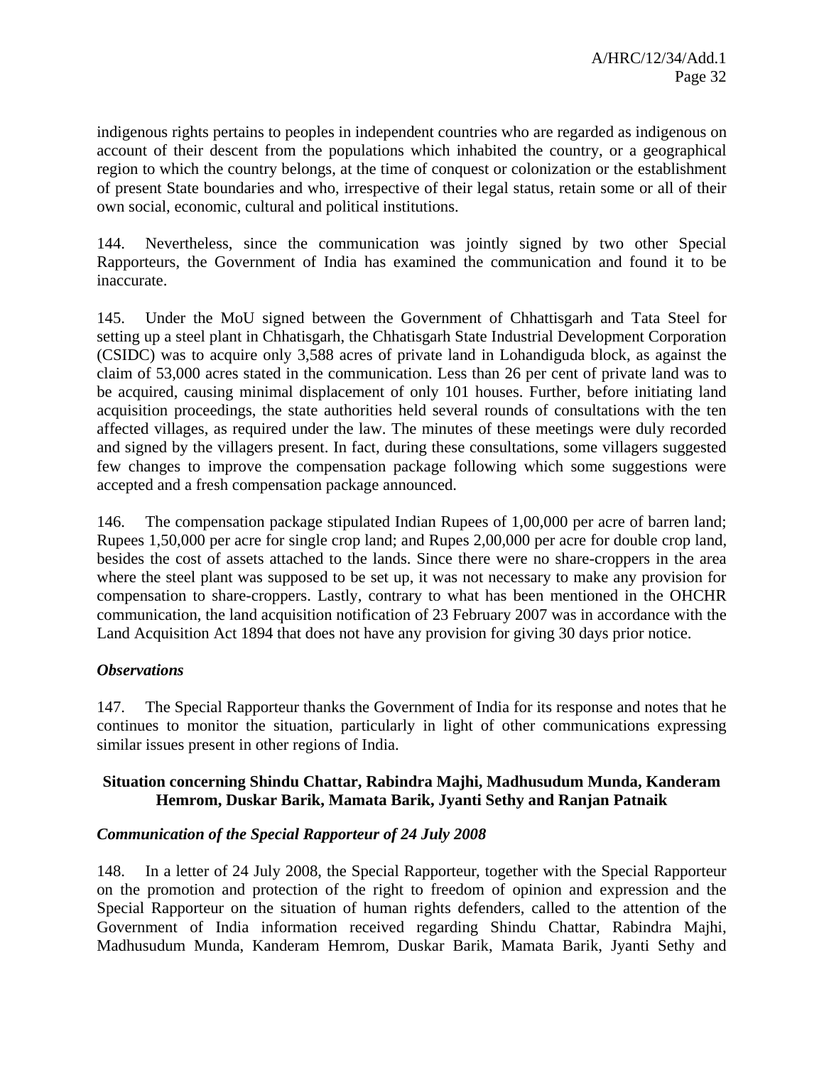indigenous rights pertains to peoples in independent countries who are regarded as indigenous on account of their descent from the populations which inhabited the country, or a geographical region to which the country belongs, at the time of conquest or colonization or the establishment of present State boundaries and who, irrespective of their legal status, retain some or all of their own social, economic, cultural and political institutions.

144. Nevertheless, since the communication was jointly signed by two other Special Rapporteurs, the Government of India has examined the communication and found it to be inaccurate.

145. Under the MoU signed between the Government of Chhattisgarh and Tata Steel for setting up a steel plant in Chhatisgarh, the Chhatisgarh State Industrial Development Corporation (CSIDC) was to acquire only 3,588 acres of private land in Lohandiguda block, as against the claim of 53,000 acres stated in the communication. Less than 26 per cent of private land was to be acquired, causing minimal displacement of only 101 houses. Further, before initiating land acquisition proceedings, the state authorities held several rounds of consultations with the ten affected villages, as required under the law. The minutes of these meetings were duly recorded and signed by the villagers present. In fact, during these consultations, some villagers suggested few changes to improve the compensation package following which some suggestions were accepted and a fresh compensation package announced.

146. The compensation package stipulated Indian Rupees of 1,00,000 per acre of barren land; Rupees 1,50,000 per acre for single crop land; and Rupes 2,00,000 per acre for double crop land, besides the cost of assets attached to the lands. Since there were no share-croppers in the area where the steel plant was supposed to be set up, it was not necessary to make any provision for compensation to share-croppers. Lastly, contrary to what has been mentioned in the OHCHR communication, the land acquisition notification of 23 February 2007 was in accordance with the Land Acquisition Act 1894 that does not have any provision for giving 30 days prior notice.

### *Observations*

147. The Special Rapporteur thanks the Government of India for its response and notes that he continues to monitor the situation, particularly in light of other communications expressing similar issues present in other regions of India.

## Situation concerning Shindu Chattar, Rabindra Majhi, Madhusudum Munda, Kanderam Hemrom, Duskar Barik, Mamata Barik, Jyanti Sethy and Ranjan Patnaik

### *Communication of the Special Rapporteur of 24 July 2008*

148. In a letter of 24 July 2008, the Special Rapporteur, together with the Special Rapporteur on the promotion and protection of the right to freedom of opinion and expression and the Special Rapporteur on the situation of human rights defenders, called to the attention of the Government of India information received regarding Shindu Chattar, Rabindra Majhi, Madhusudum Munda, Kanderam Hemrom, Duskar Barik, Mamata Barik, Jyanti Sethy and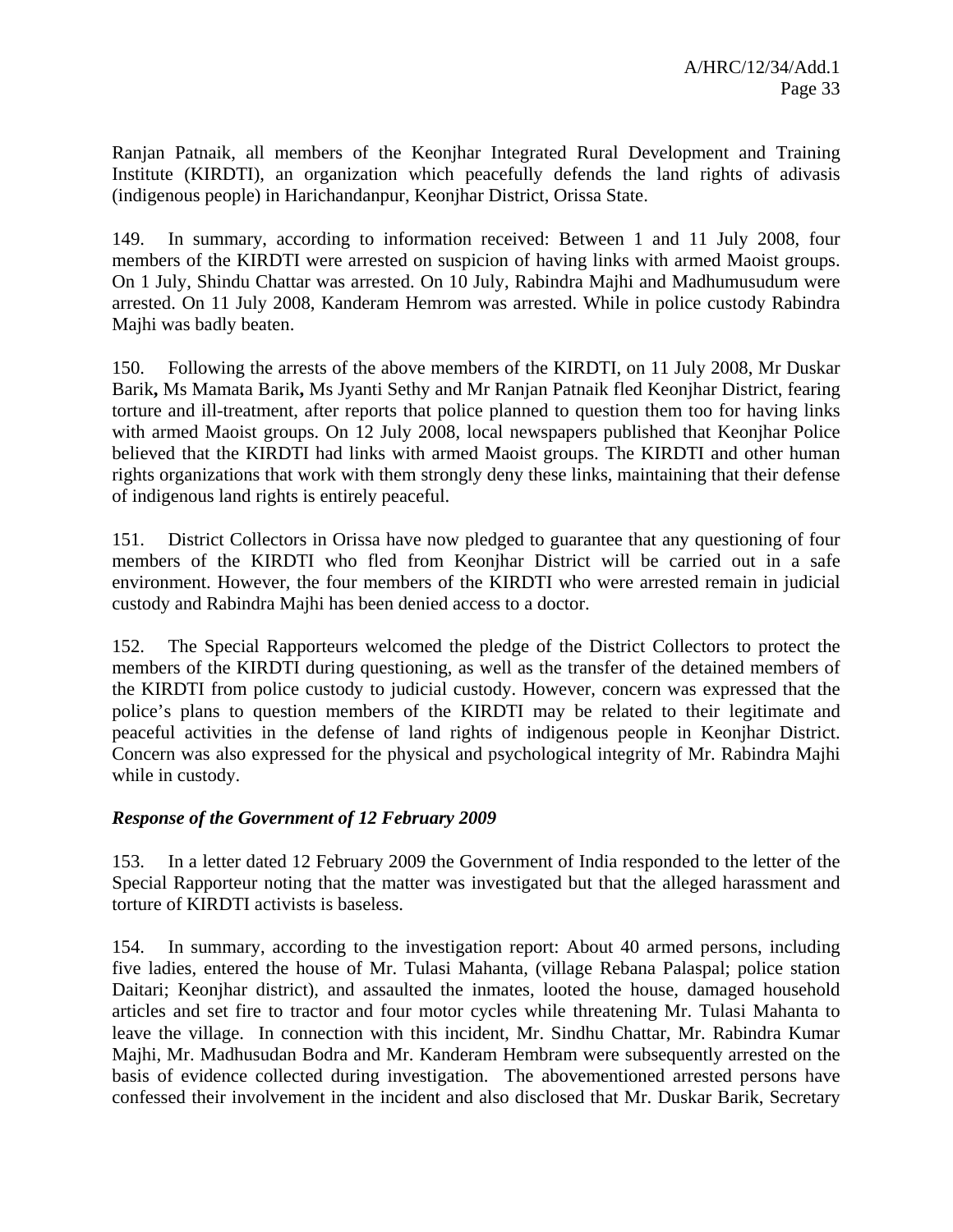Ranjan Patnaik, all members of the Keonjhar Integrated Rural Development and Training Institute (KIRDTI), an organization which peacefully defends the land rights of adivasis (indigenous people) in Harichandanpur, Keonjhar District, Orissa State.

149. In summary, according to information received: Between 1 and 11 July 2008, four members of the KIRDTI were arrested on suspicion of having links with armed Maoist groups. On 1 July, Shindu Chattar was arrested. On 10 July, Rabindra Majhi and Madhumusudum were arrested. On 11 July 2008, Kanderam Hemrom was arrested. While in police custody Rabindra Majhi was badly beaten.

150. Following the arrests of the above members of the KIRDTI, on 11 July 2008, Mr Duskar Barik**,** Ms Mamata Barik**,** Ms Jyanti Sethy and Mr Ranjan Patnaik fled Keonjhar District, fearing torture and ill-treatment, after reports that police planned to question them too for having links with armed Maoist groups. On 12 July 2008, local newspapers published that Keonjhar Police believed that the KIRDTI had links with armed Maoist groups. The KIRDTI and other human rights organizations that work with them strongly deny these links, maintaining that their defense of indigenous land rights is entirely peaceful.

151. District Collectors in Orissa have now pledged to guarantee that any questioning of four members of the KIRDTI who fled from Keonjhar District will be carried out in a safe environment. However, the four members of the KIRDTI who were arrested remain in judicial custody and Rabindra Majhi has been denied access to a doctor.

152. The Special Rapporteurs welcomed the pledge of the District Collectors to protect the members of the KIRDTI during questioning, as well as the transfer of the detained members of the KIRDTI from police custody to judicial custody. However, concern was expressed that the police's plans to question members of the KIRDTI may be related to their legitimate and peaceful activities in the defense of land rights of indigenous people in Keonjhar District. Concern was also expressed for the physical and psychological integrity of Mr. Rabindra Majhi while in custody.

### *Response of the Government of 12 February 2009*

153. In a letter dated 12 February 2009 the Government of India responded to the letter of the Special Rapporteur noting that the matter was investigated but that the alleged harassment and torture of KIRDTI activists is baseless.

154. In summary, according to the investigation report: About 40 armed persons, including five ladies, entered the house of Mr. Tulasi Mahanta, (village Rebana Palaspal; police station Daitari; Keonjhar district), and assaulted the inmates, looted the house, damaged household articles and set fire to tractor and four motor cycles while threatening Mr. Tulasi Mahanta to leave the village. In connection with this incident, Mr. Sindhu Chattar, Mr. Rabindra Kumar Majhi, Mr. Madhusudan Bodra and Mr. Kanderam Hembram were subsequently arrested on the basis of evidence collected during investigation. The abovementioned arrested persons have confessed their involvement in the incident and also disclosed that Mr. Duskar Barik, Secretary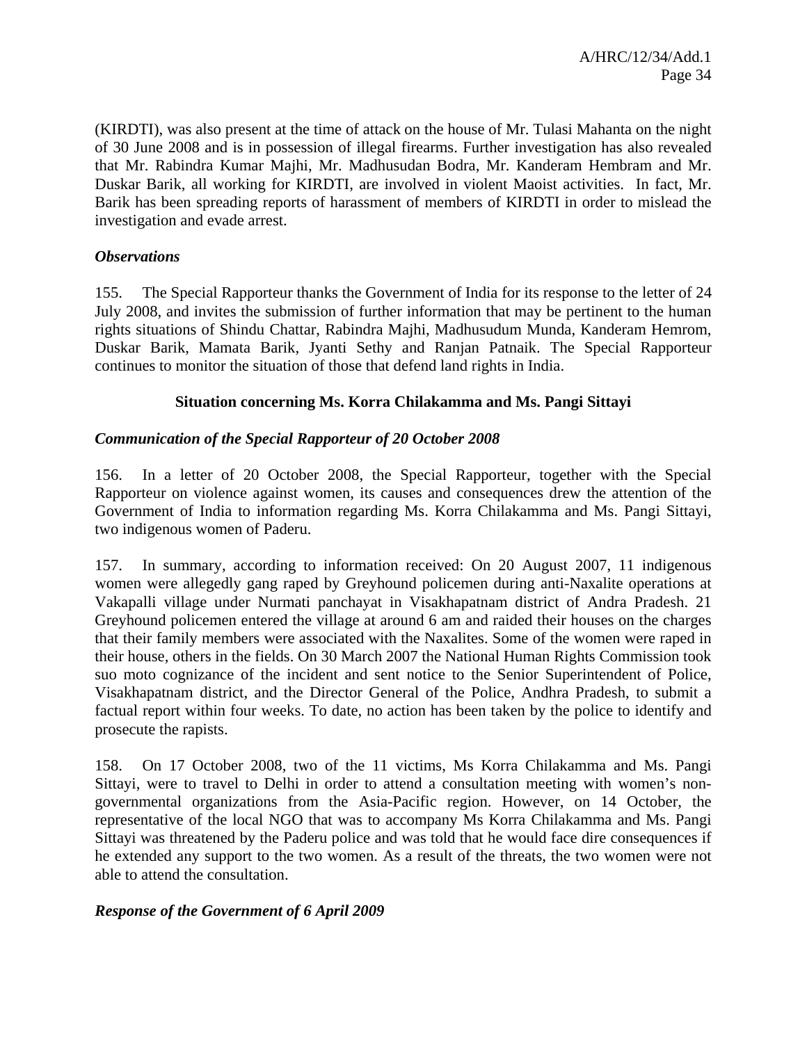(KIRDTI), was also present at the time of attack on the house of Mr. Tulasi Mahanta on the night of 30 June 2008 and is in possession of illegal firearms. Further investigation has also revealed that Mr. Rabindra Kumar Majhi, Mr. Madhusudan Bodra, Mr. Kanderam Hembram and Mr. Duskar Barik, all working for KIRDTI, are involved in violent Maoist activities. In fact, Mr. Barik has been spreading reports of harassment of members of KIRDTI in order to mislead the investigation and evade arrest.

### *Observations*

155. The Special Rapporteur thanks the Government of India for its response to the letter of 24 July 2008, and invites the submission of further information that may be pertinent to the human rights situations of Shindu Chattar, Rabindra Majhi, Madhusudum Munda, Kanderam Hemrom, Duskar Barik, Mamata Barik, Jyanti Sethy and Ranjan Patnaik. The Special Rapporteur continues to monitor the situation of those that defend land rights in India.

## **Situation concerning Ms. Korra Chilakamma and Ms. Pangi Sittayi**

### *Communication of the Special Rapporteur of 20 October 2008*

156. In a letter of 20 October 2008, the Special Rapporteur, together with the Special Rapporteur on violence against women, its causes and consequences drew the attention of the Government of India to information regarding Ms. Korra Chilakamma and Ms. Pangi Sittayi, two indigenous women of Paderu.

157. In summary, according to information received: On 20 August 2007, 11 indigenous women were allegedly gang raped by Greyhound policemen during anti-Naxalite operations at Vakapalli village under Nurmati panchayat in Visakhapatnam district of Andra Pradesh. 21 Greyhound policemen entered the village at around 6 am and raided their houses on the charges that their family members were associated with the Naxalites. Some of the women were raped in their house, others in the fields. On 30 March 2007 the National Human Rights Commission took suo moto cognizance of the incident and sent notice to the Senior Superintendent of Police, Visakhapatnam district, and the Director General of the Police, Andhra Pradesh, to submit a factual report within four weeks. To date, no action has been taken by the police to identify and prosecute the rapists.

158. On 17 October 2008, two of the 11 victims, Ms Korra Chilakamma and Ms. Pangi Sittayi, were to travel to Delhi in order to attend a consultation meeting with women's non-governmental organizations from the Asia-Pacific region. However, on 14 October, the representative of the local NGO that was to accompany Ms Korra Chilakamma and Ms. Pangi Sittayi was threatened by the Paderu police and was told that he would face dire consequences if he extended any support to the two women. As a result of the threats, the two women were not able to attend the consultation.

### *Response of the Government of 6 April 2009*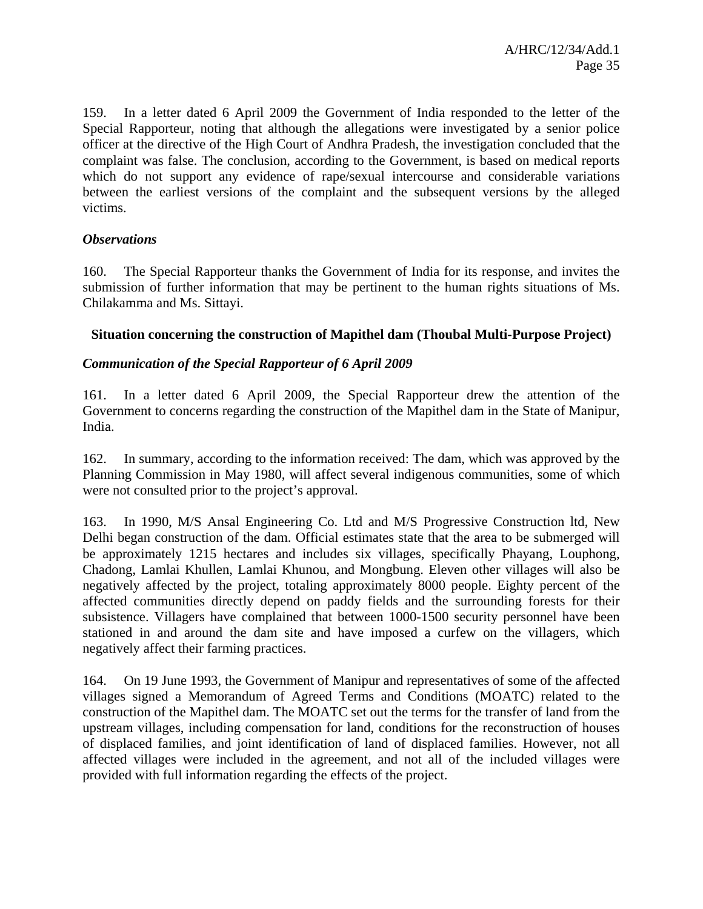159. In a letter dated 6 April 2009 the Government of India responded to the letter of the Special Rapporteur, noting that although the allegations were investigated by a senior police officer at the directive of the High Court of Andhra Pradesh, the investigation concluded that the complaint was false. The conclusion, according to the Government, is based on medical reports which do not support any evidence of rape/sexual intercourse and considerable variations between the earliest versions of the complaint and the subsequent versions by the alleged victims.

***Observations***

160. The Special Rapporteur thanks the Government of India for its response, and invites the submission of further information that may be pertinent to the human rights situations of Ms. Chilakamma and Ms. Sittayi.

**Situation concerning the construction of Mapithel dam (Thoubal Multi-Purpose Project)**

***Communication of the Special Rapporteur of 6 April 2009***

161. In a letter dated 6 April 2009, the Special Rapporteur drew the attention of the Government to concerns regarding the construction of the Mapithel dam in the State of Manipur, India.

162. In summary, according to the information received: The dam, which was approved by the Planning Commission in May 1980, will affect several indigenous communities, some of which were not consulted prior to the project's approval.

163. In 1990, M/S Ansal Engineering Co. Ltd and M/S Progressive Construction ltd, New Delhi began construction of the dam. Official estimates state that the area to be submerged will be approximately 1215 hectares and includes six villages, specifically Phayang, Louphong, Chadong, Lamlai Khullen, Lamlai Khunou, and Mongbung. Eleven other villages will also be negatively affected by the project, totaling approximately 8000 people. Eighty percent of the affected communities directly depend on paddy fields and the surrounding forests for their subsistence. Villagers have complained that between 1000-1500 security personnel have been stationed in and around the dam site and have imposed a curfew on the villagers, which negatively affect their farming practices.

164. On 19 June 1993, the Government of Manipur and representatives of some of the affected villages signed a Memorandum of Agreed Terms and Conditions (MOATC) related to the construction of the Mapithel dam. The MOATC set out the terms for the transfer of land from the upstream villages, including compensation for land, conditions for the reconstruction of houses of displaced families, and joint identification of land of displaced families. However, not all affected villages were included in the agreement, and not all of the included villages were provided with full information regarding the effects of the project.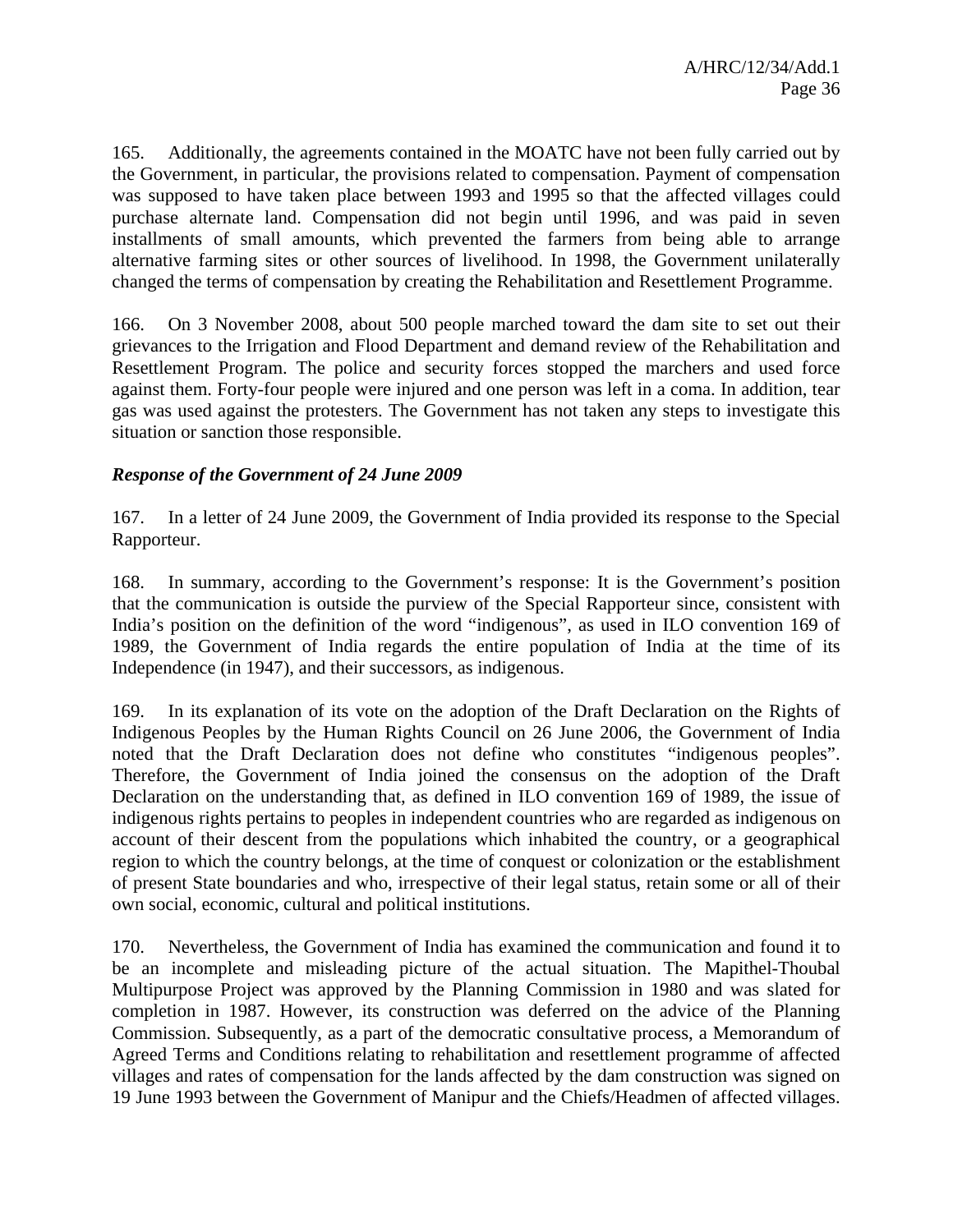165. Additionally, the agreements contained in the MOATC have not been fully carried out by the Government, in particular, the provisions related to compensation. Payment of compensation was supposed to have taken place between 1993 and 1995 so that the affected villages could purchase alternate land. Compensation did not begin until 1996, and was paid in seven installments of small amounts, which prevented the farmers from being able to arrange alternative farming sites or other sources of livelihood. In 1998, the Government unilaterally changed the terms of compensation by creating the Rehabilitation and Resettlement Programme.

166. On 3 November 2008, about 500 people marched toward the dam site to set out their grievances to the Irrigation and Flood Department and demand review of the Rehabilitation and Resettlement Program. The police and security forces stopped the marchers and used force against them. Forty-four people were injured and one person was left in a coma. In addition, tear gas was used against the protesters. The Government has not taken any steps to investigate this situation or sanction those responsible.

***Response of the Government of 24 June 2009***

167. In a letter of 24 June 2009, the Government of India provided its response to the Special Rapporteur.

168. In summary, according to the Government's response: It is the Government's position that the communication is outside the purview of the Special Rapporteur since, consistent with India's position on the definition of the word "indigenous", as used in ILO convention 169 of 1989, the Government of India regards the entire population of India at the time of its Independence (in 1947), and their successors, as indigenous.

169. In its explanation of its vote on the adoption of the Draft Declaration on the Rights of Indigenous Peoples by the Human Rights Council on 26 June 2006, the Government of India noted that the Draft Declaration does not define who constitutes "indigenous peoples". Therefore, the Government of India joined the consensus on the adoption of the Draft Declaration on the understanding that, as defined in ILO convention 169 of 1989, the issue of indigenous rights pertains to peoples in independent countries who are regarded as indigenous on account of their descent from the populations which inhabited the country, or a geographical region to which the country belongs, at the time of conquest or colonization or the establishment of present State boundaries and who, irrespective of their legal status, retain some or all of their own social, economic, cultural and political institutions.

170. Nevertheless, the Government of India has examined the communication and found it to be an incomplete and misleading picture of the actual situation. The Mapithel-Thoubal Multipurpose Project was approved by the Planning Commission in 1980 and was slated for completion in 1987. However, its construction was deferred on the advice of the Planning Commission. Subsequently, as a part of the democratic consultative process, a Memorandum of Agreed Terms and Conditions relating to rehabilitation and resettlement programme of affected villages and rates of compensation for the lands affected by the dam construction was signed on 19 June 1993 between the Government of Manipur and the Chiefs/Headmen of affected villages.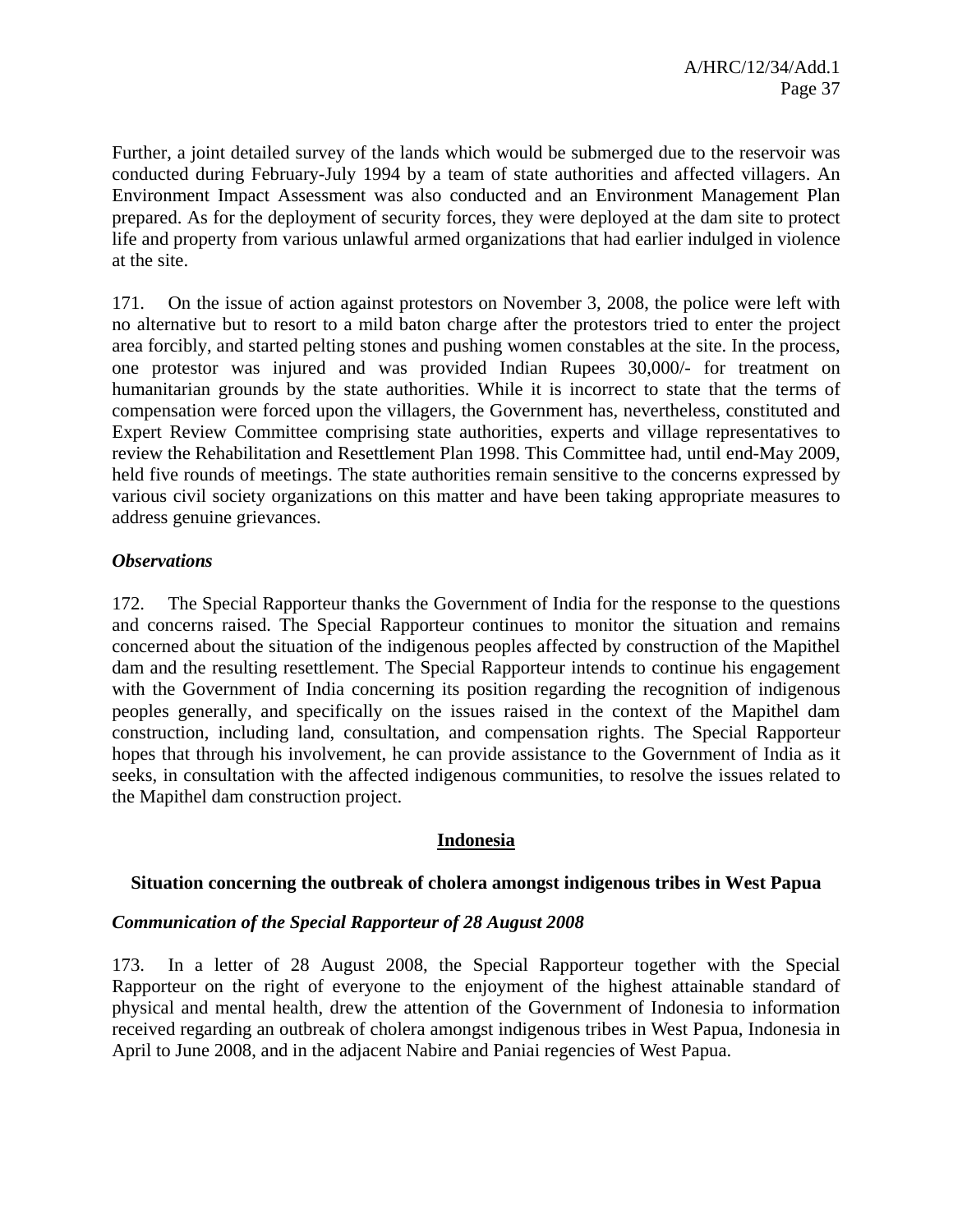Further, a joint detailed survey of the lands which would be submerged due to the reservoir was conducted during February-July 1994 by a team of state authorities and affected villagers. An Environment Impact Assessment was also conducted and an Environment Management Plan prepared. As for the deployment of security forces, they were deployed at the dam site to protect life and property from various unlawful armed organizations that had earlier indulged in violence at the site.

171. On the issue of action against protestors on November 3, 2008, the police were left with no alternative but to resort to a mild baton charge after the protestors tried to enter the project area forcibly, and started pelting stones and pushing women constables at the site. In the process, one protestor was injured and was provided Indian Rupees 30,000/- for treatment on humanitarian grounds by the state authorities. While it is incorrect to state that the terms of compensation were forced upon the villagers, the Government has, nevertheless, constituted and Expert Review Committee comprising state authorities, experts and village representatives to review the Rehabilitation and Resettlement Plan 1998. This Committee had, until end-May 2009, held five rounds of meetings. The state authorities remain sensitive to the concerns expressed by various civil society organizations on this matter and have been taking appropriate measures to address genuine grievances.

### *Observations*

172. The Special Rapporteur thanks the Government of India for the response to the questions and concerns raised. The Special Rapporteur continues to monitor the situation and remains concerned about the situation of the indigenous peoples affected by construction of the Mapithel dam and the resulting resettlement. The Special Rapporteur intends to continue his engagement with the Government of India concerning its position regarding the recognition of indigenous peoples generally, and specifically on the issues raised in the context of the Mapithel dam construction, including land, consultation, and compensation rights. The Special Rapporteur hopes that through his involvement, he can provide assistance to the Government of India as it seeks, in consultation with the affected indigenous communities, to resolve the issues related to the Mapithel dam construction project.

## Indonesia

### Situation concerning the outbreak of cholera amongst indigenous tribes in West Papua

### *Communication of the Special Rapporteur of 28 August 2008*

173. In a letter of 28 August 2008, the Special Rapporteur together with the Special Rapporteur on the right of everyone to the enjoyment of the highest attainable standard of physical and mental health, drew the attention of the Government of Indonesia to information received regarding an outbreak of cholera amongst indigenous tribes in West Papua, Indonesia in April to June 2008, and in the adjacent Nabire and Paniai regencies of West Papua.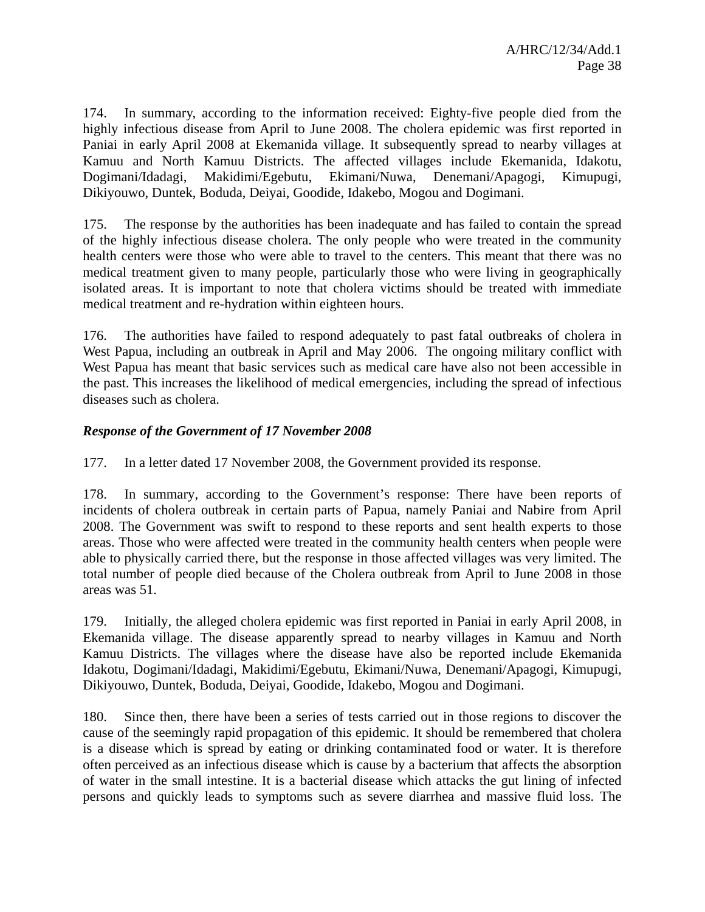174. In summary, according to the information received: Eighty-five people died from the highly infectious disease from April to June 2008. The cholera epidemic was first reported in Paniai in early April 2008 at Ekemanida village. It subsequently spread to nearby villages at Kamuu and North Kamuu Districts. The affected villages include Ekemanida, Idakotu, Dogimani/Idadagi, Makidimi/Egebutu, Ekimani/Nuwa, Denemani/Apagogi, Kimupugi, Dikiyouwo, Duntek, Boduda, Deiyai, Goodide, Idakebo, Mogou and Dogimani.

175. The response by the authorities has been inadequate and has failed to contain the spread of the highly infectious disease cholera. The only people who were treated in the community health centers were those who were able to travel to the centers. This meant that there was no medical treatment given to many people, particularly those who were living in geographically isolated areas. It is important to note that cholera victims should be treated with immediate medical treatment and re-hydration within eighteen hours.

176. The authorities have failed to respond adequately to past fatal outbreaks of cholera in West Papua, including an outbreak in April and May 2006. The ongoing military conflict with West Papua has meant that basic services such as medical care have also not been accessible in the past. This increases the likelihood of medical emergencies, including the spread of infectious diseases such as cholera.

***Response of the Government of 17 November 2008***

177. In a letter dated 17 November 2008, the Government provided its response.

178. In summary, according to the Government's response: There have been reports of incidents of cholera outbreak in certain parts of Papua, namely Paniai and Nabire from April 2008. The Government was swift to respond to these reports and sent health experts to those areas. Those who were affected were treated in the community health centers when people were able to physically carried there, but the response in those affected villages was very limited. The total number of people died because of the Cholera outbreak from April to June 2008 in those areas was 51.

179. Initially, the alleged cholera epidemic was first reported in Paniai in early April 2008, in Ekemanida village. The disease apparently spread to nearby villages in Kamuu and North Kamuu Districts. The villages where the disease have also be reported include Ekemanida Idakotu, Dogimani/Idadagi, Makidimi/Egebutu, Ekimani/Nuwa, Denemani/Apagogi, Kimupugi, Dikiyouwo, Duntek, Boduda, Deiyai, Goodide, Idakebo, Mogou and Dogimani.

180. Since then, there have been a series of tests carried out in those regions to discover the cause of the seemingly rapid propagation of this epidemic. It should be remembered that cholera is a disease which is spread by eating or drinking contaminated food or water. It is therefore often perceived as an infectious disease which is cause by a bacterium that affects the absorption of water in the small intestine. It is a bacterial disease which attacks the gut lining of infected persons and quickly leads to symptoms such as severe diarrhea and massive fluid loss. The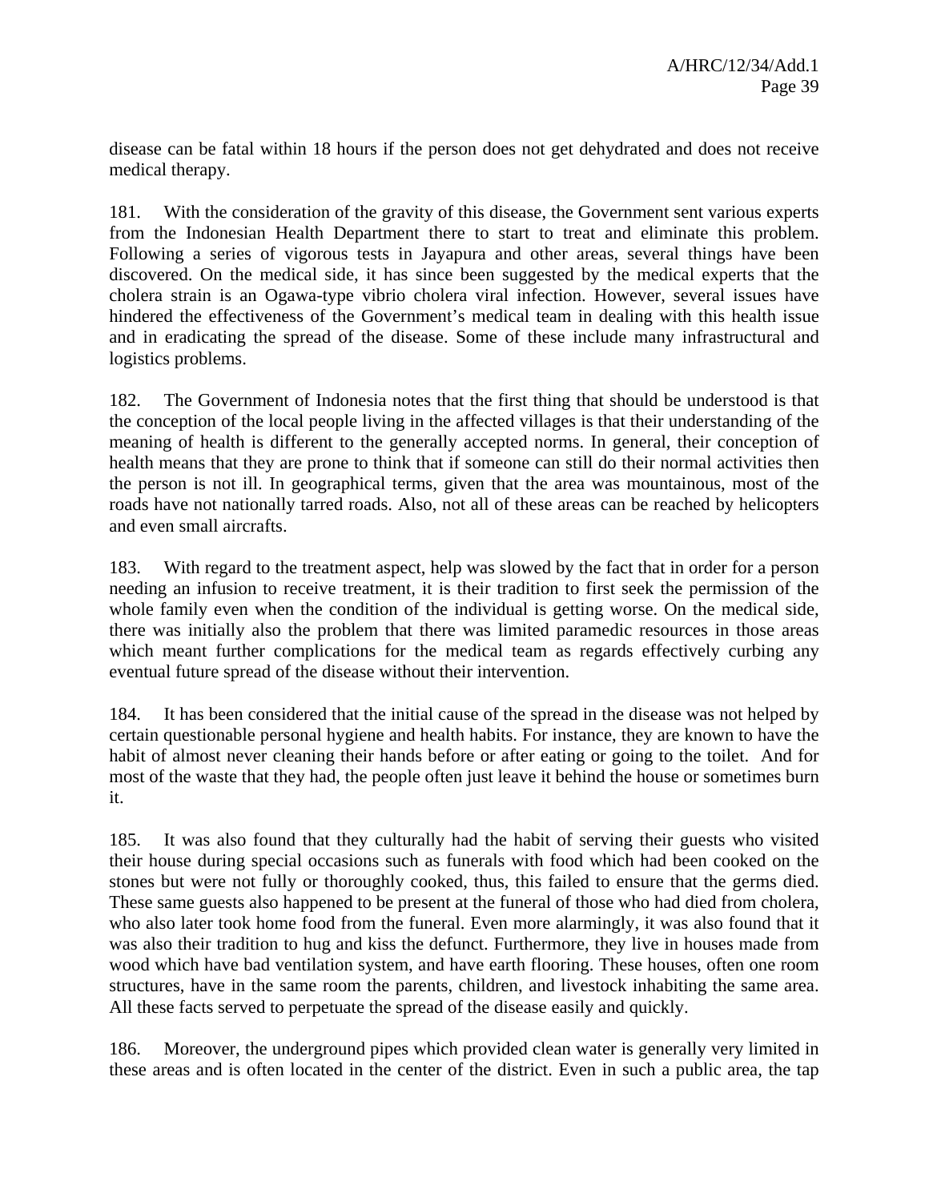disease can be fatal within 18 hours if the person does not get dehydrated and does not receive medical therapy.

181. With the consideration of the gravity of this disease, the Government sent various experts from the Indonesian Health Department there to start to treat and eliminate this problem. Following a series of vigorous tests in Jayapura and other areas, several things have been discovered. On the medical side, it has since been suggested by the medical experts that the cholera strain is an Ogawa-type vibrio cholera viral infection. However, several issues have hindered the effectiveness of the Government's medical team in dealing with this health issue and in eradicating the spread of the disease. Some of these include many infrastructural and logistics problems.

182. The Government of Indonesia notes that the first thing that should be understood is that the conception of the local people living in the affected villages is that their understanding of the meaning of health is different to the generally accepted norms. In general, their conception of health means that they are prone to think that if someone can still do their normal activities then the person is not ill. In geographical terms, given that the area was mountainous, most of the roads have not nationally tarred roads. Also, not all of these areas can be reached by helicopters and even small aircrafts.

183. With regard to the treatment aspect, help was slowed by the fact that in order for a person needing an infusion to receive treatment, it is their tradition to first seek the permission of the whole family even when the condition of the individual is getting worse. On the medical side, there was initially also the problem that there was limited paramedic resources in those areas which meant further complications for the medical team as regards effectively curbing any eventual future spread of the disease without their intervention.

184. It has been considered that the initial cause of the spread in the disease was not helped by certain questionable personal hygiene and health habits. For instance, they are known to have the habit of almost never cleaning their hands before or after eating or going to the toilet. And for most of the waste that they had, the people often just leave it behind the house or sometimes burn it.

185. It was also found that they culturally had the habit of serving their guests who visited their house during special occasions such as funerals with food which had been cooked on the stones but were not fully or thoroughly cooked, thus, this failed to ensure that the germs died. These same guests also happened to be present at the funeral of those who had died from cholera, who also later took home food from the funeral. Even more alarmingly, it was also found that it was also their tradition to hug and kiss the defunct. Furthermore, they live in houses made from wood which have bad ventilation system, and have earth flooring. These houses, often one room structures, have in the same room the parents, children, and livestock inhabiting the same area. All these facts served to perpetuate the spread of the disease easily and quickly.

186. Moreover, the underground pipes which provided clean water is generally very limited in these areas and is often located in the center of the district. Even in such a public area, the tap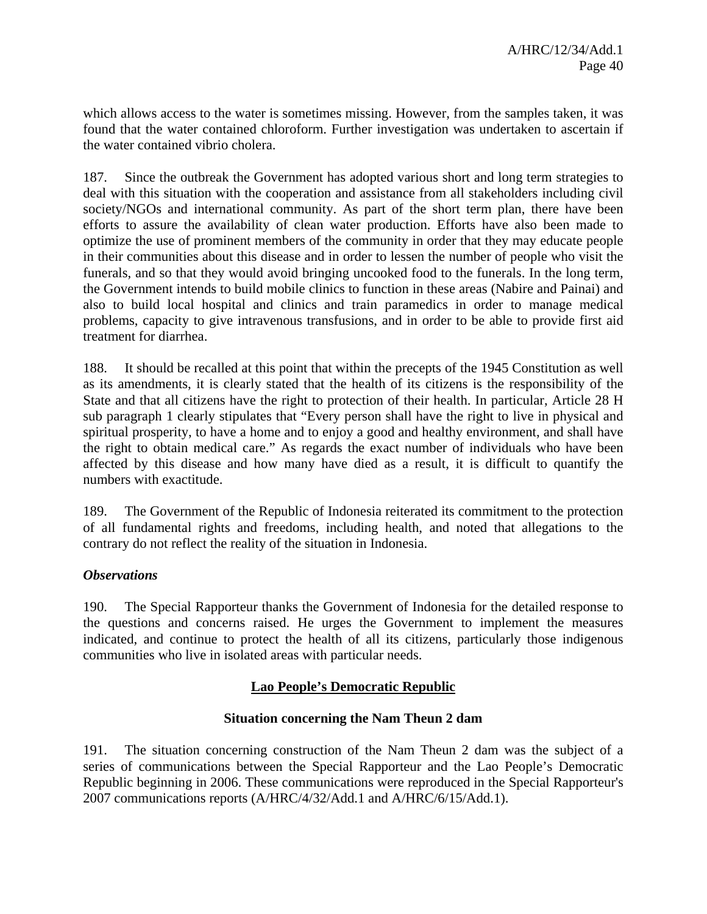which allows access to the water is sometimes missing. However, from the samples taken, it was found that the water contained chloroform. Further investigation was undertaken to ascertain if the water contained vibrio cholera.

187. Since the outbreak the Government has adopted various short and long term strategies to deal with this situation with the cooperation and assistance from all stakeholders including civil society/NGOs and international community. As part of the short term plan, there have been efforts to assure the availability of clean water production. Efforts have also been made to optimize the use of prominent members of the community in order that they may educate people in their communities about this disease and in order to lessen the number of people who visit the funerals, and so that they would avoid bringing uncooked food to the funerals. In the long term, the Government intends to build mobile clinics to function in these areas (Nabire and Painai) and also to build local hospital and clinics and train paramedics in order to manage medical problems, capacity to give intravenous transfusions, and in order to be able to provide first aid treatment for diarrhea.

188. It should be recalled at this point that within the precepts of the 1945 Constitution as well as its amendments, it is clearly stated that the health of its citizens is the responsibility of the State and that all citizens have the right to protection of their health. In particular, Article 28 H sub paragraph 1 clearly stipulates that "Every person shall have the right to live in physical and spiritual prosperity, to have a home and to enjoy a good and healthy environment, and shall have the right to obtain medical care." As regards the exact number of individuals who have been affected by this disease and how many have died as a result, it is difficult to quantify the numbers with exactitude.

189. The Government of the Republic of Indonesia reiterated its commitment to the protection of all fundamental rights and freedoms, including health, and noted that allegations to the contrary do not reflect the reality of the situation in Indonesia.

***Observations***

190. The Special Rapporteur thanks the Government of Indonesia for the detailed response to the questions and concerns raised. He urges the Government to implement the measures indicated, and continue to protect the health of all its citizens, particularly those indigenous communities who live in isolated areas with particular needs.

## Lao People's Democratic Republic

### Situation concerning the Nam Theun 2 dam

191. The situation concerning construction of the Nam Theun 2 dam was the subject of a series of communications between the Special Rapporteur and the Lao People's Democratic Republic beginning in 2006. These communications were reproduced in the Special Rapporteur's 2007 communications reports (A/HRC/4/32/Add.1 and A/HRC/6/15/Add.1).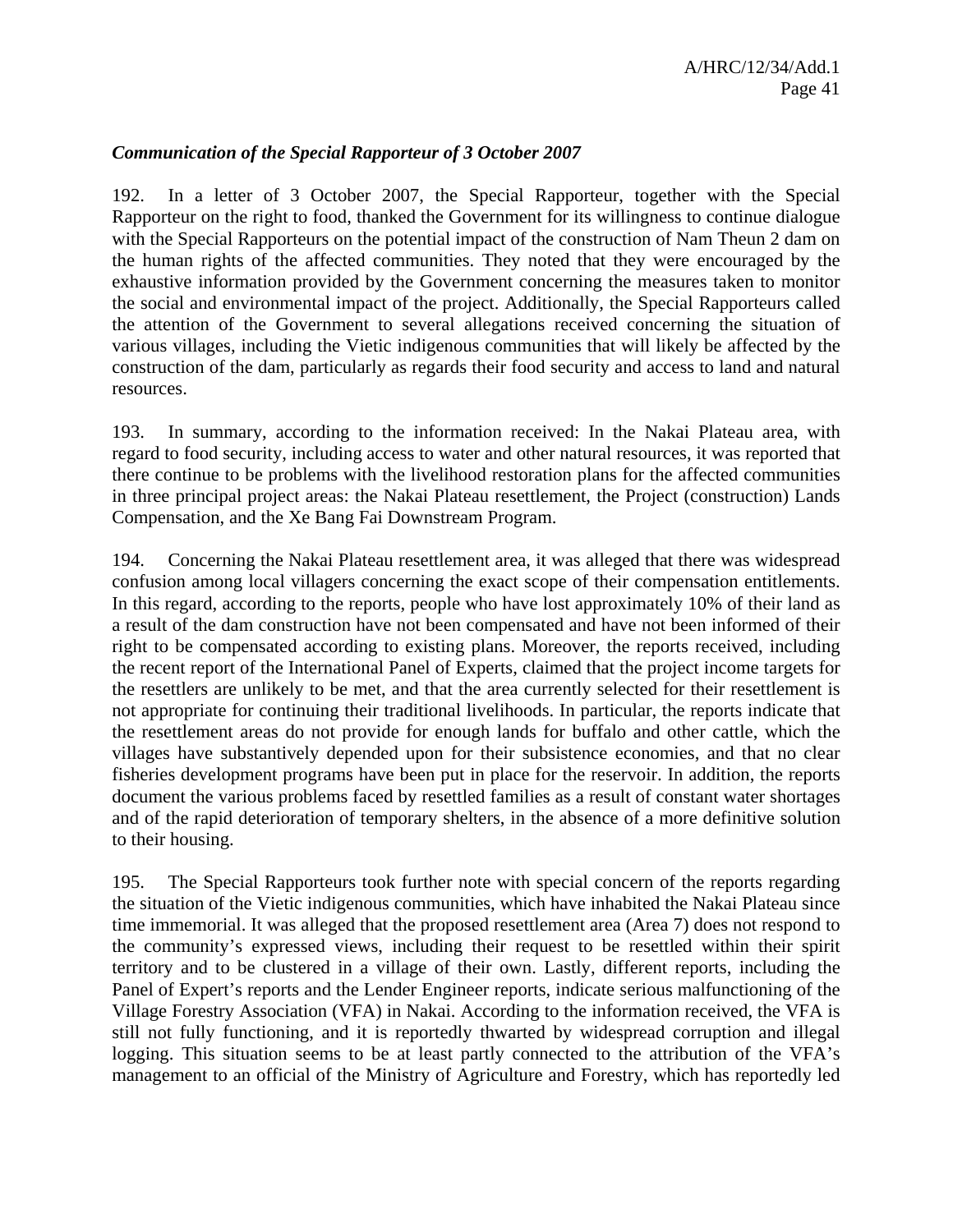*Communication of the Special Rapporteur of 3 October 2007*

192. In a letter of 3 October 2007, the Special Rapporteur, together with the Special Rapporteur on the right to food, thanked the Government for its willingness to continue dialogue with the Special Rapporteurs on the potential impact of the construction of Nam Theun 2 dam on the human rights of the affected communities. They noted that they were encouraged by the exhaustive information provided by the Government concerning the measures taken to monitor the social and environmental impact of the project. Additionally, the Special Rapporteurs called the attention of the Government to several allegations received concerning the situation of various villages, including the Vietic indigenous communities that will likely be affected by the construction of the dam, particularly as regards their food security and access to land and natural resources.

193. In summary, according to the information received: In the Nakai Plateau area, with regard to food security, including access to water and other natural resources, it was reported that there continue to be problems with the livelihood restoration plans for the affected communities in three principal project areas: the Nakai Plateau resettlement, the Project (construction) Lands Compensation, and the Xe Bang Fai Downstream Program.

194. Concerning the Nakai Plateau resettlement area, it was alleged that there was widespread confusion among local villagers concerning the exact scope of their compensation entitlements. In this regard, according to the reports, people who have lost approximately 10% of their land as a result of the dam construction have not been compensated and have not been informed of their right to be compensated according to existing plans. Moreover, the reports received, including the recent report of the International Panel of Experts, claimed that the project income targets for the resettlers are unlikely to be met, and that the area currently selected for their resettlement is not appropriate for continuing their traditional livelihoods. In particular, the reports indicate that the resettlement areas do not provide for enough lands for buffalo and other cattle, which the villages have substantively depended upon for their subsistence economies, and that no clear fisheries development programs have been put in place for the reservoir. In addition, the reports document the various problems faced by resettled families as a result of constant water shortages and of the rapid deterioration of temporary shelters, in the absence of a more definitive solution to their housing.

195. The Special Rapporteurs took further note with special concern of the reports regarding the situation of the Vietic indigenous communities, which have inhabited the Nakai Plateau since time immemorial. It was alleged that the proposed resettlement area (Area 7) does not respond to the community's expressed views, including their request to be resettled within their spirit territory and to be clustered in a village of their own. Lastly, different reports, including the Panel of Expert's reports and the Lender Engineer reports, indicate serious malfunctioning of the Village Forestry Association (VFA) in Nakai. According to the information received, the VFA is still not fully functioning, and it is reportedly thwarted by widespread corruption and illegal logging. This situation seems to be at least partly connected to the attribution of the VFA's management to an official of the Ministry of Agriculture and Forestry, which has reportedly led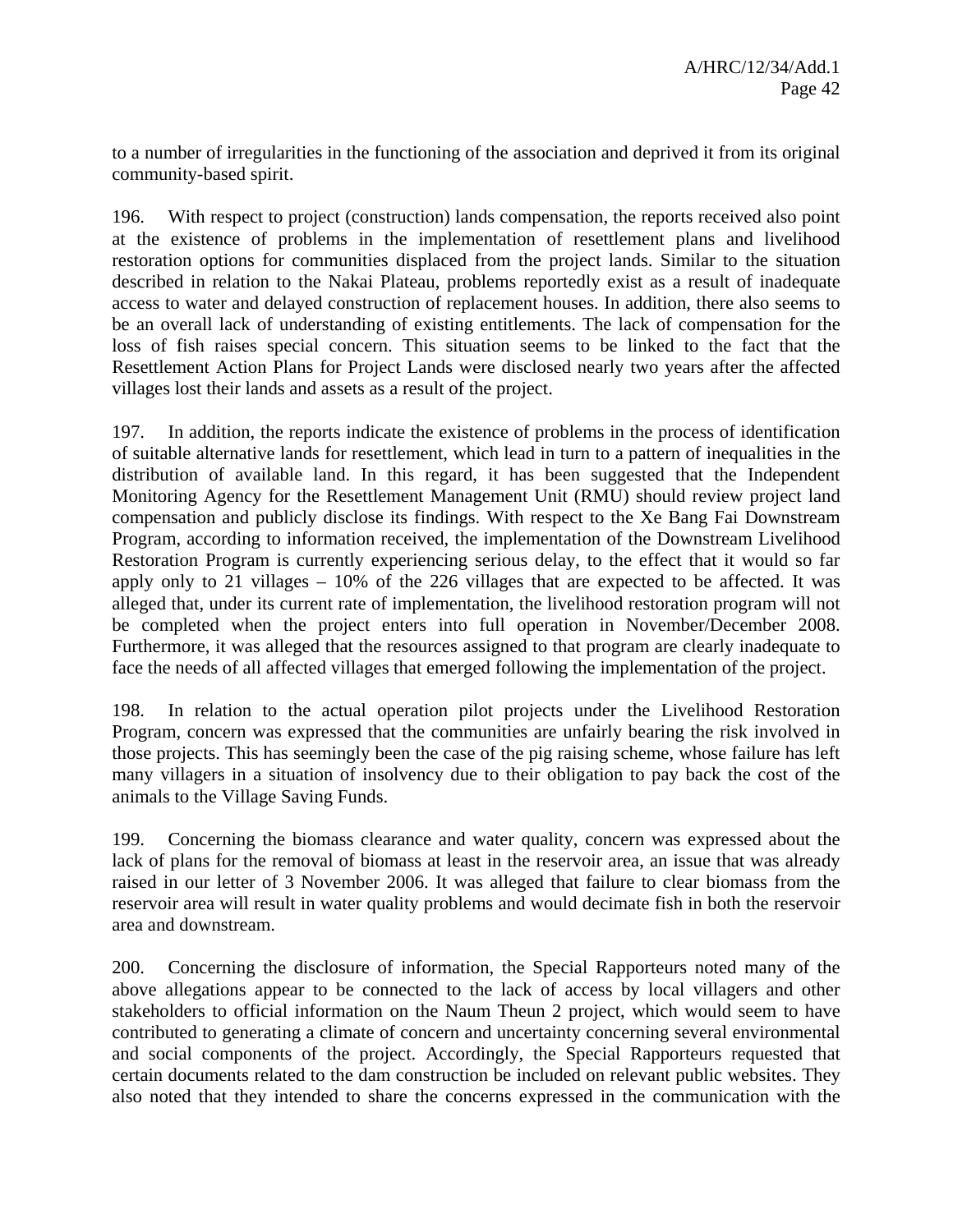to a number of irregularities in the functioning of the association and deprived it from its original community-based spirit.

196. With respect to project (construction) lands compensation, the reports received also point at the existence of problems in the implementation of resettlement plans and livelihood restoration options for communities displaced from the project lands. Similar to the situation described in relation to the Nakai Plateau, problems reportedly exist as a result of inadequate access to water and delayed construction of replacement houses. In addition, there also seems to be an overall lack of understanding of existing entitlements. The lack of compensation for the loss of fish raises special concern. This situation seems to be linked to the fact that the Resettlement Action Plans for Project Lands were disclosed nearly two years after the affected villages lost their lands and assets as a result of the project.

197. In addition, the reports indicate the existence of problems in the process of identification of suitable alternative lands for resettlement, which lead in turn to a pattern of inequalities in the distribution of available land. In this regard, it has been suggested that the Independent Monitoring Agency for the Resettlement Management Unit (RMU) should review project land compensation and publicly disclose its findings. With respect to the Xe Bang Fai Downstream Program, according to information received, the implementation of the Downstream Livelihood Restoration Program is currently experiencing serious delay, to the effect that it would so far apply only to 21 villages – 10% of the 226 villages that are expected to be affected. It was alleged that, under its current rate of implementation, the livelihood restoration program will not be completed when the project enters into full operation in November/December 2008. Furthermore, it was alleged that the resources assigned to that program are clearly inadequate to face the needs of all affected villages that emerged following the implementation of the project.

198. In relation to the actual operation pilot projects under the Livelihood Restoration Program, concern was expressed that the communities are unfairly bearing the risk involved in those projects. This has seemingly been the case of the pig raising scheme, whose failure has left many villagers in a situation of insolvency due to their obligation to pay back the cost of the animals to the Village Saving Funds.

199. Concerning the biomass clearance and water quality, concern was expressed about the lack of plans for the removal of biomass at least in the reservoir area, an issue that was already raised in our letter of 3 November 2006. It was alleged that failure to clear biomass from the reservoir area will result in water quality problems and would decimate fish in both the reservoir area and downstream.

200. Concerning the disclosure of information, the Special Rapporteurs noted many of the above allegations appear to be connected to the lack of access by local villagers and other stakeholders to official information on the Naum Theun 2 project, which would seem to have contributed to generating a climate of concern and uncertainty concerning several environmental and social components of the project. Accordingly, the Special Rapporteurs requested that certain documents related to the dam construction be included on relevant public websites. They also noted that they intended to share the concerns expressed in the communication with the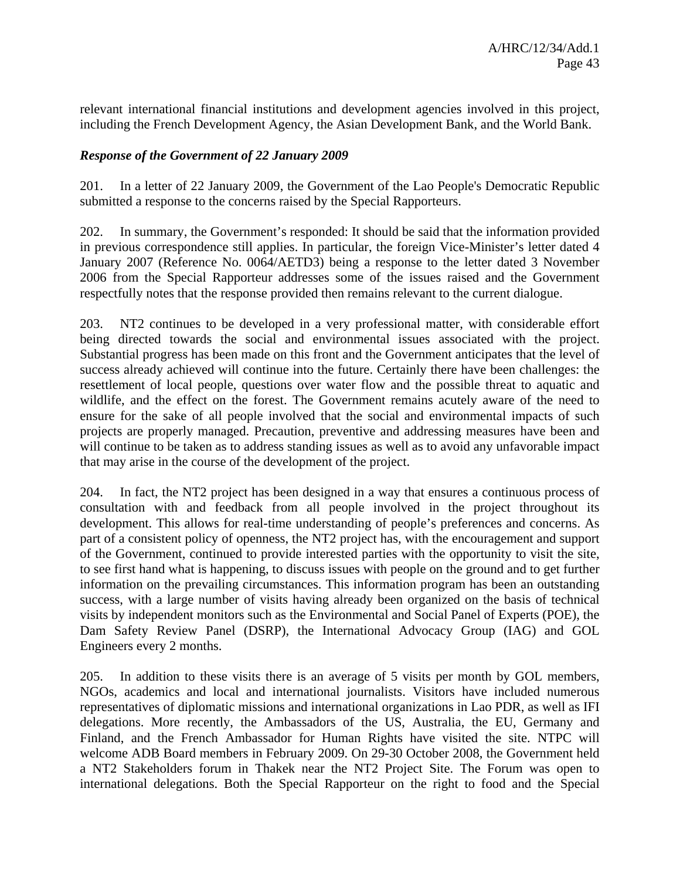relevant international financial institutions and development agencies involved in this project, including the French Development Agency, the Asian Development Bank, and the World Bank.

***Response of the Government of 22 January 2009***

201. In a letter of 22 January 2009, the Government of the Lao People's Democratic Republic submitted a response to the concerns raised by the Special Rapporteurs.

202. In summary, the Government's responded: It should be said that the information provided in previous correspondence still applies. In particular, the foreign Vice-Minister's letter dated 4 January 2007 (Reference No. 0064/AETD3) being a response to the letter dated 3 November 2006 from the Special Rapporteur addresses some of the issues raised and the Government respectfully notes that the response provided then remains relevant to the current dialogue.

203. NT2 continues to be developed in a very professional matter, with considerable effort being directed towards the social and environmental issues associated with the project. Substantial progress has been made on this front and the Government anticipates that the level of success already achieved will continue into the future. Certainly there have been challenges: the resettlement of local people, questions over water flow and the possible threat to aquatic and wildlife, and the effect on the forest. The Government remains acutely aware of the need to ensure for the sake of all people involved that the social and environmental impacts of such projects are properly managed. Precaution, preventive and addressing measures have been and will continue to be taken as to address standing issues as well as to avoid any unfavorable impact that may arise in the course of the development of the project.

204. In fact, the NT2 project has been designed in a way that ensures a continuous process of consultation with and feedback from all people involved in the project throughout its development. This allows for real-time understanding of people's preferences and concerns. As part of a consistent policy of openness, the NT2 project has, with the encouragement and support of the Government, continued to provide interested parties with the opportunity to visit the site, to see first hand what is happening, to discuss issues with people on the ground and to get further information on the prevailing circumstances. This information program has been an outstanding success, with a large number of visits having already been organized on the basis of technical visits by independent monitors such as the Environmental and Social Panel of Experts (POE), the Dam Safety Review Panel (DSRP), the International Advocacy Group (IAG) and GOL Engineers every 2 months.

205. In addition to these visits there is an average of 5 visits per month by GOL members, NGOs, academics and local and international journalists. Visitors have included numerous representatives of diplomatic missions and international organizations in Lao PDR, as well as IFI delegations. More recently, the Ambassadors of the US, Australia, the EU, Germany and Finland, and the French Ambassador for Human Rights have visited the site. NTPC will welcome ADB Board members in February 2009. On 29-30 October 2008, the Government held a NT2 Stakeholders forum in Thakek near the NT2 Project Site. The Forum was open to international delegations. Both the Special Rapporteur on the right to food and the Special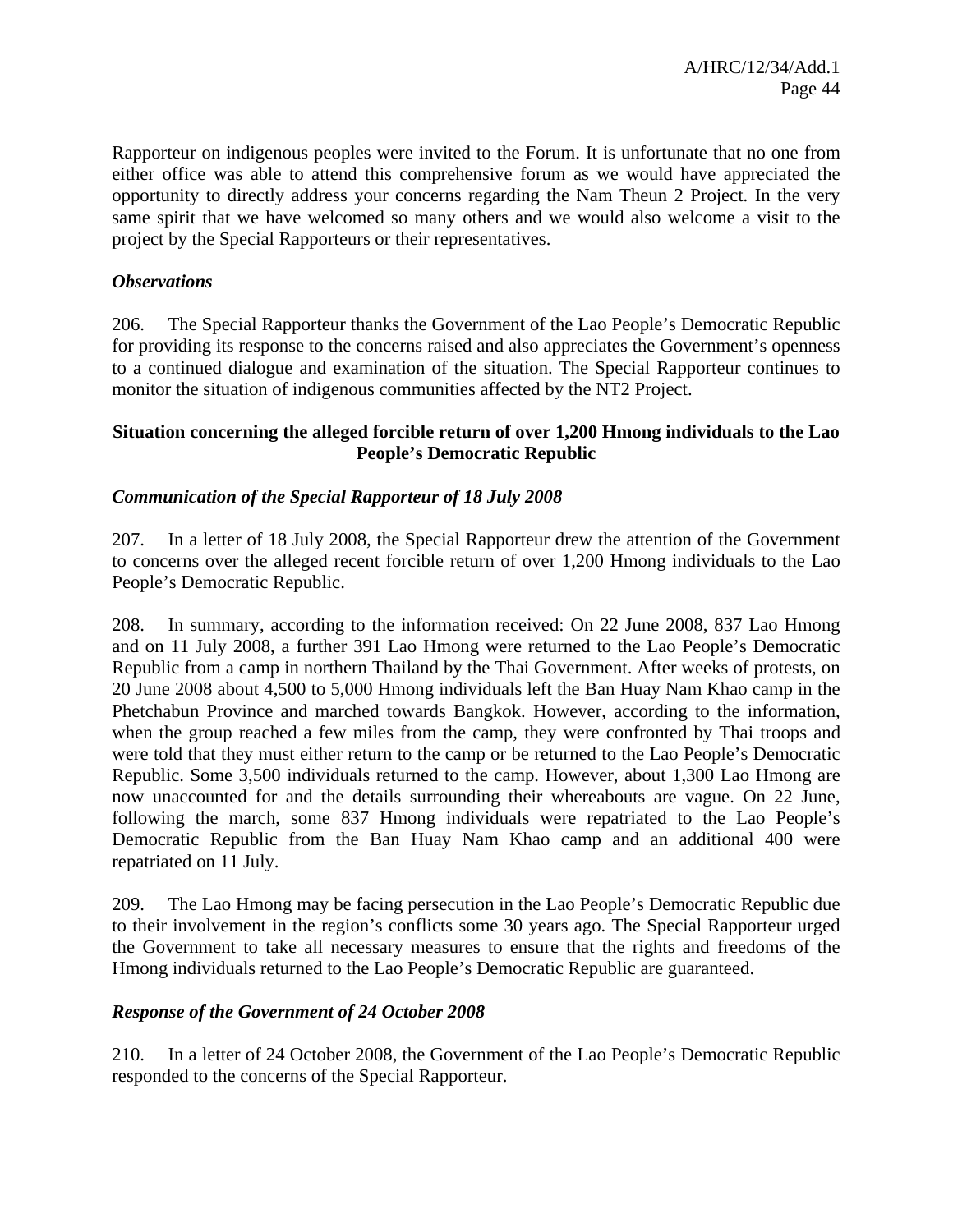Rapporteur on indigenous peoples were invited to the Forum. It is unfortunate that no one from either office was able to attend this comprehensive forum as we would have appreciated the opportunity to directly address your concerns regarding the Nam Theun 2 Project. In the very same spirit that we have welcomed so many others and we would also welcome a visit to the project by the Special Rapporteurs or their representatives.

*Observations*

206. The Special Rapporteur thanks the Government of the Lao People's Democratic Republic for providing its response to the concerns raised and also appreciates the Government's openness to a continued dialogue and examination of the situation. The Special Rapporteur continues to monitor the situation of indigenous communities affected by the NT2 Project.

**Situation concerning the alleged forcible return of over 1,200 Hmong individuals to the Lao People's Democratic Republic**

*Communication of the Special Rapporteur of 18 July 2008*

207. In a letter of 18 July 2008, the Special Rapporteur drew the attention of the Government to concerns over the alleged recent forcible return of over 1,200 Hmong individuals to the Lao People's Democratic Republic.

208. In summary, according to the information received: On 22 June 2008, 837 Lao Hmong and on 11 July 2008, a further 391 Lao Hmong were returned to the Lao People's Democratic Republic from a camp in northern Thailand by the Thai Government. After weeks of protests, on 20 June 2008 about 4,500 to 5,000 Hmong individuals left the Ban Huay Nam Khao camp in the Phetchabun Province and marched towards Bangkok. However, according to the information, when the group reached a few miles from the camp, they were confronted by Thai troops and were told that they must either return to the camp or be returned to the Lao People's Democratic Republic. Some 3,500 individuals returned to the camp. However, about 1,300 Lao Hmong are now unaccounted for and the details surrounding their whereabouts are vague. On 22 June, following the march, some 837 Hmong individuals were repatriated to the Lao People's Democratic Republic from the Ban Huay Nam Khao camp and an additional 400 were repatriated on 11 July.

209. The Lao Hmong may be facing persecution in the Lao People's Democratic Republic due to their involvement in the region's conflicts some 30 years ago. The Special Rapporteur urged the Government to take all necessary measures to ensure that the rights and freedoms of the Hmong individuals returned to the Lao People's Democratic Republic are guaranteed.

*Response of the Government of 24 October 2008*

210. In a letter of 24 October 2008, the Government of the Lao People's Democratic Republic responded to the concerns of the Special Rapporteur.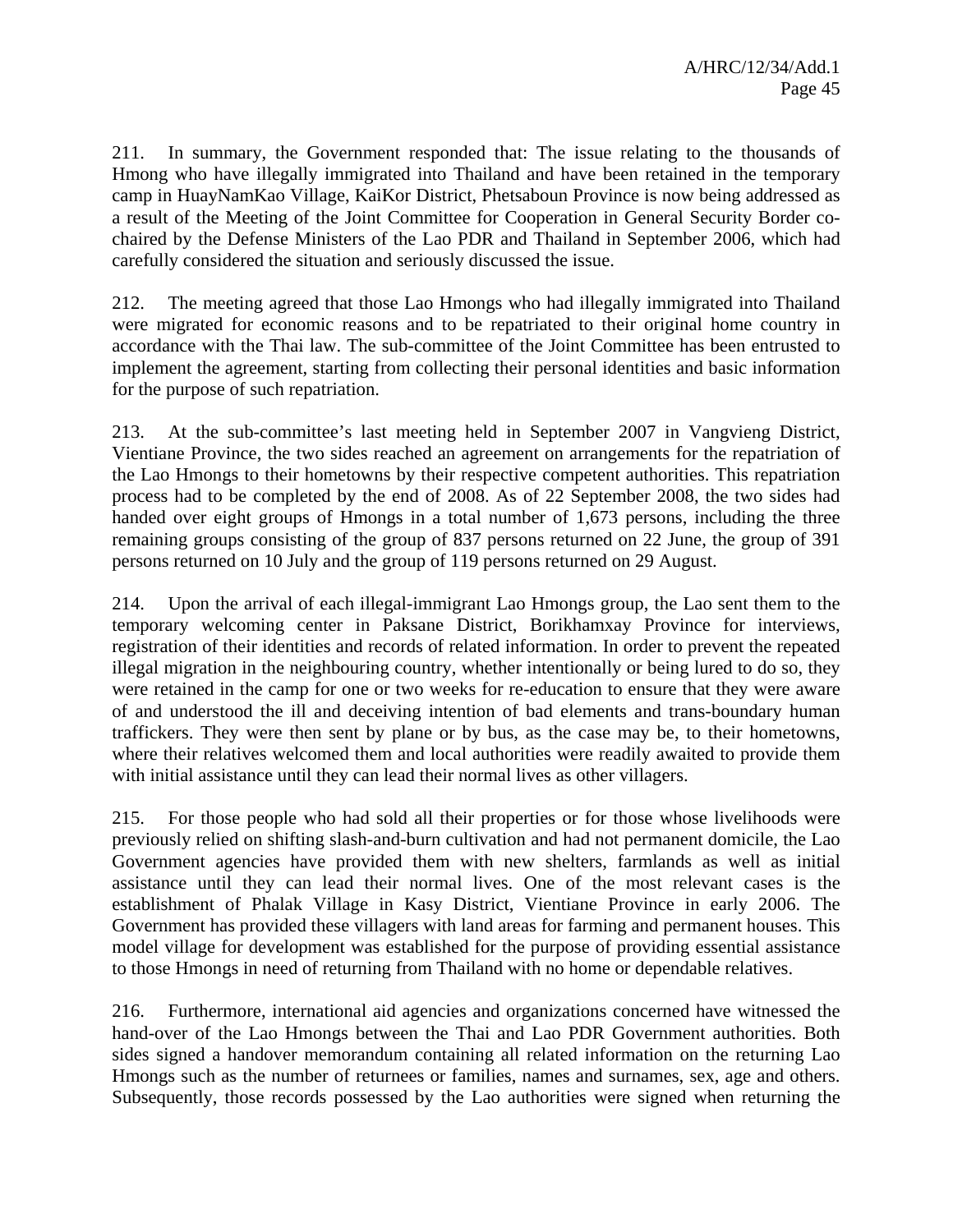211. In summary, the Government responded that: The issue relating to the thousands of Hmong who have illegally immigrated into Thailand and have been retained in the temporary camp in HuayNamKao Village, KaiKor District, Phetsaboun Province is now being addressed as a result of the Meeting of the Joint Committee for Cooperation in General Security Border co-chaired by the Defense Ministers of the Lao PDR and Thailand in September 2006, which had carefully considered the situation and seriously discussed the issue.

212. The meeting agreed that those Lao Hmongs who had illegally immigrated into Thailand were migrated for economic reasons and to be repatriated to their original home country in accordance with the Thai law. The sub-committee of the Joint Committee has been entrusted to implement the agreement, starting from collecting their personal identities and basic information for the purpose of such repatriation.

213. At the sub-committee's last meeting held in September 2007 in Vangvieng District, Vientiane Province, the two sides reached an agreement on arrangements for the repatriation of the Lao Hmongs to their hometowns by their respective competent authorities. This repatriation process had to be completed by the end of 2008. As of 22 September 2008, the two sides had handed over eight groups of Hmongs in a total number of 1,673 persons, including the three remaining groups consisting of the group of 837 persons returned on 22 June, the group of 391 persons returned on 10 July and the group of 119 persons returned on 29 August.

214. Upon the arrival of each illegal-immigrant Lao Hmongs group, the Lao sent them to the temporary welcoming center in Paksane District, Borikhamxay Province for interviews, registration of their identities and records of related information. In order to prevent the repeated illegal migration in the neighbouring country, whether intentionally or being lured to do so, they were retained in the camp for one or two weeks for re-education to ensure that they were aware of and understood the ill and deceiving intention of bad elements and trans-boundary human traffickers. They were then sent by plane or by bus, as the case may be, to their hometowns, where their relatives welcomed them and local authorities were readily awaited to provide them with initial assistance until they can lead their normal lives as other villagers.

215. For those people who had sold all their properties or for those whose livelihoods were previously relied on shifting slash-and-burn cultivation and had not permanent domicile, the Lao Government agencies have provided them with new shelters, farmlands as well as initial assistance until they can lead their normal lives. One of the most relevant cases is the establishment of Phalak Village in Kasy District, Vientiane Province in early 2006. The Government has provided these villagers with land areas for farming and permanent houses. This model village for development was established for the purpose of providing essential assistance to those Hmongs in need of returning from Thailand with no home or dependable relatives.

216. Furthermore, international aid agencies and organizations concerned have witnessed the hand-over of the Lao Hmongs between the Thai and Lao PDR Government authorities. Both sides signed a handover memorandum containing all related information on the returning Lao Hmongs such as the number of returnees or families, names and surnames, sex, age and others. Subsequently, those records possessed by the Lao authorities were signed when returning the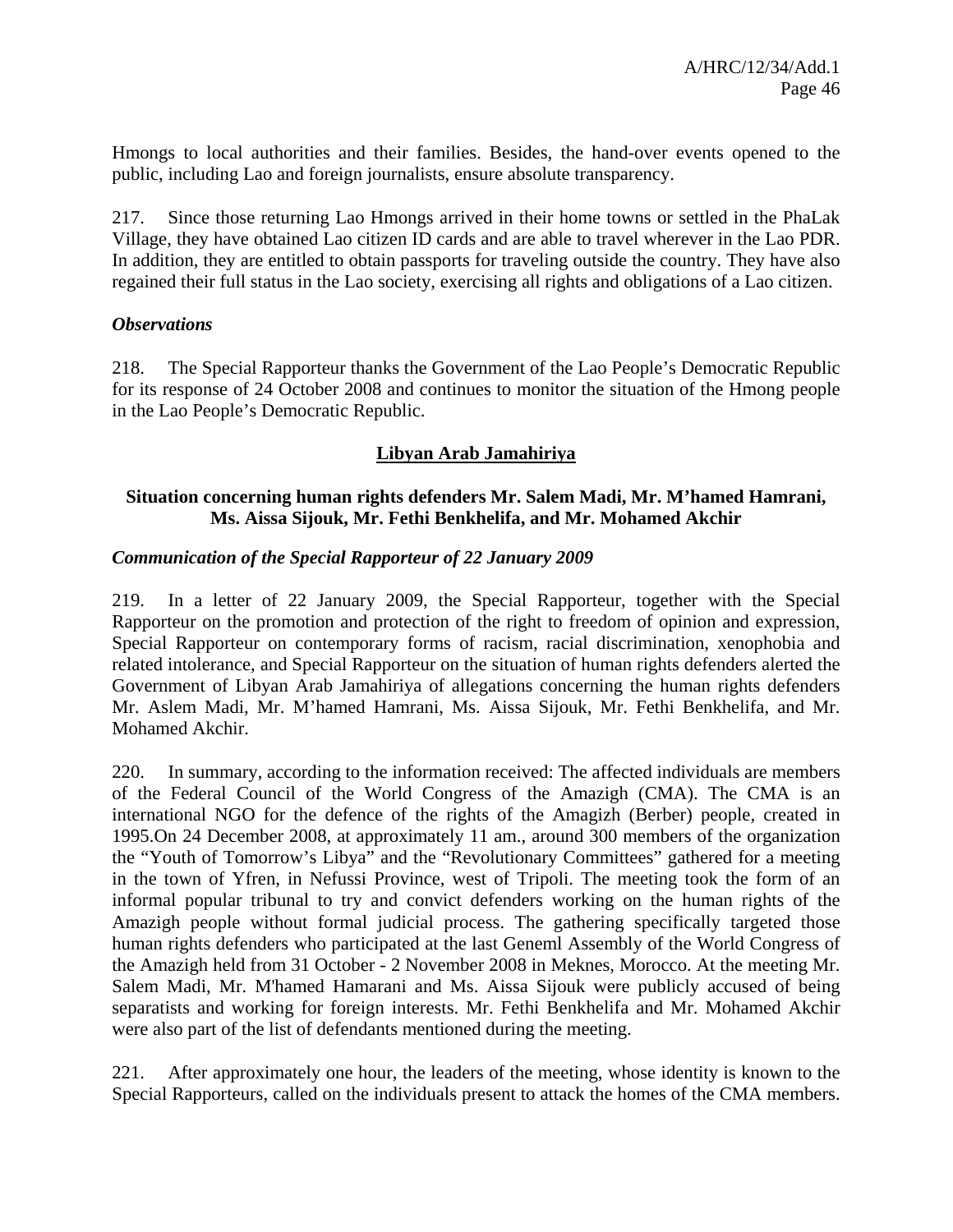Hmongs to local authorities and their families. Besides, the hand-over events opened to the public, including Lao and foreign journalists, ensure absolute transparency.

217. Since those returning Lao Hmongs arrived in their home towns or settled in the PhaLak Village, they have obtained Lao citizen ID cards and are able to travel wherever in the Lao PDR. In addition, they are entitled to obtain passports for traveling outside the country. They have also regained their full status in the Lao society, exercising all rights and obligations of a Lao citizen.

### *Observations*

218. The Special Rapporteur thanks the Government of the Lao People's Democratic Republic for its response of 24 October 2008 and continues to monitor the situation of the Hmong people in the Lao People's Democratic Republic.

## Libyan Arab Jamahiriya

### Situation concerning human rights defenders Mr. Salem Madi, Mr. M'hamed Hamrani, Ms. Aissa Sijouk, Mr. Fethi Benkhelifa, and Mr. Mohamed Akchir

### *Communication of the Special Rapporteur of 22 January 2009*

219. In a letter of 22 January 2009, the Special Rapporteur, together with the Special Rapporteur on the promotion and protection of the right to freedom of opinion and expression, Special Rapporteur on contemporary forms of racism, racial discrimination, xenophobia and related intolerance, and Special Rapporteur on the situation of human rights defenders alerted the Government of Libyan Arab Jamahiriya of allegations concerning the human rights defenders Mr. Aslem Madi, Mr. M'hamed Hamrani, Ms. Aissa Sijouk, Mr. Fethi Benkhelifa, and Mr. Mohamed Akchir.

220. In summary, according to the information received: The affected individuals are members of the Federal Council of the World Congress of the Amazigh (CMA). The CMA is an international NGO for the defence of the rights of the Amagizh (Berber) people, created in 1995.On 24 December 2008, at approximately 11 am., around 300 members of the organization the "Youth of Tomorrow's Libya" and the "Revolutionary Committees" gathered for a meeting in the town of Yfren, in Nefussi Province, west of Tripoli. The meeting took the form of an informal popular tribunal to try and convict defenders working on the human rights of the Amazigh people without formal judicial process. The gathering specifically targeted those human rights defenders who participated at the last Geneml Assembly of the World Congress of the Amazigh held from 31 October - 2 November 2008 in Meknes, Morocco. At the meeting Mr. Salem Madi, Mr. M'hamed Hamarani and Ms. Aissa Sijouk were publicly accused of being separatists and working for foreign interests. Mr. Fethi Benkhelifa and Mr. Mohamed Akchir were also part of the list of defendants mentioned during the meeting.

221. After approximately one hour, the leaders of the meeting, whose identity is known to the Special Rapporteurs, called on the individuals present to attack the homes of the CMA members.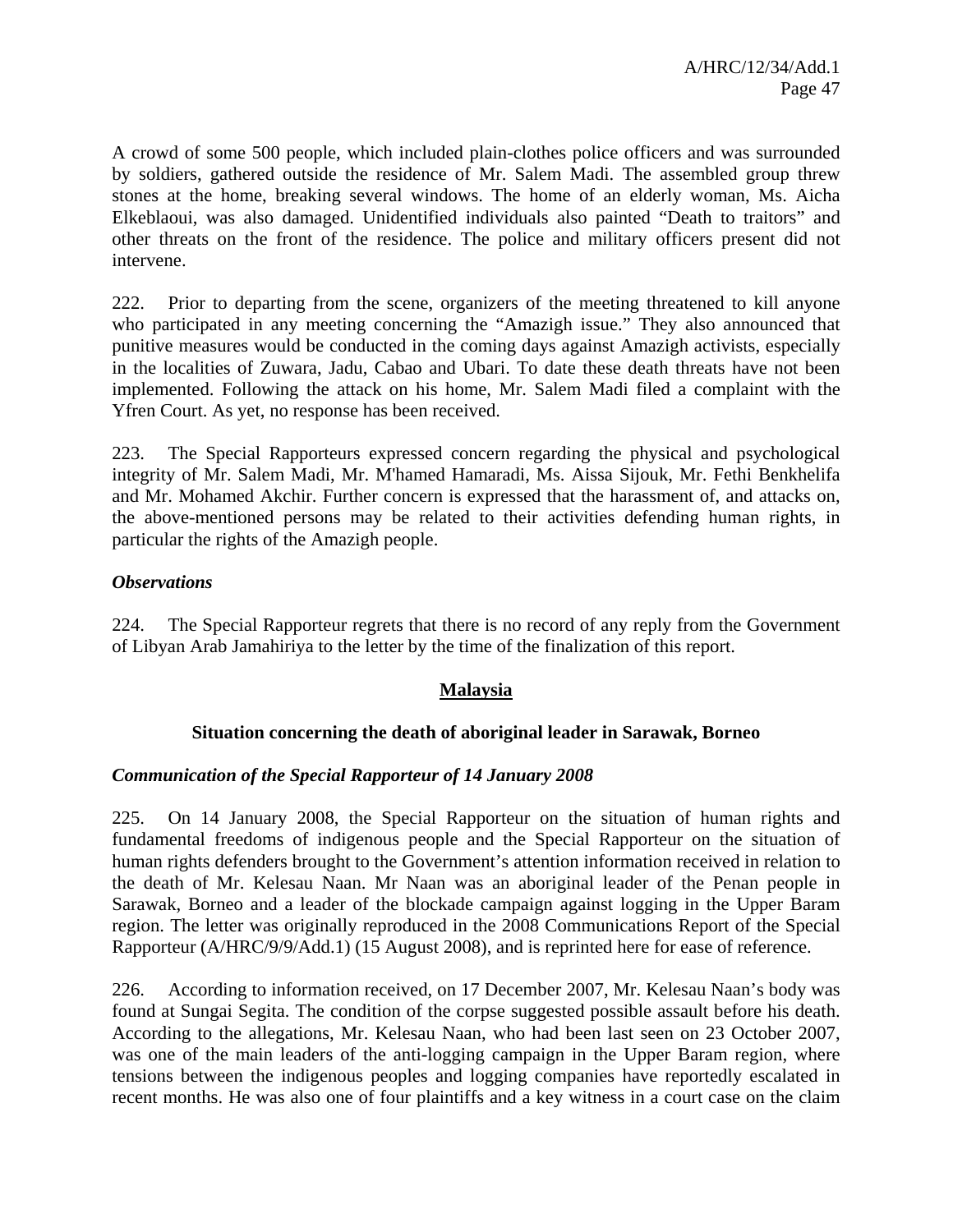A crowd of some 500 people, which included plain-clothes police officers and was surrounded by soldiers, gathered outside the residence of Mr. Salem Madi. The assembled group threw stones at the home, breaking several windows. The home of an elderly woman, Ms. Aicha Elkeblaoui, was also damaged. Unidentified individuals also painted “Death to traitors” and other threats on the front of the residence. The police and military officers present did not intervene.

222. Prior to departing from the scene, organizers of the meeting threatened to kill anyone who participated in any meeting concerning the “Amazigh issue.” They also announced that punitive measures would be conducted in the coming days against Amazigh activists, especially in the localities of Zuwara, Jadu, Cabao and Ubari. To date these death threats have not been implemented. Following the attack on his home, Mr. Salem Madi filed a complaint with the Yfren Court. As yet, no response has been received.

223. The Special Rapporteurs expressed concern regarding the physical and psychological integrity of Mr. Salem Madi, Mr. M'hamed Hamaradi, Ms. Aissa Sijouk, Mr. Fethi Benkhelifa and Mr. Mohamed Akchir. Further concern is expressed that the harassment of, and attacks on, the above-mentioned persons may be related to their activities defending human rights, in particular the rights of the Amazigh people.

***Observations***

224. The Special Rapporteur regrets that there is no record of any reply from the Government of Libyan Arab Jamahiriya to the letter by the time of the finalization of this report.

## Malaysia

### Situation concerning the death of aboriginal leader in Sarawak, Borneo

***Communication of the Special Rapporteur of 14 January 2008***

225. On 14 January 2008, the Special Rapporteur on the situation of human rights and fundamental freedoms of indigenous people and the Special Rapporteur on the situation of human rights defenders brought to the Government’s attention information received in relation to the death of Mr. Kelesau Naan. Mr Naan was an aboriginal leader of the Penan people in Sarawak, Borneo and a leader of the blockade campaign against logging in the Upper Baram region. The letter was originally reproduced in the 2008 Communications Report of the Special Rapporteur (A/HRC/9/9/Add.1) (15 August 2008), and is reprinted here for ease of reference.

226. According to information received, on 17 December 2007, Mr. Kelesau Naan’s body was found at Sungai Segita. The condition of the corpse suggested possible assault before his death. According to the allegations, Mr. Kelesau Naan, who had been last seen on 23 October 2007, was one of the main leaders of the anti-logging campaign in the Upper Baram region, where tensions between the indigenous peoples and logging companies have reportedly escalated in recent months. He was also one of four plaintiffs and a key witness in a court case on the claim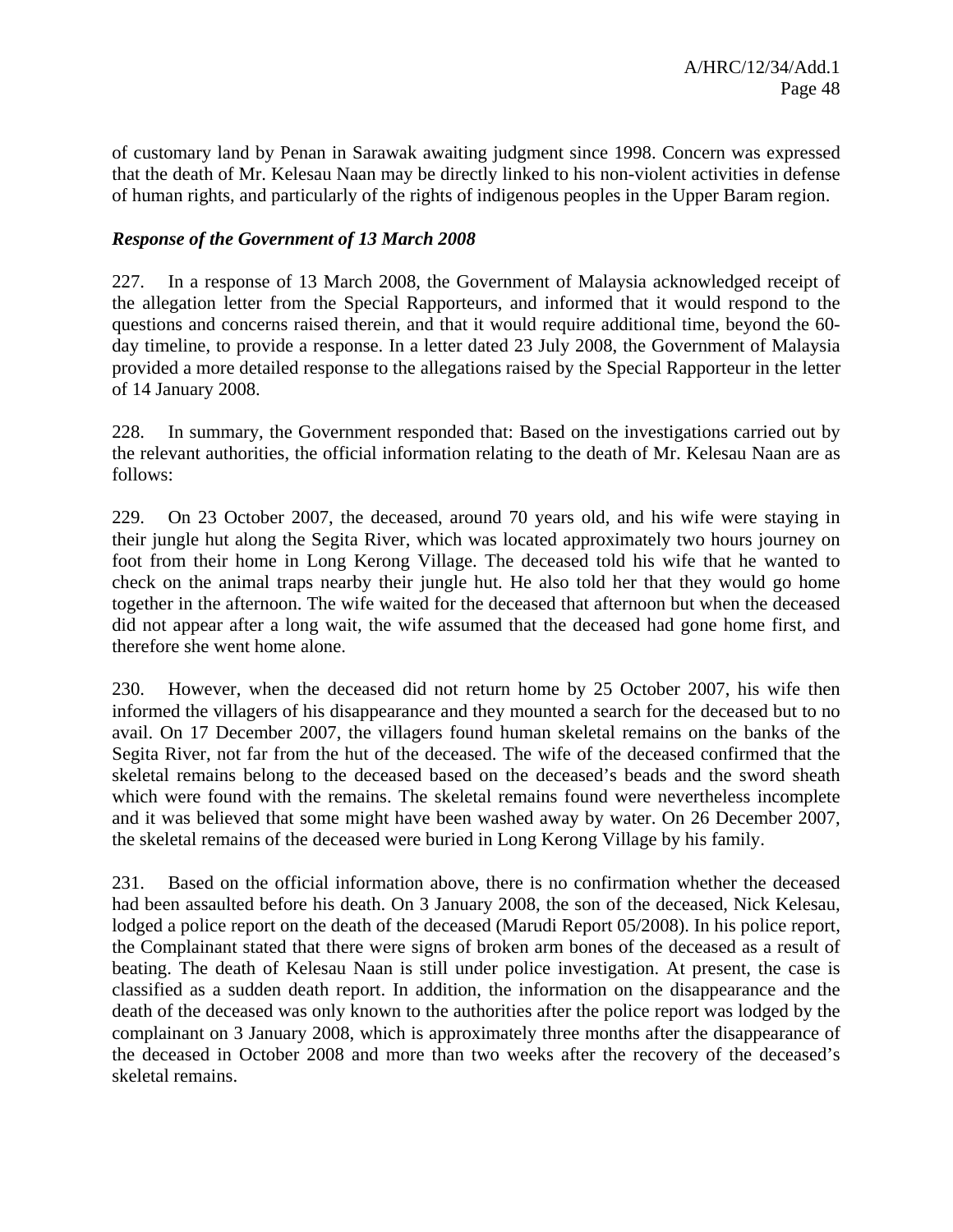of customary land by Penan in Sarawak awaiting judgment since 1998. Concern was expressed that the death of Mr. Kelesau Naan may be directly linked to his non-violent activities in defense of human rights, and particularly of the rights of indigenous peoples in the Upper Baram region.

### *Response of the Government of 13 March 2008*

227. In a response of 13 March 2008, the Government of Malaysia acknowledged receipt of the allegation letter from the Special Rapporteurs, and informed that it would respond to the questions and concerns raised therein, and that it would require additional time, beyond the 60-day timeline, to provide a response. In a letter dated 23 July 2008, the Government of Malaysia provided a more detailed response to the allegations raised by the Special Rapporteur in the letter of 14 January 2008.

228. In summary, the Government responded that: Based on the investigations carried out by the relevant authorities, the official information relating to the death of Mr. Kelesau Naan are as follows:

229. On 23 October 2007, the deceased, around 70 years old, and his wife were staying in their jungle hut along the Segita River, which was located approximately two hours journey on foot from their home in Long Kerong Village. The deceased told his wife that he wanted to check on the animal traps nearby their jungle hut. He also told her that they would go home together in the afternoon. The wife waited for the deceased that afternoon but when the deceased did not appear after a long wait, the wife assumed that the deceased had gone home first, and therefore she went home alone.

230. However, when the deceased did not return home by 25 October 2007, his wife then informed the villagers of his disappearance and they mounted a search for the deceased but to no avail. On 17 December 2007, the villagers found human skeletal remains on the banks of the Segita River, not far from the hut of the deceased. The wife of the deceased confirmed that the skeletal remains belong to the deceased based on the deceased's beads and the sword sheath which were found with the remains. The skeletal remains found were nevertheless incomplete and it was believed that some might have been washed away by water. On 26 December 2007, the skeletal remains of the deceased were buried in Long Kerong Village by his family.

231. Based on the official information above, there is no confirmation whether the deceased had been assaulted before his death. On 3 January 2008, the son of the deceased, Nick Kelesau, lodged a police report on the death of the deceased (Marudi Report 05/2008). In his police report, the Complainant stated that there were signs of broken arm bones of the deceased as a result of beating. The death of Kelesau Naan is still under police investigation. At present, the case is classified as a sudden death report. In addition, the information on the disappearance and the death of the deceased was only known to the authorities after the police report was lodged by the complainant on 3 January 2008, which is approximately three months after the disappearance of the deceased in October 2008 and more than two weeks after the recovery of the deceased's skeletal remains.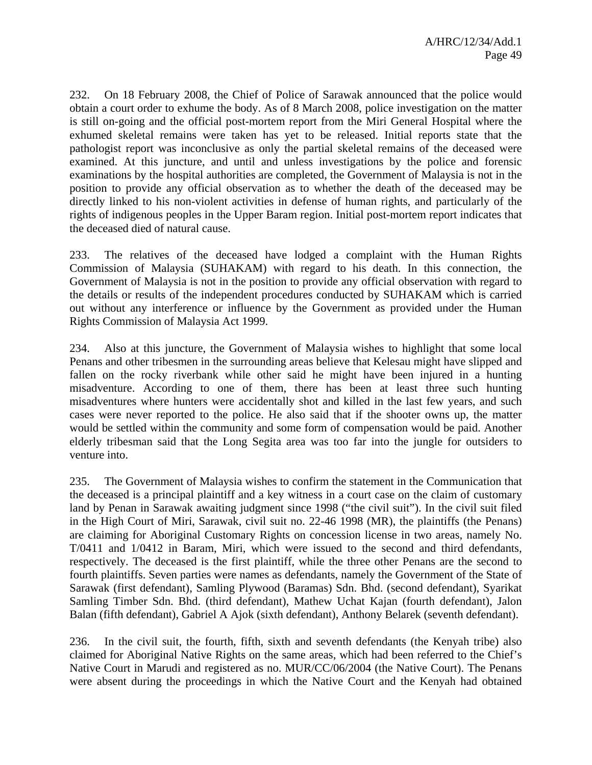232. On 18 February 2008, the Chief of Police of Sarawak announced that the police would obtain a court order to exhume the body. As of 8 March 2008, police investigation on the matter is still on-going and the official post-mortem report from the Miri General Hospital where the exhumed skeletal remains were taken has yet to be released. Initial reports state that the pathologist report was inconclusive as only the partial skeletal remains of the deceased were examined. At this juncture, and until and unless investigations by the police and forensic examinations by the hospital authorities are completed, the Government of Malaysia is not in the position to provide any official observation as to whether the death of the deceased may be directly linked to his non-violent activities in defense of human rights, and particularly of the rights of indigenous peoples in the Upper Baram region. Initial post-mortem report indicates that the deceased died of natural cause.

233. The relatives of the deceased have lodged a complaint with the Human Rights Commission of Malaysia (SUHAKAM) with regard to his death. In this connection, the Government of Malaysia is not in the position to provide any official observation with regard to the details or results of the independent procedures conducted by SUHAKAM which is carried out without any interference or influence by the Government as provided under the Human Rights Commission of Malaysia Act 1999.

234. Also at this juncture, the Government of Malaysia wishes to highlight that some local Penans and other tribesmen in the surrounding areas believe that Kelesau might have slipped and fallen on the rocky riverbank while other said he might have been injured in a hunting misadventure. According to one of them, there has been at least three such hunting misadventures where hunters were accidentally shot and killed in the last few years, and such cases were never reported to the police. He also said that if the shooter owns up, the matter would be settled within the community and some form of compensation would be paid. Another elderly tribesman said that the Long Segita area was too far into the jungle for outsiders to venture into.

235. The Government of Malaysia wishes to confirm the statement in the Communication that the deceased is a principal plaintiff and a key witness in a court case on the claim of customary land by Penan in Sarawak awaiting judgment since 1998 ("the civil suit"). In the civil suit filed in the High Court of Miri, Sarawak, civil suit no. 22-46 1998 (MR), the plaintiffs (the Penans) are claiming for Aboriginal Customary Rights on concession license in two areas, namely No. T/0411 and 1/0412 in Baram, Miri, which were issued to the second and third defendants, respectively. The deceased is the first plaintiff, while the three other Penans are the second to fourth plaintiffs. Seven parties were names as defendants, namely the Government of the State of Sarawak (first defendant), Samling Plywood (Baramas) Sdn. Bhd. (second defendant), Syarikat Samling Timber Sdn. Bhd. (third defendant), Mathew Uchat Kajan (fourth defendant), Jalon Balan (fifth defendant), Gabriel A Ajok (sixth defendant), Anthony Belarek (seventh defendant).

236. In the civil suit, the fourth, fifth, sixth and seventh defendants (the Kenyah tribe) also claimed for Aboriginal Native Rights on the same areas, which had been referred to the Chief's Native Court in Marudi and registered as no. MUR/CC/06/2004 (the Native Court). The Penans were absent during the proceedings in which the Native Court and the Kenyah had obtained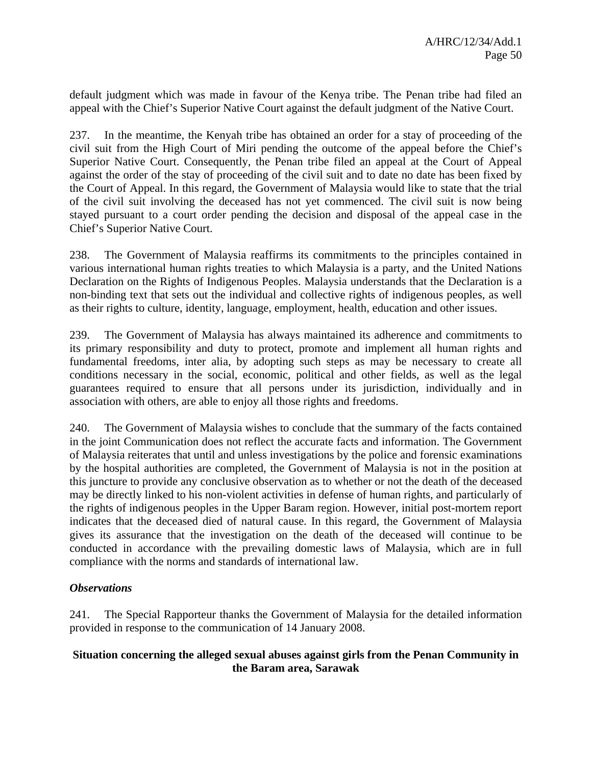default judgment which was made in favour of the Kenya tribe. The Penan tribe had filed an appeal with the Chief's Superior Native Court against the default judgment of the Native Court.

237. In the meantime, the Kenyah tribe has obtained an order for a stay of proceeding of the civil suit from the High Court of Miri pending the outcome of the appeal before the Chief's Superior Native Court. Consequently, the Penan tribe filed an appeal at the Court of Appeal against the order of the stay of proceeding of the civil suit and to date no date has been fixed by the Court of Appeal. In this regard, the Government of Malaysia would like to state that the trial of the civil suit involving the deceased has not yet commenced. The civil suit is now being stayed pursuant to a court order pending the decision and disposal of the appeal case in the Chief's Superior Native Court.

238. The Government of Malaysia reaffirms its commitments to the principles contained in various international human rights treaties to which Malaysia is a party, and the United Nations Declaration on the Rights of Indigenous Peoples. Malaysia understands that the Declaration is a non-binding text that sets out the individual and collective rights of indigenous peoples, as well as their rights to culture, identity, language, employment, health, education and other issues.

239. The Government of Malaysia has always maintained its adherence and commitments to its primary responsibility and duty to protect, promote and implement all human rights and fundamental freedoms, inter alia, by adopting such steps as may be necessary to create all conditions necessary in the social, economic, political and other fields, as well as the legal guarantees required to ensure that all persons under its jurisdiction, individually and in association with others, are able to enjoy all those rights and freedoms.

240. The Government of Malaysia wishes to conclude that the summary of the facts contained in the joint Communication does not reflect the accurate facts and information. The Government of Malaysia reiterates that until and unless investigations by the police and forensic examinations by the hospital authorities are completed, the Government of Malaysia is not in the position at this juncture to provide any conclusive observation as to whether or not the death of the deceased may be directly linked to his non-violent activities in defense of human rights, and particularly of the rights of indigenous peoples in the Upper Baram region. However, initial post-mortem report indicates that the deceased died of natural cause. In this regard, the Government of Malaysia gives its assurance that the investigation on the death of the deceased will continue to be conducted in accordance with the prevailing domestic laws of Malaysia, which are in full compliance with the norms and standards of international law.

***Observations***

241. The Special Rapporteur thanks the Government of Malaysia for the detailed information provided in response to the communication of 14 January 2008.

**Situation concerning the alleged sexual abuses against girls from the Penan Community in the Baram area, Sarawak**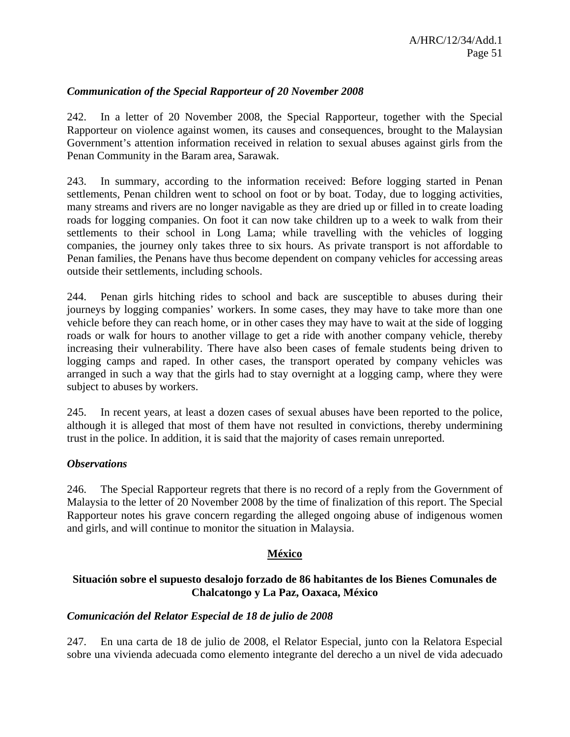*Communication of the Special Rapporteur of 20 November 2008*

242. In a letter of 20 November 2008, the Special Rapporteur, together with the Special Rapporteur on violence against women, its causes and consequences, brought to the Malaysian Government's attention information received in relation to sexual abuses against girls from the Penan Community in the Baram area, Sarawak.

243. In summary, according to the information received: Before logging started in Penan settlements, Penan children went to school on foot or by boat. Today, due to logging activities, many streams and rivers are no longer navigable as they are dried up or filled in to create loading roads for logging companies. On foot it can now take children up to a week to walk from their settlements to their school in Long Lama; while travelling with the vehicles of logging companies, the journey only takes three to six hours. As private transport is not affordable to Penan families, the Penans have thus become dependent on company vehicles for accessing areas outside their settlements, including schools.

244. Penan girls hitching rides to school and back are susceptible to abuses during their journeys by logging companies' workers. In some cases, they may have to take more than one vehicle before they can reach home, or in other cases they may have to wait at the side of logging roads or walk for hours to another village to get a ride with another company vehicle, thereby increasing their vulnerability. There have also been cases of female students being driven to logging camps and raped. In other cases, the transport operated by company vehicles was arranged in such a way that the girls had to stay overnight at a logging camp, where they were subject to abuses by workers.

245. In recent years, at least a dozen cases of sexual abuses have been reported to the police, although it is alleged that most of them have not resulted in convictions, thereby undermining trust in the police. In addition, it is said that the majority of cases remain unreported.

*Observations*

246. The Special Rapporteur regrets that there is no record of a reply from the Government of Malaysia to the letter of 20 November 2008 by the time of finalization of this report. The Special Rapporteur notes his grave concern regarding the alleged ongoing abuse of indigenous women and girls, and will continue to monitor the situation in Malaysia.

## México

### Situación sobre el supuesto desalojo forzado de 86 habitantes de los Bienes Comunales de Chalcatongo y La Paz, Oaxaca, México

*Comunicación del Relator Especial de 18 de julio de 2008*

247. En una carta de 18 de julio de 2008, el Relator Especial, junto con la Relatora Especial sobre una vivienda adecuada como elemento integrante del derecho a un nivel de vida adecuado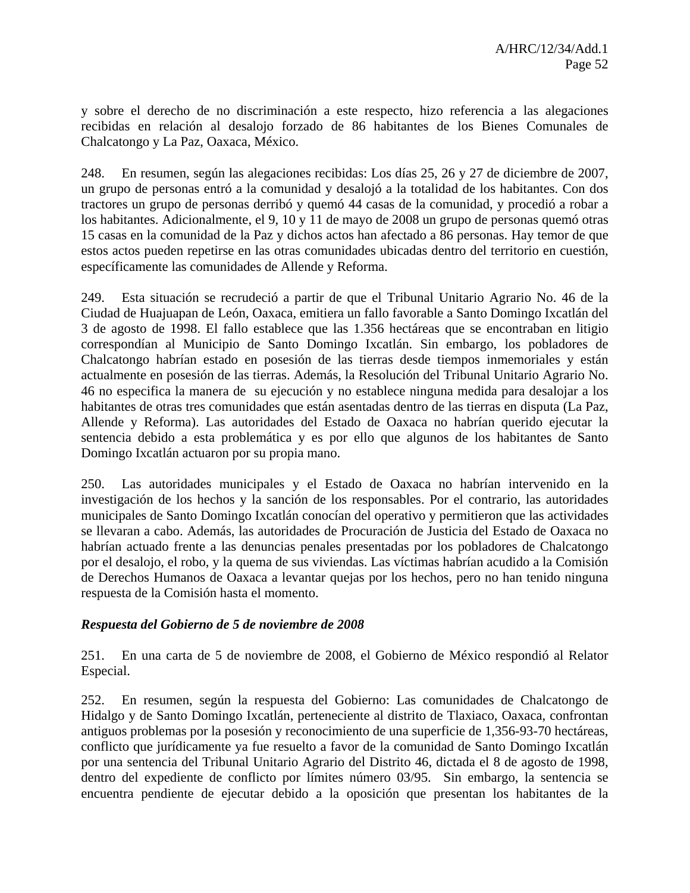y sobre el derecho de no discriminación a este respecto, hizo referencia a las alegaciones recibidas en relación al desalojo forzado de 86 habitantes de los Bienes Comunales de Chalcatongo y La Paz, Oaxaca, México.

248. En resumen, según las alegaciones recibidas: Los días 25, 26 y 27 de diciembre de 2007, un grupo de personas entró a la comunidad y desalojó a la totalidad de los habitantes. Con dos tractores un grupo de personas derribó y quemó 44 casas de la comunidad, y procedió a robar a los habitantes. Adicionalmente, el 9, 10 y 11 de mayo de 2008 un grupo de personas quemó otras 15 casas en la comunidad de la Paz y dichos actos han afectado a 86 personas. Hay temor de que estos actos pueden repetirse en las otras comunidades ubicadas dentro del territorio en cuestión, específicamente las comunidades de Allende y Reforma.

249. Esta situación se recrudeció a partir de que el Tribunal Unitario Agrario No. 46 de la Ciudad de Huajuapan de León, Oaxaca, emitiera un fallo favorable a Santo Domingo Ixcatlán del 3 de agosto de 1998. El fallo establece que las 1.356 hectáreas que se encontraban en litigio correspondían al Municipio de Santo Domingo Ixcatlán. Sin embargo, los pobladores de Chalcatongo habrían estado en posesión de las tierras desde tiempos inmemoriales y están actualmente en posesión de las tierras. Además, la Resolución del Tribunal Unitario Agrario No. 46 no especifica la manera de su ejecución y no establece ninguna medida para desalojar a los habitantes de otras tres comunidades que están asentadas dentro de las tierras en disputa (La Paz, Allende y Reforma). Las autoridades del Estado de Oaxaca no habrían querido ejecutar la sentencia debido a esta problemática y es por ello que algunos de los habitantes de Santo Domingo Ixcatlán actuaron por su propia mano.

250. Las autoridades municipales y el Estado de Oaxaca no habrían intervenido en la investigación de los hechos y la sanción de los responsables. Por el contrario, las autoridades municipales de Santo Domingo Ixcatlán conocían del operativo y permitieron que las actividades se llevaran a cabo. Además, las autoridades de Procuración de Justicia del Estado de Oaxaca no habrían actuado frente a las denuncias penales presentadas por los pobladores de Chalcatongo por el desalojo, el robo, y la quema de sus viviendas. Las víctimas habrían acudido a la Comisión de Derechos Humanos de Oaxaca a levantar quejas por los hechos, pero no han tenido ninguna respuesta de la Comisión hasta el momento.

***Respuesta del Gobierno de 5 de noviembre de 2008***

251. En una carta de 5 de noviembre de 2008, el Gobierno de México respondió al Relator Especial.

252. En resumen, según la respuesta del Gobierno: Las comunidades de Chalcatongo de Hidalgo y de Santo Domingo Ixcatlán, perteneciente al distrito de Tlaxiaco, Oaxaca, confrontan antiguos problemas por la posesión y reconocimiento de una superficie de 1,356-93-70 hectáreas, conflicto que jurídicamente ya fue resuelto a favor de la comunidad de Santo Domingo Ixcatlán por una sentencia del Tribunal Unitario Agrario del Distrito 46, dictada el 8 de agosto de 1998, dentro del expediente de conflicto por límites número 03/95. Sin embargo, la sentencia se encuentra pendiente de ejecutar debido a la oposición que presentan los habitantes de la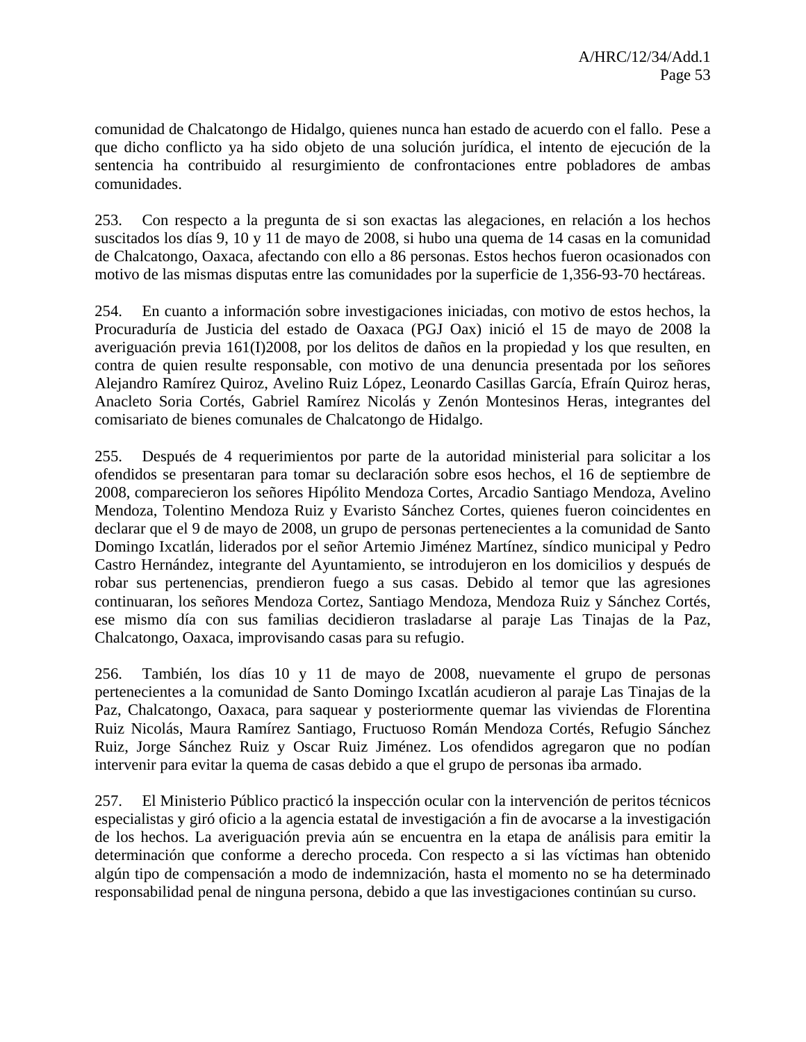comunidad de Chalcatongo de Hidalgo, quienes nunca han estado de acuerdo con el fallo. Pese a que dicho conflicto ya ha sido objeto de una solución jurídica, el intento de ejecución de la sentencia ha contribuido al resurgimiento de confrontaciones entre pobladores de ambas comunidades.

253. Con respecto a la pregunta de si son exactas las alegaciones, en relación a los hechos suscitados los días 9, 10 y 11 de mayo de 2008, si hubo una quema de 14 casas en la comunidad de Chalcatongo, Oaxaca, afectando con ello a 86 personas. Estos hechos fueron ocasionados con motivo de las mismas disputas entre las comunidades por la superficie de 1,356-93-70 hectáreas.

254. En cuanto a información sobre investigaciones iniciadas, con motivo de estos hechos, la Procuraduría de Justicia del estado de Oaxaca (PGJ Oax) inició el 15 de mayo de 2008 la averiguación previa 161(I)2008, por los delitos de daños en la propiedad y los que resulten, en contra de quien resulte responsable, con motivo de una denuncia presentada por los señores Alejandro Ramírez Quiroz, Avelino Ruiz López, Leonardo Casillas García, Efraín Quiroz heras, Anacleto Soria Cortés, Gabriel Ramírez Nicolás y Zenón Montesinos Heras, integrantes del comisariato de bienes comunales de Chalcatongo de Hidalgo.

255. Después de 4 requerimientos por parte de la autoridad ministerial para solicitar a los ofendidos se presentaran para tomar su declaración sobre esos hechos, el 16 de septiembre de 2008, comparecieron los señores Hipólito Mendoza Cortes, Arcadio Santiago Mendoza, Avelino Mendoza, Tolentino Mendoza Ruiz y Evaristo Sánchez Cortes, quienes fueron coincidentes en declarar que el 9 de mayo de 2008, un grupo de personas pertenecientes a la comunidad de Santo Domingo Ixcatlán, liderados por el señor Artemio Jiménez Martínez, síndico municipal y Pedro Castro Hernández, integrante del Ayuntamiento, se introdujeron en los domicilios y después de robar sus pertenencias, prendieron fuego a sus casas. Debido al temor que las agresiones continuaran, los señores Mendoza Cortez, Santiago Mendoza, Mendoza Ruiz y Sánchez Cortés, ese mismo día con sus familias decidieron trasladarse al paraje Las Tinajas de la Paz, Chalcatongo, Oaxaca, improvisando casas para su refugio.

256. También, los días 10 y 11 de mayo de 2008, nuevamente el grupo de personas pertenecientes a la comunidad de Santo Domingo Ixcatlán acudieron al paraje Las Tinajas de la Paz, Chalcatongo, Oaxaca, para saquear y posteriormente quemar las viviendas de Florentina Ruiz Nicolás, Maura Ramírez Santiago, Fructuoso Román Mendoza Cortés, Refugio Sánchez Ruiz, Jorge Sánchez Ruiz y Oscar Ruiz Jiménez. Los ofendidos agregaron que no podían intervenir para evitar la quema de casas debido a que el grupo de personas iba armado.

257. El Ministerio Público practicó la inspección ocular con la intervención de peritos técnicos especialistas y giró oficio a la agencia estatal de investigación a fin de avocarse a la investigación de los hechos. La averiguación previa aún se encuentra en la etapa de análisis para emitir la determinación que conforme a derecho proceda. Con respecto a si las víctimas han obtenido algún tipo de compensación a modo de indemnización, hasta el momento no se ha determinado responsabilidad penal de ninguna persona, debido a que las investigaciones continúan su curso.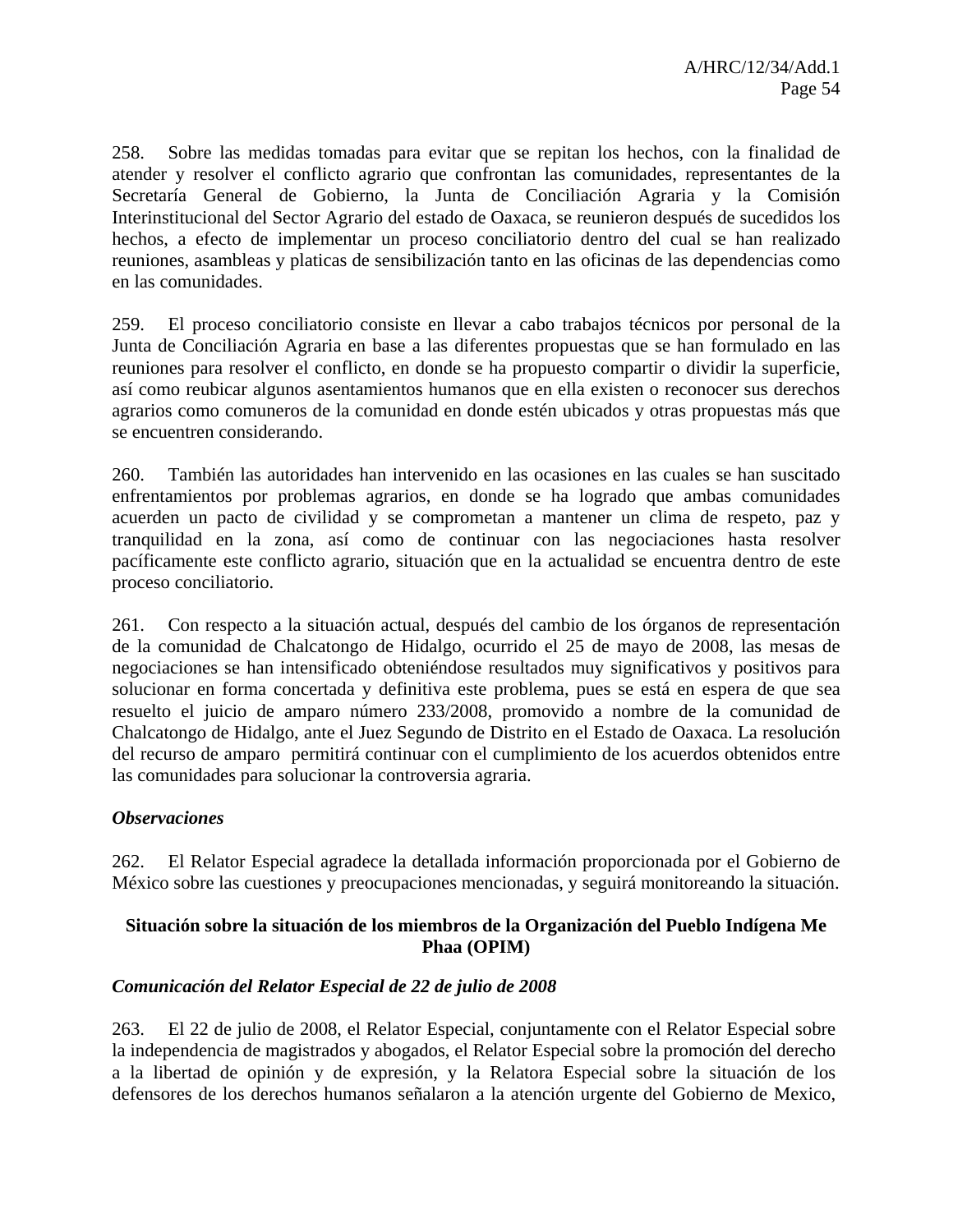258. Sobre las medidas tomadas para evitar que se repitan los hechos, con la finalidad de atender y resolver el conflicto agrario que confrontan las comunidades, representantes de la Secretaría General de Gobierno, la Junta de Conciliación Agraria y la Comisión Interinstitucional del Sector Agrario del estado de Oaxaca, se reunieron después de sucedidos los hechos, a efecto de implementar un proceso conciliatorio dentro del cual se han realizado reuniones, asambleas y platicas de sensibilización tanto en las oficinas de las dependencias como en las comunidades.

259. El proceso conciliatorio consiste en llevar a cabo trabajos técnicos por personal de la Junta de Conciliación Agraria en base a las diferentes propuestas que se han formulado en las reuniones para resolver el conflicto, en donde se ha propuesto compartir o dividir la superficie, así como reubicar algunos asentamientos humanos que en ella existen o reconocer sus derechos agrarios como comuneros de la comunidad en donde estén ubicados y otras propuestas más que se encuentren considerando.

260. También las autoridades han intervenido en las ocasiones en las cuales se han suscitado enfrentamientos por problemas agrarios, en donde se ha logrado que ambas comunidades acuerden un pacto de civilidad y se comprometan a mantener un clima de respeto, paz y tranquilidad en la zona, así como de continuar con las negociaciones hasta resolver pacíficamente este conflicto agrario, situación que en la actualidad se encuentra dentro de este proceso conciliatorio.

261. Con respecto a la situación actual, después del cambio de los órganos de representación de la comunidad de Chalcatongo de Hidalgo, ocurrido el 25 de mayo de 2008, las mesas de negociaciones se han intensificado obteniéndose resultados muy significativos y positivos para solucionar en forma concertada y definitiva este problema, pues se está en espera de que sea resuelto el juicio de amparo número 233/2008, promovido a nombre de la comunidad de Chalcatongo de Hidalgo, ante el Juez Segundo de Distrito en el Estado de Oaxaca. La resolución del recurso de amparo permitirá continuar con el cumplimiento de los acuerdos obtenidos entre las comunidades para solucionar la controversia agraria.

***Observaciones***

262. El Relator Especial agradece la detallada información proporcionada por el Gobierno de México sobre las cuestiones y preocupaciones mencionadas, y seguirá monitoreando la situación.

**Situación sobre la situación de los miembros de la Organización del Pueblo Indígena Me Phaa (OPIM)**

***Comunicación del Relator Especial de 22 de julio de 2008***

263. El 22 de julio de 2008, el Relator Especial, conjuntamente con el Relator Especial sobre la independencia de magistrados y abogados, el Relator Especial sobre la promoción del derecho a la libertad de opinión y de expresión, y la Relatora Especial sobre la situación de los defensores de los derechos humanos señalaron a la atención urgente del Gobierno de Mexico,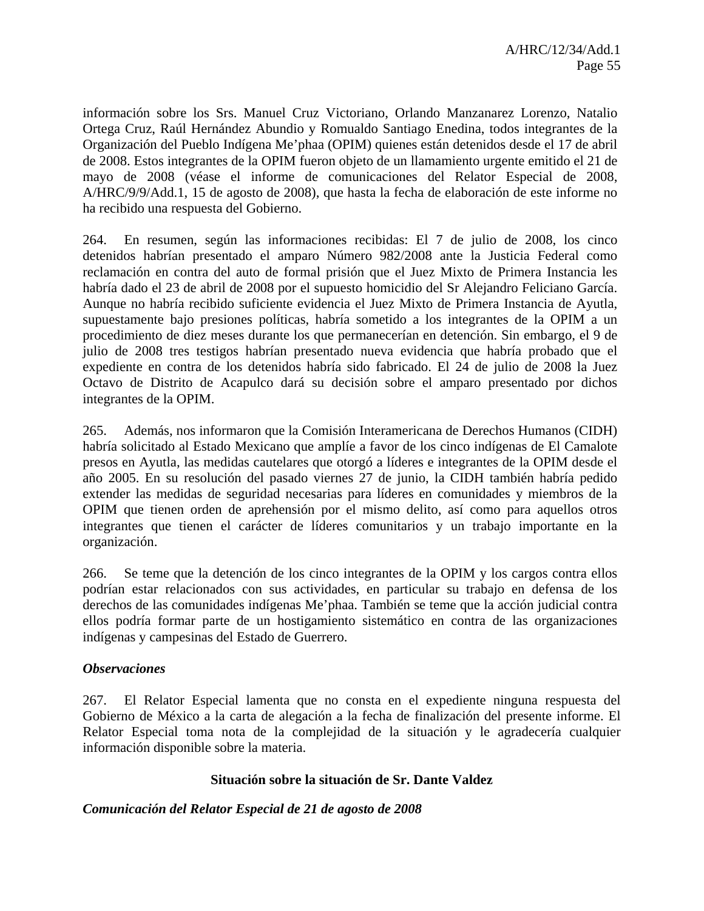información sobre los Srs. Manuel Cruz Victoriano, Orlando Manzanarez Lorenzo, Natalio Ortega Cruz, Raúl Hernández Abundio y Romualdo Santiago Enedina, todos integrantes de la Organización del Pueblo Indígena Me'phaa (OPIM) quienes están detenidos desde el 17 de abril de 2008. Estos integrantes de la OPIM fueron objeto de un llamamiento urgente emitido el 21 de mayo de 2008 (véase el informe de comunicaciones del Relator Especial de 2008, A/HRC/9/9/Add.1, 15 de agosto de 2008), que hasta la fecha de elaboración de este informe no ha recibido una respuesta del Gobierno.

264. En resumen, según las informaciones recibidas: El 7 de julio de 2008, los cinco detenidos habrían presentado el amparo Número 982/2008 ante la Justicia Federal como reclamación en contra del auto de formal prisión que el Juez Mixto de Primera Instancia les habría dado el 23 de abril de 2008 por el supuesto homicidio del Sr Alejandro Feliciano García. Aunque no habría recibido suficiente evidencia el Juez Mixto de Primera Instancia de Ayutla, supuestamente bajo presiones políticas, habría sometido a los integrantes de la OPIM a un procedimiento de diez meses durante los que permanecerían en detención. Sin embargo, el 9 de julio de 2008 tres testigos habrían presentado nueva evidencia que habría probado que el expediente en contra de los detenidos habría sido fabricado. El 24 de julio de 2008 la Juez Octavo de Distrito de Acapulco dará su decisión sobre el amparo presentado por dichos integrantes de la OPIM.

265. Además, nos informaron que la Comisión Interamericana de Derechos Humanos (CIDH) habría solicitado al Estado Mexicano que amplíe a favor de los cinco indígenas de El Camalote presos en Ayutla, las medidas cautelares que otorgó a líderes e integrantes de la OPIM desde el año 2005. En su resolución del pasado viernes 27 de junio, la CIDH también habría pedido extender las medidas de seguridad necesarias para líderes en comunidades y miembros de la OPIM que tienen orden de aprehensión por el mismo delito, así como para aquellos otros integrantes que tienen el carácter de líderes comunitarios y un trabajo importante en la organización.

266. Se teme que la detención de los cinco integrantes de la OPIM y los cargos contra ellos podrían estar relacionados con sus actividades, en particular su trabajo en defensa de los derechos de las comunidades indígenas Me'phaa. También se teme que la acción judicial contra ellos podría formar parte de un hostigamiento sistemático en contra de las organizaciones indígenas y campesinas del Estado de Guerrero.

***Observaciones***

267. El Relator Especial lamenta que no consta en el expediente ninguna respuesta del Gobierno de México a la carta de alegación a la fecha de finalización del presente informe. El Relator Especial toma nota de la complejidad de la situación y le agradecería cualquier información disponible sobre la materia.

**Situación sobre la situación de Sr. Dante Valdez**

***Comunicación del Relator Especial de 21 de agosto de 2008***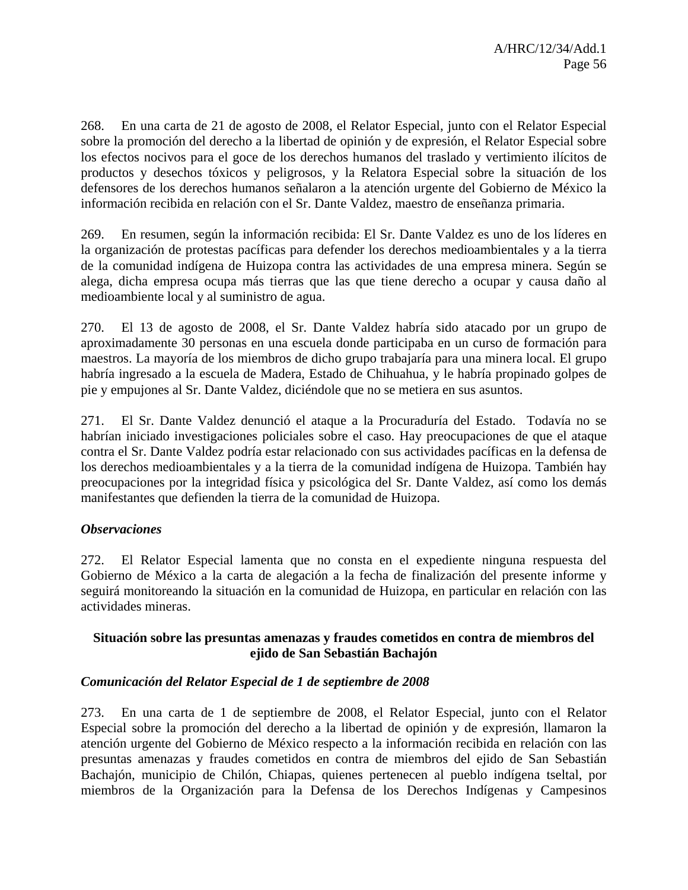268. En una carta de 21 de agosto de 2008, el Relator Especial, junto con el Relator Especial sobre la promoción del derecho a la libertad de opinión y de expresión, el Relator Especial sobre los efectos nocivos para el goce de los derechos humanos del traslado y vertimiento ilícitos de productos y desechos tóxicos y peligrosos, y la Relatora Especial sobre la situación de los defensores de los derechos humanos señalaron a la atención urgente del Gobierno de México la información recibida en relación con el Sr. Dante Valdez, maestro de enseñanza primaria.

269. En resumen, según la información recibida: El Sr. Dante Valdez es uno de los líderes en la organización de protestas pacíficas para defender los derechos medioambientales y a la tierra de la comunidad indígena de Huizopa contra las actividades de una empresa minera. Según se alega, dicha empresa ocupa más tierras que las que tiene derecho a ocupar y causa daño al medioambiente local y al suministro de agua.

270. El 13 de agosto de 2008, el Sr. Dante Valdez habría sido atacado por un grupo de aproximadamente 30 personas en una escuela donde participaba en un curso de formación para maestros. La mayoría de los miembros de dicho grupo trabajaría para una minera local. El grupo habría ingresado a la escuela de Madera, Estado de Chihuahua, y le habría propinado golpes de pie y empujones al Sr. Dante Valdez, diciéndole que no se metiera en sus asuntos.

271. El Sr. Dante Valdez denunció el ataque a la Procuraduría del Estado. Todavía no se habrían iniciado investigaciones policiales sobre el caso. Hay preocupaciones de que el ataque contra el Sr. Dante Valdez podría estar relacionado con sus actividades pacíficas en la defensa de los derechos medioambientales y a la tierra de la comunidad indígena de Huizopa. También hay preocupaciones por la integridad física y psicológica del Sr. Dante Valdez, así como los demás manifestantes que defienden la tierra de la comunidad de Huizopa.

### *Observaciones*

272. El Relator Especial lamenta que no consta en el expediente ninguna respuesta del Gobierno de México a la carta de alegación a la fecha de finalización del presente informe y seguirá monitoreando la situación en la comunidad de Huizopa, en particular en relación con las actividades mineras.

## Situación sobre las presuntas amenazas y fraudes cometidos en contra de miembros del ejido de San Sebastián Bachajón

### *Comunicación del Relator Especial de 1 de septiembre de 2008*

273. En una carta de 1 de septiembre de 2008, el Relator Especial, junto con el Relator Especial sobre la promoción del derecho a la libertad de opinión y de expresión, llamaron la atención urgente del Gobierno de México respecto a la información recibida en relación con las presuntas amenazas y fraudes cometidos en contra de miembros del ejido de San Sebastián Bachajón, municipio de Chilón, Chiapas, quienes pertenecen al pueblo indígena tseltal, por miembros de la Organización para la Defensa de los Derechos Indígenas y Campesinos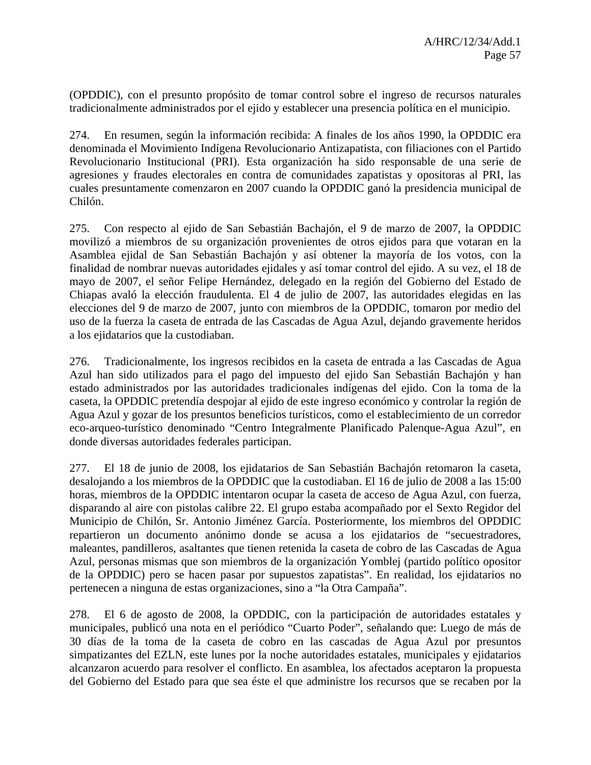(OPDDIC), con el presunto propósito de tomar control sobre el ingreso de recursos naturales tradicionalmente administrados por el ejido y establecer una presencia política en el municipio.

274. En resumen, según la información recibida: A finales de los años 1990, la OPDDIC era denominada el Movimiento Indígena Revolucionario Antizapatista, con filiaciones con el Partido Revolucionario Institucional (PRI). Esta organización ha sido responsable de una serie de agresiones y fraudes electorales en contra de comunidades zapatistas y opositoras al PRI, las cuales presuntamente comenzaron en 2007 cuando la OPDDIC ganó la presidencia municipal de Chilón.

275. Con respecto al ejido de San Sebastián Bachajón, el 9 de marzo de 2007, la OPDDIC movilizó a miembros de su organización provenientes de otros ejidos para que votaran en la Asamblea ejidal de San Sebastián Bachajón y así obtener la mayoría de los votos, con la finalidad de nombrar nuevas autoridades ejidales y así tomar control del ejido. A su vez, el 18 de mayo de 2007, el señor Felipe Hernández, delegado en la región del Gobierno del Estado de Chiapas avaló la elección fraudulenta. El 4 de julio de 2007, las autoridades elegidas en las elecciones del 9 de marzo de 2007, junto con miembros de la OPDDIC, tomaron por medio del uso de la fuerza la caseta de entrada de las Cascadas de Agua Azul, dejando gravemente heridos a los ejidatarios que la custodiaban.

276. Tradicionalmente, los ingresos recibidos en la caseta de entrada a las Cascadas de Agua Azul han sido utilizados para el pago del impuesto del ejido San Sebastián Bachajón y han estado administrados por las autoridades tradicionales indígenas del ejido. Con la toma de la caseta, la OPDDIC pretendía despojar al ejido de este ingreso económico y controlar la región de Agua Azul y gozar de los presuntos beneficios turísticos, como el establecimiento de un corredor eco-arqueo-turístico denominado "Centro Integralmente Planificado Palenque-Agua Azul", en donde diversas autoridades federales participan.

277. El 18 de junio de 2008, los ejidatarios de San Sebastián Bachajón retomaron la caseta, desalojando a los miembros de la OPDDIC que la custodiaban. El 16 de julio de 2008 a las 15:00 horas, miembros de la OPDDIC intentaron ocupar la caseta de acceso de Agua Azul, con fuerza, disparando al aire con pistolas calibre 22. El grupo estaba acompañado por el Sexto Regidor del Municipio de Chilón, Sr. Antonio Jiménez García. Posteriormente, los miembros del OPDDIC repartieron un documento anónimo donde se acusa a los ejidatarios de "secuestradores, maleantes, pandilleros, asaltantes que tienen retenida la caseta de cobro de las Cascadas de Agua Azul, personas mismas que son miembros de la organización Yomblej (partido político opositor de la OPDDIC) pero se hacen pasar por supuestos zapatistas". En realidad, los ejidatarios no pertenecen a ninguna de estas organizaciones, sino a "la Otra Campaña".

278. El 6 de agosto de 2008, la OPDDIC, con la participación de autoridades estatales y municipales, publicó una nota en el periódico "Cuarto Poder", señalando que: Luego de más de 30 días de la toma de la caseta de cobro en las cascadas de Agua Azul por presuntos simpatizantes del EZLN, este lunes por la noche autoridades estatales, municipales y ejidatarios alcanzaron acuerdo para resolver el conflicto. En asamblea, los afectados aceptaron la propuesta del Gobierno del Estado para que sea éste el que administre los recursos que se recaben por la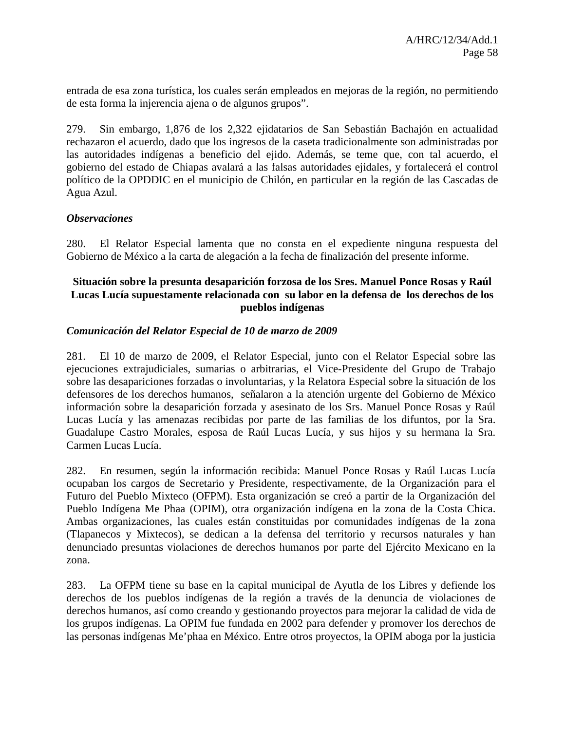entrada de esa zona turística, los cuales serán empleados en mejoras de la región, no permitiendo de esta forma la injerencia ajena o de algunos grupos".

279. Sin embargo, 1,876 de los 2,322 ejidatarios de San Sebastián Bachajón en actualidad rechazaron el acuerdo, dado que los ingresos de la caseta tradicionalmente son administradas por las autoridades indígenas a beneficio del ejido. Además, se teme que, con tal acuerdo, el gobierno del estado de Chiapas avalará a las falsas autoridades ejidales, y fortalecerá el control político de la OPDDIC en el municipio de Chilón, en particular en la región de las Cascadas de Agua Azul.

***Observaciones***

280. El Relator Especial lamenta que no consta en el expediente ninguna respuesta del Gobierno de México a la carta de alegación a la fecha de finalización del presente informe.

**Situación sobre la presunta desaparición forzosa de los Sres. Manuel Ponce Rosas y Raúl Lucas Lucía supuestamente relacionada con su labor en la defensa de los derechos de los pueblos indígenas**

***Comunicación del Relator Especial de 10 de marzo de 2009***

281. El 10 de marzo de 2009, el Relator Especial, junto con el Relator Especial sobre las ejecuciones extrajudiciales, sumarias o arbitrarias, el Vice-Presidente del Grupo de Trabajo sobre las desapariciones forzadas o involuntarias, y la Relatora Especial sobre la situación de los defensores de los derechos humanos, señalaron a la atención urgente del Gobierno de México información sobre la desaparición forzada y asesinato de los Srs. Manuel Ponce Rosas y Raúl Lucas Lucía y las amenazas recibidas por parte de las familias de los difuntos, por la Sra. Guadalupe Castro Morales, esposa de Raúl Lucas Lucía, y sus hijos y su hermana la Sra. Carmen Lucas Lucía.

282. En resumen, según la información recibida: Manuel Ponce Rosas y Raúl Lucas Lucía ocupaban los cargos de Secretario y Presidente, respectivamente, de la Organización para el Futuro del Pueblo Mixteco (OFPM). Esta organización se creó a partir de la Organización del Pueblo Indígena Me Phaa (OPIM), otra organización indígena en la zona de la Costa Chica. Ambas organizaciones, las cuales están constituidas por comunidades indígenas de la zona (Tlapanecos y Mixtecos), se dedican a la defensa del territorio y recursos naturales y han denunciado presuntas violaciones de derechos humanos por parte del Ejército Mexicano en la zona.

283. La OFPM tiene su base en la capital municipal de Ayutla de los Libres y defiende los derechos de los pueblos indígenas de la región a través de la denuncia de violaciones de derechos humanos, así como creando y gestionando proyectos para mejorar la calidad de vida de los grupos indígenas. La OPIM fue fundada en 2002 para defender y promover los derechos de las personas indígenas Me'phaa en México. Entre otros proyectos, la OPIM aboga por la justicia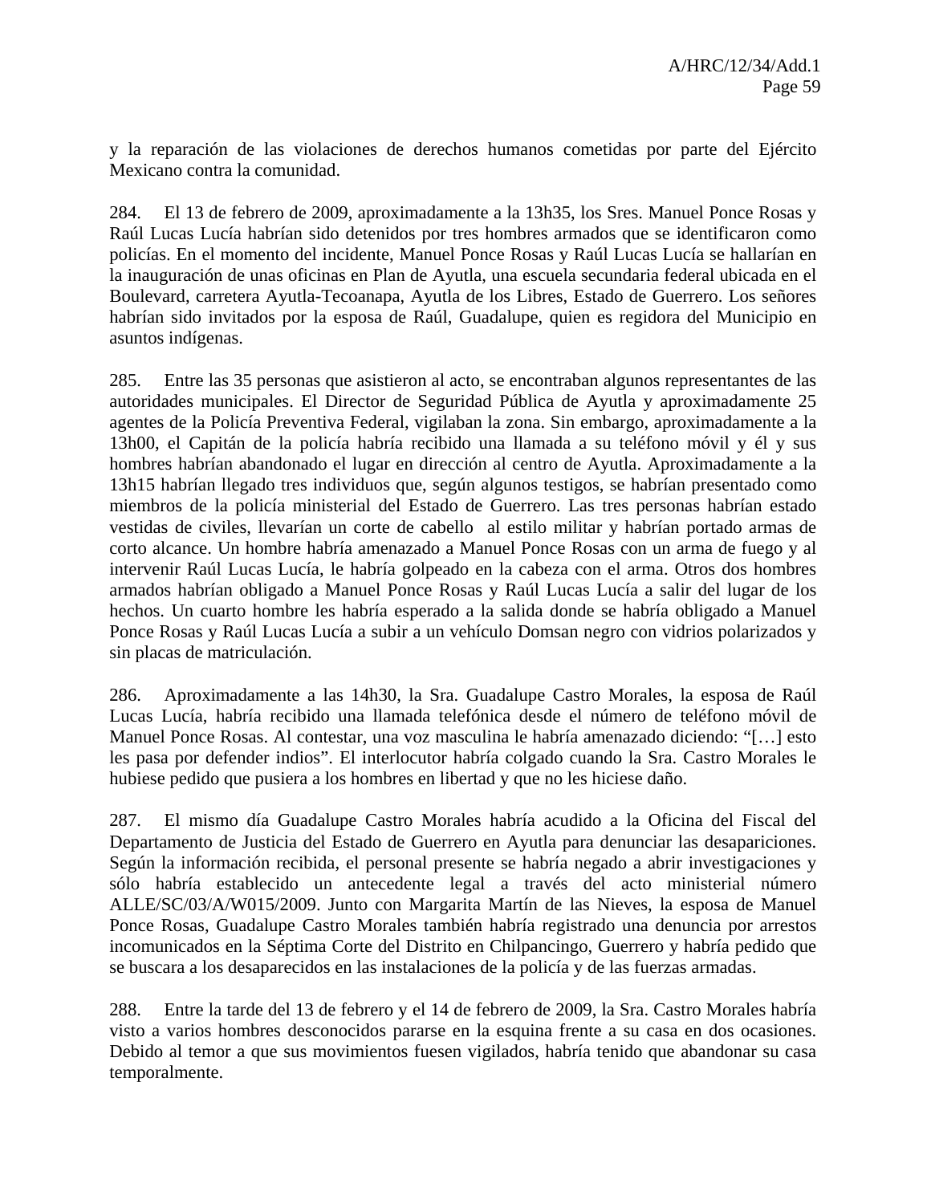y la reparación de las violaciones de derechos humanos cometidas por parte del Ejército Mexicano contra la comunidad.

284. El 13 de febrero de 2009, aproximadamente a la 13h35, los Sres. Manuel Ponce Rosas y Raúl Lucas Lucía habrían sido detenidos por tres hombres armados que se identificaron como policías. En el momento del incidente, Manuel Ponce Rosas y Raúl Lucas Lucía se hallarían en la inauguración de unas oficinas en Plan de Ayutla, una escuela secundaria federal ubicada en el Boulevard, carretera Ayutla-Tecoanapa, Ayutla de los Libres, Estado de Guerrero. Los señores habrían sido invitados por la esposa de Raúl, Guadalupe, quien es regidora del Municipio en asuntos indígenas.

285. Entre las 35 personas que asistieron al acto, se encontraban algunos representantes de las autoridades municipales. El Director de Seguridad Pública de Ayutla y aproximadamente 25 agentes de la Policía Preventiva Federal, vigilaban la zona. Sin embargo, aproximadamente a la 13h00, el Capitán de la policía habría recibido una llamada a su teléfono móvil y él y sus hombres habrían abandonado el lugar en dirección al centro de Ayutla. Aproximadamente a la 13h15 habrían llegado tres individuos que, según algunos testigos, se habrían presentado como miembros de la policía ministerial del Estado de Guerrero. Las tres personas habrían estado vestidas de civiles, llevarían un corte de cabello al estilo militar y habrían portado armas de corto alcance. Un hombre habría amenazado a Manuel Ponce Rosas con un arma de fuego y al intervenir Raúl Lucas Lucía, le habría golpeado en la cabeza con el arma. Otros dos hombres armados habrían obligado a Manuel Ponce Rosas y Raúl Lucas Lucía a salir del lugar de los hechos. Un cuarto hombre les habría esperado a la salida donde se habría obligado a Manuel Ponce Rosas y Raúl Lucas Lucía a subir a un vehículo Domsan negro con vidrios polarizados y sin placas de matriculación.

286. Aproximadamente a las 14h30, la Sra. Guadalupe Castro Morales, la esposa de Raúl Lucas Lucía, habría recibido una llamada telefónica desde el número de teléfono móvil de Manuel Ponce Rosas. Al contestar, una voz masculina le habría amenazado diciendo: "[…] esto les pasa por defender indios". El interlocutor habría colgado cuando la Sra. Castro Morales le hubiese pedido que pusiera a los hombres en libertad y que no les hiciese daño.

287. El mismo día Guadalupe Castro Morales habría acudido a la Oficina del Fiscal del Departamento de Justicia del Estado de Guerrero en Ayutla para denunciar las desapariciones. Según la información recibida, el personal presente se habría negado a abrir investigaciones y sólo habría establecido un antecedente legal a través del acto ministerial número ALLE/SC/03/A/W015/2009. Junto con Margarita Martín de las Nieves, la esposa de Manuel Ponce Rosas, Guadalupe Castro Morales también habría registrado una denuncia por arrestos incomunicados en la Séptima Corte del Distrito en Chilpancingo, Guerrero y habría pedido que se buscara a los desaparecidos en las instalaciones de la policía y de las fuerzas armadas.

288. Entre la tarde del 13 de febrero y el 14 de febrero de 2009, la Sra. Castro Morales habría visto a varios hombres desconocidos pararse en la esquina frente a su casa en dos ocasiones. Debido al temor a que sus movimientos fuesen vigilados, habría tenido que abandonar su casa temporalmente.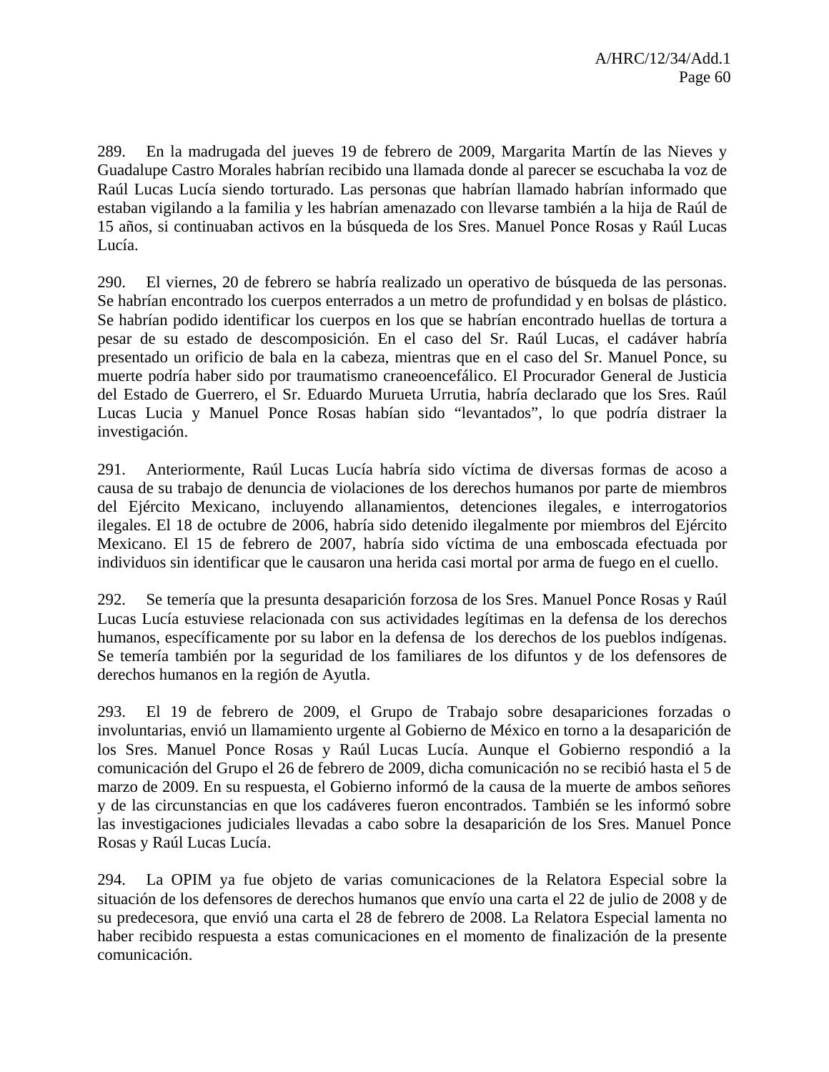289. En la madrugada del jueves 19 de febrero de 2009, Margarita Martín de las Nieves y Guadalupe Castro Morales habrían recibido una llamada donde al parecer se escuchaba la voz de Raúl Lucas Lucía siendo torturado. Las personas que habrían llamado habrían informado que estaban vigilando a la familia y les habrían amenazado con llevarse también a la hija de Raúl de 15 años, si continuaban activos en la búsqueda de los Sres. Manuel Ponce Rosas y Raúl Lucas Lucía.

290. El viernes, 20 de febrero se habría realizado un operativo de búsqueda de las personas. Se habrían encontrado los cuerpos enterrados a un metro de profundidad y en bolsas de plástico. Se habrían podido identificar los cuerpos en los que se habrían encontrado huellas de tortura a pesar de su estado de descomposición. En el caso del Sr. Raúl Lucas, el cadáver habría presentado un orificio de bala en la cabeza, mientras que en el caso del Sr. Manuel Ponce, su muerte podría haber sido por traumatismo craneoencefálico. El Procurador General de Justicia del Estado de Guerrero, el Sr. Eduardo Murueta Urrutia, habría declarado que los Sres. Raúl Lucas Lucia y Manuel Ponce Rosas habían sido "levantados", lo que podría distraer la investigación.

291. Anteriormente, Raúl Lucas Lucía habría sido víctima de diversas formas de acoso a causa de su trabajo de denuncia de violaciones de los derechos humanos por parte de miembros del Ejército Mexicano, incluyendo allanamientos, detenciones ilegales, e interrogatorios ilegales. El 18 de octubre de 2006, habría sido detenido ilegalmente por miembros del Ejército Mexicano. El 15 de febrero de 2007, habría sido víctima de una emboscada efectuada por individuos sin identificar que le causaron una herida casi mortal por arma de fuego en el cuello.

292. Se temería que la presunta desaparición forzosa de los Sres. Manuel Ponce Rosas y Raúl Lucas Lucía estuviese relacionada con sus actividades legítimas en la defensa de los derechos humanos, específicamente por su labor en la defensa de los derechos de los pueblos indígenas. Se temería también por la seguridad de los familiares de los difuntos y de los defensores de derechos humanos en la región de Ayutla.

293. El 19 de febrero de 2009, el Grupo de Trabajo sobre desapariciones forzadas o involuntarias, envió un llamamiento urgente al Gobierno de México en torno a la desaparición de los Sres. Manuel Ponce Rosas y Raúl Lucas Lucía. Aunque el Gobierno respondió a la comunicación del Grupo el 26 de febrero de 2009, dicha comunicación no se recibió hasta el 5 de marzo de 2009. En su respuesta, el Gobierno informó de la causa de la muerte de ambos señores y de las circunstancias en que los cadáveres fueron encontrados. También se les informó sobre las investigaciones judiciales llevadas a cabo sobre la desaparición de los Sres. Manuel Ponce Rosas y Raúl Lucas Lucía.

294. La OPIM ya fue objeto de varias comunicaciones de la Relatora Especial sobre la situación de los defensores de derechos humanos que envío una carta el 22 de julio de 2008 y de su predecesora, que envió una carta el 28 de febrero de 2008. La Relatora Especial lamenta no haber recibido respuesta a estas comunicaciones en el momento de finalización de la presente comunicación.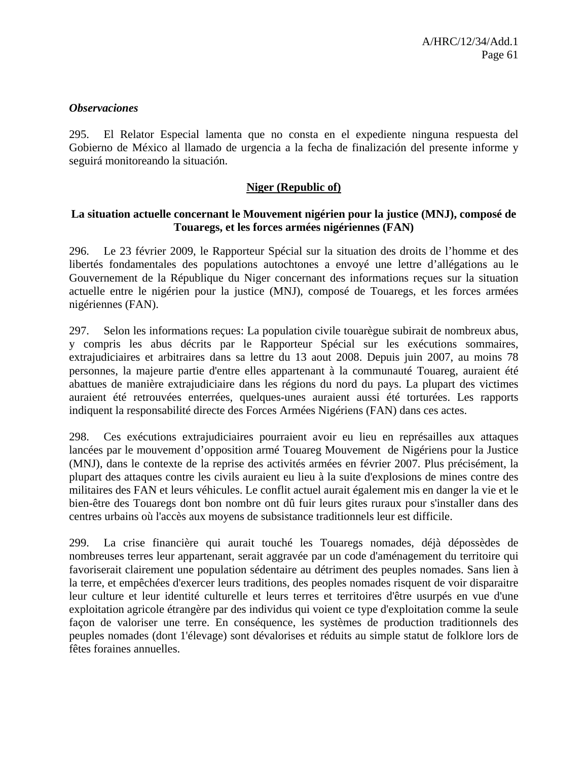***Observaciones***

295. El Relator Especial lamenta que no consta en el expediente ninguna respuesta del Gobierno de México al llamado de urgencia a la fecha de finalización del presente informe y seguirá monitoreando la situación.

## <u>Niger (Republic of)</u>

### La situation actuelle concernant le Mouvement nigérien pour la justice (MNJ), composé de Touaregs, et les forces armées nigériennes (FAN)

296. Le 23 février 2009, le Rapporteur Spécial sur la situation des droits de l'homme et des libertés fondamentales des populations autochtones a envoyé une lettre d'allégations au le Gouvernement de la République du Niger concernant des informations reçues sur la situation actuelle entre le nigérien pour la justice (MNJ), composé de Touaregs, et les forces armées nigériennes (FAN).

297. Selon les informations reçues: La population civile touarègue subirait de nombreux abus, y compris les abus décrits par le Rapporteur Spécial sur les exécutions sommaires, extrajudiciaires et arbitraires dans sa lettre du 13 aout 2008. Depuis juin 2007, au moins 78 personnes, la majeure partie d'entre elles appartenant à la communauté Touareg, auraient été abattues de manière extrajudiciaire dans les régions du nord du pays. La plupart des victimes auraient été retrouvées enterrées, quelques-unes auraient aussi été torturées. Les rapports indiquent la responsabilité directe des Forces Armées Nigériens (FAN) dans ces actes.

298. Ces exécutions extrajudiciaires pourraient avoir eu lieu en représailles aux attaques lancées par le mouvement d'opposition armé Touareg Mouvement de Nigériens pour la Justice (MNJ), dans le contexte de la reprise des activités armées en février 2007. Plus précisément, la plupart des attaques contre les civils auraient eu lieu à la suite d'explosions de mines contre des militaires des FAN et leurs véhicules. Le conflit actuel aurait également mis en danger la vie et le bien-être des Touaregs dont bon nombre ont dû fuir leurs gites ruraux pour s'installer dans des centres urbains où l'accès aux moyens de subsistance traditionnels leur est difficile.

299. La crise financière qui aurait touché les Touaregs nomades, déjà dépossèdes de nombreuses terres leur appartenant, serait aggravée par un code d'aménagement du territoire qui favoriserait clairement une population sédentaire au détriment des peuples nomades. Sans lien à la terre, et empêchées d'exercer leurs traditions, des peoples nomades risquent de voir disparaitre leur culture et leur identité culturelle et leurs terres et territoires d'être usurpés en vue d'une exploitation agricole étrangère par des individus qui voient ce type d'exploitation comme la seule façon de valoriser une terre. En conséquence, les systèmes de production traditionnels des peuples nomades (dont 1'élevage) sont dévalorises et réduits au simple statut de folklore lors de fêtes foraines annuelles.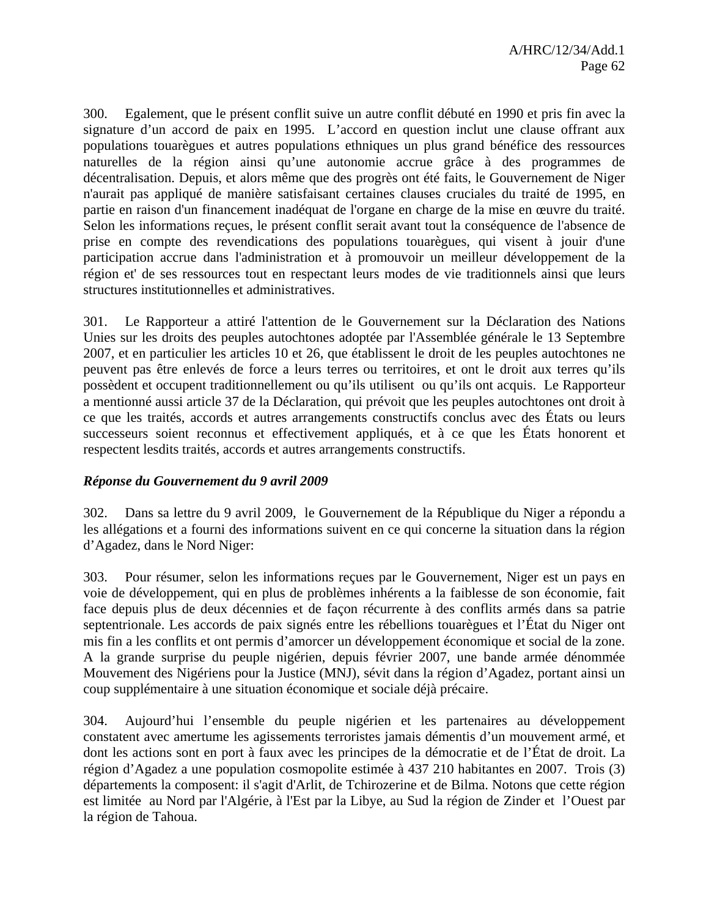300. Egalement, que le présent conflit suive un autre conflit débuté en 1990 et pris fin avec la signature d'un accord de paix en 1995. L'accord en question inclut une clause offrant aux populations touarègues et autres populations ethniques un plus grand bénéfice des ressources naturelles de la région ainsi qu'une autonomie accrue grâce à des programmes de décentralisation. Depuis, et alors même que des progrès ont été faits, le Gouvernement de Niger n'aurait pas appliqué de manière satisfaisant certaines clauses cruciales du traité de 1995, en partie en raison d'un financement inadéquat de l'organe en charge de la mise en œuvre du traité. Selon les informations reçues, le présent conflit serait avant tout la conséquence de l'absence de prise en compte des revendications des populations touarègues, qui visent à jouir d'une participation accrue dans l'administration et à promouvoir un meilleur développement de la région et' de ses ressources tout en respectant leurs modes de vie traditionnels ainsi que leurs structures institutionnelles et administratives.

301. Le Rapporteur a attiré l'attention de le Gouvernement sur la Déclaration des Nations Unies sur les droits des peuples autochtones adoptée par l'Assemblée générale le 13 Septembre 2007, et en particulier les articles 10 et 26, que établissent le droit de les peuples autochtones ne peuvent pas être enlevés de force a leurs terres ou territoires, et ont le droit aux terres qu'ils possèdent et occupent traditionnellement ou qu'ils utilisent ou qu'ils ont acquis. Le Rapporteur a mentionné aussi article 37 de la Déclaration, qui prévoit que les peuples autochtones ont droit à ce que les traités, accords et autres arrangements constructifs conclus avec des États ou leurs successeurs soient reconnus et effectivement appliqués, et à ce que les États honorent et respectent lesdits traités, accords et autres arrangements constructifs.

***Réponse du Gouvernement du 9 avril 2009***

302. Dans sa lettre du 9 avril 2009, le Gouvernement de la République du Niger a répondu a les allégations et a fourni des informations suivent en ce qui concerne la situation dans la région d'Agadez, dans le Nord Niger:

303. Pour résumer, selon les informations reçues par le Gouvernement, Niger est un pays en voie de développement, qui en plus de problèmes inhérents a la faiblesse de son économie, fait face depuis plus de deux décennies et de façon récurrente à des conflits armés dans sa patrie septentrionale. Les accords de paix signés entre les rébellions touarègues et l'État du Niger ont mis fin a les conflits et ont permis d'amorcer un développement économique et social de la zone. A la grande surprise du peuple nigérien, depuis février 2007, une bande armée dénommée Mouvement des Nigériens pour la Justice (MNJ), sévit dans la région d'Agadez, portant ainsi un coup supplémentaire à une situation économique et sociale déjà précaire.

304. Aujourd'hui l'ensemble du peuple nigérien et les partenaires au développement constatent avec amertume les agissements terroristes jamais démentis d'un mouvement armé, et dont les actions sont en port à faux avec les principes de la démocratie et de l'État de droit. La région d'Agadez a une population cosmopolite estimée à 437 210 habitantes en 2007. Trois (3) départements la composent: il s'agit d'Arlit, de Tchirozerine et de Bilma. Notons que cette région est limitée au Nord par l'Algérie, à l'Est par la Libye, au Sud la région de Zinder et l'Ouest par la région de Tahoua.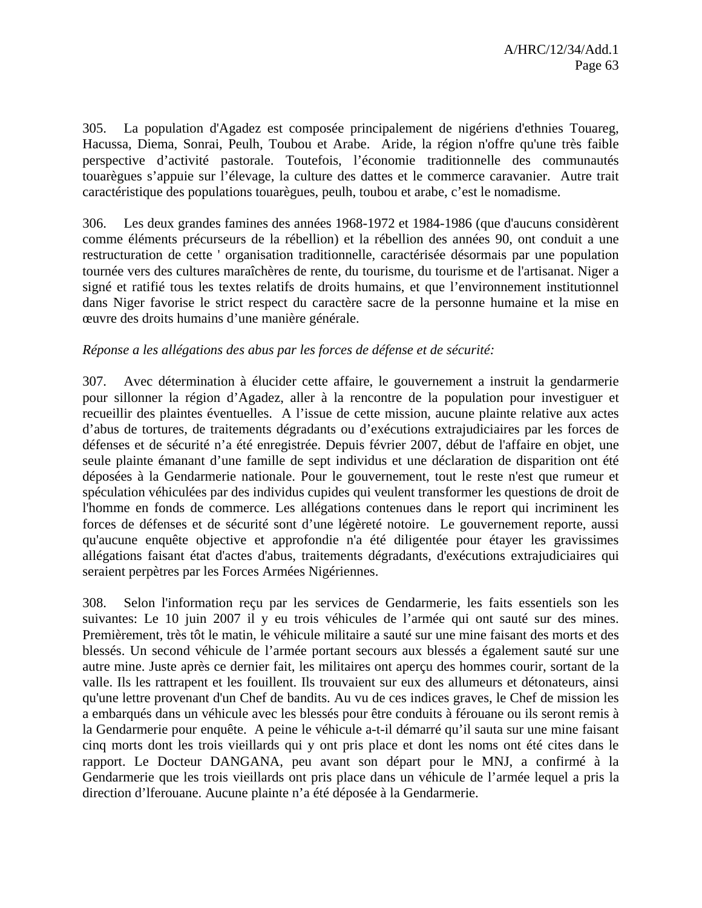305. La population d'Agadez est composée principalement de nigériens d'ethnies Touareg, Hacussa, Diema, Sonrai, Peulh, Toubou et Arabe. Aride, la région n'offre qu'une très faible perspective d'activité pastorale. Toutefois, l'économie traditionnelle des communautés touarègues s'appuie sur l'élevage, la culture des dattes et le commerce caravanier. Autre trait caractéristique des populations touarègues, peulh, toubou et arabe, c'est le nomadisme.

306. Les deux grandes famines des années 1968-1972 et 1984-1986 (que d'aucuns considèrent comme éléments précurseurs de la rébellion) et la rébellion des années 90, ont conduit a une restructuration de cette ' organisation traditionnelle, caractérisée désormais par une population tournée vers des cultures maraîchères de rente, du tourisme, du tourisme et de l'artisanat. Niger a signé et ratifié tous les textes relatifs de droits humains, et que l'environnement institutionnel dans Niger favorise le strict respect du caractère sacre de la personne humaine et la mise en œuvre des droits humains d'une manière générale.

*Réponse a les allégations des abus par les forces de défense et de sécurité:*

307. Avec détermination à élucider cette affaire, le gouvernement a instruit la gendarmerie pour sillonner la région d'Agadez, aller à la rencontre de la population pour investiguer et recueillir des plaintes éventuelles. A l'issue de cette mission, aucune plainte relative aux actes d'abus de tortures, de traitements dégradants ou d'exécutions extrajudiciaires par les forces de défenses et de sécurité n'a été enregistrée. Depuis février 2007, début de l'affaire en objet, une seule plainte émanant d'une famille de sept individus et une déclaration de disparition ont été déposées à la Gendarmerie nationale. Pour le gouvernement, tout le reste n'est que rumeur et spéculation véhiculées par des individus cupides qui veulent transformer les questions de droit de l'homme en fonds de commerce. Les allégations contenues dans le report qui incriminent les forces de défenses et de sécurité sont d'une légèreté notoire. Le gouvernement reporte, aussi qu'aucune enquête objective et approfondie n'a été diligentée pour étayer les gravissimes allégations faisant état d'actes d'abus, traitements dégradants, d'exécutions extrajudiciaires qui seraient perpètres par les Forces Armées Nigériennes.

308. Selon l'information reçu par les services de Gendarmerie, les faits essentiels son les suivantes: Le 10 juin 2007 il y eu trois véhicules de l'armée qui ont sauté sur des mines. Premièrement, très tôt le matin, le véhicule militaire a sauté sur une mine faisant des morts et des blessés. Un second véhicule de l'armée portant secours aux blessés a également sauté sur une autre mine. Juste après ce dernier fait, les militaires ont aperçu des hommes courir, sortant de la valle. Ils les rattrapent et les fouillent. Ils trouvaient sur eux des allumeurs et détonateurs, ainsi qu'une lettre provenant d'un Chef de bandits. Au vu de ces indices graves, le Chef de mission les a embarqués dans un véhicule avec les blessés pour être conduits à férouane ou ils seront remis à la Gendarmerie pour enquête. A peine le véhicule a-t-il démarré qu'il sauta sur une mine faisant cinq morts dont les trois vieillards qui y ont pris place et dont les noms ont été cites dans le rapport. Le Docteur DANGANA, peu avant son départ pour le MNJ, a confirmé à la Gendarmerie que les trois vieillards ont pris place dans un véhicule de l'armée lequel a pris la direction d'lferouane. Aucune plainte n'a été déposée à la Gendarmerie.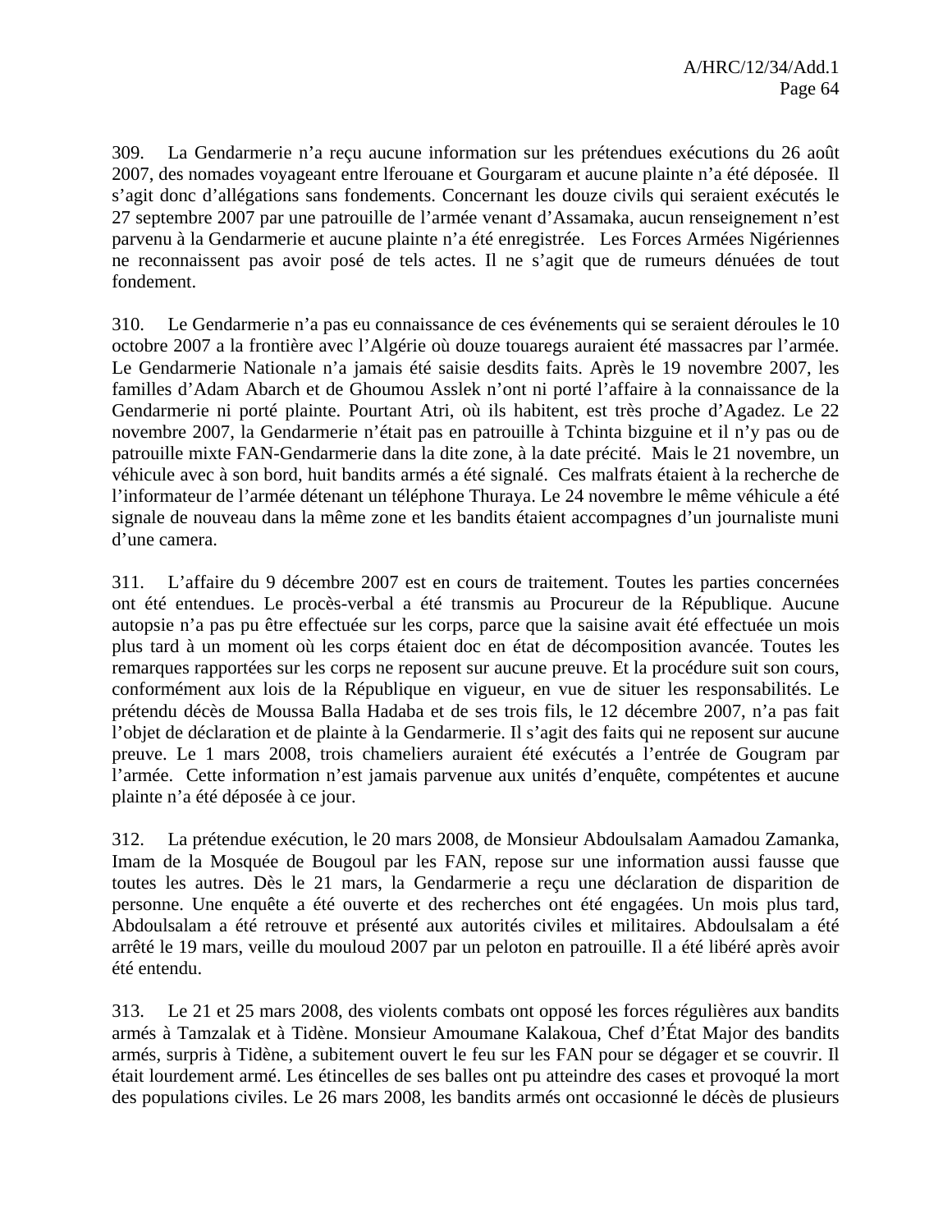309. La Gendarmerie n’a reçu aucune information sur les prétendues exécutions du 26 août 2007, des nomades voyageant entre lferouane et Gourgaram et aucune plainte n’a été déposée. Il s’agit donc d’allégations sans fondements. Concernant les douze civils qui seraient exécutés le 27 septembre 2007 par une patrouille de l’armée venant d’Assamaka, aucun renseignement n’est parvenu à la Gendarmerie et aucune plainte n’a été enregistrée. Les Forces Armées Nigériennes ne reconnaissent pas avoir posé de tels actes. Il ne s’agit que de rumeurs dénuées de tout fondement.

310. Le Gendarmerie n’a pas eu connaissance de ces événements qui se seraient déroules le 10 octobre 2007 a la frontière avec l’Algérie où douze touaregs auraient été massacres par l’armée. Le Gendarmerie Nationale n’a jamais été saisie desdits faits. Après le 19 novembre 2007, les familles d’Adam Abarch et de Ghoumou Asslek n’ont ni porté l’affaire à la connaissance de la Gendarmerie ni porté plainte. Pourtant Atri, où ils habitent, est très proche d’Agadez. Le 22 novembre 2007, la Gendarmerie n’était pas en patrouille à Tchinta bizguine et il n’y pas ou de patrouille mixte FAN-Gendarmerie dans la dite zone, à la date précité. Mais le 21 novembre, un véhicule avec à son bord, huit bandits armés a été signalé. Ces malfrats étaient à la recherche de l’informateur de l’armée détenant un téléphone Thuraya. Le 24 novembre le même véhicule a été signale de nouveau dans la même zone et les bandits étaient accompagnes d’un journaliste muni d’une camera.

311. L’affaire du 9 décembre 2007 est en cours de traitement. Toutes les parties concernées ont été entendues. Le procès-verbal a été transmis au Procureur de la République. Aucune autopsie n’a pas pu être effectuée sur les corps, parce que la saisine avait été effectuée un mois plus tard à un moment où les corps étaient doc en état de décomposition avancée. Toutes les remarques rapportées sur les corps ne reposent sur aucune preuve. Et la procédure suit son cours, conformément aux lois de la République en vigueur, en vue de situer les responsabilités. Le prétendu décès de Moussa Balla Hadaba et de ses trois fils, le 12 décembre 2007, n’a pas fait l’objet de déclaration et de plainte à la Gendarmerie. Il s’agit des faits qui ne reposent sur aucune preuve. Le 1 mars 2008, trois chameliers auraient été exécutés a l’entrée de Gougram par l’armée. Cette information n’est jamais parvenue aux unités d’enquête, compétentes et aucune plainte n’a été déposée à ce jour.

312. La prétendue exécution, le 20 mars 2008, de Monsieur Abdoulsalam Aamadou Zamanka, Imam de la Mosquée de Bougoul par les FAN, repose sur une information aussi fausse que toutes les autres. Dès le 21 mars, la Gendarmerie a reçu une déclaration de disparition de personne. Une enquête a été ouverte et des recherches ont été engagées. Un mois plus tard, Abdoulsalam a été retrouve et présenté aux autorités civiles et militaires. Abdoulsalam a été arrêté le 19 mars, veille du mouloud 2007 par un peloton en patrouille. Il a été libéré après avoir été entendu.

313. Le 21 et 25 mars 2008, des violents combats ont opposé les forces régulières aux bandits armés à Tamzalak et à Tidène. Monsieur Amoumane Kalakoua, Chef d’État Major des bandits armés, surpris à Tidène, a subitement ouvert le feu sur les FAN pour se dégager et se couvrir. Il était lourdement armé. Les étincelles de ses balles ont pu atteindre des cases et provoqué la mort des populations civiles. Le 26 mars 2008, les bandits armés ont occasionné le décès de plusieurs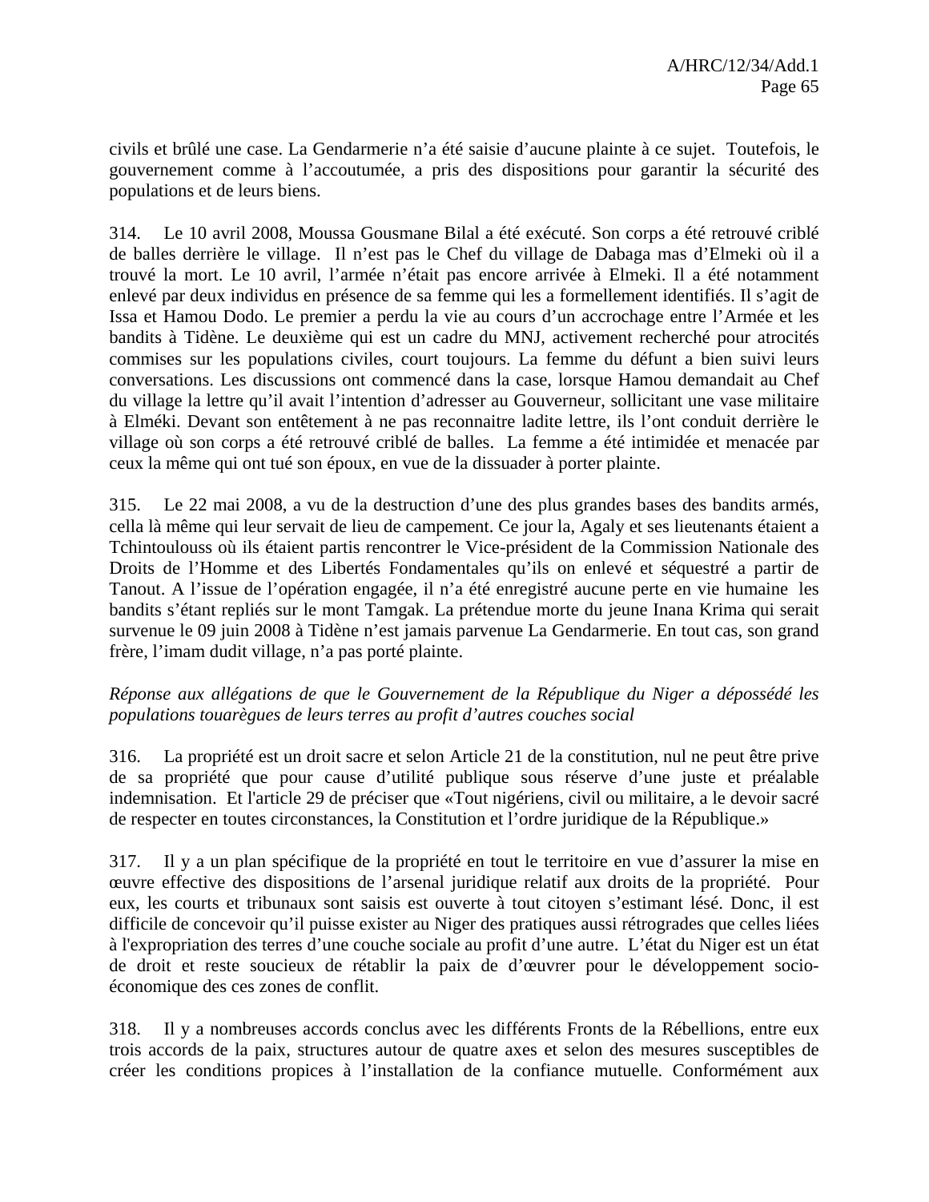civils et brûlé une case. La Gendarmerie n'a été saisie d'aucune plainte à ce sujet. Toutefois, le gouvernement comme à l'accoutumée, a pris des dispositions pour garantir la sécurité des populations et de leurs biens.

314. Le 10 avril 2008, Moussa Gousmane Bilal a été exécuté. Son corps a été retrouvé criblé de balles derrière le village. Il n'est pas le Chef du village de Dabaga mas d'Elmeki où il a trouvé la mort. Le 10 avril, l'armée n'était pas encore arrivée à Elmeki. Il a été notamment enlevé par deux individus en présence de sa femme qui les a formellement identifiés. Il s'agit de Issa et Hamou Dodo. Le premier a perdu la vie au cours d'un accrochage entre l'Armée et les bandits à Tidène. Le deuxième qui est un cadre du MNJ, activement recherché pour atrocités commises sur les populations civiles, court toujours. La femme du défunt a bien suivi leurs conversations. Les discussions ont commencé dans la case, lorsque Hamou demandait au Chef du village la lettre qu'il avait l'intention d'adresser au Gouverneur, sollicitant une vase militaire à Elméki. Devant son entêtement à ne pas reconnaitre ladite lettre, ils l'ont conduit derrière le village où son corps a été retrouvé criblé de balles. La femme a été intimidée et menacée par ceux la même qui ont tué son époux, en vue de la dissuader à porter plainte.

315. Le 22 mai 2008, a vu de la destruction d'une des plus grandes bases des bandits armés, cella là même qui leur servait de lieu de campement. Ce jour la, Agaly et ses lieutenants étaient a Tchintoulouss où ils étaient partis rencontrer le Vice-président de la Commission Nationale des Droits de l'Homme et des Libertés Fondamentales qu'ils on enlevé et séquestré a partir de Tanout. A l'issue de l'opération engagée, il n'a été enregistré aucune perte en vie humaine les bandits s'étant repliés sur le mont Tamgak. La prétendue morte du jeune Inana Krima qui serait survenue le 09 juin 2008 à Tidène n'est jamais parvenue La Gendarmerie. En tout cas, son grand frère, l'imam dudit village, n'a pas porté plainte.

*Réponse aux allégations de que le Gouvernement de la République du Niger a dépossédé les populations touarègues de leurs terres au profit d'autres couches social*

316. La propriété est un droit sacre et selon Article 21 de la constitution, nul ne peut être prive de sa propriété que pour cause d'utilité publique sous réserve d'une juste et préalable indemnisation. Et l'article 29 de préciser que «Tout nigériens, civil ou militaire, a le devoir sacré de respecter en toutes circonstances, la Constitution et l'ordre juridique de la République.»

317. Il y a un plan spécifique de la propriété en tout le territoire en vue d'assurer la mise en œuvre effective des dispositions de l'arsenal juridique relatif aux droits de la propriété. Pour eux, les courts et tribunaux sont saisis est ouverte à tout citoyen s'estimant lésé. Donc, il est difficile de concevoir qu'il puisse exister au Niger des pratiques aussi rétrogrades que celles liées à l'expropriation des terres d'une couche sociale au profit d'une autre. L'état du Niger est un état de droit et reste soucieux de rétablir la paix de d'œuvrer pour le développement socio-économique des ces zones de conflit.

318. Il y a nombreuses accords conclus avec les différents Fronts de la Rébellions, entre eux trois accords de la paix, structures autour de quatre axes et selon des mesures susceptibles de créer les conditions propices à l'installation de la confiance mutuelle. Conformément aux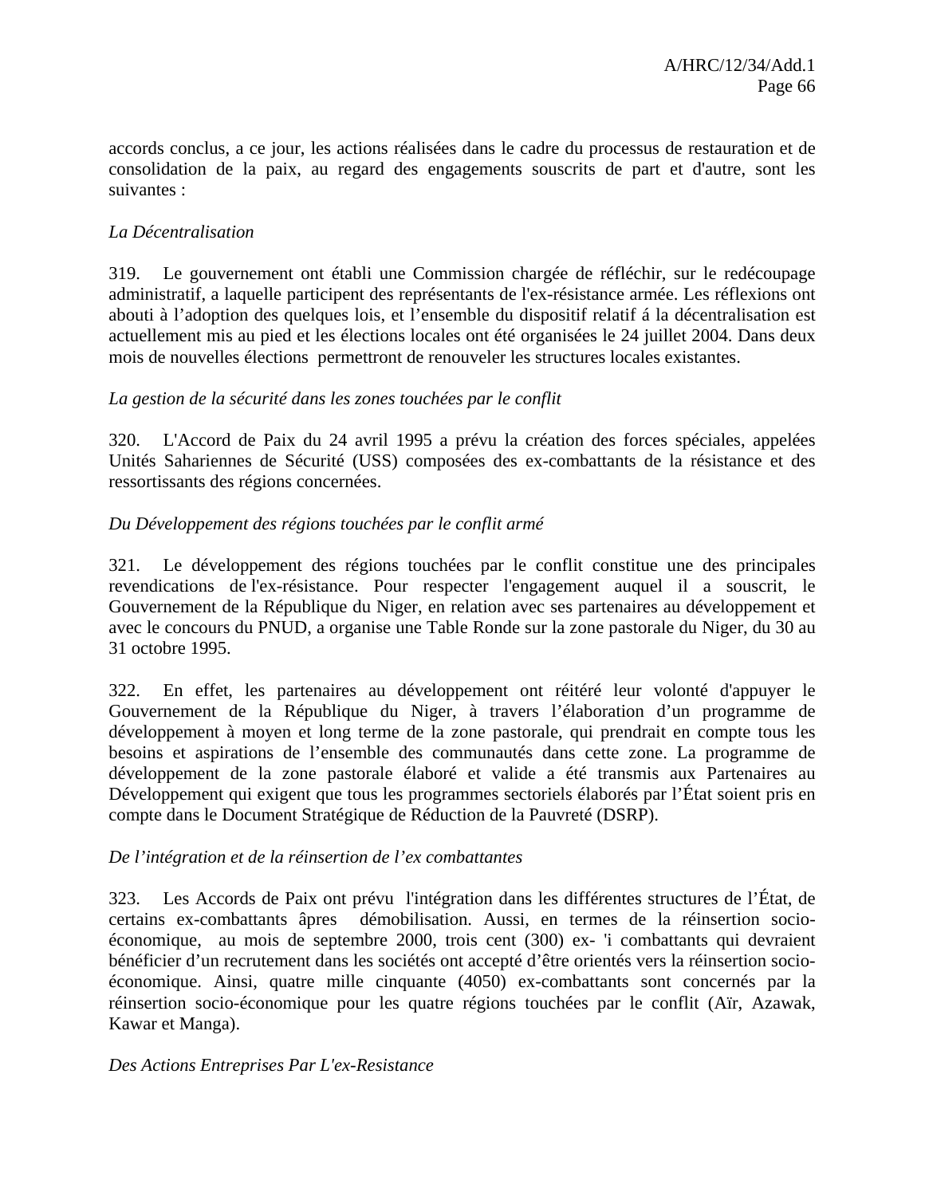accords conclus, a ce jour, les actions réalisées dans le cadre du processus de restauration et de consolidation de la paix, au regard des engagements souscrits de part et d'autre, sont les suivantes :

*La Décentralisation*

319. Le gouvernement ont établi une Commission chargée de réfléchir, sur le redécoupage administratif, a laquelle participent des représentants de l'ex-résistance armée. Les réflexions ont abouti à l'adoption des quelques lois, et l'ensemble du dispositif relatif á la décentralisation est actuellement mis au pied et les élections locales ont été organisées le 24 juillet 2004. Dans deux mois de nouvelles élections permettront de renouveler les structures locales existantes.

*La gestion de la sécurité dans les zones touchées par le conflit*

320. L'Accord de Paix du 24 avril 1995 a prévu la création des forces spéciales, appelées Unités Sahariennes de Sécurité (USS) composées des ex-combattants de la résistance et des ressortissants des régions concernées.

*Du Développement des régions touchées par le conflit armé*

321. Le développement des régions touchées par le conflit constitue une des principales revendications de l'ex-résistance. Pour respecter l'engagement auquel il a souscrit, le Gouvernement de la République du Niger, en relation avec ses partenaires au développement et avec le concours du PNUD, a organise une Table Ronde sur la zone pastorale du Niger, du 30 au 31 octobre 1995.

322. En effet, les partenaires au développement ont réitéré leur volonté d'appuyer le Gouvernement de la République du Niger, à travers l'élaboration d'un programme de développement à moyen et long terme de la zone pastorale, qui prendrait en compte tous les besoins et aspirations de l'ensemble des communautés dans cette zone. La programme de développement de la zone pastorale élaboré et valide a été transmis aux Partenaires au Développement qui exigent que tous les programmes sectoriels élaborés par l'État soient pris en compte dans le Document Stratégique de Réduction de la Pauvreté (DSRP).

*De l'intégration et de la réinsertion de l'ex combattantes*

323. Les Accords de Paix ont prévu l'intégration dans les différentes structures de l'État, de certains ex-combattants âpres démobilisation. Aussi, en termes de la réinsertion socio-économique, au mois de septembre 2000, trois cent (300) ex- 'i combattants qui devraient bénéficier d'un recrutement dans les sociétés ont accepté d'être orientés vers la réinsertion socio-économique. Ainsi, quatre mille cinquante (4050) ex-combattants sont concernés par la réinsertion socio-économique pour les quatre régions touchées par le conflit (Aïr, Azawak, Kawar et Manga).

*Des Actions Entreprises Par L'ex-Resistance*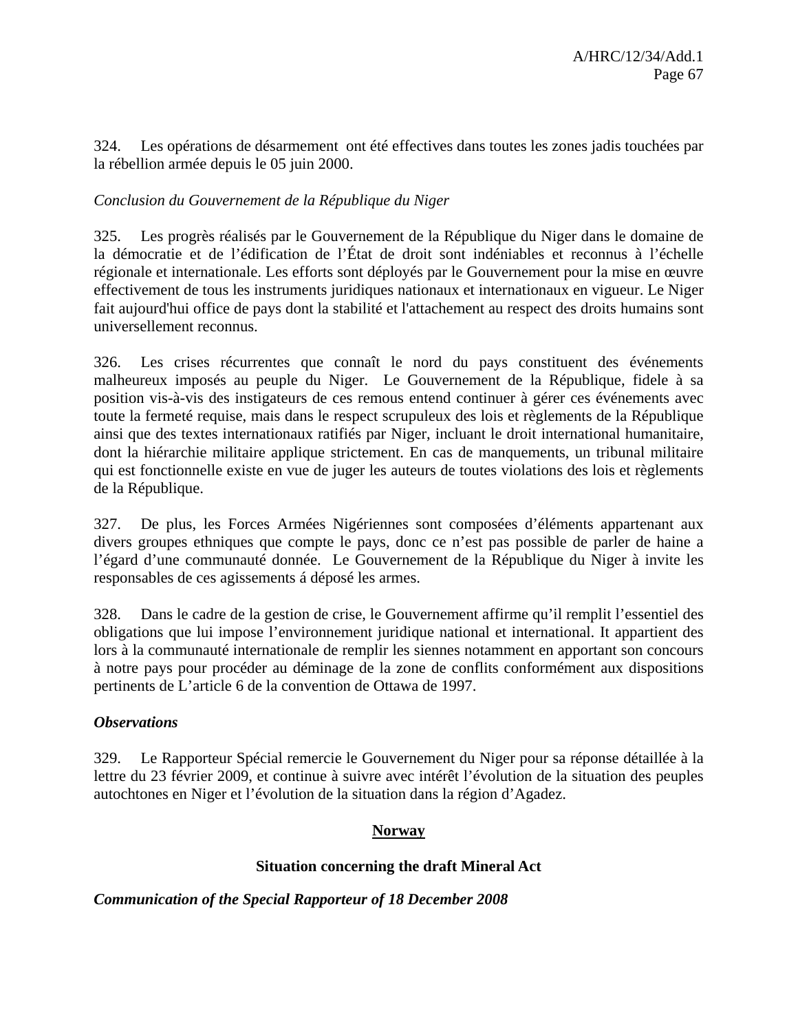324. Les opérations de désarmement  ont été effectives dans toutes les zones jadis touchées par la rébellion armée depuis le 05 juin 2000.

*Conclusion du Gouvernement de la République du Niger*

325. Les progrès réalisés par le Gouvernement de la République du Niger dans le domaine de la démocratie et de l'édification de l'État de droit sont indéniables et reconnus à l'échelle régionale et internationale. Les efforts sont déployés par le Gouvernement pour la mise en œuvre effectivement de tous les instruments juridiques nationaux et internationaux en vigueur. Le Niger fait aujourd'hui office de pays dont la stabilité et l'attachement au respect des droits humains sont universellement reconnus.

326. Les crises récurrentes que connaît le nord du pays constituent des événements malheureux imposés au peuple du Niger.  Le Gouvernement de la République, fidele à sa position vis-à-vis des instigateurs de ces remous entend continuer à gérer ces événements avec toute la fermeté requise, mais dans le respect scrupuleux des lois et règlements de la République ainsi que des textes internationaux ratifiés par Niger, incluant le droit international humanitaire, dont la hiérarchie militaire applique strictement. En cas de manquements, un tribunal militaire qui est fonctionnelle existe en vue de juger les auteurs de toutes violations des lois et règlements de la République.

327. De plus, les Forces Armées Nigériennes sont composées d'éléments appartenant aux divers groupes ethniques que compte le pays, donc ce n'est pas possible de parler de haine a l'égard d'une communauté donnée.  Le Gouvernement de la République du Niger à invite les responsables de ces agissements á déposé les armes.

328. Dans le cadre de la gestion de crise, le Gouvernement affirme qu'il remplit l'essentiel des obligations que lui impose l'environnement juridique national et international. It appartient des lors à la communauté internationale de remplir les siennes notamment en apportant son concours à notre pays pour procéder au déminage de la zone de conflits conformément aux dispositions pertinents de L'article 6 de la convention de Ottawa de 1997.

***Observations***

329. Le Rapporteur Spécial remercie le Gouvernement du Niger pour sa réponse détaillée à la lettre du 23 février 2009, et continue à suivre avec intérêt l'évolution de la situation des peuples autochtones en Niger et l'évolution de la situation dans la région d'Agadez.

## Norway

### Situation concerning the draft Mineral Act

***Communication of the Special Rapporteur of 18 December 2008***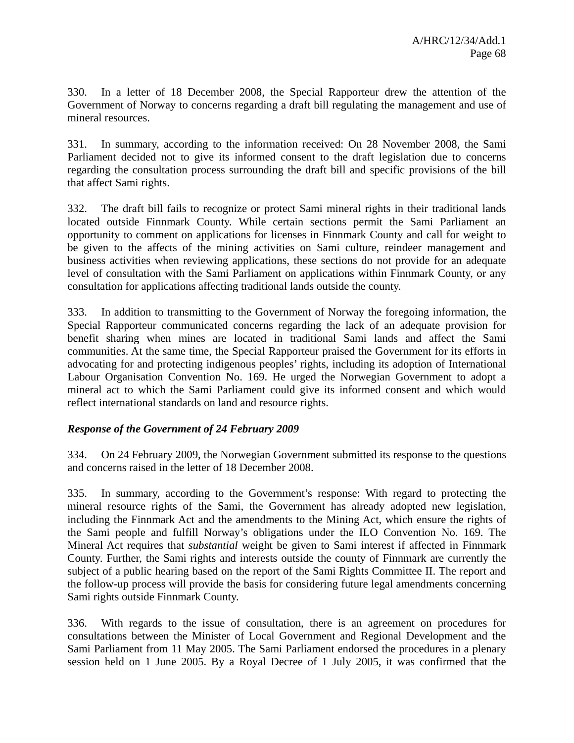330. In a letter of 18 December 2008, the Special Rapporteur drew the attention of the Government of Norway to concerns regarding a draft bill regulating the management and use of mineral resources.

331. In summary, according to the information received: On 28 November 2008, the Sami Parliament decided not to give its informed consent to the draft legislation due to concerns regarding the consultation process surrounding the draft bill and specific provisions of the bill that affect Sami rights.

332. The draft bill fails to recognize or protect Sami mineral rights in their traditional lands located outside Finnmark County. While certain sections permit the Sami Parliament an opportunity to comment on applications for licenses in Finnmark County and call for weight to be given to the affects of the mining activities on Sami culture, reindeer management and business activities when reviewing applications, these sections do not provide for an adequate level of consultation with the Sami Parliament on applications within Finnmark County, or any consultation for applications affecting traditional lands outside the county.

333. In addition to transmitting to the Government of Norway the foregoing information, the Special Rapporteur communicated concerns regarding the lack of an adequate provision for benefit sharing when mines are located in traditional Sami lands and affect the Sami communities. At the same time, the Special Rapporteur praised the Government for its efforts in advocating for and protecting indigenous peoples' rights, including its adoption of International Labour Organisation Convention No. 169. He urged the Norwegian Government to adopt a mineral act to which the Sami Parliament could give its informed consent and which would reflect international standards on land and resource rights.

***Response of the Government of 24 February 2009***

334. On 24 February 2009, the Norwegian Government submitted its response to the questions and concerns raised in the letter of 18 December 2008.

335. In summary, according to the Government's response: With regard to protecting the mineral resource rights of the Sami, the Government has already adopted new legislation, including the Finnmark Act and the amendments to the Mining Act, which ensure the rights of the Sami people and fulfill Norway's obligations under the ILO Convention No. 169. The Mineral Act requires that *substantial* weight be given to Sami interest if affected in Finnmark County. Further, the Sami rights and interests outside the county of Finnmark are currently the subject of a public hearing based on the report of the Sami Rights Committee II. The report and the follow-up process will provide the basis for considering future legal amendments concerning Sami rights outside Finnmark County.

336. With regards to the issue of consultation, there is an agreement on procedures for consultations between the Minister of Local Government and Regional Development and the Sami Parliament from 11 May 2005. The Sami Parliament endorsed the procedures in a plenary session held on 1 June 2005. By a Royal Decree of 1 July 2005, it was confirmed that the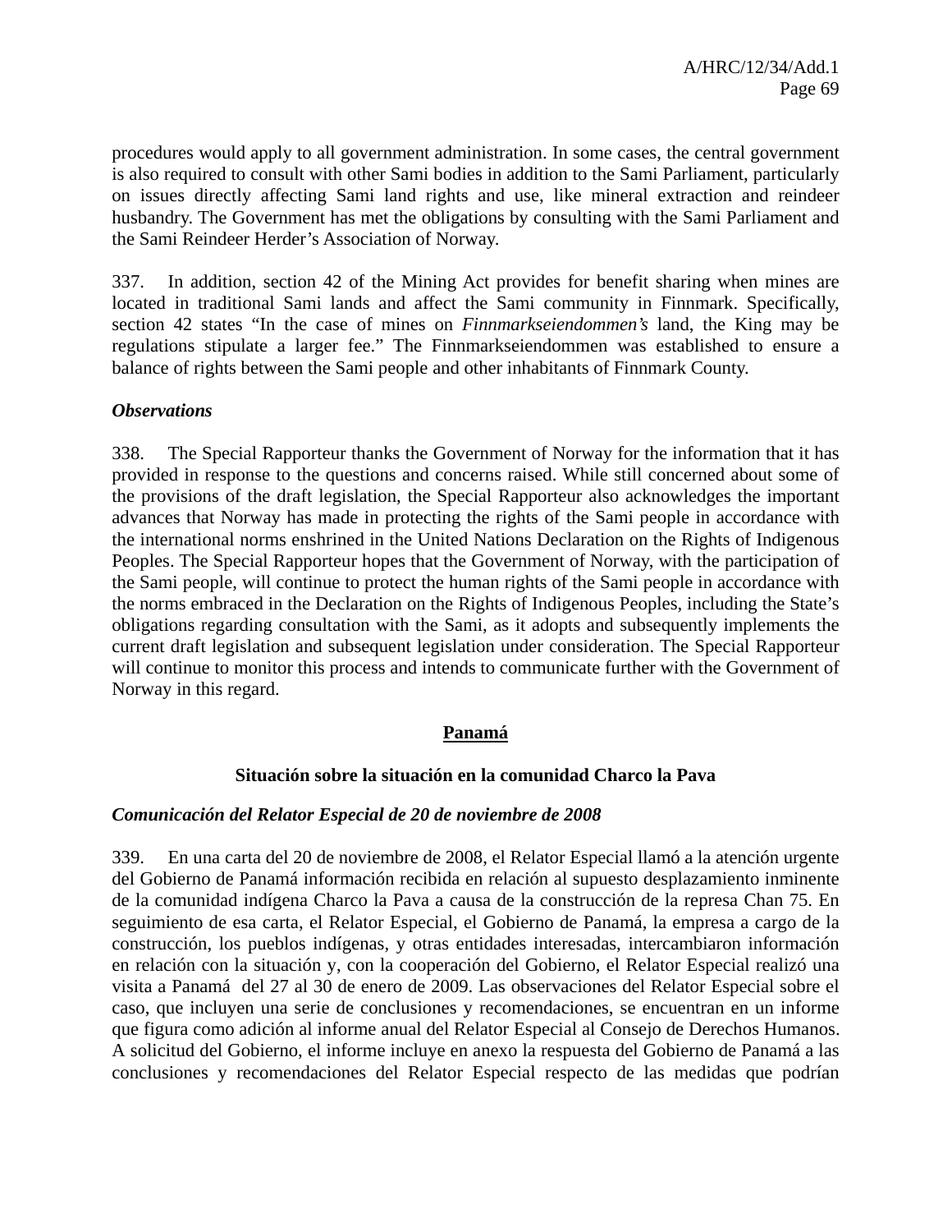procedures would apply to all government administration. In some cases, the central government is also required to consult with other Sami bodies in addition to the Sami Parliament, particularly on issues directly affecting Sami land rights and use, like mineral extraction and reindeer husbandry. The Government has met the obligations by consulting with the Sami Parliament and the Sami Reindeer Herder's Association of Norway.

337. In addition, section 42 of the Mining Act provides for benefit sharing when mines are located in traditional Sami lands and affect the Sami community in Finnmark. Specifically, section 42 states "In the case of mines on *Finnmarkseiendommen's* land, the King may be regulations stipulate a larger fee." The Finnmarkseiendommen was established to ensure a balance of rights between the Sami people and other inhabitants of Finnmark County.

### *Observations*

338. The Special Rapporteur thanks the Government of Norway for the information that it has provided in response to the questions and concerns raised. While still concerned about some of the provisions of the draft legislation, the Special Rapporteur also acknowledges the important advances that Norway has made in protecting the rights of the Sami people in accordance with the international norms enshrined in the United Nations Declaration on the Rights of Indigenous Peoples. The Special Rapporteur hopes that the Government of Norway, with the participation of the Sami people, will continue to protect the human rights of the Sami people in accordance with the norms embraced in the Declaration on the Rights of Indigenous Peoples, including the State's obligations regarding consultation with the Sami, as it adopts and subsequently implements the current draft legislation and subsequent legislation under consideration. The Special Rapporteur will continue to monitor this process and intends to communicate further with the Government of Norway in this regard.

## <u>Panamá</u>

### Situación sobre la situación en la comunidad Charco la Pava

### *Comunicación del Relator Especial de 20 de noviembre de 2008*

339. En una carta del 20 de noviembre de 2008, el Relator Especial llamó a la atención urgente del Gobierno de Panamá información recibida en relación al supuesto desplazamiento inminente de la comunidad indígena Charco la Pava a causa de la construcción de la represa Chan 75. En seguimiento de esa carta, el Relator Especial, el Gobierno de Panamá, la empresa a cargo de la construcción, los pueblos indígenas, y otras entidades interesadas, intercambiaron información en relación con la situación y, con la cooperación del Gobierno, el Relator Especial realizó una visita a Panamá del 27 al 30 de enero de 2009. Las observaciones del Relator Especial sobre el caso, que incluyen una serie de conclusiones y recomendaciones, se encuentran en un informe que figura como adición al informe anual del Relator Especial al Consejo de Derechos Humanos. A solicitud del Gobierno, el informe incluye en anexo la respuesta del Gobierno de Panamá a las conclusiones y recomendaciones del Relator Especial respecto de las medidas que podrían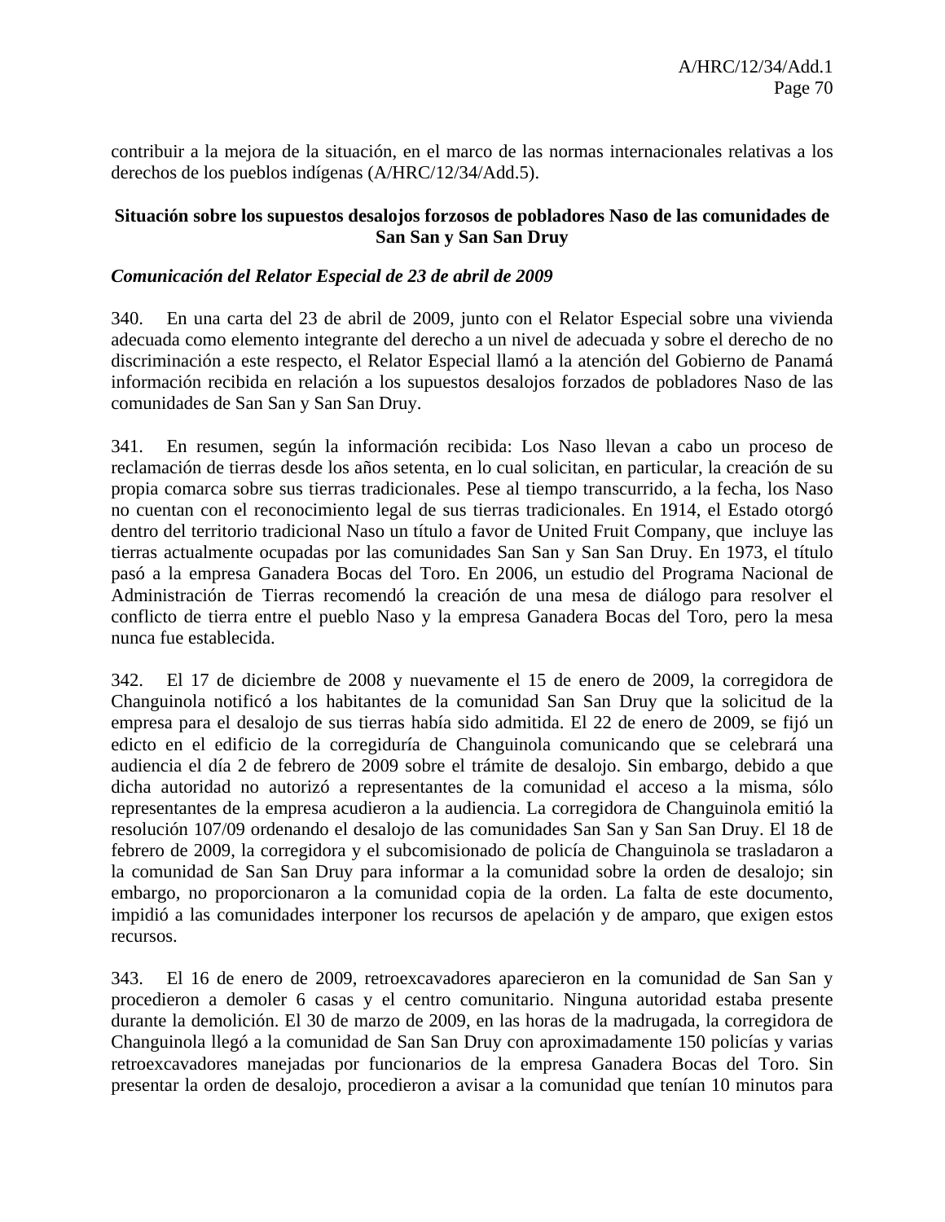contribuir a la mejora de la situación, en el marco de las normas internacionales relativas a los derechos de los pueblos indígenas (A/HRC/12/34/Add.5).

**Situación sobre los supuestos desalojos forzosos de pobladores Naso de las comunidades de San San y San San Druy**

***Comunicación del Relator Especial de 23 de abril de 2009***

340. En una carta del 23 de abril de 2009, junto con el Relator Especial sobre una vivienda adecuada como elemento integrante del derecho a un nivel de adecuada y sobre el derecho de no discriminación a este respecto, el Relator Especial llamó a la atención del Gobierno de Panamá información recibida en relación a los supuestos desalojos forzados de pobladores Naso de las comunidades de San San y San San Druy.

341. En resumen, según la información recibida: Los Naso llevan a cabo un proceso de reclamación de tierras desde los años setenta, en lo cual solicitan, en particular, la creación de su propia comarca sobre sus tierras tradicionales. Pese al tiempo transcurrido, a la fecha, los Naso no cuentan con el reconocimiento legal de sus tierras tradicionales. En 1914, el Estado otorgó dentro del territorio tradicional Naso un título a favor de United Fruit Company, que incluye las tierras actualmente ocupadas por las comunidades San San y San San Druy. En 1973, el título pasó a la empresa Ganadera Bocas del Toro. En 2006, un estudio del Programa Nacional de Administración de Tierras recomendó la creación de una mesa de diálogo para resolver el conflicto de tierra entre el pueblo Naso y la empresa Ganadera Bocas del Toro, pero la mesa nunca fue establecida.

342. El 17 de diciembre de 2008 y nuevamente el 15 de enero de 2009, la corregidora de Changuinola notificó a los habitantes de la comunidad San San Druy que la solicitud de la empresa para el desalojo de sus tierras había sido admitida. El 22 de enero de 2009, se fijó un edicto en el edificio de la corregiduría de Changuinola comunicando que se celebrará una audiencia el día 2 de febrero de 2009 sobre el trámite de desalojo. Sin embargo, debido a que dicha autoridad no autorizó a representantes de la comunidad el acceso a la misma, sólo representantes de la empresa acudieron a la audiencia. La corregidora de Changuinola emitió la resolución 107/09 ordenando el desalojo de las comunidades San San y San San Druy. El 18 de febrero de 2009, la corregidora y el subcomisionado de policía de Changuinola se trasladaron a la comunidad de San San Druy para informar a la comunidad sobre la orden de desalojo; sin embargo, no proporcionaron a la comunidad copia de la orden. La falta de este documento, impidió a las comunidades interponer los recursos de apelación y de amparo, que exigen estos recursos.

343. El 16 de enero de 2009, retroexcavadores aparecieron en la comunidad de San San y procedieron a demoler 6 casas y el centro comunitario. Ninguna autoridad estaba presente durante la demolición. El 30 de marzo de 2009, en las horas de la madrugada, la corregidora de Changuinola llegó a la comunidad de San San Druy con aproximadamente 150 policías y varias retroexcavadores manejadas por funcionarios de la empresa Ganadera Bocas del Toro. Sin presentar la orden de desalojo, procedieron a avisar a la comunidad que tenían 10 minutos para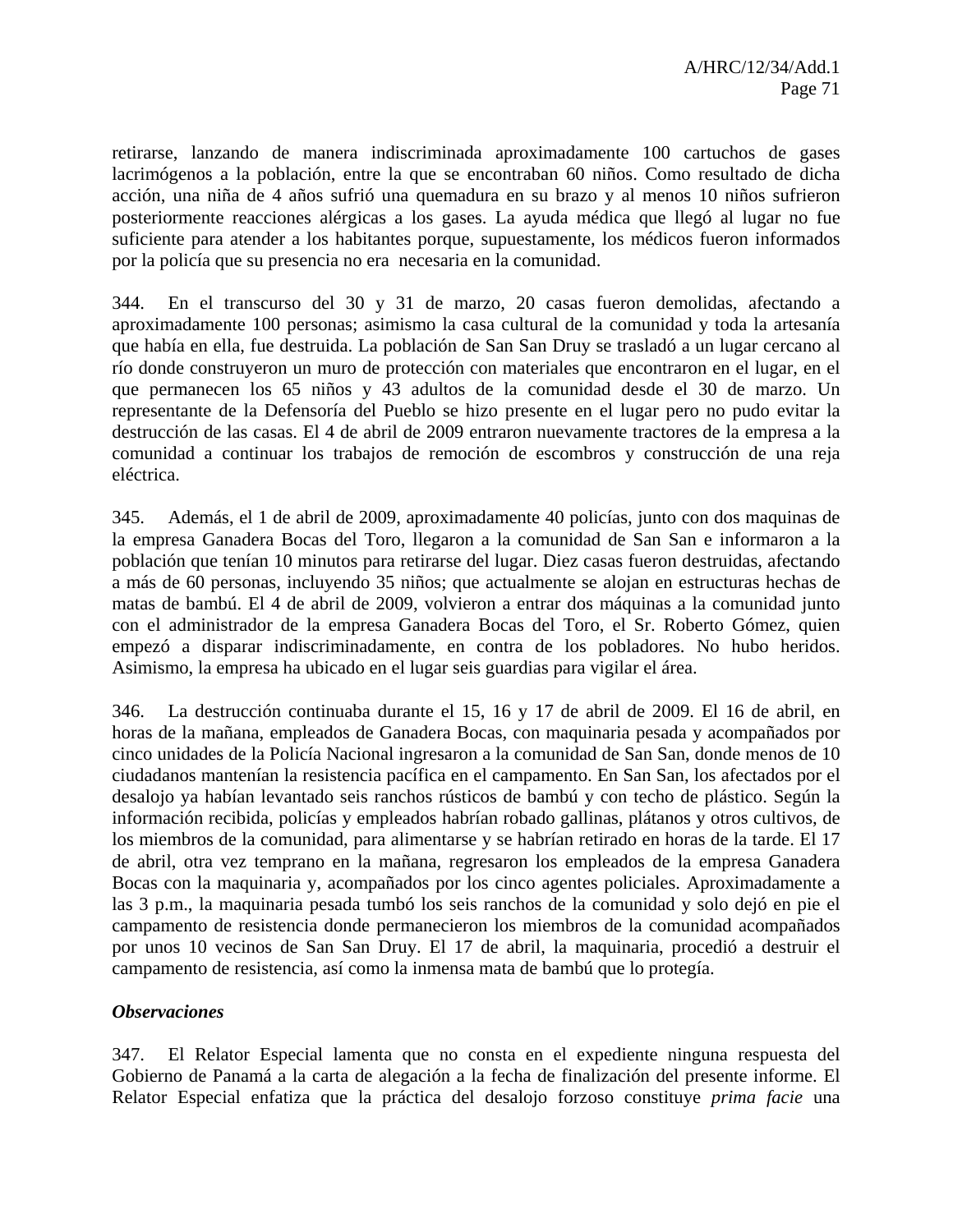retirarse, lanzando de manera indiscriminada aproximadamente 100 cartuchos de gases lacrimógenos a la población, entre la que se encontraban 60 niños. Como resultado de dicha acción, una niña de 4 años sufrió una quemadura en su brazo y al menos 10 niños sufrieron posteriormente reacciones alérgicas a los gases. La ayuda médica que llegó al lugar no fue suficiente para atender a los habitantes porque, supuestamente, los médicos fueron informados por la policía que su presencia no era necesaria en la comunidad.

344. En el transcurso del 30 y 31 de marzo, 20 casas fueron demolidas, afectando a aproximadamente 100 personas; asimismo la casa cultural de la comunidad y toda la artesanía que había en ella, fue destruida. La población de San San Druy se trasladó a un lugar cercano al río donde construyeron un muro de protección con materiales que encontraron en el lugar, en el que permanecen los 65 niños y 43 adultos de la comunidad desde el 30 de marzo. Un representante de la Defensoría del Pueblo se hizo presente en el lugar pero no pudo evitar la destrucción de las casas. El 4 de abril de 2009 entraron nuevamente tractores de la empresa a la comunidad a continuar los trabajos de remoción de escombros y construcción de una reja eléctrica.

345. Además, el 1 de abril de 2009, aproximadamente 40 policías, junto con dos maquinas de la empresa Ganadera Bocas del Toro, llegaron a la comunidad de San San e informaron a la población que tenían 10 minutos para retirarse del lugar. Diez casas fueron destruidas, afectando a más de 60 personas, incluyendo 35 niños; que actualmente se alojan en estructuras hechas de matas de bambú. El 4 de abril de 2009, volvieron a entrar dos máquinas a la comunidad junto con el administrador de la empresa Ganadera Bocas del Toro, el Sr. Roberto Gómez, quien empezó a disparar indiscriminadamente, en contra de los pobladores. No hubo heridos. Asimismo, la empresa ha ubicado en el lugar seis guardias para vigilar el área.

346. La destrucción continuaba durante el 15, 16 y 17 de abril de 2009. El 16 de abril, en horas de la mañana, empleados de Ganadera Bocas, con maquinaria pesada y acompañados por cinco unidades de la Policía Nacional ingresaron a la comunidad de San San, donde menos de 10 ciudadanos mantenían la resistencia pacífica en el campamento. En San San, los afectados por el desalojo ya habían levantado seis ranchos rústicos de bambú y con techo de plástico. Según la información recibida, policías y empleados habrían robado gallinas, plátanos y otros cultivos, de los miembros de la comunidad, para alimentarse y se habrían retirado en horas de la tarde. El 17 de abril, otra vez temprano en la mañana, regresaron los empleados de la empresa Ganadera Bocas con la maquinaria y, acompañados por los cinco agentes policiales. Aproximadamente a las 3 p.m., la maquinaria pesada tumbó los seis ranchos de la comunidad y solo dejó en pie el campamento de resistencia donde permanecieron los miembros de la comunidad acompañados por unos 10 vecinos de San San Druy. El 17 de abril, la maquinaria, procedió a destruir el campamento de resistencia, así como la inmensa mata de bambú que lo protegía.

***Observaciones***

347. El Relator Especial lamenta que no consta en el expediente ninguna respuesta del Gobierno de Panamá a la carta de alegación a la fecha de finalización del presente informe. El Relator Especial enfatiza que la práctica del desalojo forzoso constituye *prima facie* una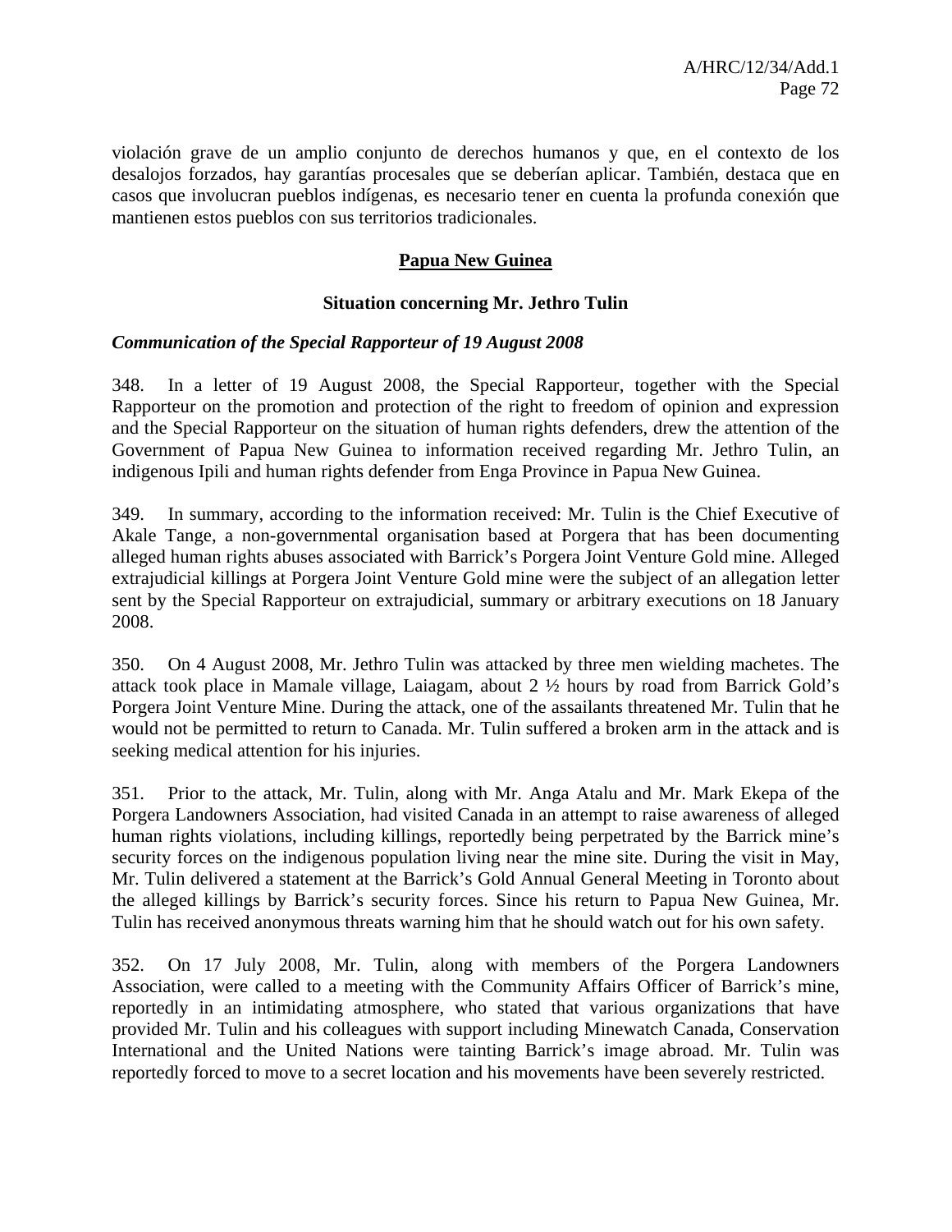violación grave de un amplio conjunto de derechos humanos y que, en el contexto de los desalojos forzados, hay garantías procesales que se deberían aplicar. También, destaca que en casos que involucran pueblos indígenas, es necesario tener en cuenta la profunda conexión que mantienen estos pueblos con sus territorios tradicionales.

## Papua New Guinea

### Situation concerning Mr. Jethro Tulin

***Communication of the Special Rapporteur of 19 August 2008***

348. In a letter of 19 August 2008, the Special Rapporteur, together with the Special Rapporteur on the promotion and protection of the right to freedom of opinion and expression and the Special Rapporteur on the situation of human rights defenders, drew the attention of the Government of Papua New Guinea to information received regarding Mr. Jethro Tulin, an indigenous Ipili and human rights defender from Enga Province in Papua New Guinea.

349. In summary, according to the information received: Mr. Tulin is the Chief Executive of Akale Tange, a non-governmental organisation based at Porgera that has been documenting alleged human rights abuses associated with Barrick's Porgera Joint Venture Gold mine. Alleged extrajudicial killings at Porgera Joint Venture Gold mine were the subject of an allegation letter sent by the Special Rapporteur on extrajudicial, summary or arbitrary executions on 18 January 2008.

350. On 4 August 2008, Mr. Jethro Tulin was attacked by three men wielding machetes. The attack took place in Mamale village, Laiagam, about 2 ½ hours by road from Barrick Gold's Porgera Joint Venture Mine. During the attack, one of the assailants threatened Mr. Tulin that he would not be permitted to return to Canada. Mr. Tulin suffered a broken arm in the attack and is seeking medical attention for his injuries.

351. Prior to the attack, Mr. Tulin, along with Mr. Anga Atalu and Mr. Mark Ekepa of the Porgera Landowners Association, had visited Canada in an attempt to raise awareness of alleged human rights violations, including killings, reportedly being perpetrated by the Barrick mine's security forces on the indigenous population living near the mine site. During the visit in May, Mr. Tulin delivered a statement at the Barrick's Gold Annual General Meeting in Toronto about the alleged killings by Barrick's security forces. Since his return to Papua New Guinea, Mr. Tulin has received anonymous threats warning him that he should watch out for his own safety.

352. On 17 July 2008, Mr. Tulin, along with members of the Porgera Landowners Association, were called to a meeting with the Community Affairs Officer of Barrick's mine, reportedly in an intimidating atmosphere, who stated that various organizations that have provided Mr. Tulin and his colleagues with support including Minewatch Canada, Conservation International and the United Nations were tainting Barrick's image abroad. Mr. Tulin was reportedly forced to move to a secret location and his movements have been severely restricted.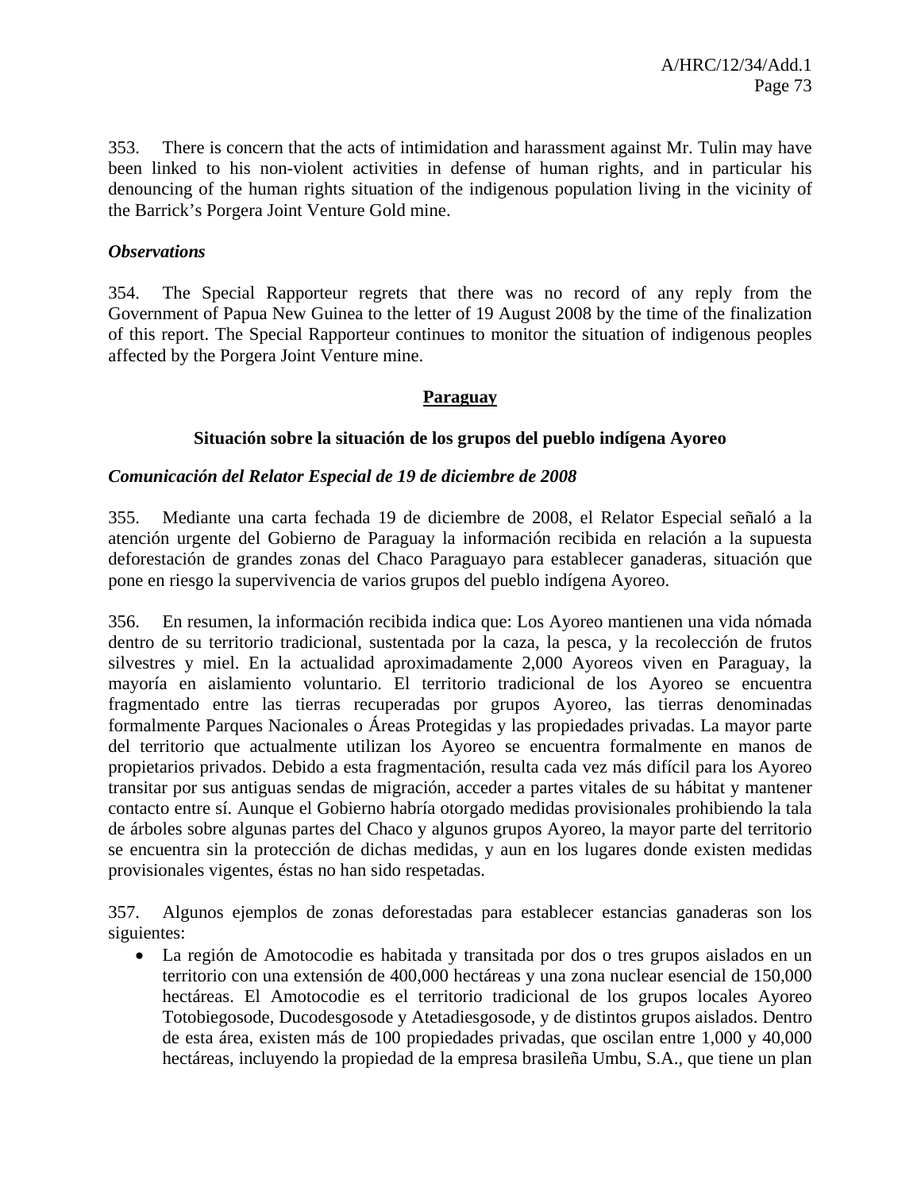353. There is concern that the acts of intimidation and harassment against Mr. Tulin may have been linked to his non-violent activities in defense of human rights, and in particular his denouncing of the human rights situation of the indigenous population living in the vicinity of the Barrick's Porgera Joint Venture Gold mine.

### *Observations*

354. The Special Rapporteur regrets that there was no record of any reply from the Government of Papua New Guinea to the letter of 19 August 2008 by the time of the finalization of this report. The Special Rapporteur continues to monitor the situation of indigenous peoples affected by the Porgera Joint Venture mine.

## Paraguay

### Situación sobre la situación de los grupos del pueblo indígena Ayoreo

### *Comunicación del Relator Especial de 19 de diciembre de 2008*

355. Mediante una carta fechada 19 de diciembre de 2008, el Relator Especial señaló a la atención urgente del Gobierno de Paraguay la información recibida en relación a la supuesta deforestación de grandes zonas del Chaco Paraguayo para establecer ganaderas, situación que pone en riesgo la supervivencia de varios grupos del pueblo indígena Ayoreo.

356. En resumen, la información recibida indica que: Los Ayoreo mantienen una vida nómada dentro de su territorio tradicional, sustentada por la caza, la pesca, y la recolección de frutos silvestres y miel. En la actualidad aproximadamente 2,000 Ayoreos viven en Paraguay, la mayoría en aislamiento voluntario. El territorio tradicional de los Ayoreo se encuentra fragmentado entre las tierras recuperadas por grupos Ayoreo, las tierras denominadas formalmente Parques Nacionales o Áreas Protegidas y las propiedades privadas. La mayor parte del territorio que actualmente utilizan los Ayoreo se encuentra formalmente en manos de propietarios privados. Debido a esta fragmentación, resulta cada vez más difícil para los Ayoreo transitar por sus antiguas sendas de migración, acceder a partes vitales de su hábitat y mantener contacto entre sí. Aunque el Gobierno habría otorgado medidas provisionales prohibiendo la tala de árboles sobre algunas partes del Chaco y algunos grupos Ayoreo, la mayor parte del territorio se encuentra sin la protección de dichas medidas, y aun en los lugares donde existen medidas provisionales vigentes, éstas no han sido respetadas.

357. Algunos ejemplos de zonas deforestadas para establecer estancias ganaderas son los siguientes:

- La región de Amotocodie es habitada y transitada por dos o tres grupos aislados en un territorio con una extensión de 400,000 hectáreas y una zona nuclear esencial de 150,000 hectáreas. El Amotocodie es el territorio tradicional de los grupos locales Ayoreo Totobiegosode, Ducodesgosode y Atetadiesgosode, y de distintos grupos aislados. Dentro de esta área, existen más de 100 propiedades privadas, que oscilan entre 1,000 y 40,000 hectáreas, incluyendo la propiedad de la empresa brasileña Umbu, S.A., que tiene un plan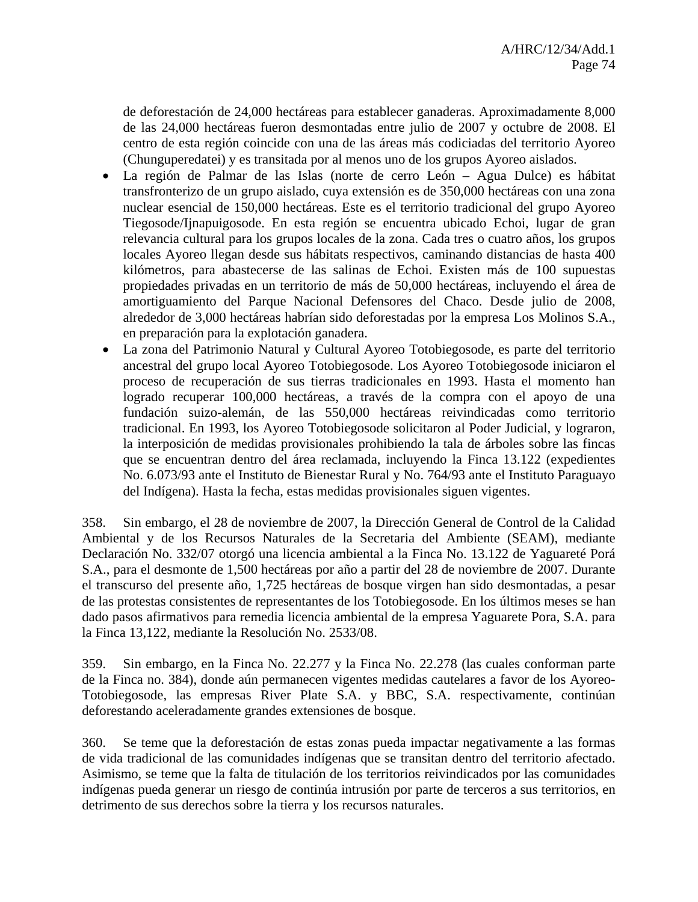de deforestación de 24,000 hectáreas para establecer ganaderas. Aproximadamente 8,000 de las 24,000 hectáreas fueron desmontadas entre julio de 2007 y octubre de 2008. El centro de esta región coincide con una de las áreas más codiciadas del territorio Ayoreo (Chunguperedatei) y es transitada por al menos uno de los grupos Ayoreo aislados.

- La región de Palmar de las Islas (norte de cerro León – Agua Dulce) es hábitat transfronterizo de un grupo aislado, cuya extensión es de 350,000 hectáreas con una zona nuclear esencial de 150,000 hectáreas. Este es el territorio tradicional del grupo Ayoreo Tiegosode/Ijnapuigosode. En esta región se encuentra ubicado Echoi, lugar de gran relevancia cultural para los grupos locales de la zona. Cada tres o cuatro años, los grupos locales Ayoreo llegan desde sus hábitats respectivos, caminando distancias de hasta 400 kilómetros, para abastecerse de las salinas de Echoi. Existen más de 100 supuestas propiedades privadas en un territorio de más de 50,000 hectáreas, incluyendo el área de amortiguamiento del Parque Nacional Defensores del Chaco. Desde julio de 2008, alrededor de 3,000 hectáreas habrían sido deforestadas por la empresa Los Molinos S.A., en preparación para la explotación ganadera.
- La zona del Patrimonio Natural y Cultural Ayoreo Totobiegosode, es parte del territorio ancestral del grupo local Ayoreo Totobiegosode. Los Ayoreo Totobiegosode iniciaron el proceso de recuperación de sus tierras tradicionales en 1993. Hasta el momento han logrado recuperar 100,000 hectáreas, a través de la compra con el apoyo de una fundación suizo-alemán, de las 550,000 hectáreas reivindicadas como territorio tradicional. En 1993, los Ayoreo Totobiegosode solicitaron al Poder Judicial, y lograron, la interposición de medidas provisionales prohibiendo la tala de árboles sobre las fincas que se encuentran dentro del área reclamada, incluyendo la Finca 13.122 (expedientes No. 6.073/93 ante el Instituto de Bienestar Rural y No. 764/93 ante el Instituto Paraguayo del Indígena). Hasta la fecha, estas medidas provisionales siguen vigentes.

358. Sin embargo, el 28 de noviembre de 2007, la Dirección General de Control de la Calidad Ambiental y de los Recursos Naturales de la Secretaria del Ambiente (SEAM), mediante Declaración No. 332/07 otorgó una licencia ambiental a la Finca No. 13.122 de Yaguareté Porá S.A., para el desmonte de 1,500 hectáreas por año a partir del 28 de noviembre de 2007. Durante el transcurso del presente año, 1,725 hectáreas de bosque virgen han sido desmontadas, a pesar de las protestas consistentes de representantes de los Totobiegosode. En los últimos meses se han dado pasos afirmativos para remedia licencia ambiental de la empresa Yaguarete Pora, S.A. para la Finca 13,122, mediante la Resolución No. 2533/08.

359. Sin embargo, en la Finca No. 22.277 y la Finca No. 22.278 (las cuales conforman parte de la Finca no. 384), donde aún permanecen vigentes medidas cautelares a favor de los Ayoreo-Totobiegosode, las empresas River Plate S.A. y BBC, S.A. respectivamente, continúan deforestando aceleradamente grandes extensiones de bosque.

360. Se teme que la deforestación de estas zonas pueda impactar negativamente a las formas de vida tradicional de las comunidades indígenas que se transitan dentro del territorio afectado. Asimismo, se teme que la falta de titulación de los territorios reivindicados por las comunidades indígenas pueda generar un riesgo de continúa intrusión por parte de terceros a sus territorios, en detrimento de sus derechos sobre la tierra y los recursos naturales.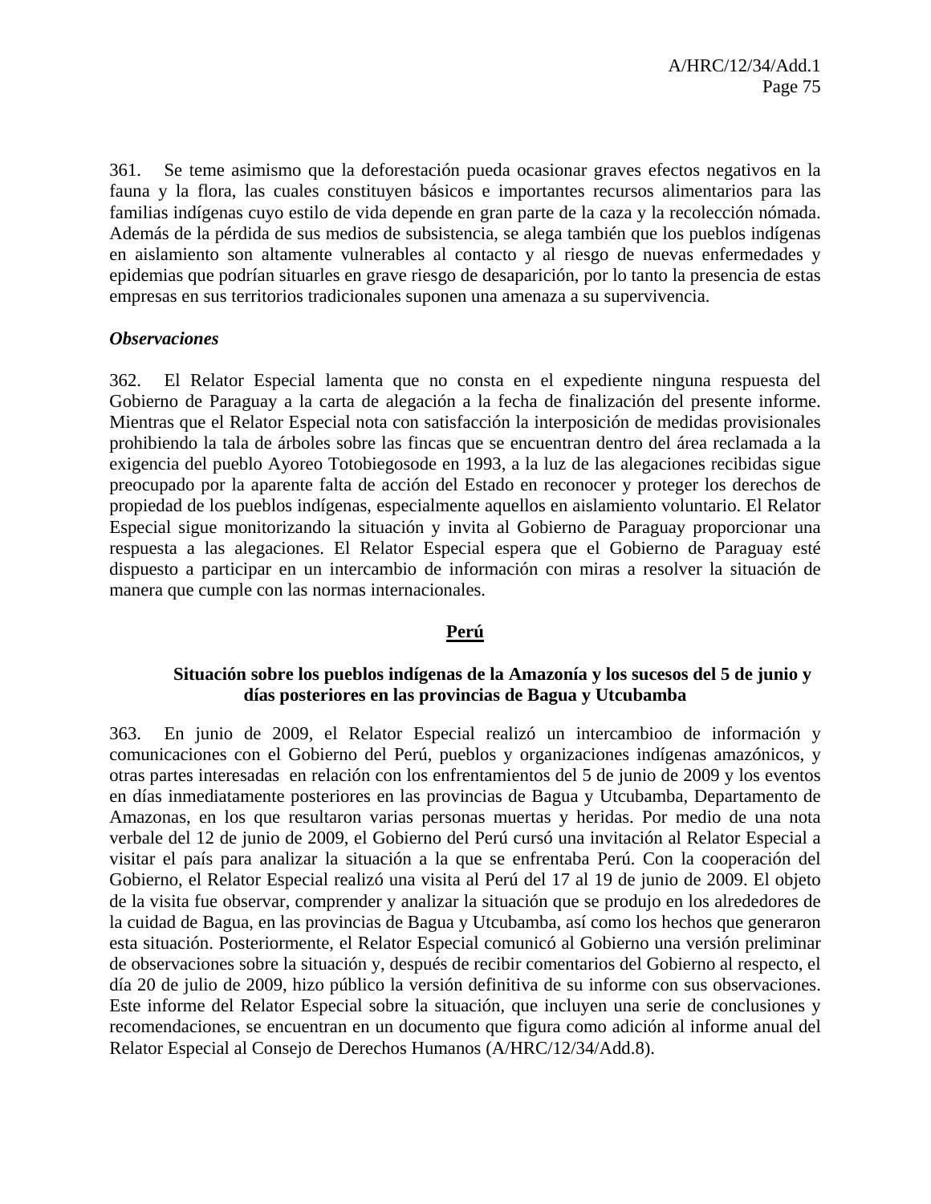361. Se teme asimismo que la deforestación pueda ocasionar graves efectos negativos en la fauna y la flora, las cuales constituyen básicos e importantes recursos alimentarios para las familias indígenas cuyo estilo de vida depende en gran parte de la caza y la recolección nómada. Además de la pérdida de sus medios de subsistencia, se alega también que los pueblos indígenas en aislamiento son altamente vulnerables al contacto y al riesgo de nuevas enfermedades y epidemias que podrían situarles en grave riesgo de desaparición, por lo tanto la presencia de estas empresas en sus territorios tradicionales suponen una amenaza a su supervivencia.

***Observaciones***

362. El Relator Especial lamenta que no consta en el expediente ninguna respuesta del Gobierno de Paraguay a la carta de alegación a la fecha de finalización del presente informe. Mientras que el Relator Especial nota con satisfacción la interposición de medidas provisionales prohibiendo la tala de árboles sobre las fincas que se encuentran dentro del área reclamada a la exigencia del pueblo Ayoreo Totobiegosode en 1993, a la luz de las alegaciones recibidas sigue preocupado por la aparente falta de acción del Estado en reconocer y proteger los derechos de propiedad de los pueblos indígenas, especialmente aquellos en aislamiento voluntario. El Relator Especial sigue monitorizando la situación y invita al Gobierno de Paraguay proporcionar una respuesta a las alegaciones. El Relator Especial espera que el Gobierno de Paraguay esté dispuesto a participar en un intercambio de información con miras a resolver la situación de manera que cumple con las normas internacionales.

## Perú

### Situación sobre los pueblos indígenas de la Amazonía y los sucesos del 5 de junio y días posteriores en las provincias de Bagua y Utcubamba

363. En junio de 2009, el Relator Especial realizó un intercambioo de información y comunicaciones con el Gobierno del Perú, pueblos y organizaciones indígenas amazónicos, y otras partes interesadas en relación con los enfrentamientos del 5 de junio de 2009 y los eventos en días inmediatamente posteriores en las provincias de Bagua y Utcubamba, Departamento de Amazonas, en los que resultaron varias personas muertas y heridas. Por medio de una nota verbal del 12 de junio de 2009, el Gobierno del Perú cursó una invitación al Relator Especial a visitar el país para analizar la situación a la que se enfrentaba Perú. Con la cooperación del Gobierno, el Relator Especial realizó una visita al Perú del 17 al 19 de junio de 2009. El objeto de la visita fue observar, comprender y analizar la situación que se produjo en los alrededores de la cuidad de Bagua, en las provincias de Bagua y Utcubamba, así como los hechos que generaron esta situación. Posteriormente, el Relator Especial comunicó al Gobierno una versión preliminar de observaciones sobre la situación y, después de recibir comentarios del Gobierno al respecto, el día 20 de julio de 2009, hizo público la versión definitiva de su informe con sus observaciones. Este informe del Relator Especial sobre la situación, que incluyen una serie de conclusiones y recomendaciones, se encuentran en un documento que figura como adición al informe anual del Relator Especial al Consejo de Derechos Humanos (A/HRC/12/34/Add.8).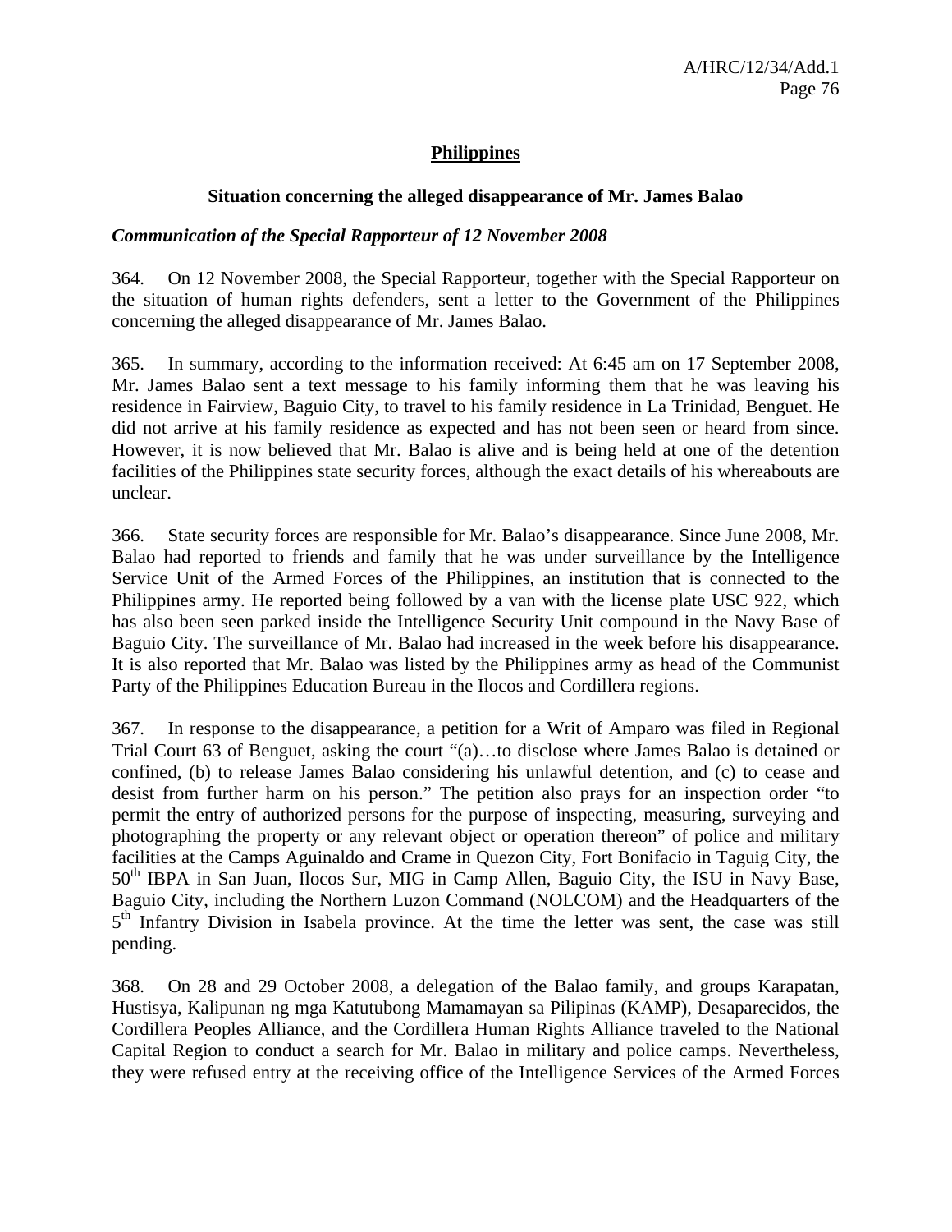## Philippines

### Situation concerning the alleged disappearance of Mr. James Balao

***Communication of the Special Rapporteur of 12 November 2008***

364. On 12 November 2008, the Special Rapporteur, together with the Special Rapporteur on the situation of human rights defenders, sent a letter to the Government of the Philippines concerning the alleged disappearance of Mr. James Balao.

365. In summary, according to the information received: At 6:45 am on 17 September 2008, Mr. James Balao sent a text message to his family informing them that he was leaving his residence in Fairview, Baguio City, to travel to his family residence in La Trinidad, Benguet. He did not arrive at his family residence as expected and has not been seen or heard from since. However, it is now believed that Mr. Balao is alive and is being held at one of the detention facilities of the Philippines state security forces, although the exact details of his whereabouts are unclear.

366. State security forces are responsible for Mr. Balao's disappearance. Since June 2008, Mr. Balao had reported to friends and family that he was under surveillance by the Intelligence Service Unit of the Armed Forces of the Philippines, an institution that is connected to the Philippines army. He reported being followed by a van with the license plate USC 922, which has also been seen parked inside the Intelligence Security Unit compound in the Navy Base of Baguio City. The surveillance of Mr. Balao had increased in the week before his disappearance. It is also reported that Mr. Balao was listed by the Philippines army as head of the Communist Party of the Philippines Education Bureau in the Ilocos and Cordillera regions.

367. In response to the disappearance, a petition for a Writ of Amparo was filed in Regional Trial Court 63 of Benguet, asking the court "(a)…to disclose where James Balao is detained or confined, (b) to release James Balao considering his unlawful detention, and (c) to cease and desist from further harm on his person." The petition also prays for an inspection order "to permit the entry of authorized persons for the purpose of inspecting, measuring, surveying and photographing the property or any relevant object or operation thereon" of police and military facilities at the Camps Aguinaldo and Crame in Quezon City, Fort Bonifacio in Taguig City, the 50th IBPA in San Juan, Ilocos Sur, MIG in Camp Allen, Baguio City, the ISU in Navy Base, Baguio City, including the Northern Luzon Command (NOLCOM) and the Headquarters of the 5th Infantry Division in Isabela province. At the time the letter was sent, the case was still pending.

368. On 28 and 29 October 2008, a delegation of the Balao family, and groups Karapatan, Hustisya, Kalipunan ng mga Katutubong Mamamayan sa Pilipinas (KAMP), Desaparecidos, the Cordillera Peoples Alliance, and the Cordillera Human Rights Alliance traveled to the National Capital Region to conduct a search for Mr. Balao in military and police camps. Nevertheless, they were refused entry at the receiving office of the Intelligence Services of the Armed Forces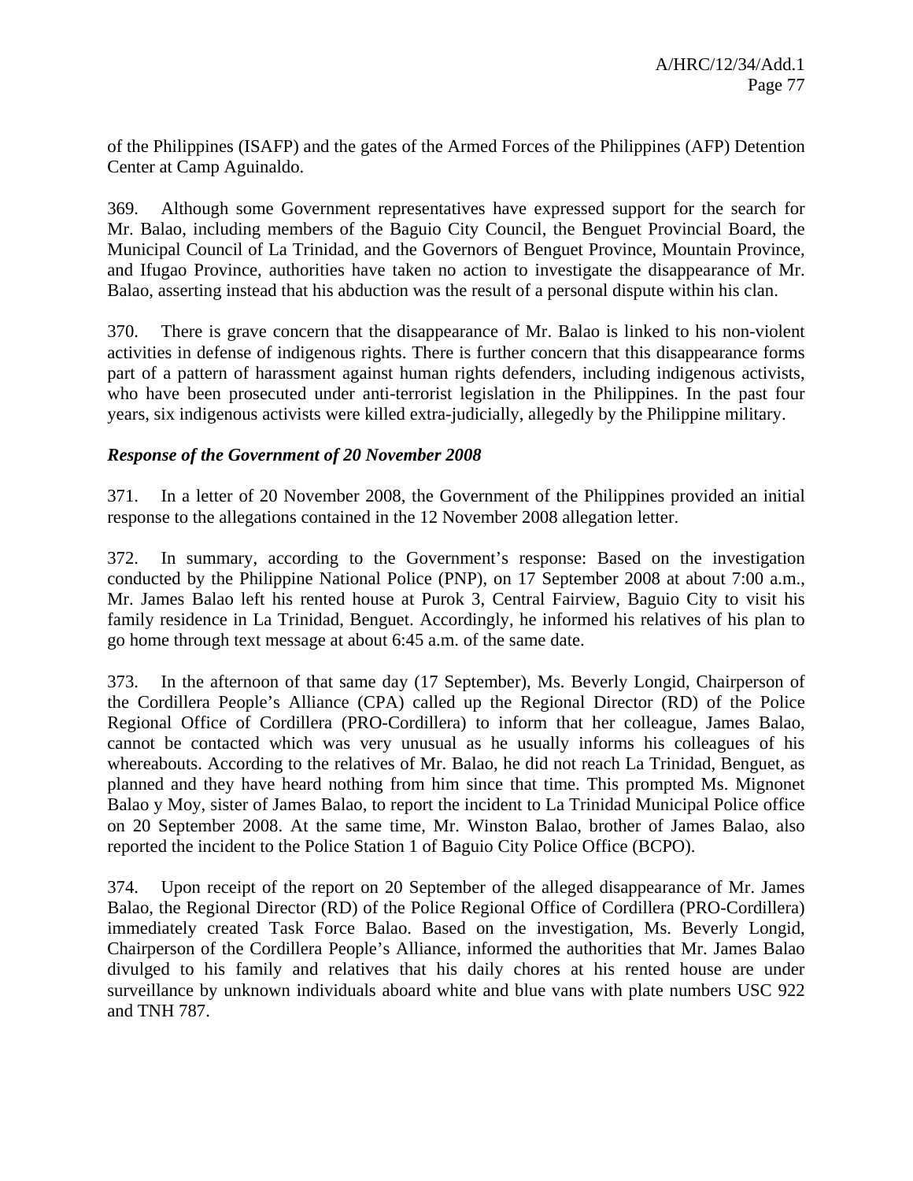of the Philippines (ISAFP) and the gates of the Armed Forces of the Philippines (AFP) Detention Center at Camp Aguinaldo.

369. Although some Government representatives have expressed support for the search for Mr. Balao, including members of the Baguio City Council, the Benguet Provincial Board, the Municipal Council of La Trinidad, and the Governors of Benguet Province, Mountain Province, and Ifugao Province, authorities have taken no action to investigate the disappearance of Mr. Balao, asserting instead that his abduction was the result of a personal dispute within his clan.

370. There is grave concern that the disappearance of Mr. Balao is linked to his non-violent activities in defense of indigenous rights. There is further concern that this disappearance forms part of a pattern of harassment against human rights defenders, including indigenous activists, who have been prosecuted under anti-terrorist legislation in the Philippines. In the past four years, six indigenous activists were killed extra-judicially, allegedly by the Philippine military.

***Response of the Government of 20 November 2008***

371. In a letter of 20 November 2008, the Government of the Philippines provided an initial response to the allegations contained in the 12 November 2008 allegation letter.

372. In summary, according to the Government's response: Based on the investigation conducted by the Philippine National Police (PNP), on 17 September 2008 at about 7:00 a.m., Mr. James Balao left his rented house at Purok 3, Central Fairview, Baguio City to visit his family residence in La Trinidad, Benguet. Accordingly, he informed his relatives of his plan to go home through text message at about 6:45 a.m. of the same date.

373. In the afternoon of that same day (17 September), Ms. Beverly Longid, Chairperson of the Cordillera People's Alliance (CPA) called up the Regional Director (RD) of the Police Regional Office of Cordillera (PRO-Cordillera) to inform that her colleague, James Balao, cannot be contacted which was very unusual as he usually informs his colleagues of his whereabouts. According to the relatives of Mr. Balao, he did not reach La Trinidad, Benguet, as planned and they have heard nothing from him since that time. This prompted Ms. Mignonet Balao y Moy, sister of James Balao, to report the incident to La Trinidad Municipal Police office on 20 September 2008. At the same time, Mr. Winston Balao, brother of James Balao, also reported the incident to the Police Station 1 of Baguio City Police Office (BCPO).

374. Upon receipt of the report on 20 September of the alleged disappearance of Mr. James Balao, the Regional Director (RD) of the Police Regional Office of Cordillera (PRO-Cordillera) immediately created Task Force Balao. Based on the investigation, Ms. Beverly Longid, Chairperson of the Cordillera People's Alliance, informed the authorities that Mr. James Balao divulged to his family and relatives that his daily chores at his rented house are under surveillance by unknown individuals aboard white and blue vans with plate numbers USC 922 and TNH 787.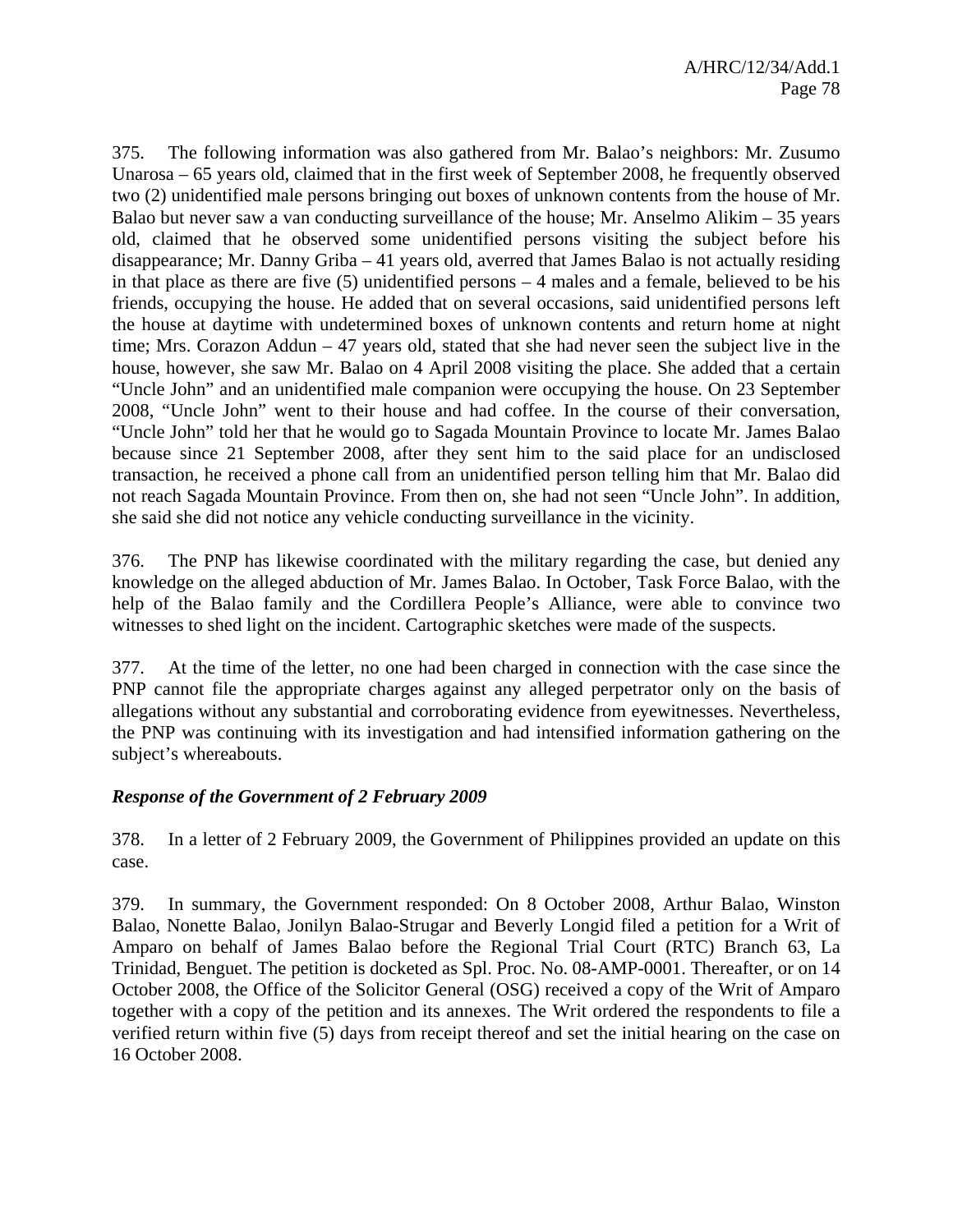375. The following information was also gathered from Mr. Balao's neighbors: Mr. Zusumo Unarosa – 65 years old, claimed that in the first week of September 2008, he frequently observed two (2) unidentified male persons bringing out boxes of unknown contents from the house of Mr. Balao but never saw a van conducting surveillance of the house; Mr. Anselmo Alikim – 35 years old, claimed that he observed some unidentified persons visiting the subject before his disappearance; Mr. Danny Griba – 41 years old, averred that James Balao is not actually residing in that place as there are five (5) unidentified persons – 4 males and a female, believed to be his friends, occupying the house. He added that on several occasions, said unidentified persons left the house at daytime with undetermined boxes of unknown contents and return home at night time; Mrs. Corazon Addun – 47 years old, stated that she had never seen the subject live in the house, however, she saw Mr. Balao on 4 April 2008 visiting the place. She added that a certain "Uncle John" and an unidentified male companion were occupying the house. On 23 September 2008, "Uncle John" went to their house and had coffee. In the course of their conversation, "Uncle John" told her that he would go to Sagada Mountain Province to locate Mr. James Balao because since 21 September 2008, after they sent him to the said place for an undisclosed transaction, he received a phone call from an unidentified person telling him that Mr. Balao did not reach Sagada Mountain Province. From then on, she had not seen "Uncle John". In addition, she said she did not notice any vehicle conducting surveillance in the vicinity.

376. The PNP has likewise coordinated with the military regarding the case, but denied any knowledge on the alleged abduction of Mr. James Balao. In October, Task Force Balao, with the help of the Balao family and the Cordillera People's Alliance, were able to convince two witnesses to shed light on the incident. Cartographic sketches were made of the suspects.

377. At the time of the letter, no one had been charged in connection with the case since the PNP cannot file the appropriate charges against any alleged perpetrator only on the basis of allegations without any substantial and corroborating evidence from eyewitnesses. Nevertheless, the PNP was continuing with its investigation and had intensified information gathering on the subject's whereabouts.

***Response of the Government of 2 February 2009***

378. In a letter of 2 February 2009, the Government of Philippines provided an update on this case.

379. In summary, the Government responded: On 8 October 2008, Arthur Balao, Winston Balao, Nonette Balao, Jonilyn Balao-Strugar and Beverly Longid filed a petition for a Writ of Amparo on behalf of James Balao before the Regional Trial Court (RTC) Branch 63, La Trinidad, Benguet. The petition is docketed as Spl. Proc. No. 08-AMP-0001. Thereafter, or on 14 October 2008, the Office of the Solicitor General (OSG) received a copy of the Writ of Amparo together with a copy of the petition and its annexes. The Writ ordered the respondents to file a verified return within five (5) days from receipt thereof and set the initial hearing on the case on 16 October 2008.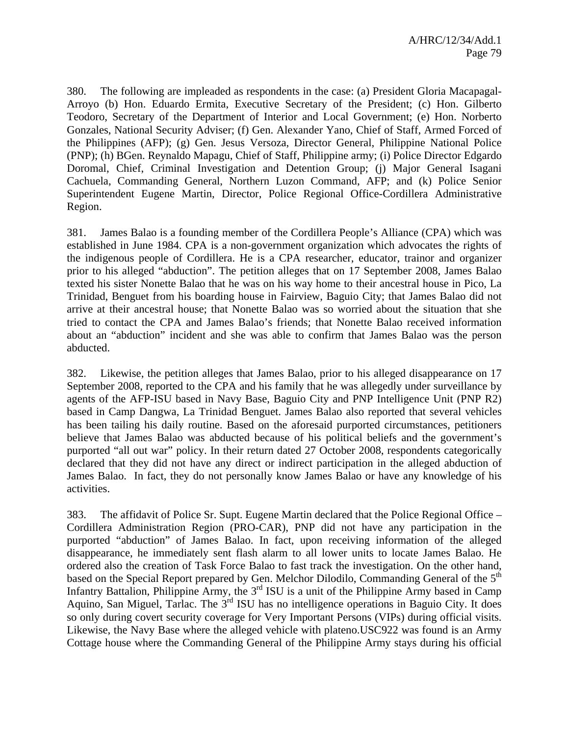380. The following are impleaded as respondents in the case: (a) President Gloria Macapagal-Arroyo (b) Hon. Eduardo Ermita, Executive Secretary of the President; (c) Hon. Gilberto Teodoro, Secretary of the Department of Interior and Local Government; (e) Hon. Norberto Gonzales, National Security Adviser; (f) Gen. Alexander Yano, Chief of Staff, Armed Forced of the Philippines (AFP); (g) Gen. Jesus Versoza, Director General, Philippine National Police (PNP); (h) BGen. Reynaldo Mapagu, Chief of Staff, Philippine army; (i) Police Director Edgardo Doromal, Chief, Criminal Investigation and Detention Group; (j) Major General Isagani Cachuela, Commanding General, Northern Luzon Command, AFP; and (k) Police Senior Superintendent Eugene Martin, Director, Police Regional Office-Cordillera Administrative Region.

381. James Balao is a founding member of the Cordillera People's Alliance (CPA) which was established in June 1984. CPA is a non-government organization which advocates the rights of the indigenous people of Cordillera. He is a CPA researcher, educator, trainor and organizer prior to his alleged "abduction". The petition alleges that on 17 September 2008, James Balao texted his sister Nonette Balao that he was on his way home to their ancestral house in Pico, La Trinidad, Benguet from his boarding house in Fairview, Baguio City; that James Balao did not arrive at their ancestral house; that Nonette Balao was so worried about the situation that she tried to contact the CPA and James Balao's friends; that Nonette Balao received information about an "abduction" incident and she was able to confirm that James Balao was the person abducted.

382. Likewise, the petition alleges that James Balao, prior to his alleged disappearance on 17 September 2008, reported to the CPA and his family that he was allegedly under surveillance by agents of the AFP-ISU based in Navy Base, Baguio City and PNP Intelligence Unit (PNP R2) based in Camp Dangwa, La Trinidad Benguet. James Balao also reported that several vehicles has been tailing his daily routine. Based on the aforesaid purported circumstances, petitioners believe that James Balao was abducted because of his political beliefs and the government's purported "all out war" policy. In their return dated 27 October 2008, respondents categorically declared that they did not have any direct or indirect participation in the alleged abduction of James Balao. In fact, they do not personally know James Balao or have any knowledge of his activities.

383. The affidavit of Police Sr. Supt. Eugene Martin declared that the Police Regional Office – Cordillera Administration Region (PRO-CAR), PNP did not have any participation in the purported "abduction" of James Balao. In fact, upon receiving information of the alleged disappearance, he immediately sent flash alarm to all lower units to locate James Balao. He ordered also the creation of Task Force Balao to fast track the investigation. On the other hand, based on the Special Report prepared by Gen. Melchor Dilodilo, Commanding General of the 5th Infantry Battalion, Philippine Army, the 3rd ISU is a unit of the Philippine Army based in Camp Aquino, San Miguel, Tarlac. The 3rd ISU has no intelligence operations in Baguio City. It does so only during covert security coverage for Very Important Persons (VIPs) during official visits. Likewise, the Navy Base where the alleged vehicle with plateno.USC922 was found is an Army Cottage house where the Commanding General of the Philippine Army stays during his official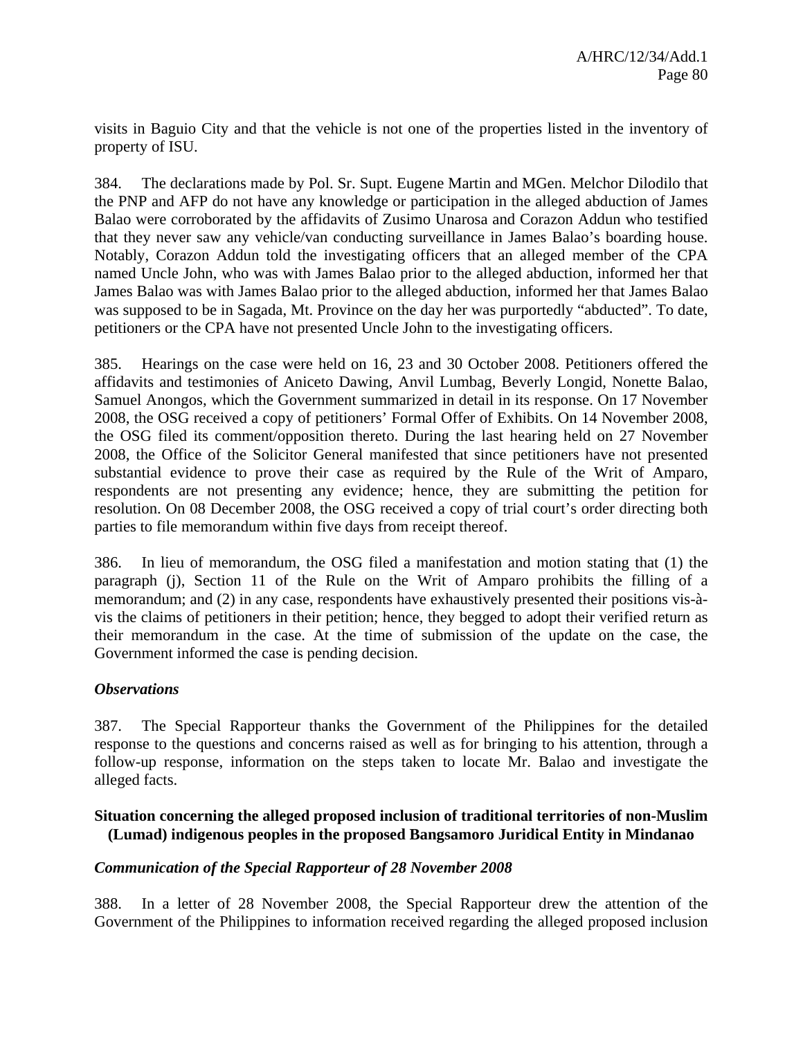visits in Baguio City and that the vehicle is not one of the properties listed in the inventory of property of ISU.

384. The declarations made by Pol. Sr. Supt. Eugene Martin and MGen. Melchor Dilodilo that the PNP and AFP do not have any knowledge or participation in the alleged abduction of James Balao were corroborated by the affidavits of Zusimo Unarosa and Corazon Addun who testified that they never saw any vehicle/van conducting surveillance in James Balao's boarding house. Notably, Corazon Addun told the investigating officers that an alleged member of the CPA named Uncle John, who was with James Balao prior to the alleged abduction, informed her that James Balao was with James Balao prior to the alleged abduction, informed her that James Balao was supposed to be in Sagada, Mt. Province on the day her was purportedly "abducted". To date, petitioners or the CPA have not presented Uncle John to the investigating officers.

385. Hearings on the case were held on 16, 23 and 30 October 2008. Petitioners offered the affidavits and testimonies of Aniceto Dawing, Anvil Lumbag, Beverly Longid, Nonette Balao, Samuel Anongos, which the Government summarized in detail in its response. On 17 November 2008, the OSG received a copy of petitioners' Formal Offer of Exhibits. On 14 November 2008, the OSG filed its comment/opposition thereto. During the last hearing held on 27 November 2008, the Office of the Solicitor General manifested that since petitioners have not presented substantial evidence to prove their case as required by the Rule of the Writ of Amparo, respondents are not presenting any evidence; hence, they are submitting the petition for resolution. On 08 December 2008, the OSG received a copy of trial court's order directing both parties to file memorandum within five days from receipt thereof.

386. In lieu of memorandum, the OSG filed a manifestation and motion stating that (1) the paragraph (j), Section 11 of the Rule on the Writ of Amparo prohibits the filling of a memorandum; and (2) in any case, respondents have exhaustively presented their positions vis-à-vis the claims of petitioners in their petition; hence, they begged to adopt their verified return as their memorandum in the case. At the time of submission of the update on the case, the Government informed the case is pending decision.

### *Observations*

387. The Special Rapporteur thanks the Government of the Philippines for the detailed response to the questions and concerns raised as well as for bringing to his attention, through a follow-up response, information on the steps taken to locate Mr. Balao and investigate the alleged facts.

## Situation concerning the alleged proposed inclusion of traditional territories of non-Muslim (Lumad) indigenous peoples in the proposed Bangsamoro Juridical Entity in Mindanao

### *Communication of the Special Rapporteur of 28 November 2008*

388. In a letter of 28 November 2008, the Special Rapporteur drew the attention of the Government of the Philippines to information received regarding the alleged proposed inclusion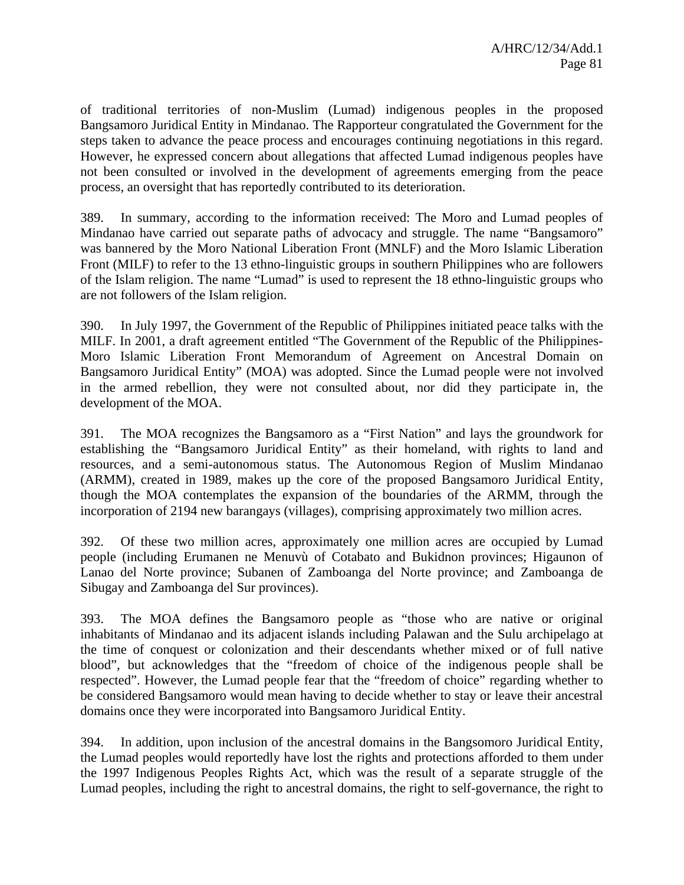of traditional territories of non-Muslim (Lumad) indigenous peoples in the proposed Bangsamoro Juridical Entity in Mindanao. The Rapporteur congratulated the Government for the steps taken to advance the peace process and encourages continuing negotiations in this regard. However, he expressed concern about allegations that affected Lumad indigenous peoples have not been consulted or involved in the development of agreements emerging from the peace process, an oversight that has reportedly contributed to its deterioration.

389. In summary, according to the information received: The Moro and Lumad peoples of Mindanao have carried out separate paths of advocacy and struggle. The name "Bangsamoro" was bannered by the Moro National Liberation Front (MNLF) and the Moro Islamic Liberation Front (MILF) to refer to the 13 ethno-linguistic groups in southern Philippines who are followers of the Islam religion. The name "Lumad" is used to represent the 18 ethno-linguistic groups who are not followers of the Islam religion.

390. In July 1997, the Government of the Republic of Philippines initiated peace talks with the MILF. In 2001, a draft agreement entitled "The Government of the Republic of the Philippines-Moro Islamic Liberation Front Memorandum of Agreement on Ancestral Domain on Bangsamoro Juridical Entity" (MOA) was adopted. Since the Lumad people were not involved in the armed rebellion, they were not consulted about, nor did they participate in, the development of the MOA.

391. The MOA recognizes the Bangsamoro as a "First Nation" and lays the groundwork for establishing the "Bangsamoro Juridical Entity" as their homeland, with rights to land and resources, and a semi-autonomous status. The Autonomous Region of Muslim Mindanao (ARMM), created in 1989, makes up the core of the proposed Bangsamoro Juridical Entity, though the MOA contemplates the expansion of the boundaries of the ARMM, through the incorporation of 2194 new barangays (villages), comprising approximately two million acres.

392. Of these two million acres, approximately one million acres are occupied by Lumad people (including Erumanen ne Menuvù of Cotabato and Bukidnon provinces; Higaunon of Lanao del Norte province; Subanen of Zamboanga del Norte province; and Zamboanga de Sibugay and Zamboanga del Sur provinces).

393. The MOA defines the Bangsamoro people as "those who are native or original inhabitants of Mindanao and its adjacent islands including Palawan and the Sulu archipelago at the time of conquest or colonization and their descendants whether mixed or of full native blood", but acknowledges that the "freedom of choice of the indigenous people shall be respected". However, the Lumad people fear that the "freedom of choice" regarding whether to be considered Bangsamoro would mean having to decide whether to stay or leave their ancestral domains once they were incorporated into Bangsamoro Juridical Entity.

394. In addition, upon inclusion of the ancestral domains in the Bangsomoro Juridical Entity, the Lumad peoples would reportedly have lost the rights and protections afforded to them under the 1997 Indigenous Peoples Rights Act, which was the result of a separate struggle of the Lumad peoples, including the right to ancestral domains, the right to self-governance, the right to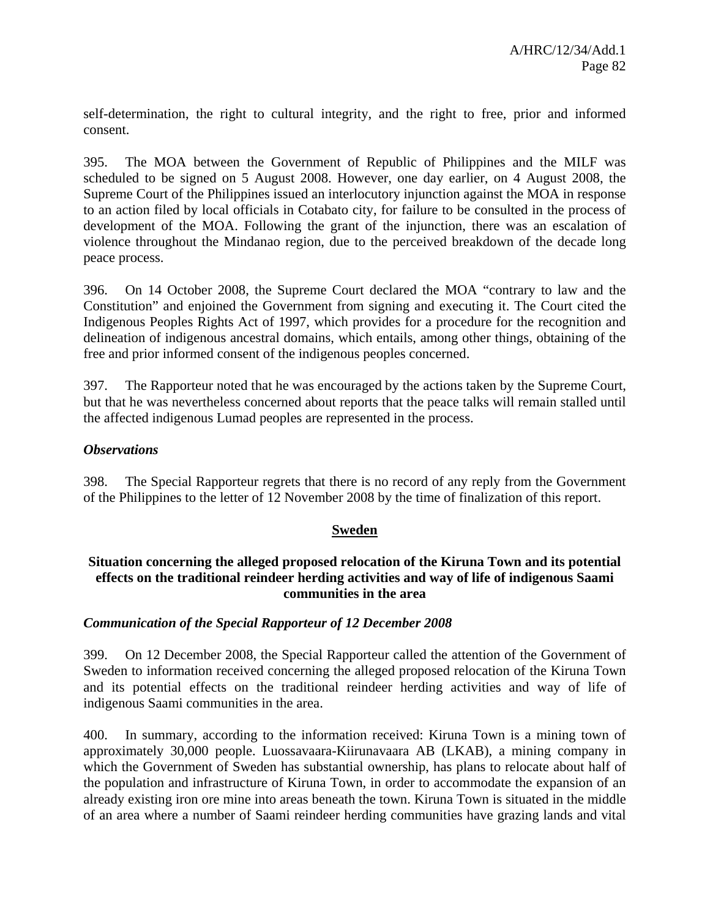self-determination, the right to cultural integrity, and the right to free, prior and informed consent.

395. The MOA between the Government of Republic of Philippines and the MILF was scheduled to be signed on 5 August 2008. However, one day earlier, on 4 August 2008, the Supreme Court of the Philippines issued an interlocutory injunction against the MOA in response to an action filed by local officials in Cotabato city, for failure to be consulted in the process of development of the MOA. Following the grant of the injunction, there was an escalation of violence throughout the Mindanao region, due to the perceived breakdown of the decade long peace process.

396. On 14 October 2008, the Supreme Court declared the MOA "contrary to law and the Constitution" and enjoined the Government from signing and executing it. The Court cited the Indigenous Peoples Rights Act of 1997, which provides for a procedure for the recognition and delineation of indigenous ancestral domains, which entails, among other things, obtaining of the free and prior informed consent of the indigenous peoples concerned.

397. The Rapporteur noted that he was encouraged by the actions taken by the Supreme Court, but that he was nevertheless concerned about reports that the peace talks will remain stalled until the affected indigenous Lumad peoples are represented in the process.

*Observations*

398. The Special Rapporteur regrets that there is no record of any reply from the Government of the Philippines to the letter of 12 November 2008 by the time of finalization of this report.

## Sweden

### Situation concerning the alleged proposed relocation of the Kiruna Town and its potential effects on the traditional reindeer herding activities and way of life of indigenous Saami communities in the area

*Communication of the Special Rapporteur of 12 December 2008*

399. On 12 December 2008, the Special Rapporteur called the attention of the Government of Sweden to information received concerning the alleged proposed relocation of the Kiruna Town and its potential effects on the traditional reindeer herding activities and way of life of indigenous Saami communities in the area.

400. In summary, according to the information received: Kiruna Town is a mining town of approximately 30,000 people. Luossavaara-Kiirunavaara AB (LKAB), a mining company in which the Government of Sweden has substantial ownership, has plans to relocate about half of the population and infrastructure of Kiruna Town, in order to accommodate the expansion of an already existing iron ore mine into areas beneath the town. Kiruna Town is situated in the middle of an area where a number of Saami reindeer herding communities have grazing lands and vital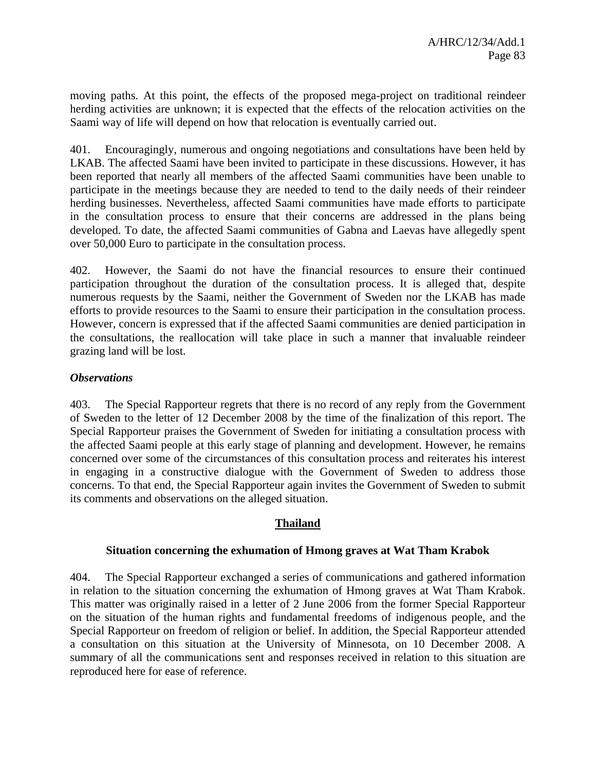moving paths. At this point, the effects of the proposed mega-project on traditional reindeer herding activities are unknown; it is expected that the effects of the relocation activities on the Saami way of life will depend on how that relocation is eventually carried out.

401. Encouragingly, numerous and ongoing negotiations and consultations have been held by LKAB. The affected Saami have been invited to participate in these discussions. However, it has been reported that nearly all members of the affected Saami communities have been unable to participate in the meetings because they are needed to tend to the daily needs of their reindeer herding businesses. Nevertheless, affected Saami communities have made efforts to participate in the consultation process to ensure that their concerns are addressed in the plans being developed. To date, the affected Saami communities of Gabna and Laevas have allegedly spent over 50,000 Euro to participate in the consultation process.

402. However, the Saami do not have the financial resources to ensure their continued participation throughout the duration of the consultation process. It is alleged that, despite numerous requests by the Saami, neither the Government of Sweden nor the LKAB has made efforts to provide resources to the Saami to ensure their participation in the consultation process. However, concern is expressed that if the affected Saami communities are denied participation in the consultations, the reallocation will take place in such a manner that invaluable reindeer grazing land will be lost.

***Observations***

403. The Special Rapporteur regrets that there is no record of any reply from the Government of Sweden to the letter of 12 December 2008 by the time of the finalization of this report. The Special Rapporteur praises the Government of Sweden for initiating a consultation process with the affected Saami people at this early stage of planning and development. However, he remains concerned over some of the circumstances of this consultation process and reiterates his interest in engaging in a constructive dialogue with the Government of Sweden to address those concerns. To that end, the Special Rapporteur again invites the Government of Sweden to submit its comments and observations on the alleged situation.

## Thailand

### Situation concerning the exhumation of Hmong graves at Wat Tham Krabok

404. The Special Rapporteur exchanged a series of communications and gathered information in relation to the situation concerning the exhumation of Hmong graves at Wat Tham Krabok. This matter was originally raised in a letter of 2 June 2006 from the former Special Rapporteur on the situation of the human rights and fundamental freedoms of indigenous people, and the Special Rapporteur on freedom of religion or belief. In addition, the Special Rapporteur attended a consultation on this situation at the University of Minnesota, on 10 December 2008. A summary of all the communications sent and responses received in relation to this situation are reproduced here for ease of reference.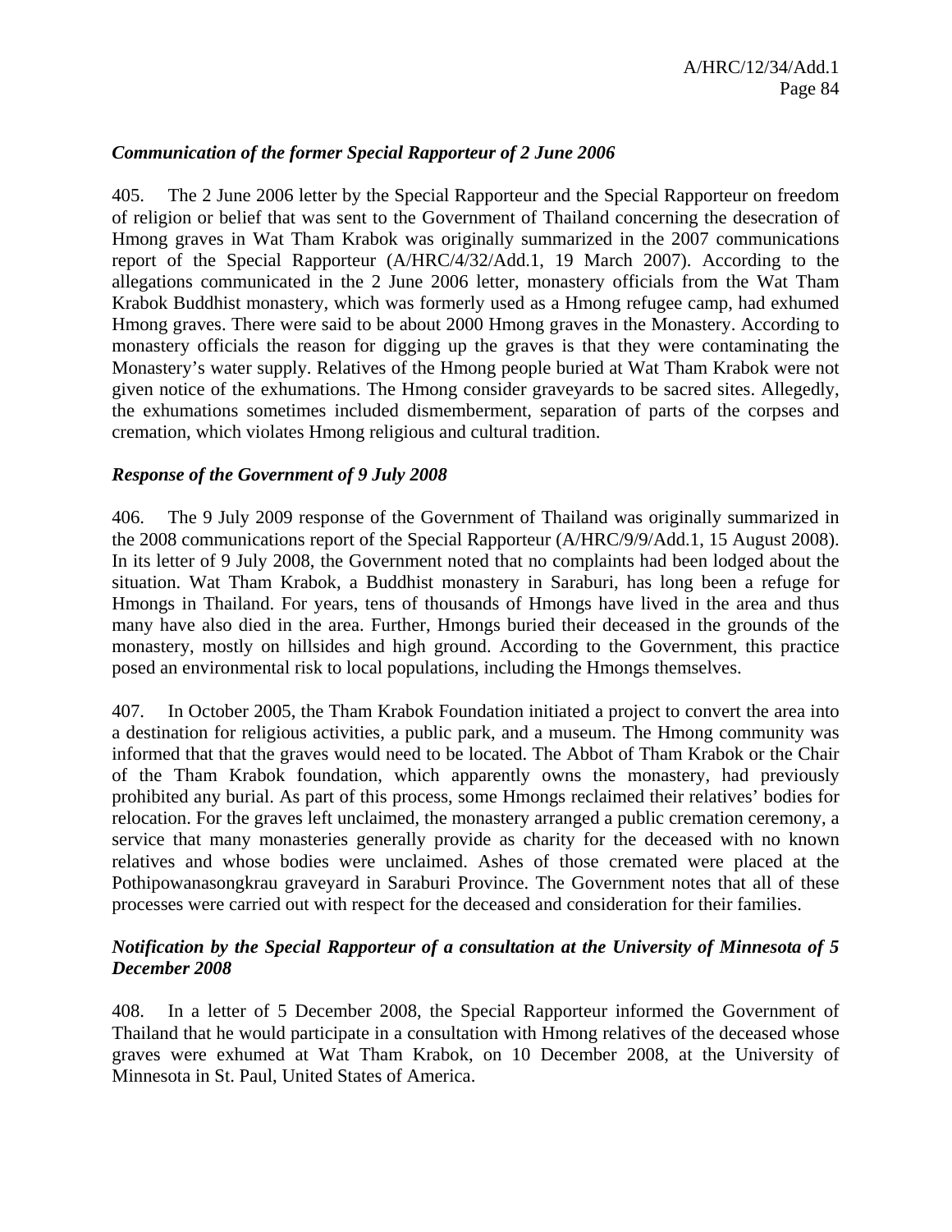*Communication of the former Special Rapporteur of 2 June 2006*

405. The 2 June 2006 letter by the Special Rapporteur and the Special Rapporteur on freedom of religion or belief that was sent to the Government of Thailand concerning the desecration of Hmong graves in Wat Tham Krabok was originally summarized in the 2007 communications report of the Special Rapporteur (A/HRC/4/32/Add.1, 19 March 2007). According to the allegations communicated in the 2 June 2006 letter, monastery officials from the Wat Tham Krabok Buddhist monastery, which was formerly used as a Hmong refugee camp, had exhumed Hmong graves. There were said to be about 2000 Hmong graves in the Monastery. According to monastery officials the reason for digging up the graves is that they were contaminating the Monastery's water supply. Relatives of the Hmong people buried at Wat Tham Krabok were not given notice of the exhumations. The Hmong consider graveyards to be sacred sites. Allegedly, the exhumations sometimes included dismemberment, separation of parts of the corpses and cremation, which violates Hmong religious and cultural tradition.

*Response of the Government of 9 July 2008*

406. The 9 July 2009 response of the Government of Thailand was originally summarized in the 2008 communications report of the Special Rapporteur (A/HRC/9/9/Add.1, 15 August 2008). In its letter of 9 July 2008, the Government noted that no complaints had been lodged about the situation. Wat Tham Krabok, a Buddhist monastery in Saraburi, has long been a refuge for Hmongs in Thailand. For years, tens of thousands of Hmongs have lived in the area and thus many have also died in the area. Further, Hmongs buried their deceased in the grounds of the monastery, mostly on hillsides and high ground. According to the Government, this practice posed an environmental risk to local populations, including the Hmongs themselves.

407. In October 2005, the Tham Krabok Foundation initiated a project to convert the area into a destination for religious activities, a public park, and a museum. The Hmong community was informed that that the graves would need to be located. The Abbot of Tham Krabok or the Chair of the Tham Krabok foundation, which apparently owns the monastery, had previously prohibited any burial. As part of this process, some Hmongs reclaimed their relatives' bodies for relocation. For the graves left unclaimed, the monastery arranged a public cremation ceremony, a service that many monasteries generally provide as charity for the deceased with no known relatives and whose bodies were unclaimed. Ashes of those cremated were placed at the Pothipowanasongkrau graveyard in Saraburi Province. The Government notes that all of these processes were carried out with respect for the deceased and consideration for their families.

*Notification by the Special Rapporteur of a consultation at the University of Minnesota of 5 December 2008*

408. In a letter of 5 December 2008, the Special Rapporteur informed the Government of Thailand that he would participate in a consultation with Hmong relatives of the deceased whose graves were exhumed at Wat Tham Krabok, on 10 December 2008, at the University of Minnesota in St. Paul, United States of America.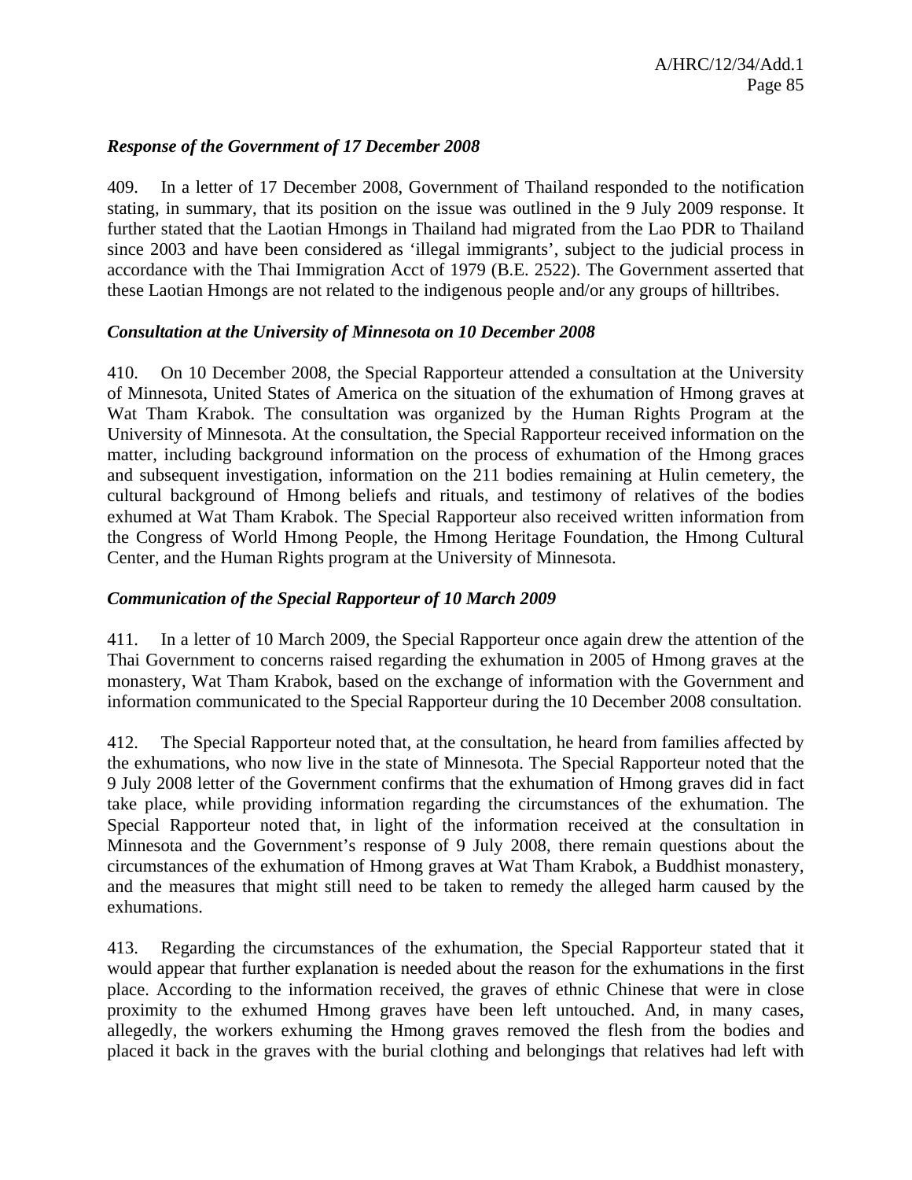*Response of the Government of 17 December 2008*

409. In a letter of 17 December 2008, Government of Thailand responded to the notification stating, in summary, that its position on the issue was outlined in the 9 July 2009 response. It further stated that the Laotian Hmongs in Thailand had migrated from the Lao PDR to Thailand since 2003 and have been considered as 'illegal immigrants', subject to the judicial process in accordance with the Thai Immigration Acct of 1979 (B.E. 2522). The Government asserted that these Laotian Hmongs are not related to the indigenous people and/or any groups of hilltribes.

*Consultation at the University of Minnesota on 10 December 2008*

410. On 10 December 2008, the Special Rapporteur attended a consultation at the University of Minnesota, United States of America on the situation of the exhumation of Hmong graves at Wat Tham Krabok. The consultation was organized by the Human Rights Program at the University of Minnesota. At the consultation, the Special Rapporteur received information on the matter, including background information on the process of exhumation of the Hmong graces and subsequent investigation, information on the 211 bodies remaining at Hulin cemetery, the cultural background of Hmong beliefs and rituals, and testimony of relatives of the bodies exhumed at Wat Tham Krabok. The Special Rapporteur also received written information from the Congress of World Hmong People, the Hmong Heritage Foundation, the Hmong Cultural Center, and the Human Rights program at the University of Minnesota.

*Communication of the Special Rapporteur of 10 March 2009*

411. In a letter of 10 March 2009, the Special Rapporteur once again drew the attention of the Thai Government to concerns raised regarding the exhumation in 2005 of Hmong graves at the monastery, Wat Tham Krabok, based on the exchange of information with the Government and information communicated to the Special Rapporteur during the 10 December 2008 consultation.

412. The Special Rapporteur noted that, at the consultation, he heard from families affected by the exhumations, who now live in the state of Minnesota. The Special Rapporteur noted that the 9 July 2008 letter of the Government confirms that the exhumation of Hmong graves did in fact take place, while providing information regarding the circumstances of the exhumation. The Special Rapporteur noted that, in light of the information received at the consultation in Minnesota and the Government's response of 9 July 2008, there remain questions about the circumstances of the exhumation of Hmong graves at Wat Tham Krabok, a Buddhist monastery, and the measures that might still need to be taken to remedy the alleged harm caused by the exhumations.

413. Regarding the circumstances of the exhumation, the Special Rapporteur stated that it would appear that further explanation is needed about the reason for the exhumations in the first place. According to the information received, the graves of ethnic Chinese that were in close proximity to the exhumed Hmong graves have been left untouched. And, in many cases, allegedly, the workers exhuming the Hmong graves removed the flesh from the bodies and placed it back in the graves with the burial clothing and belongings that relatives had left with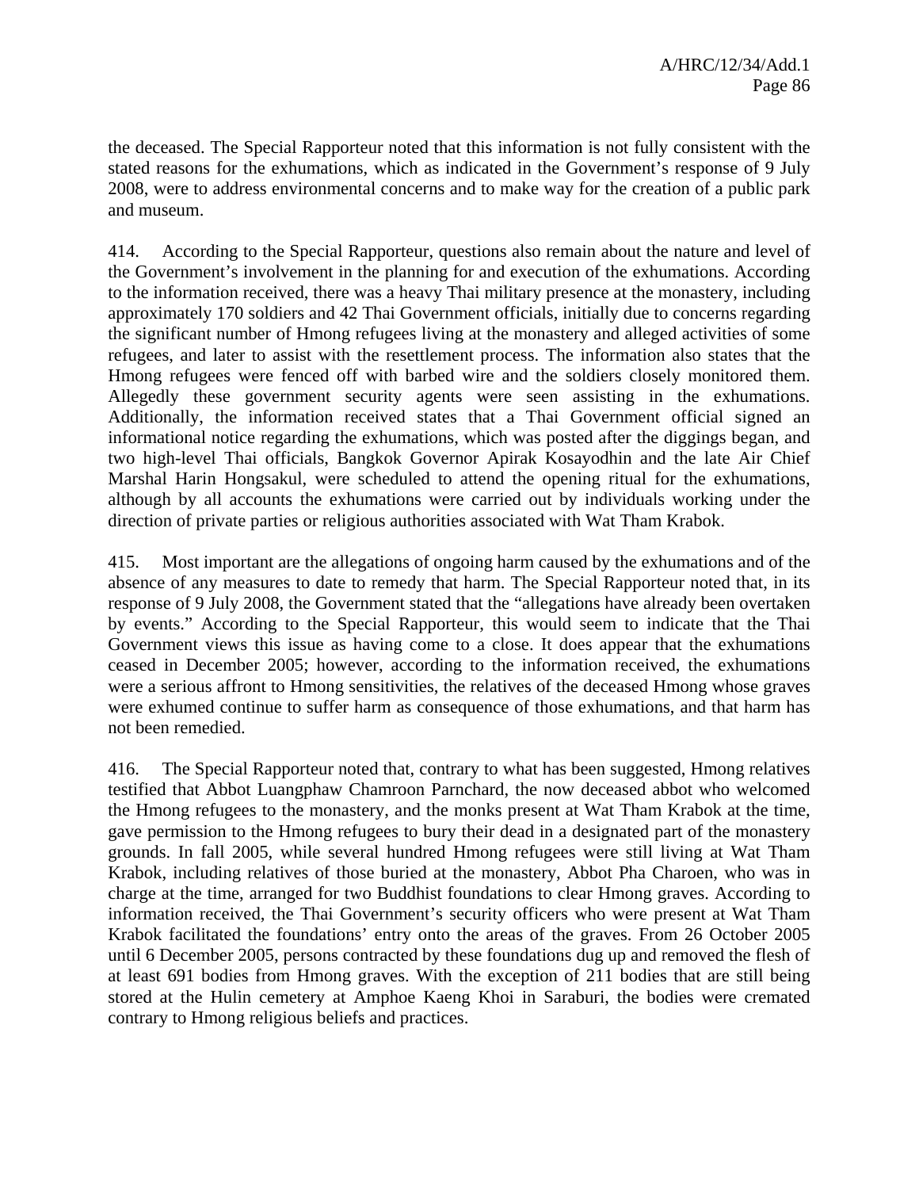the deceased. The Special Rapporteur noted that this information is not fully consistent with the stated reasons for the exhumations, which as indicated in the Government's response of 9 July 2008, were to address environmental concerns and to make way for the creation of a public park and museum.

414. According to the Special Rapporteur, questions also remain about the nature and level of the Government's involvement in the planning for and execution of the exhumations. According to the information received, there was a heavy Thai military presence at the monastery, including approximately 170 soldiers and 42 Thai Government officials, initially due to concerns regarding the significant number of Hmong refugees living at the monastery and alleged activities of some refugees, and later to assist with the resettlement process. The information also states that the Hmong refugees were fenced off with barbed wire and the soldiers closely monitored them. Allegedly these government security agents were seen assisting in the exhumations. Additionally, the information received states that a Thai Government official signed an informational notice regarding the exhumations, which was posted after the diggings began, and two high-level Thai officials, Bangkok Governor Apirak Kosayodhin and the late Air Chief Marshal Harin Hongsakul, were scheduled to attend the opening ritual for the exhumations, although by all accounts the exhumations were carried out by individuals working under the direction of private parties or religious authorities associated with Wat Tham Krabok.

415. Most important are the allegations of ongoing harm caused by the exhumations and of the absence of any measures to date to remedy that harm. The Special Rapporteur noted that, in its response of 9 July 2008, the Government stated that the "allegations have already been overtaken by events." According to the Special Rapporteur, this would seem to indicate that the Thai Government views this issue as having come to a close. It does appear that the exhumations ceased in December 2005; however, according to the information received, the exhumations were a serious affront to Hmong sensitivities, the relatives of the deceased Hmong whose graves were exhumed continue to suffer harm as consequence of those exhumations, and that harm has not been remedied.

416. The Special Rapporteur noted that, contrary to what has been suggested, Hmong relatives testified that Abbot Luangphaw Chamroon Parnchard, the now deceased abbot who welcomed the Hmong refugees to the monastery, and the monks present at Wat Tham Krabok at the time, gave permission to the Hmong refugees to bury their dead in a designated part of the monastery grounds. In fall 2005, while several hundred Hmong refugees were still living at Wat Tham Krabok, including relatives of those buried at the monastery, Abbot Pha Charoen, who was in charge at the time, arranged for two Buddhist foundations to clear Hmong graves. According to information received, the Thai Government's security officers who were present at Wat Tham Krabok facilitated the foundations' entry onto the areas of the graves. From 26 October 2005 until 6 December 2005, persons contracted by these foundations dug up and removed the flesh of at least 691 bodies from Hmong graves. With the exception of 211 bodies that are still being stored at the Hulin cemetery at Amphoe Kaeng Khoi in Saraburi, the bodies were cremated contrary to Hmong religious beliefs and practices.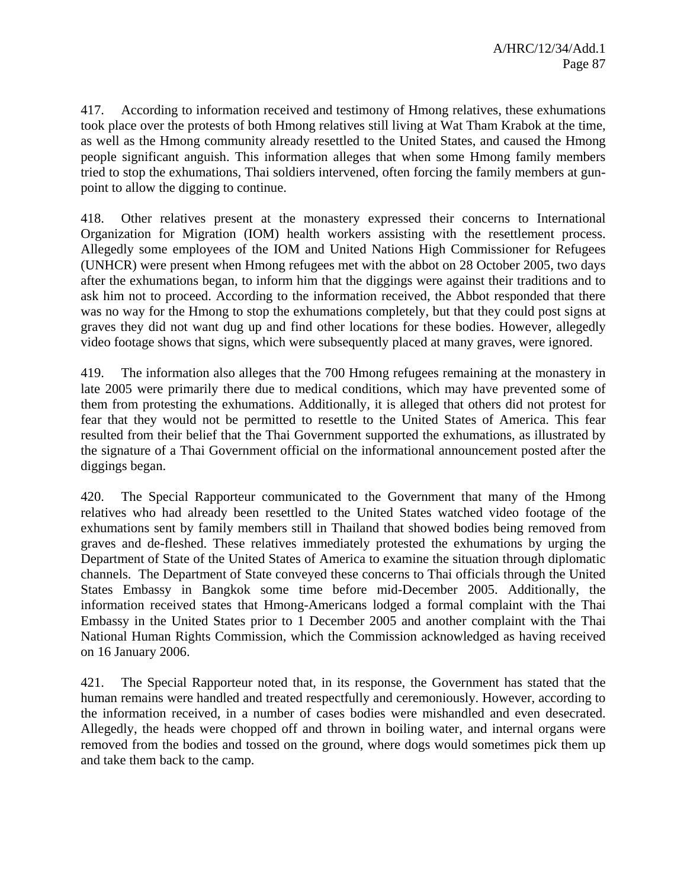417. According to information received and testimony of Hmong relatives, these exhumations took place over the protests of both Hmong relatives still living at Wat Tham Krabok at the time, as well as the Hmong community already resettled to the United States, and caused the Hmong people significant anguish. This information alleges that when some Hmong family members tried to stop the exhumations, Thai soldiers intervened, often forcing the family members at gun-point to allow the digging to continue.

418. Other relatives present at the monastery expressed their concerns to International Organization for Migration (IOM) health workers assisting with the resettlement process. Allegedly some employees of the IOM and United Nations High Commissioner for Refugees (UNHCR) were present when Hmong refugees met with the abbot on 28 October 2005, two days after the exhumations began, to inform him that the diggings were against their traditions and to ask him not to proceed. According to the information received, the Abbot responded that there was no way for the Hmong to stop the exhumations completely, but that they could post signs at graves they did not want dug up and find other locations for these bodies. However, allegedly video footage shows that signs, which were subsequently placed at many graves, were ignored.

419. The information also alleges that the 700 Hmong refugees remaining at the monastery in late 2005 were primarily there due to medical conditions, which may have prevented some of them from protesting the exhumations. Additionally, it is alleged that others did not protest for fear that they would not be permitted to resettle to the United States of America. This fear resulted from their belief that the Thai Government supported the exhumations, as illustrated by the signature of a Thai Government official on the informational announcement posted after the diggings began.

420. The Special Rapporteur communicated to the Government that many of the Hmong relatives who had already been resettled to the United States watched video footage of the exhumations sent by family members still in Thailand that showed bodies being removed from graves and de-fleshed. These relatives immediately protested the exhumations by urging the Department of State of the United States of America to examine the situation through diplomatic channels. The Department of State conveyed these concerns to Thai officials through the United States Embassy in Bangkok some time before mid-December 2005. Additionally, the information received states that Hmong-Americans lodged a formal complaint with the Thai Embassy in the United States prior to 1 December 2005 and another complaint with the Thai National Human Rights Commission, which the Commission acknowledged as having received on 16 January 2006.

421. The Special Rapporteur noted that, in its response, the Government has stated that the human remains were handled and treated respectfully and ceremoniously. However, according to the information received, in a number of cases bodies were mishandled and even desecrated. Allegedly, the heads were chopped off and thrown in boiling water, and internal organs were removed from the bodies and tossed on the ground, where dogs would sometimes pick them up and take them back to the camp.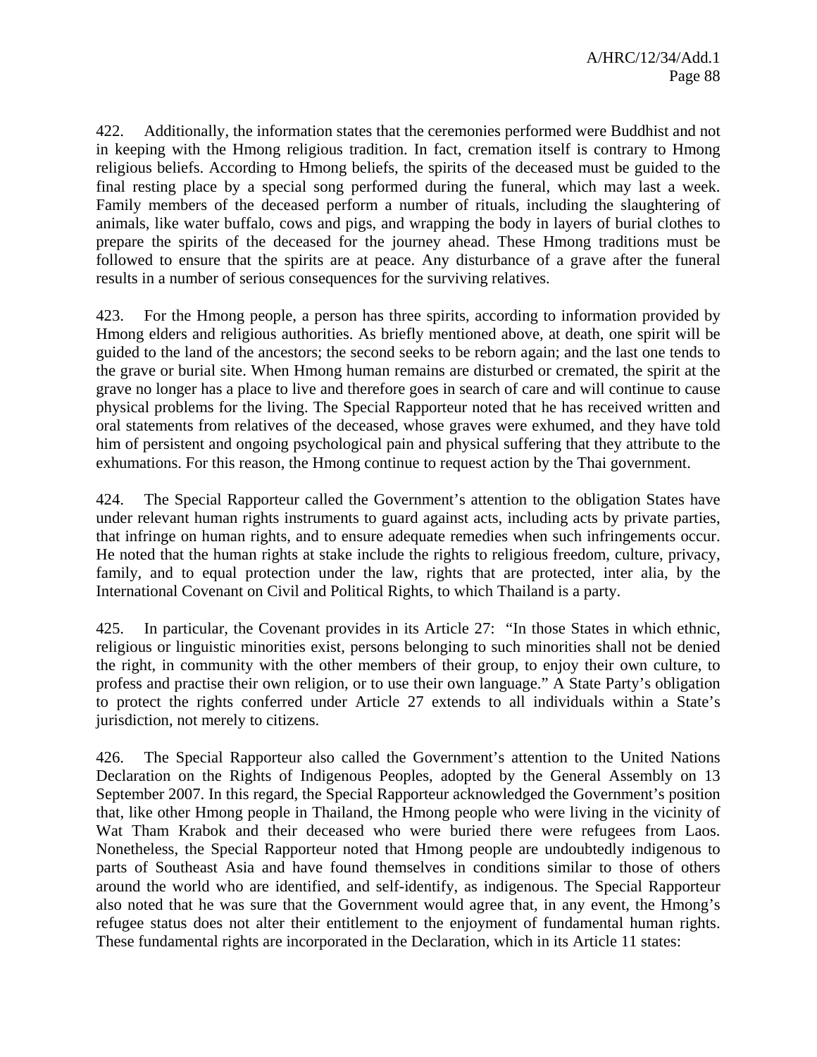422. Additionally, the information states that the ceremonies performed were Buddhist and not in keeping with the Hmong religious tradition. In fact, cremation itself is contrary to Hmong religious beliefs. According to Hmong beliefs, the spirits of the deceased must be guided to the final resting place by a special song performed during the funeral, which may last a week. Family members of the deceased perform a number of rituals, including the slaughtering of animals, like water buffalo, cows and pigs, and wrapping the body in layers of burial clothes to prepare the spirits of the deceased for the journey ahead. These Hmong traditions must be followed to ensure that the spirits are at peace. Any disturbance of a grave after the funeral results in a number of serious consequences for the surviving relatives.

423. For the Hmong people, a person has three spirits, according to information provided by Hmong elders and religious authorities. As briefly mentioned above, at death, one spirit will be guided to the land of the ancestors; the second seeks to be reborn again; and the last one tends to the grave or burial site. When Hmong human remains are disturbed or cremated, the spirit at the grave no longer has a place to live and therefore goes in search of care and will continue to cause physical problems for the living. The Special Rapporteur noted that he has received written and oral statements from relatives of the deceased, whose graves were exhumed, and they have told him of persistent and ongoing psychological pain and physical suffering that they attribute to the exhumations. For this reason, the Hmong continue to request action by the Thai government.

424. The Special Rapporteur called the Government's attention to the obligation States have under relevant human rights instruments to guard against acts, including acts by private parties, that infringe on human rights, and to ensure adequate remedies when such infringements occur. He noted that the human rights at stake include the rights to religious freedom, culture, privacy, family, and to equal protection under the law, rights that are protected, inter alia, by the International Covenant on Civil and Political Rights, to which Thailand is a party.

425. In particular, the Covenant provides in its Article 27: "In those States in which ethnic, religious or linguistic minorities exist, persons belonging to such minorities shall not be denied the right, in community with the other members of their group, to enjoy their own culture, to profess and practise their own religion, or to use their own language." A State Party's obligation to protect the rights conferred under Article 27 extends to all individuals within a State's jurisdiction, not merely to citizens.

426. The Special Rapporteur also called the Government's attention to the United Nations Declaration on the Rights of Indigenous Peoples, adopted by the General Assembly on 13 September 2007. In this regard, the Special Rapporteur acknowledged the Government's position that, like other Hmong people in Thailand, the Hmong people who were living in the vicinity of Wat Tham Krabok and their deceased who were buried there were refugees from Laos. Nonetheless, the Special Rapporteur noted that Hmong people are undoubtedly indigenous to parts of Southeast Asia and have found themselves in conditions similar to those of others around the world who are identified, and self-identify, as indigenous. The Special Rapporteur also noted that he was sure that the Government would agree that, in any event, the Hmong's refugee status does not alter their entitlement to the enjoyment of fundamental human rights. These fundamental rights are incorporated in the Declaration, which in its Article 11 states: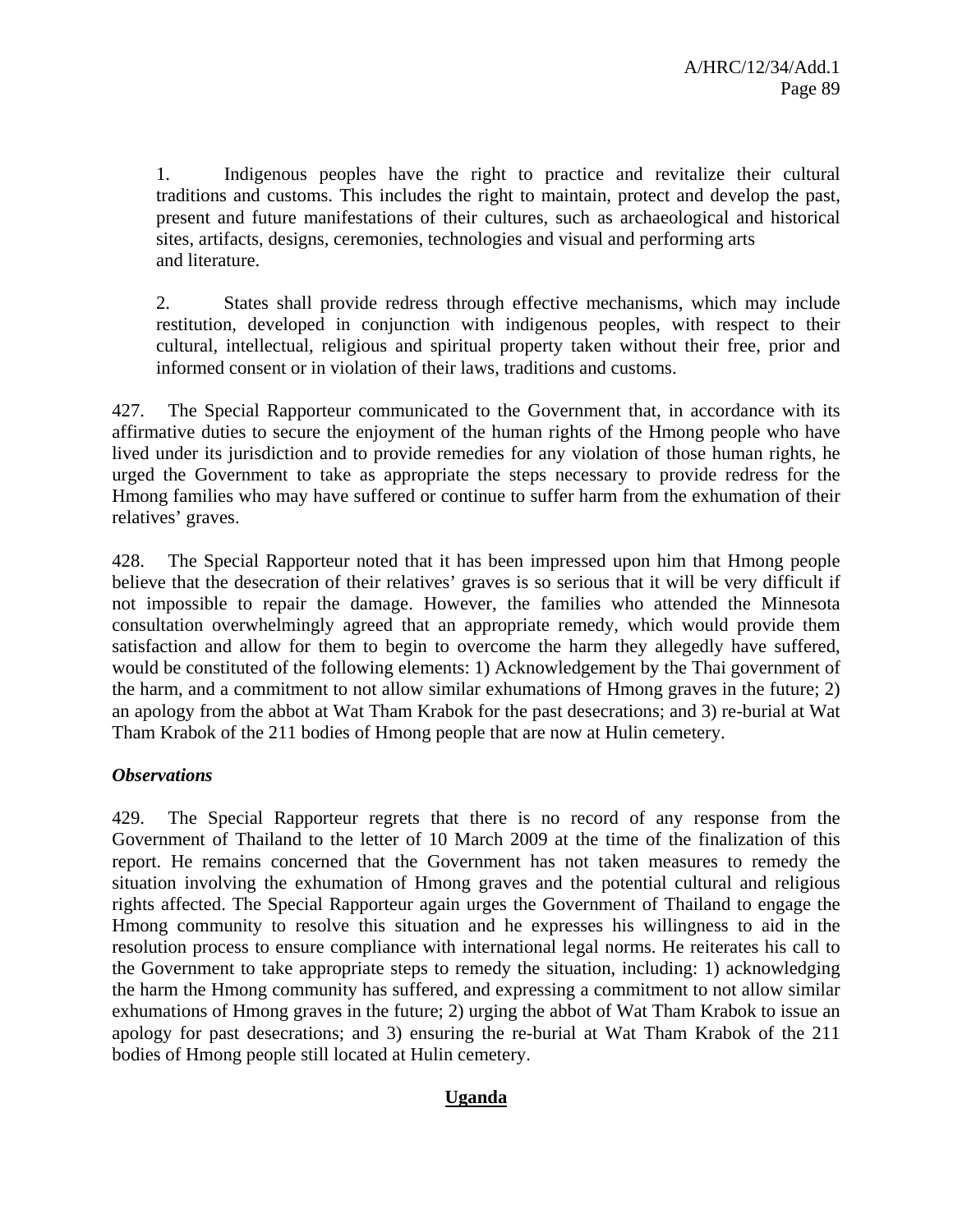1. Indigenous peoples have the right to practice and revitalize their cultural traditions and customs. This includes the right to maintain, protect and develop the past, present and future manifestations of their cultures, such as archaeological and historical sites, artifacts, designs, ceremonies, technologies and visual and performing arts and literature.

2. States shall provide redress through effective mechanisms, which may include restitution, developed in conjunction with indigenous peoples, with respect to their cultural, intellectual, religious and spiritual property taken without their free, prior and informed consent or in violation of their laws, traditions and customs.

427. The Special Rapporteur communicated to the Government that, in accordance with its affirmative duties to secure the enjoyment of the human rights of the Hmong people who have lived under its jurisdiction and to provide remedies for any violation of those human rights, he urged the Government to take as appropriate the steps necessary to provide redress for the Hmong families who may have suffered or continue to suffer harm from the exhumation of their relatives' graves.

428. The Special Rapporteur noted that it has been impressed upon him that Hmong people believe that the desecration of their relatives' graves is so serious that it will be very difficult if not impossible to repair the damage. However, the families who attended the Minnesota consultation overwhelmingly agreed that an appropriate remedy, which would provide them satisfaction and allow for them to begin to overcome the harm they allegedly have suffered, would be constituted of the following elements: 1) Acknowledgement by the Thai government of the harm, and a commitment to not allow similar exhumations of Hmong graves in the future; 2) an apology from the abbot at Wat Tham Krabok for the past desecrations; and 3) re-burial at Wat Tham Krabok of the 211 bodies of Hmong people that are now at Hulin cemetery.

### *Observations*

429. The Special Rapporteur regrets that there is no record of any response from the Government of Thailand to the letter of 10 March 2009 at the time of the finalization of this report. He remains concerned that the Government has not taken measures to remedy the situation involving the exhumation of Hmong graves and the potential cultural and religious rights affected. The Special Rapporteur again urges the Government of Thailand to engage the Hmong community to resolve this situation and he expresses his willingness to aid in the resolution process to ensure compliance with international legal norms. He reiterates his call to the Government to take appropriate steps to remedy the situation, including: 1) acknowledging the harm the Hmong community has suffered, and expressing a commitment to not allow similar exhumations of Hmong graves in the future; 2) urging the abbot of Wat Tham Krabok to issue an apology for past desecrations; and 3) ensuring the re-burial at Wat Tham Krabok of the 211 bodies of Hmong people still located at Hulin cemetery.

## **Uganda**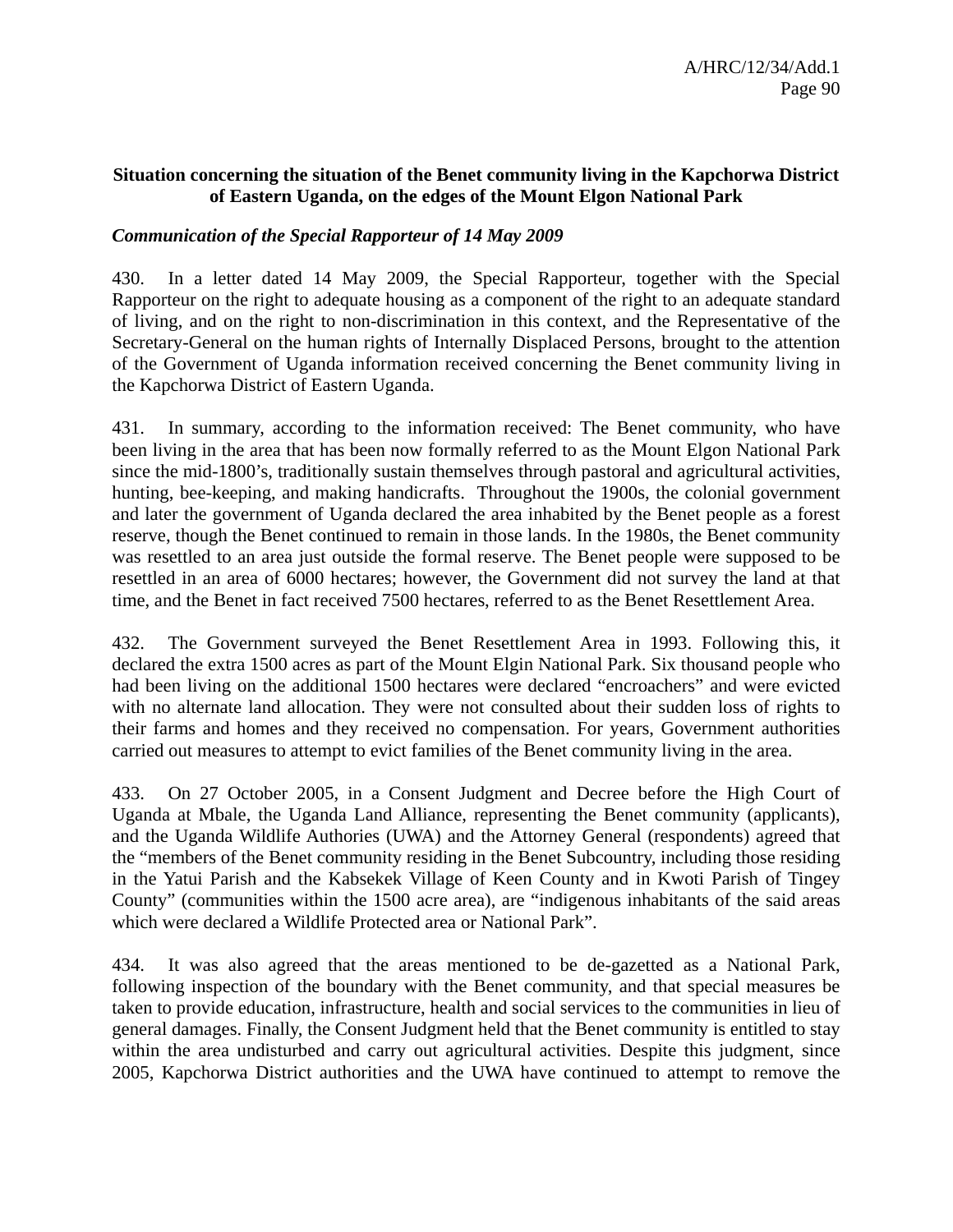**Situation concerning the situation of the Benet community living in the Kapchorwa District of Eastern Uganda, on the edges of the Mount Elgon National Park**

***Communication of the Special Rapporteur of 14 May 2009***

430. In a letter dated 14 May 2009, the Special Rapporteur, together with the Special Rapporteur on the right to adequate housing as a component of the right to an adequate standard of living, and on the right to non-discrimination in this context, and the Representative of the Secretary-General on the human rights of Internally Displaced Persons, brought to the attention of the Government of Uganda information received concerning the Benet community living in the Kapchorwa District of Eastern Uganda.

431. In summary, according to the information received: The Benet community, who have been living in the area that has been now formally referred to as the Mount Elgon National Park since the mid-1800's, traditionally sustain themselves through pastoral and agricultural activities, hunting, bee-keeping, and making handicrafts. Throughout the 1900s, the colonial government and later the government of Uganda declared the area inhabited by the Benet people as a forest reserve, though the Benet continued to remain in those lands. In the 1980s, the Benet community was resettled to an area just outside the formal reserve. The Benet people were supposed to be resettled in an area of 6000 hectares; however, the Government did not survey the land at that time, and the Benet in fact received 7500 hectares, referred to as the Benet Resettlement Area.

432. The Government surveyed the Benet Resettlement Area in 1993. Following this, it declared the extra 1500 acres as part of the Mount Elgin National Park. Six thousand people who had been living on the additional 1500 hectares were declared "encroachers" and were evicted with no alternate land allocation. They were not consulted about their sudden loss of rights to their farms and homes and they received no compensation. For years, Government authorities carried out measures to attempt to evict families of the Benet community living in the area.

433. On 27 October 2005, in a Consent Judgment and Decree before the High Court of Uganda at Mbale, the Uganda Land Alliance, representing the Benet community (applicants), and the Uganda Wildlife Authories (UWA) and the Attorney General (respondents) agreed that the "members of the Benet community residing in the Benet Subcountry, including those residing in the Yatui Parish and the Kabsekek Village of Keen County and in Kwoti Parish of Tingey County" (communities within the 1500 acre area), are "indigenous inhabitants of the said areas which were declared a Wildlife Protected area or National Park".

434. It was also agreed that the areas mentioned to be de-gazetted as a National Park, following inspection of the boundary with the Benet community, and that special measures be taken to provide education, infrastructure, health and social services to the communities in lieu of general damages. Finally, the Consent Judgment held that the Benet community is entitled to stay within the area undisturbed and carry out agricultural activities. Despite this judgment, since 2005, Kapchorwa District authorities and the UWA have continued to attempt to remove the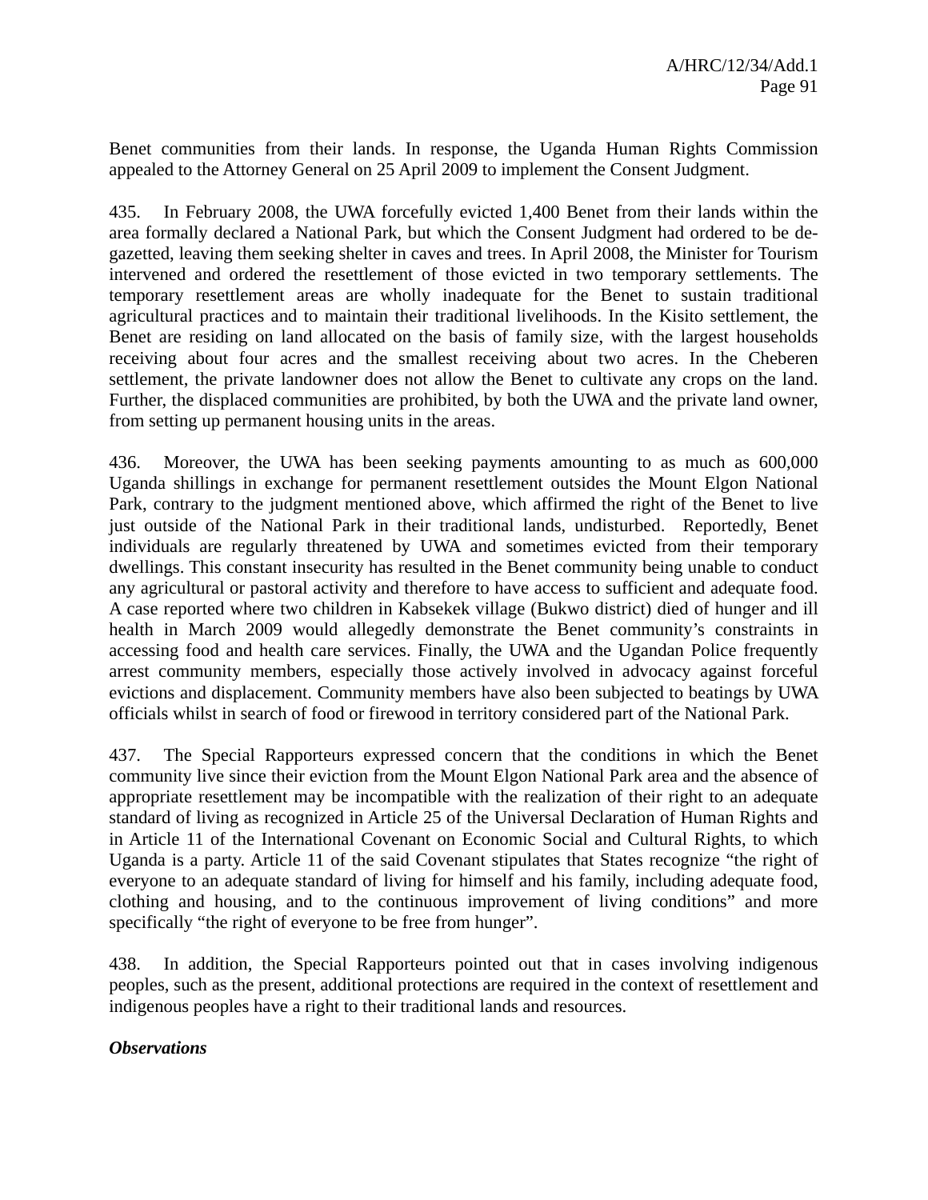Benet communities from their lands. In response, the Uganda Human Rights Commission appealed to the Attorney General on 25 April 2009 to implement the Consent Judgment.

435. In February 2008, the UWA forcefully evicted 1,400 Benet from their lands within the area formally declared a National Park, but which the Consent Judgment had ordered to be de-gazetted, leaving them seeking shelter in caves and trees. In April 2008, the Minister for Tourism intervened and ordered the resettlement of those evicted in two temporary settlements. The temporary resettlement areas are wholly inadequate for the Benet to sustain traditional agricultural practices and to maintain their traditional livelihoods. In the Kisito settlement, the Benet are residing on land allocated on the basis of family size, with the largest households receiving about four acres and the smallest receiving about two acres. In the Cheberen settlement, the private landowner does not allow the Benet to cultivate any crops on the land. Further, the displaced communities are prohibited, by both the UWA and the private land owner, from setting up permanent housing units in the areas.

436. Moreover, the UWA has been seeking payments amounting to as much as 600,000 Uganda shillings in exchange for permanent resettlement outsides the Mount Elgon National Park, contrary to the judgment mentioned above, which affirmed the right of the Benet to live just outside of the National Park in their traditional lands, undisturbed. Reportedly, Benet individuals are regularly threatened by UWA and sometimes evicted from their temporary dwellings. This constant insecurity has resulted in the Benet community being unable to conduct any agricultural or pastoral activity and therefore to have access to sufficient and adequate food. A case reported where two children in Kabsekek village (Bukwo district) died of hunger and ill health in March 2009 would allegedly demonstrate the Benet community's constraints in accessing food and health care services. Finally, the UWA and the Ugandan Police frequently arrest community members, especially those actively involved in advocacy against forceful evictions and displacement. Community members have also been subjected to beatings by UWA officials whilst in search of food or firewood in territory considered part of the National Park.

437. The Special Rapporteurs expressed concern that the conditions in which the Benet community live since their eviction from the Mount Elgon National Park area and the absence of appropriate resettlement may be incompatible with the realization of their right to an adequate standard of living as recognized in Article 25 of the Universal Declaration of Human Rights and in Article 11 of the International Covenant on Economic Social and Cultural Rights, to which Uganda is a party. Article 11 of the said Covenant stipulates that States recognize "the right of everyone to an adequate standard of living for himself and his family, including adequate food, clothing and housing, and to the continuous improvement of living conditions" and more specifically "the right of everyone to be free from hunger".

438. In addition, the Special Rapporteurs pointed out that in cases involving indigenous peoples, such as the present, additional protections are required in the context of resettlement and indigenous peoples have a right to their traditional lands and resources.

***Observations***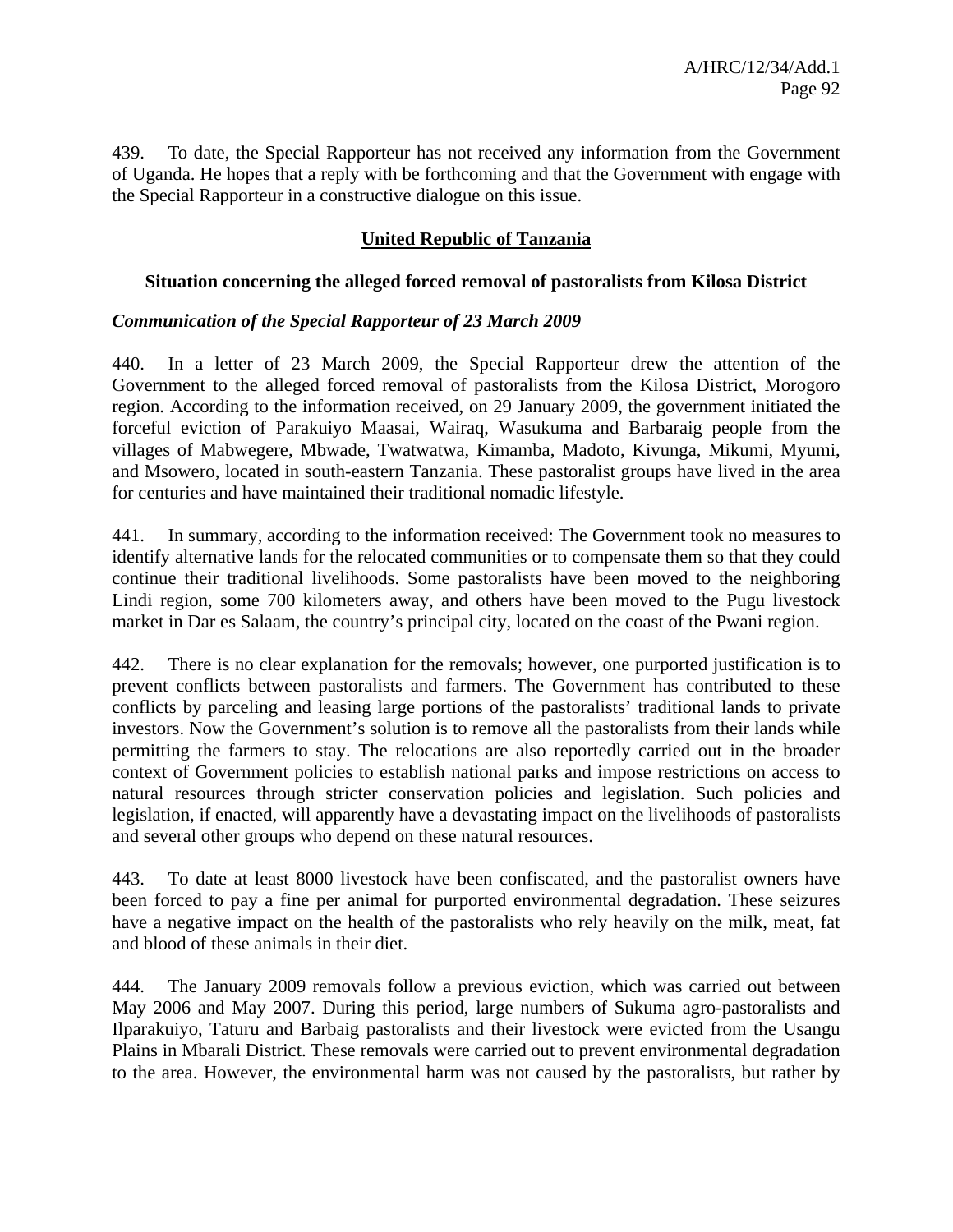439. To date, the Special Rapporteur has not received any information from the Government of Uganda. He hopes that a reply with be forthcoming and that the Government with engage with the Special Rapporteur in a constructive dialogue on this issue.

## United Republic of Tanzania

### Situation concerning the alleged forced removal of pastoralists from Kilosa District

#### *Communication of the Special Rapporteur of 23 March 2009*

440. In a letter of 23 March 2009, the Special Rapporteur drew the attention of the Government to the alleged forced removal of pastoralists from the Kilosa District, Morogoro region. According to the information received, on 29 January 2009, the government initiated the forceful eviction of Parakuiyo Maasai, Wairaq, Wasukuma and Barbaraig people from the villages of Mabwegere, Mbwade, Twatwatwa, Kimamba, Madoto, Kivunga, Mikumi, Myumi, and Msowero, located in south-eastern Tanzania. These pastoralist groups have lived in the area for centuries and have maintained their traditional nomadic lifestyle.

441. In summary, according to the information received: The Government took no measures to identify alternative lands for the relocated communities or to compensate them so that they could continue their traditional livelihoods. Some pastoralists have been moved to the neighboring Lindi region, some 700 kilometers away, and others have been moved to the Pugu livestock market in Dar es Salaam, the country's principal city, located on the coast of the Pwani region.

442. There is no clear explanation for the removals; however, one purported justification is to prevent conflicts between pastoralists and farmers. The Government has contributed to these conflicts by parceling and leasing large portions of the pastoralists' traditional lands to private investors. Now the Government's solution is to remove all the pastoralists from their lands while permitting the farmers to stay. The relocations are also reportedly carried out in the broader context of Government policies to establish national parks and impose restrictions on access to natural resources through stricter conservation policies and legislation. Such policies and legislation, if enacted, will apparently have a devastating impact on the livelihoods of pastoralists and several other groups who depend on these natural resources.

443. To date at least 8000 livestock have been confiscated, and the pastoralist owners have been forced to pay a fine per animal for purported environmental degradation. These seizures have a negative impact on the health of the pastoralists who rely heavily on the milk, meat, fat and blood of these animals in their diet.

444. The January 2009 removals follow a previous eviction, which was carried out between May 2006 and May 2007. During this period, large numbers of Sukuma agro-pastoralists and Ilparakuiyo, Taturu and Barbaig pastoralists and their livestock were evicted from the Usangu Plains in Mbarali District. These removals were carried out to prevent environmental degradation to the area. However, the environmental harm was not caused by the pastoralists, but rather by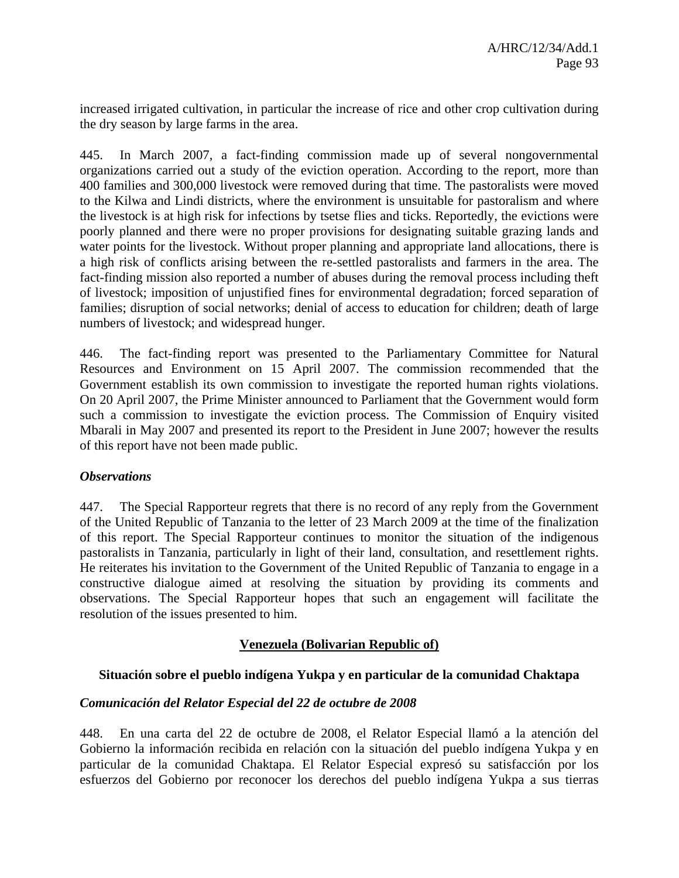increased irrigated cultivation, in particular the increase of rice and other crop cultivation during the dry season by large farms in the area.

445. In March 2007, a fact-finding commission made up of several nongovernmental organizations carried out a study of the eviction operation. According to the report, more than 400 families and 300,000 livestock were removed during that time. The pastoralists were moved to the Kilwa and Lindi districts, where the environment is unsuitable for pastoralism and where the livestock is at high risk for infections by tsetse flies and ticks. Reportedly, the evictions were poorly planned and there were no proper provisions for designating suitable grazing lands and water points for the livestock. Without proper planning and appropriate land allocations, there is a high risk of conflicts arising between the re-settled pastoralists and farmers in the area. The fact-finding mission also reported a number of abuses during the removal process including theft of livestock; imposition of unjustified fines for environmental degradation; forced separation of families; disruption of social networks; denial of access to education for children; death of large numbers of livestock; and widespread hunger.

446. The fact-finding report was presented to the Parliamentary Committee for Natural Resources and Environment on 15 April 2007. The commission recommended that the Government establish its own commission to investigate the reported human rights violations. On 20 April 2007, the Prime Minister announced to Parliament that the Government would form such a commission to investigate the eviction process. The Commission of Enquiry visited Mbarali in May 2007 and presented its report to the President in June 2007; however the results of this report have not been made public.

### *Observations*

447. The Special Rapporteur regrets that there is no record of any reply from the Government of the United Republic of Tanzania to the letter of 23 March 2009 at the time of the finalization of this report. The Special Rapporteur continues to monitor the situation of the indigenous pastoralists in Tanzania, particularly in light of their land, consultation, and resettlement rights. He reiterates his invitation to the Government of the United Republic of Tanzania to engage in a constructive dialogue aimed at resolving the situation by providing its comments and observations. The Special Rapporteur hopes that such an engagement will facilitate the resolution of the issues presented to him.

## Venezuela (Bolivarian Republic of)

### Situación sobre el pueblo indígena Yukpa y en particular de la comunidad Chaktapa

### *Comunicación del Relator Especial del 22 de octubre de 2008*

448. En una carta del 22 de octubre de 2008, el Relator Especial llamó a la atención del Gobierno la información recibida en relación con la situación del pueblo indígena Yukpa y en particular de la comunidad Chaktapa. El Relator Especial expresó su satisfacción por los esfuerzos del Gobierno por reconocer los derechos del pueblo indígena Yukpa a sus tierras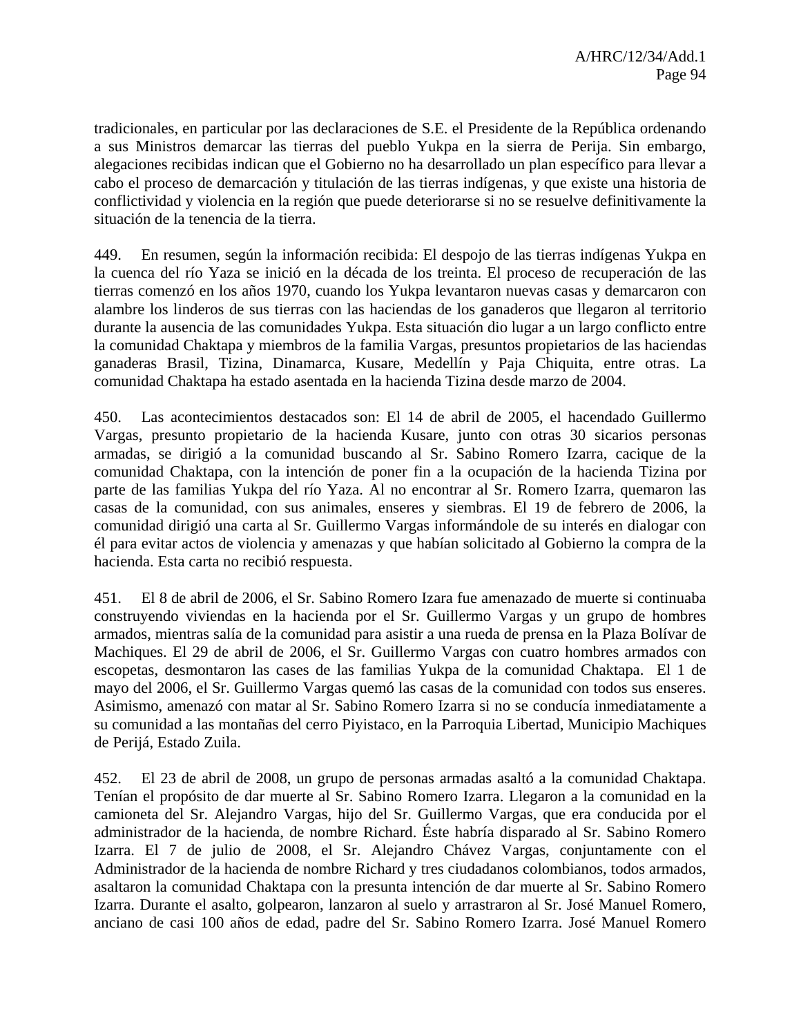tradicionales, en particular por las declaraciones de S.E. el Presidente de la República ordenando a sus Ministros demarcar las tierras del pueblo Yukpa en la sierra de Perija. Sin embargo, alegaciones recibidas indican que el Gobierno no ha desarrollado un plan específico para llevar a cabo el proceso de demarcación y titulación de las tierras indígenas, y que existe una historia de conflictividad y violencia en la región que puede deteriorarse si no se resuelve definitivamente la situación de la tenencia de la tierra.

449. En resumen, según la información recibida: El despojo de las tierras indígenas Yukpa en la cuenca del río Yaza se inició en la década de los treinta. El proceso de recuperación de las tierras comenzó en los años 1970, cuando los Yukpa levantaron nuevas casas y demarcaron con alambre los linderos de sus tierras con las haciendas de los ganaderos que llegaron al territorio durante la ausencia de las comunidades Yukpa. Esta situación dio lugar a un largo conflicto entre la comunidad Chaktapa y miembros de la familia Vargas, presuntos propietarios de las haciendas ganaderas Brasil, Tizina, Dinamarca, Kusare, Medellín y Paja Chiquita, entre otras. La comunidad Chaktapa ha estado asentada en la hacienda Tizina desde marzo de 2004.

450. Las acontecimientos destacados son: El 14 de abril de 2005, el hacendado Guillermo Vargas, presunto propietario de la hacienda Kusare, junto con otras 30 sicarios personas armadas, se dirigió a la comunidad buscando al Sr. Sabino Romero Izarra, cacique de la comunidad Chaktapa, con la intención de poner fin a la ocupación de la hacienda Tizina por parte de las familias Yukpa del río Yaza. Al no encontrar al Sr. Romero Izarra, quemaron las casas de la comunidad, con sus animales, enseres y siembras. El 19 de febrero de 2006, la comunidad dirigió una carta al Sr. Guillermo Vargas informándole de su interés en dialogar con él para evitar actos de violencia y amenazas y que habían solicitado al Gobierno la compra de la hacienda. Esta carta no recibió respuesta.

451. El 8 de abril de 2006, el Sr. Sabino Romero Izara fue amenazado de muerte si continuaba construyendo viviendas en la hacienda por el Sr. Guillermo Vargas y un grupo de hombres armados, mientras salía de la comunidad para asistir a una rueda de prensa en la Plaza Bolívar de Machiques. El 29 de abril de 2006, el Sr. Guillermo Vargas con cuatro hombres armados con escopetas, desmontaron las cases de las familias Yukpa de la comunidad Chaktapa. El 1 de mayo del 2006, el Sr. Guillermo Vargas quemó las casas de la comunidad con todos sus enseres. Asimismo, amenazó con matar al Sr. Sabino Romero Izarra si no se conducía inmediatamente a su comunidad a las montañas del cerro Piyistaco, en la Parroquia Libertad, Municipio Machiques de Perijá, Estado Zuila.

452. El 23 de abril de 2008, un grupo de personas armadas asaltó a la comunidad Chaktapa. Tenían el propósito de dar muerte al Sr. Sabino Romero Izarra. Llegaron a la comunidad en la camioneta del Sr. Alejandro Vargas, hijo del Sr. Guillermo Vargas, que era conducida por el administrador de la hacienda, de nombre Richard. Éste habría disparado al Sr. Sabino Romero Izarra. El 7 de julio de 2008, el Sr. Alejandro Chávez Vargas, conjuntamente con el Administrador de la hacienda de nombre Richard y tres ciudadanos colombianos, todos armados, asaltaron la comunidad Chaktapa con la presunta intención de dar muerte al Sr. Sabino Romero Izarra. Durante el asalto, golpearon, lanzaron al suelo y arrastraron al Sr. José Manuel Romero, anciano de casi 100 años de edad, padre del Sr. Sabino Romero Izarra. José Manuel Romero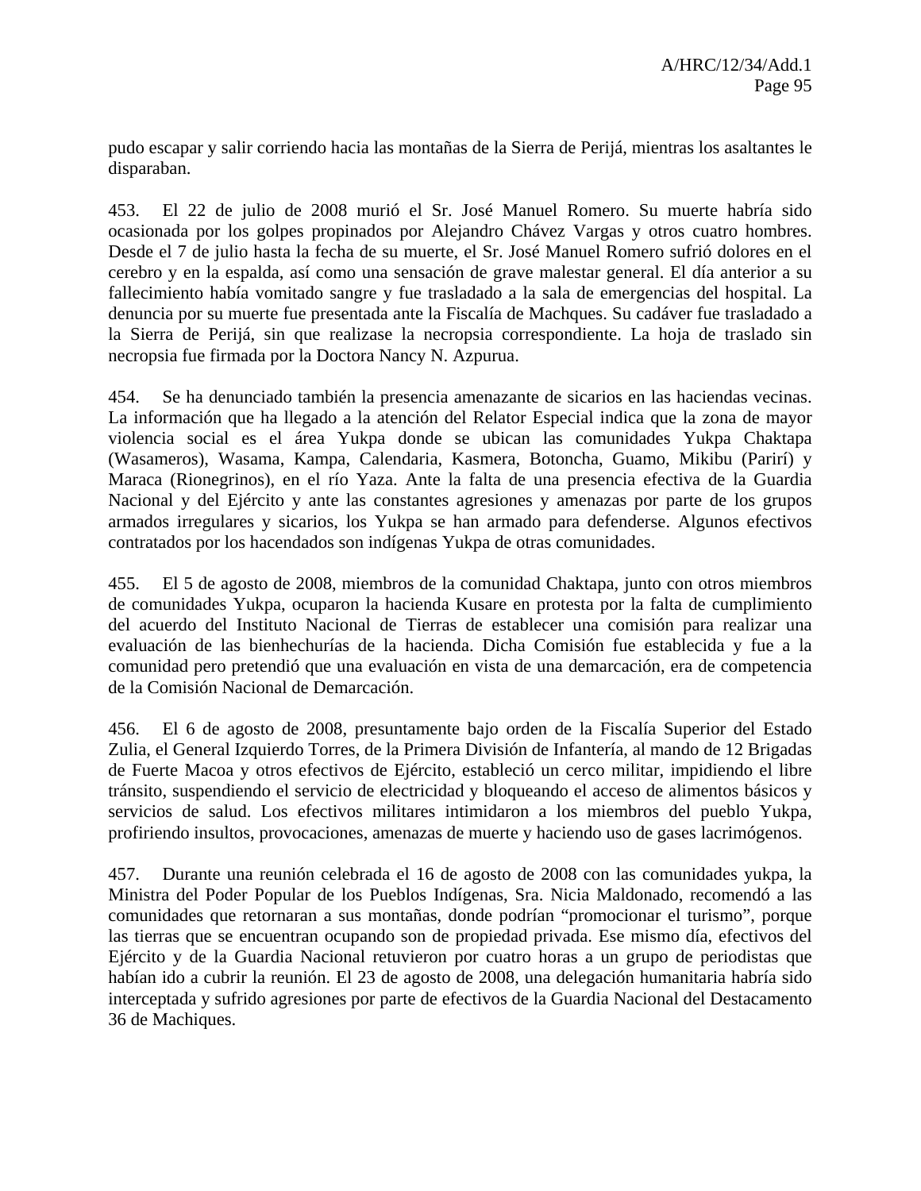pudo escapar y salir corriendo hacia las montañas de la Sierra de Perijá, mientras los asaltantes le disparaban.

453. El 22 de julio de 2008 murió el Sr. José Manuel Romero. Su muerte habría sido ocasionada por los golpes propinados por Alejandro Chávez Vargas y otros cuatro hombres. Desde el 7 de julio hasta la fecha de su muerte, el Sr. José Manuel Romero sufrió dolores en el cerebro y en la espalda, así como una sensación de grave malestar general. El día anterior a su fallecimiento había vomitado sangre y fue trasladado a la sala de emergencias del hospital. La denuncia por su muerte fue presentada ante la Fiscalía de Machques. Su cadáver fue trasladado a la Sierra de Perijá, sin que realizase la necropsia correspondiente. La hoja de traslado sin necropsia fue firmada por la Doctora Nancy N. Azpurua.

454. Se ha denunciado también la presencia amenazante de sicarios en las haciendas vecinas. La información que ha llegado a la atención del Relator Especial indica que la zona de mayor violencia social es el área Yukpa donde se ubican las comunidades Yukpa Chaktapa (Wasameros), Wasama, Kampa, Calendaria, Kasmera, Botoncha, Guamo, Mikibu (Parirí) y Maraca (Rionegrinos), en el río Yaza. Ante la falta de una presencia efectiva de la Guardia Nacional y del Ejército y ante las constantes agresiones y amenazas por parte de los grupos armados irregulares y sicarios, los Yukpa se han armado para defenderse. Algunos efectivos contratados por los hacendados son indígenas Yukpa de otras comunidades.

455. El 5 de agosto de 2008, miembros de la comunidad Chaktapa, junto con otros miembros de comunidades Yukpa, ocuparon la hacienda Kusare en protesta por la falta de cumplimiento del acuerdo del Instituto Nacional de Tierras de establecer una comisión para realizar una evaluación de las bienhechurías de la hacienda. Dicha Comisión fue establecida y fue a la comunidad pero pretendió que una evaluación en vista de una demarcación, era de competencia de la Comisión Nacional de Demarcación.

456. El 6 de agosto de 2008, presuntamente bajo orden de la Fiscalía Superior del Estado Zulia, el General Izquierdo Torres, de la Primera División de Infantería, al mando de 12 Brigadas de Fuerte Macoa y otros efectivos de Ejército, estableció un cerco militar, impidiendo el libre tránsito, suspendiendo el servicio de electricidad y bloqueando el acceso de alimentos básicos y servicios de salud. Los efectivos militares intimidaron a los miembros del pueblo Yukpa, profiriendo insultos, provocaciones, amenazas de muerte y haciendo uso de gases lacrimógenos.

457. Durante una reunión celebrada el 16 de agosto de 2008 con las comunidades yukpa, la Ministra del Poder Popular de los Pueblos Indígenas, Sra. Nicia Maldonado, recomendó a las comunidades que retornaran a sus montañas, donde podrían "promocionar el turismo", porque las tierras que se encuentran ocupando son de propiedad privada. Ese mismo día, efectivos del Ejército y de la Guardia Nacional retuvieron por cuatro horas a un grupo de periodistas que habían ido a cubrir la reunión. El 23 de agosto de 2008, una delegación humanitaria habría sido interceptada y sufrido agresiones por parte de efectivos de la Guardia Nacional del Destacamento 36 de Machiques.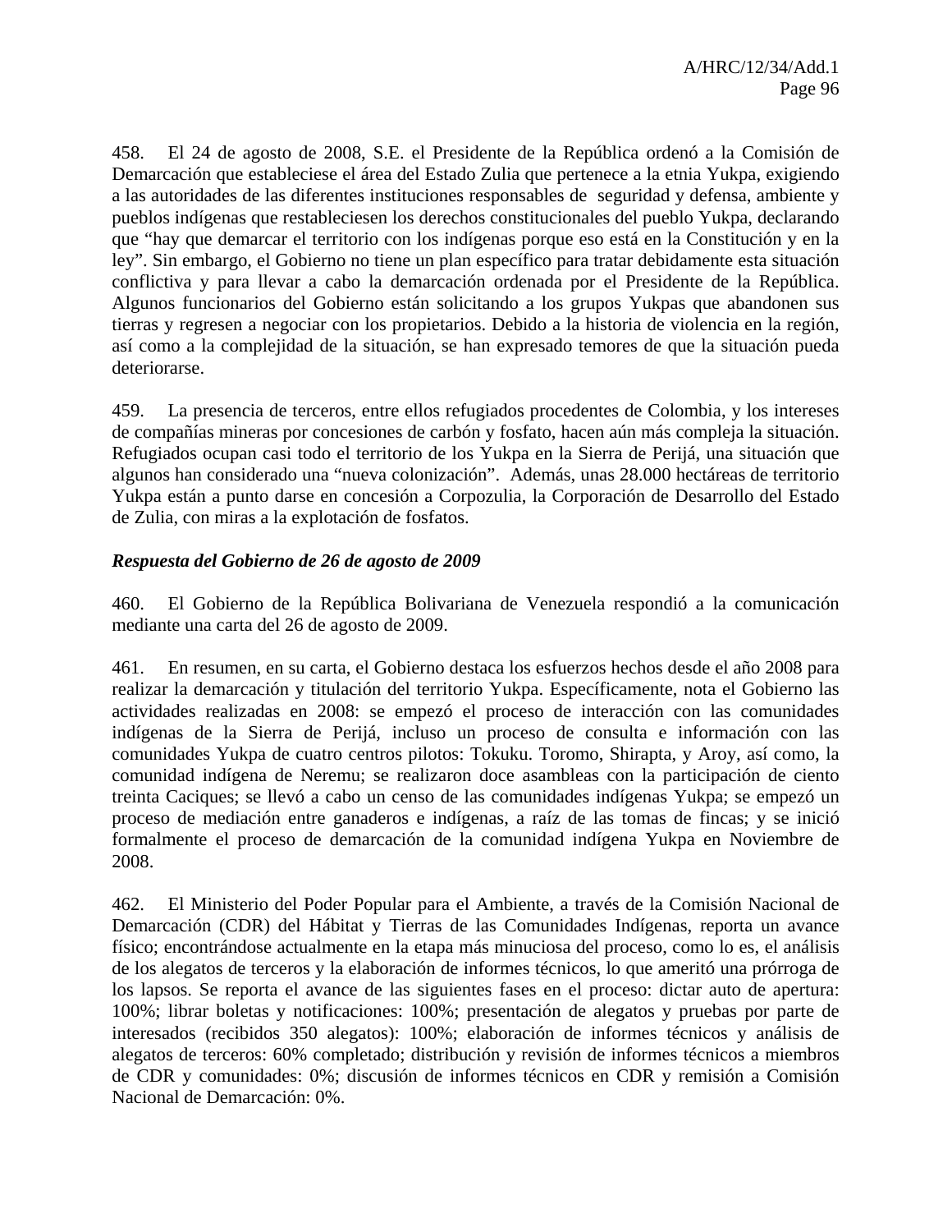458. El 24 de agosto de 2008, S.E. el Presidente de la República ordenó a la Comisión de Demarcación que estableciese el área del Estado Zulia que pertenece a la etnia Yukpa, exigiendo a las autoridades de las diferentes instituciones responsables de seguridad y defensa, ambiente y pueblos indígenas que restableciesen los derechos constitucionales del pueblo Yukpa, declarando que "hay que demarcar el territorio con los indígenas porque eso está en la Constitución y en la ley". Sin embargo, el Gobierno no tiene un plan específico para tratar debidamente esta situación conflictiva y para llevar a cabo la demarcación ordenada por el Presidente de la República. Algunos funcionarios del Gobierno están solicitando a los grupos Yukpas que abandonen sus tierras y regresen a negociar con los propietarios. Debido a la historia de violencia en la región, así como a la complejidad de la situación, se han expresado temores de que la situación pueda deteriorarse.

459. La presencia de terceros, entre ellos refugiados procedentes de Colombia, y los intereses de compañías mineras por concesiones de carbón y fosfato, hacen aún más compleja la situación. Refugiados ocupan casi todo el territorio de los Yukpa en la Sierra de Perijá, una situación que algunos han considerado una "nueva colonización". Además, unas 28.000 hectáreas de territorio Yukpa están a punto darse en concesión a Corpozulia, la Corporación de Desarrollo del Estado de Zulia, con miras a la explotación de fosfatos.

***Respuesta del Gobierno de 26 de agosto de 2009***

460. El Gobierno de la República Bolivariana de Venezuela respondió a la comunicación mediante una carta del 26 de agosto de 2009.

461. En resumen, en su carta, el Gobierno destaca los esfuerzos hechos desde el año 2008 para realizar la demarcación y titulación del territorio Yukpa. Específicamente, nota el Gobierno las actividades realizadas en 2008: se empezó el proceso de interacción con las comunidades indígenas de la Sierra de Perijá, incluso un proceso de consulta e información con las comunidades Yukpa de cuatro centros pilotos: Tokuku. Toromo, Shirapta, y Aroy, así como, la comunidad indígena de Neremu; se realizaron doce asambleas con la participación de ciento treinta Caciques; se llevó a cabo un censo de las comunidades indígenas Yukpa; se empezó un proceso de mediación entre ganaderos e indígenas, a raíz de las tomas de fincas; y se inició formalmente el proceso de demarcación de la comunidad indígena Yukpa en Noviembre de 2008.

462. El Ministerio del Poder Popular para el Ambiente, a través de la Comisión Nacional de Demarcación (CDR) del Hábitat y Tierras de las Comunidades Indígenas, reporta un avance físico; encontrándose actualmente en la etapa más minuciosa del proceso, como lo es, el análisis de los alegatos de terceros y la elaboración de informes técnicos, lo que ameritó una prórroga de los lapsos. Se reporta el avance de las siguientes fases en el proceso: dictar auto de apertura: 100%; librar boletas y notificaciones: 100%; presentación de alegatos y pruebas por parte de interesados (recibidos 350 alegatos): 100%; elaboración de informes técnicos y análisis de alegatos de terceros: 60% completado; distribución y revisión de informes técnicos a miembros de CDR y comunidades: 0%; discusión de informes técnicos en CDR y remisión a Comisión Nacional de Demarcación: 0%.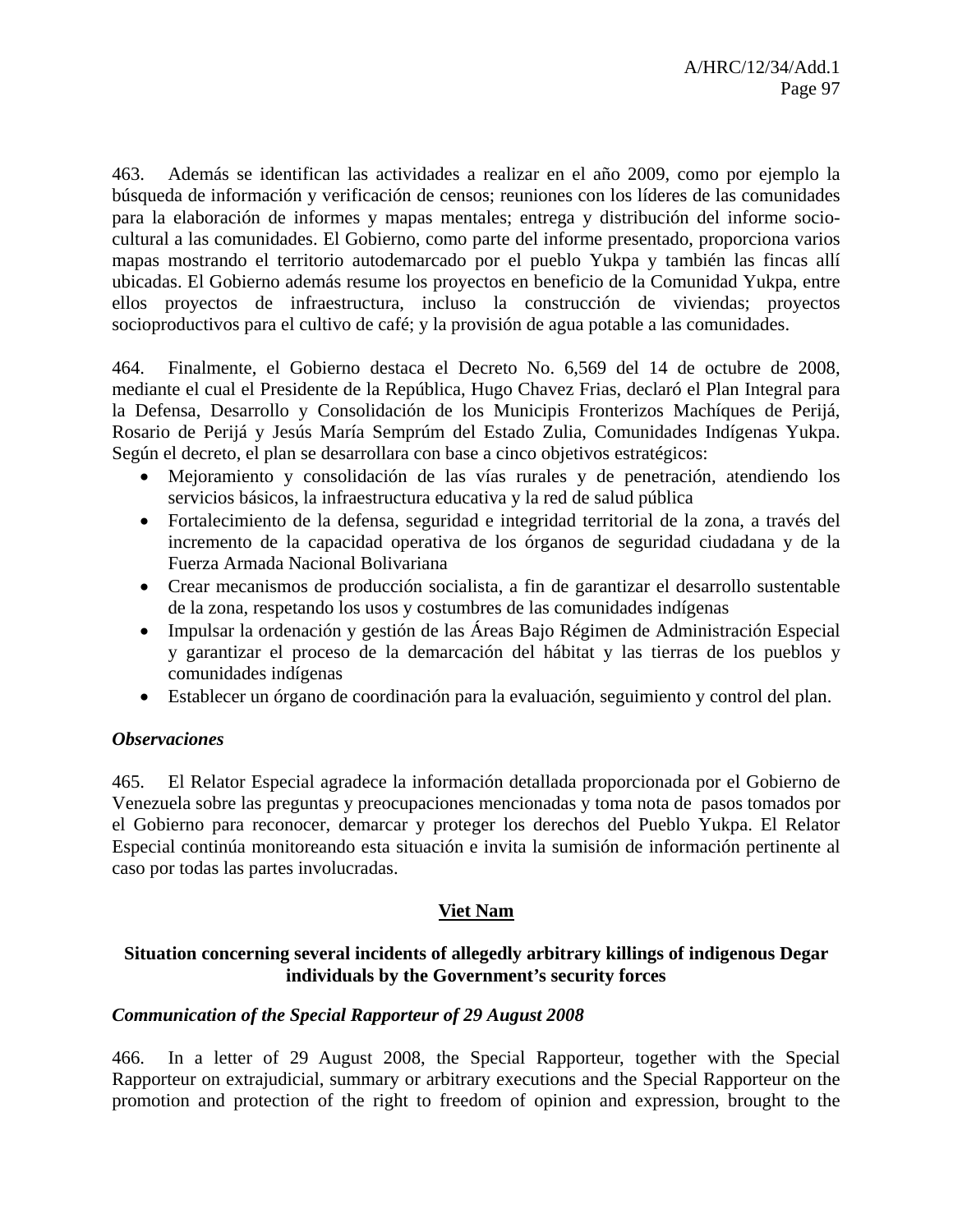463. Además se identifican las actividades a realizar en el año 2009, como por ejemplo la búsqueda de información y verificación de censos; reuniones con los líderes de las comunidades para la elaboración de informes y mapas mentales; entrega y distribución del informe socio-cultural a las comunidades. El Gobierno, como parte del informe presentado, proporciona varios mapas mostrando el territorio autodemarcado por el pueblo Yukpa y también las fincas allí ubicadas. El Gobierno además resume los proyectos en beneficio de la Comunidad Yukpa, entre ellos proyectos de infraestructura, incluso la construcción de viviendas; proyectos socioproductivos para el cultivo de café; y la provisión de agua potable a las comunidades.

464. Finalmente, el Gobierno destaca el Decreto No. 6,569 del 14 de octubre de 2008, mediante el cual el Presidente de la República, Hugo Chavez Frias, declaró el Plan Integral para la Defensa, Desarrollo y Consolidación de los Municipis Fronterizos Machíques de Perijá, Rosario de Perijá y Jesús María Semprúm del Estado Zulia, Comunidades Indígenas Yukpa. Según el decreto, el plan se desarrollara con base a cinco objetivos estratégicos:

- Mejoramiento y consolidación de las vías rurales y de penetración, atendiendo los servicios básicos, la infraestructura educativa y la red de salud pública
- Fortalecimiento de la defensa, seguridad e integridad territorial de la zona, a través del incremento de la capacidad operativa de los órganos de seguridad ciudadana y de la Fuerza Armada Nacional Bolivariana
- Crear mecanismos de producción socialista, a fin de garantizar el desarrollo sustentable de la zona, respetando los usos y costumbres de las comunidades indígenas
- Impulsar la ordenación y gestión de las Áreas Bajo Régimen de Administración Especial y garantizar el proceso de la demarcación del hábitat y las tierras de los pueblos y comunidades indígenas
- Establecer un órgano de coordinación para la evaluación, seguimiento y control del plan.

*Observaciones*

465. El Relator Especial agradece la información detallada proporcionada por el Gobierno de Venezuela sobre las preguntas y preocupaciones mencionadas y toma nota de pasos tomados por el Gobierno para reconocer, demarcar y proteger los derechos del Pueblo Yukpa. El Relator Especial continúa monitoreando esta situación e invita la sumisión de información pertinente al caso por todas las partes involucradas.

## Viet Nam

### Situation concerning several incidents of allegedly arbitrary killings of indigenous Degar individuals by the Government's security forces

*Communication of the Special Rapporteur of 29 August 2008*

466. In a letter of 29 August 2008, the Special Rapporteur, together with the Special Rapporteur on extrajudicial, summary or arbitrary executions and the Special Rapporteur on the promotion and protection of the right to freedom of opinion and expression, brought to the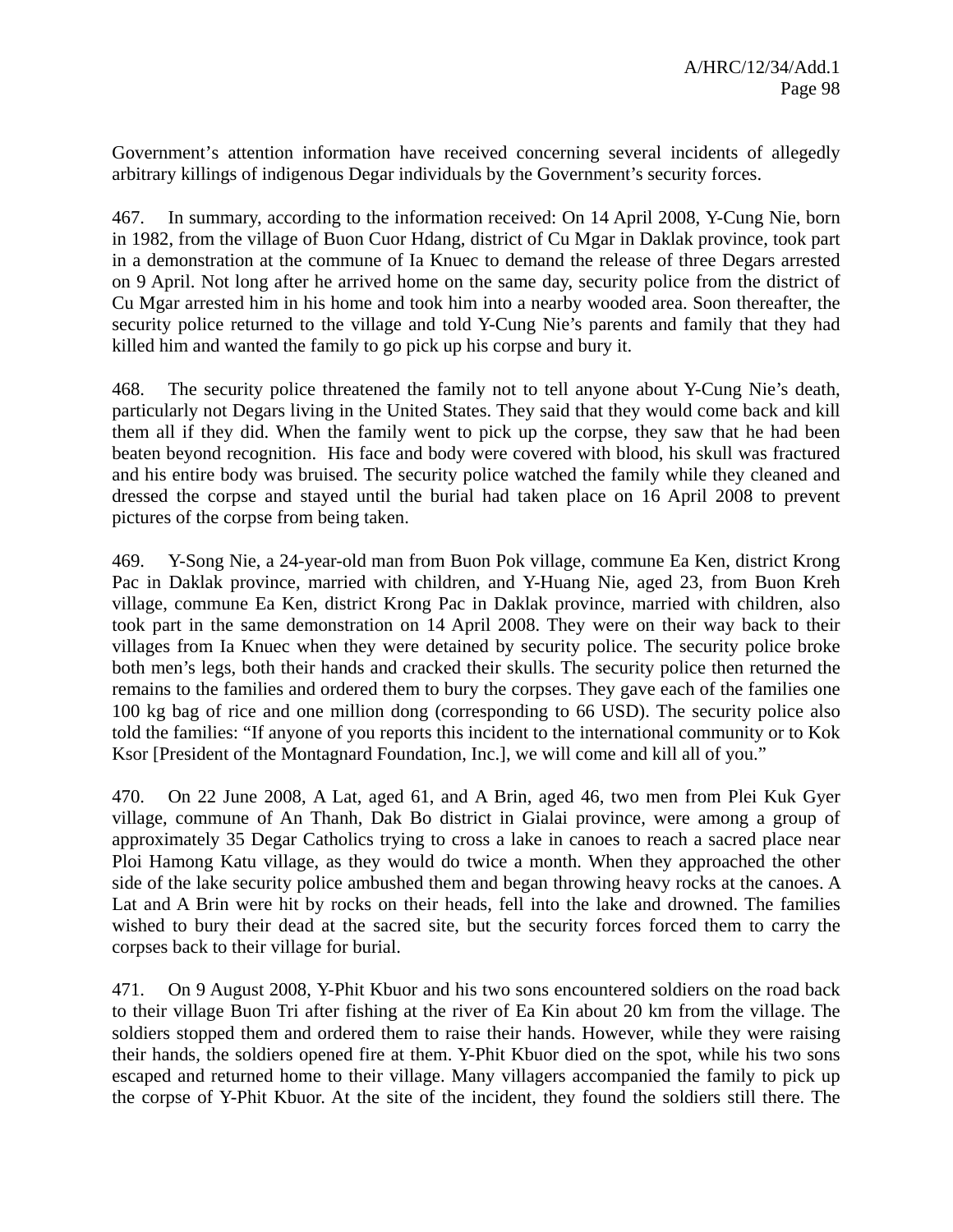Government's attention information have received concerning several incidents of allegedly arbitrary killings of indigenous Degar individuals by the Government's security forces.

467. In summary, according to the information received: On 14 April 2008, Y-Cung Nie, born in 1982, from the village of Buon Cuor Hdang, district of Cu Mgar in Daklak province, took part in a demonstration at the commune of Ia Knuec to demand the release of three Degars arrested on 9 April. Not long after he arrived home on the same day, security police from the district of Cu Mgar arrested him in his home and took him into a nearby wooded area. Soon thereafter, the security police returned to the village and told Y-Cung Nie's parents and family that they had killed him and wanted the family to go pick up his corpse and bury it.

468. The security police threatened the family not to tell anyone about Y-Cung Nie's death, particularly not Degars living in the United States. They said that they would come back and kill them all if they did. When the family went to pick up the corpse, they saw that he had been beaten beyond recognition. His face and body were covered with blood, his skull was fractured and his entire body was bruised. The security police watched the family while they cleaned and dressed the corpse and stayed until the burial had taken place on 16 April 2008 to prevent pictures of the corpse from being taken.

469. Y-Song Nie, a 24-year-old man from Buon Pok village, commune Ea Ken, district Krong Pac in Daklak province, married with children, and Y-Huang Nie, aged 23, from Buon Kreh village, commune Ea Ken, district Krong Pac in Daklak province, married with children, also took part in the same demonstration on 14 April 2008. They were on their way back to their villages from Ia Knuec when they were detained by security police. The security police broke both men's legs, both their hands and cracked their skulls. The security police then returned the remains to the families and ordered them to bury the corpses. They gave each of the families one 100 kg bag of rice and one million dong (corresponding to 66 USD). The security police also told the families: "If anyone of you reports this incident to the international community or to Kok Ksor [President of the Montagnard Foundation, Inc.], we will come and kill all of you."

470. On 22 June 2008, A Lat, aged 61, and A Brin, aged 46, two men from Plei Kuk Gyer village, commune of An Thanh, Dak Bo district in Gialai province, were among a group of approximately 35 Degar Catholics trying to cross a lake in canoes to reach a sacred place near Ploi Hamong Katu village, as they would do twice a month. When they approached the other side of the lake security police ambushed them and began throwing heavy rocks at the canoes. A Lat and A Brin were hit by rocks on their heads, fell into the lake and drowned. The families wished to bury their dead at the sacred site, but the security forces forced them to carry the corpses back to their village for burial.

471. On 9 August 2008, Y-Phit Kbuor and his two sons encountered soldiers on the road back to their village Buon Tri after fishing at the river of Ea Kin about 20 km from the village. The soldiers stopped them and ordered them to raise their hands. However, while they were raising their hands, the soldiers opened fire at them. Y-Phit Kbuor died on the spot, while his two sons escaped and returned home to their village. Many villagers accompanied the family to pick up the corpse of Y-Phit Kbuor. At the site of the incident, they found the soldiers still there. The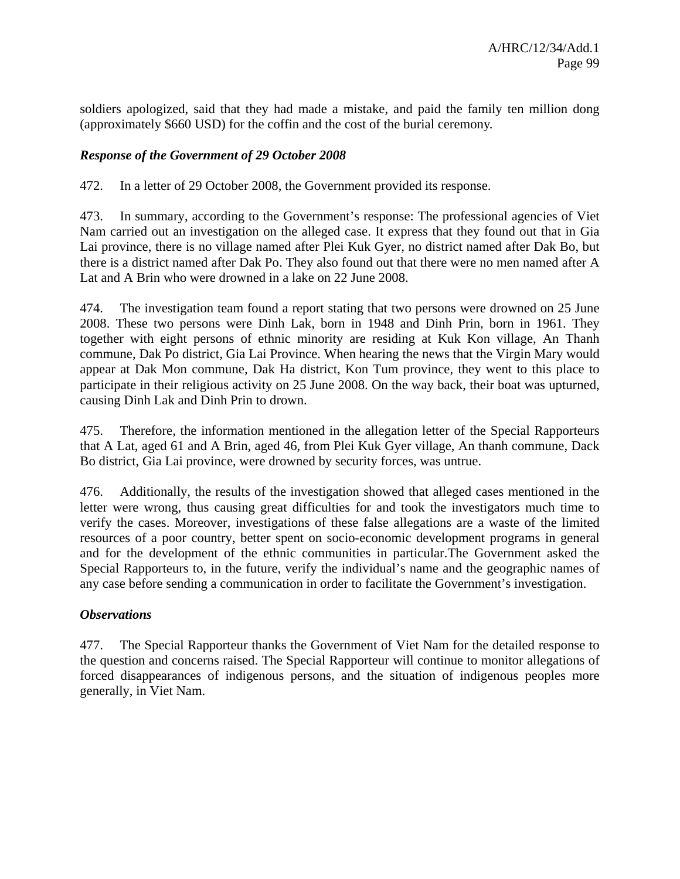soldiers apologized, said that they had made a mistake, and paid the family ten million dong (approximately $660 USD) for the coffin and the cost of the burial ceremony.

### *Response of the Government of 29 October 2008*

472. In a letter of 29 October 2008, the Government provided its response.

473. In summary, according to the Government's response: The professional agencies of Viet Nam carried out an investigation on the alleged case. It express that they found out that in Gia Lai province, there is no village named after Plei Kuk Gyer, no district named after Dak Bo, but there is a district named after Dak Po. They also found out that there were no men named after A Lat and A Brin who were drowned in a lake on 22 June 2008.

474. The investigation team found a report stating that two persons were drowned on 25 June 2008. These two persons were Dinh Lak, born in 1948 and Dinh Prin, born in 1961. They together with eight persons of ethnic minority are residing at Kuk Kon village, An Thanh commune, Dak Po district, Gia Lai Province. When hearing the news that the Virgin Mary would appear at Dak Mon commune, Dak Ha district, Kon Tum province, they went to this place to participate in their religious activity on 25 June 2008. On the way back, their boat was upturned, causing Dinh Lak and Dinh Prin to drown.

475. Therefore, the information mentioned in the allegation letter of the Special Rapporteurs that A Lat, aged 61 and A Brin, aged 46, from Plei Kuk Gyer village, An thanh commune, Dack Bo district, Gia Lai province, were drowned by security forces, was untrue.

476. Additionally, the results of the investigation showed that alleged cases mentioned in the letter were wrong, thus causing great difficulties for and took the investigators much time to verify the cases. Moreover, investigations of these false allegations are a waste of the limited resources of a poor country, better spent on socio-economic development programs in general and for the development of the ethnic communities in particular.The Government asked the Special Rapporteurs to, in the future, verify the individual's name and the geographic names of any case before sending a communication in order to facilitate the Government's investigation.

### *Observations*

477. The Special Rapporteur thanks the Government of Viet Nam for the detailed response to the question and concerns raised. The Special Rapporteur will continue to monitor allegations of forced disappearances of indigenous persons, and the situation of indigenous peoples more generally, in Viet Nam.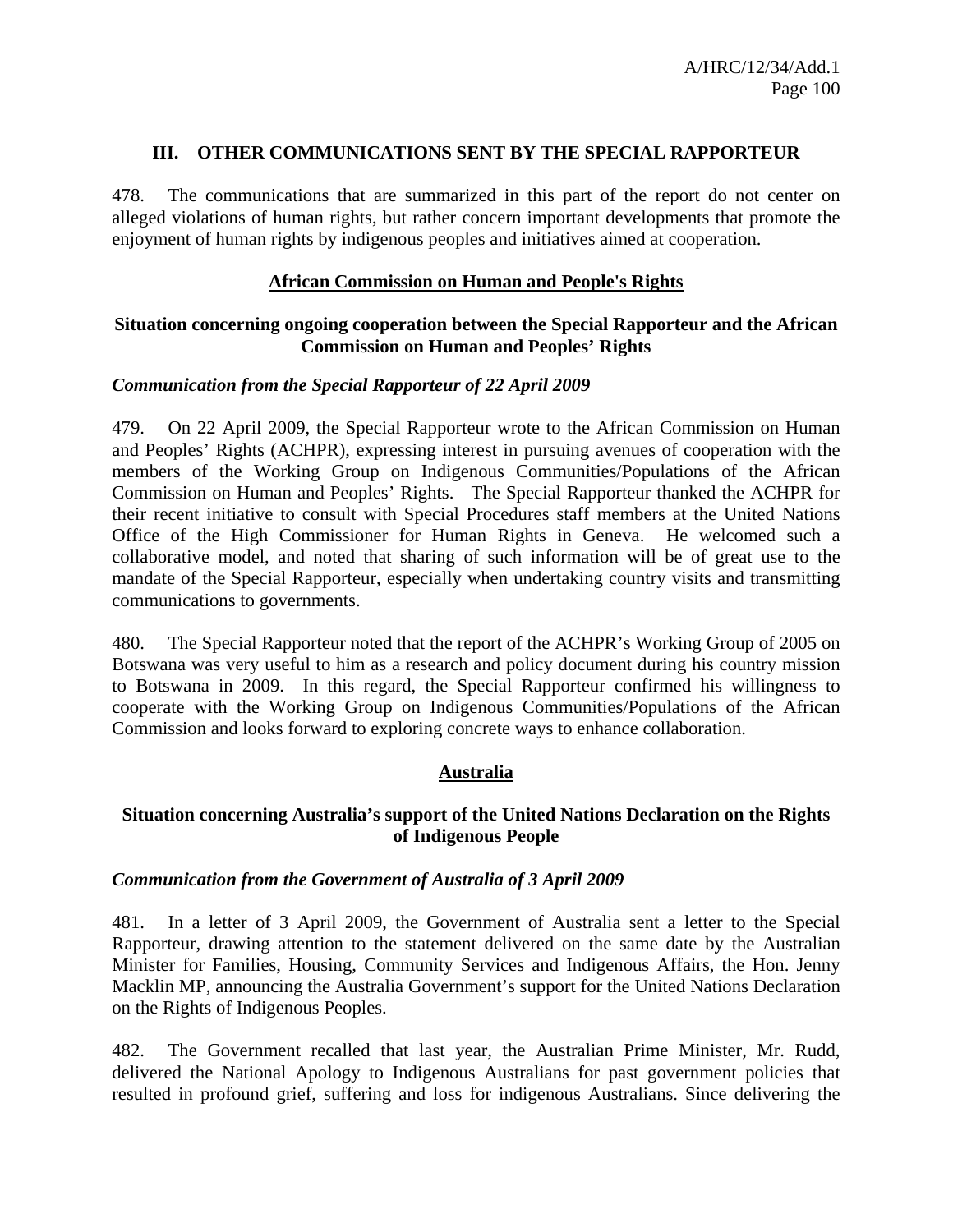## III. OTHER COMMUNICATIONS SENT BY THE SPECIAL RAPPORTEUR

478. The communications that are summarized in this part of the report do not center on alleged violations of human rights, but rather concern important developments that promote the enjoyment of human rights by indigenous peoples and initiatives aimed at cooperation.

### African Commission on Human and People's Rights

#### Situation concerning ongoing cooperation between the Special Rapporteur and the African Commission on Human and Peoples' Rights

***Communication from the Special Rapporteur of 22 April 2009***

479. On 22 April 2009, the Special Rapporteur wrote to the African Commission on Human and Peoples' Rights (ACHPR), expressing interest in pursuing avenues of cooperation with the members of the Working Group on Indigenous Communities/Populations of the African Commission on Human and Peoples' Rights. The Special Rapporteur thanked the ACHPR for their recent initiative to consult with Special Procedures staff members at the United Nations Office of the High Commissioner for Human Rights in Geneva. He welcomed such a collaborative model, and noted that sharing of such information will be of great use to the mandate of the Special Rapporteur, especially when undertaking country visits and transmitting communications to governments.

480. The Special Rapporteur noted that the report of the ACHPR's Working Group of 2005 on Botswana was very useful to him as a research and policy document during his country mission to Botswana in 2009. In this regard, the Special Rapporteur confirmed his willingness to cooperate with the Working Group on Indigenous Communities/Populations of the African Commission and looks forward to exploring concrete ways to enhance collaboration.

### Australia

#### Situation concerning Australia's support of the United Nations Declaration on the Rights of Indigenous People

***Communication from the Government of Australia of 3 April 2009***

481. In a letter of 3 April 2009, the Government of Australia sent a letter to the Special Rapporteur, drawing attention to the statement delivered on the same date by the Australian Minister for Families, Housing, Community Services and Indigenous Affairs, the Hon. Jenny Macklin MP, announcing the Australia Government's support for the United Nations Declaration on the Rights of Indigenous Peoples.

482. The Government recalled that last year, the Australian Prime Minister, Mr. Rudd, delivered the National Apology to Indigenous Australians for past government policies that resulted in profound grief, suffering and loss for indigenous Australians. Since delivering the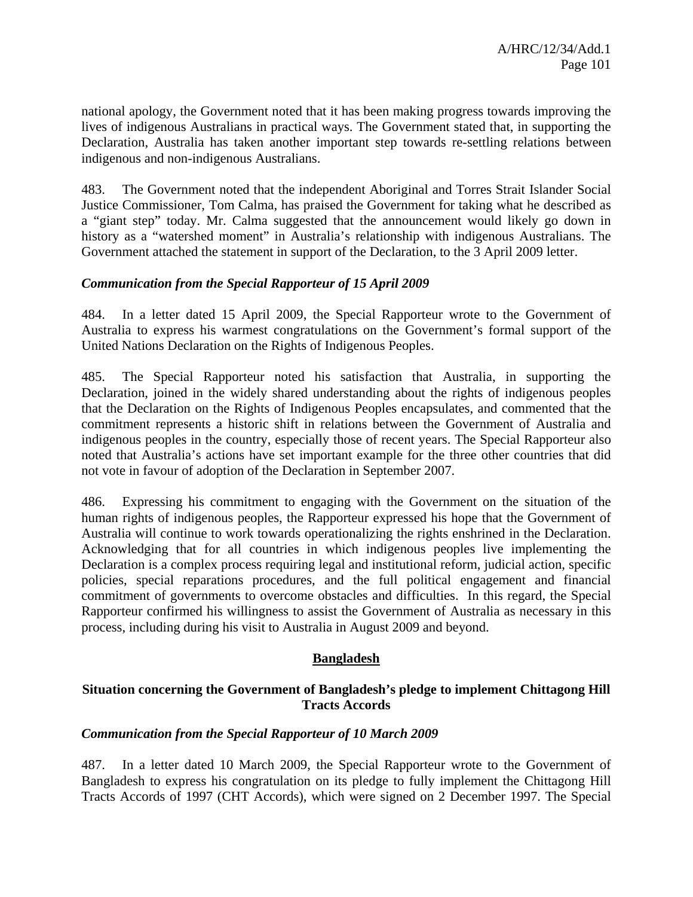national apology, the Government noted that it has been making progress towards improving the lives of indigenous Australians in practical ways. The Government stated that, in supporting the Declaration, Australia has taken another important step towards re-settling relations between indigenous and non-indigenous Australians.

483. The Government noted that the independent Aboriginal and Torres Strait Islander Social Justice Commissioner, Tom Calma, has praised the Government for taking what he described as a "giant step" today. Mr. Calma suggested that the announcement would likely go down in history as a "watershed moment" in Australia's relationship with indigenous Australians. The Government attached the statement in support of the Declaration, to the 3 April 2009 letter.

### *Communication from the Special Rapporteur of 15 April 2009*

484. In a letter dated 15 April 2009, the Special Rapporteur wrote to the Government of Australia to express his warmest congratulations on the Government's formal support of the United Nations Declaration on the Rights of Indigenous Peoples.

485. The Special Rapporteur noted his satisfaction that Australia, in supporting the Declaration, joined in the widely shared understanding about the rights of indigenous peoples that the Declaration on the Rights of Indigenous Peoples encapsulates, and commented that the commitment represents a historic shift in relations between the Government of Australia and indigenous peoples in the country, especially those of recent years. The Special Rapporteur also noted that Australia's actions have set important example for the three other countries that did not vote in favour of adoption of the Declaration in September 2007.

486. Expressing his commitment to engaging with the Government on the situation of the human rights of indigenous peoples, the Rapporteur expressed his hope that the Government of Australia will continue to work towards operationalizing the rights enshrined in the Declaration. Acknowledging that for all countries in which indigenous peoples live implementing the Declaration is a complex process requiring legal and institutional reform, judicial action, specific policies, special reparations procedures, and the full political engagement and financial commitment of governments to overcome obstacles and difficulties. In this regard, the Special Rapporteur confirmed his willingness to assist the Government of Australia as necessary in this process, including during his visit to Australia in August 2009 and beyond.

## Bangladesh

### Situation concerning the Government of Bangladesh's pledge to implement Chittagong Hill Tracts Accords

### *Communication from the Special Rapporteur of 10 March 2009*

487. In a letter dated 10 March 2009, the Special Rapporteur wrote to the Government of Bangladesh to express his congratulation on its pledge to fully implement the Chittagong Hill Tracts Accords of 1997 (CHT Accords), which were signed on 2 December 1997. The Special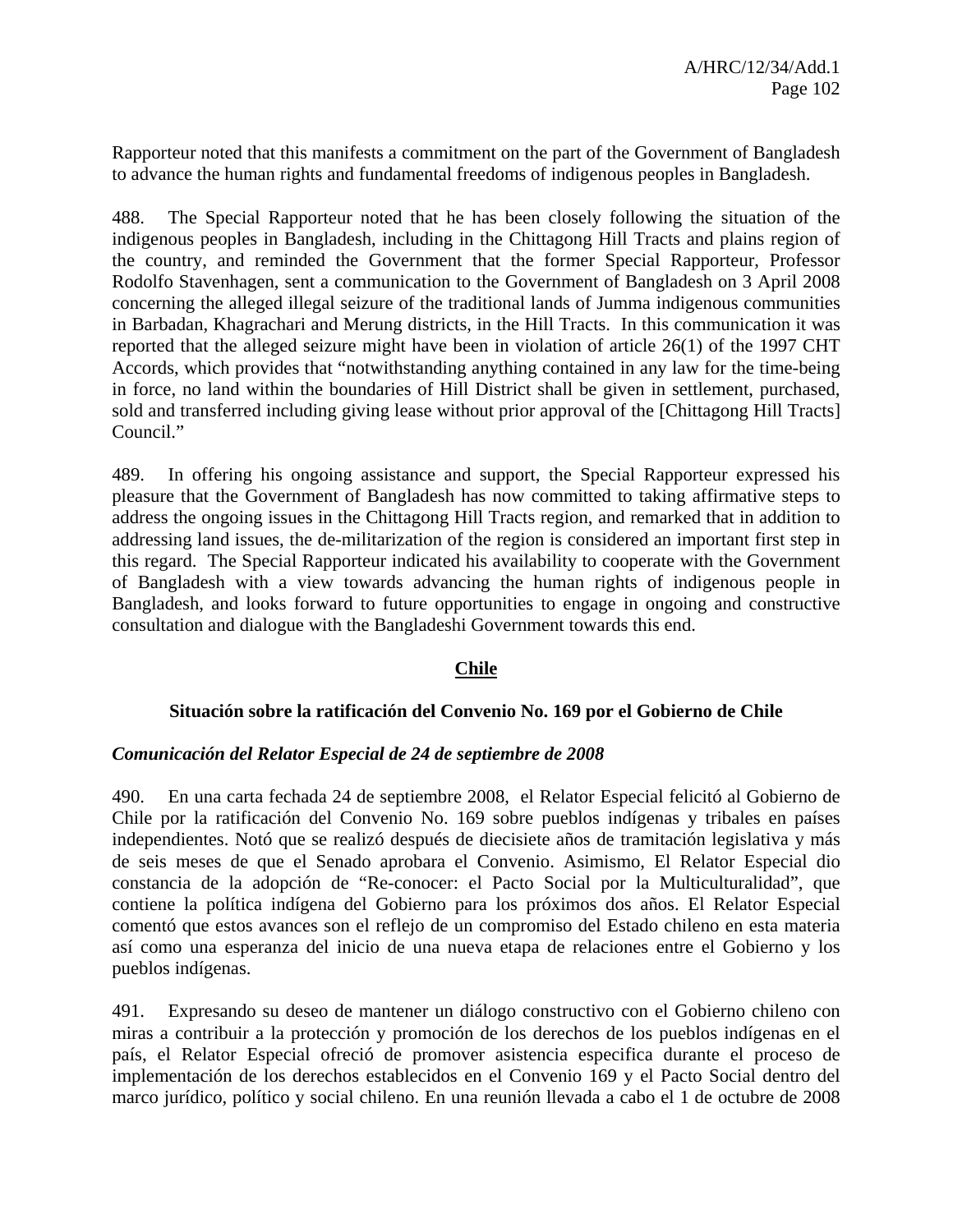Rapporteur noted that this manifests a commitment on the part of the Government of Bangladesh to advance the human rights and fundamental freedoms of indigenous peoples in Bangladesh.

488. The Special Rapporteur noted that he has been closely following the situation of the indigenous peoples in Bangladesh, including in the Chittagong Hill Tracts and plains region of the country, and reminded the Government that the former Special Rapporteur, Professor Rodolfo Stavenhagen, sent a communication to the Government of Bangladesh on 3 April 2008 concerning the alleged illegal seizure of the traditional lands of Jumma indigenous communities in Barbadan, Khagrachari and Merung districts, in the Hill Tracts. In this communication it was reported that the alleged seizure might have been in violation of article 26(1) of the 1997 CHT Accords, which provides that "notwithstanding anything contained in any law for the time-being in force, no land within the boundaries of Hill District shall be given in settlement, purchased, sold and transferred including giving lease without prior approval of the [Chittagong Hill Tracts] Council."

489. In offering his ongoing assistance and support, the Special Rapporteur expressed his pleasure that the Government of Bangladesh has now committed to taking affirmative steps to address the ongoing issues in the Chittagong Hill Tracts region, and remarked that in addition to addressing land issues, the de-militarization of the region is considered an important first step in this regard. The Special Rapporteur indicated his availability to cooperate with the Government of Bangladesh with a view towards advancing the human rights of indigenous people in Bangladesh, and looks forward to future opportunities to engage in ongoing and constructive consultation and dialogue with the Bangladeshi Government towards this end.

## Chile

### Situación sobre la ratificación del Convenio No. 169 por el Gobierno de Chile

*Comunicación del Relator Especial de 24 de septiembre de 2008*

490. En una carta fechada 24 de septiembre 2008, el Relator Especial felicitó al Gobierno de Chile por la ratificación del Convenio No. 169 sobre pueblos indígenas y tribales en países independientes. Notó que se realizó después de diecisiete años de tramitación legislativa y más de seis meses de que el Senado aprobara el Convenio. Asimismo, El Relator Especial dio constancia de la adopción de "Re-conocer: el Pacto Social por la Multiculturalidad", que contiene la política indígena del Gobierno para los próximos dos años. El Relator Especial comentó que estos avances son el reflejo de un compromiso del Estado chileno en esta materia así como una esperanza del inicio de una nueva etapa de relaciones entre el Gobierno y los pueblos indígenas.

491. Expresando su deseo de mantener un diálogo constructivo con el Gobierno chileno con miras a contribuir a la protección y promoción de los derechos de los pueblos indígenas en el país, el Relator Especial ofreció de promover asistencia especifica durante el proceso de implementación de los derechos establecidos en el Convenio 169 y el Pacto Social dentro del marco jurídico, político y social chileno. En una reunión llevada a cabo el 1 de octubre de 2008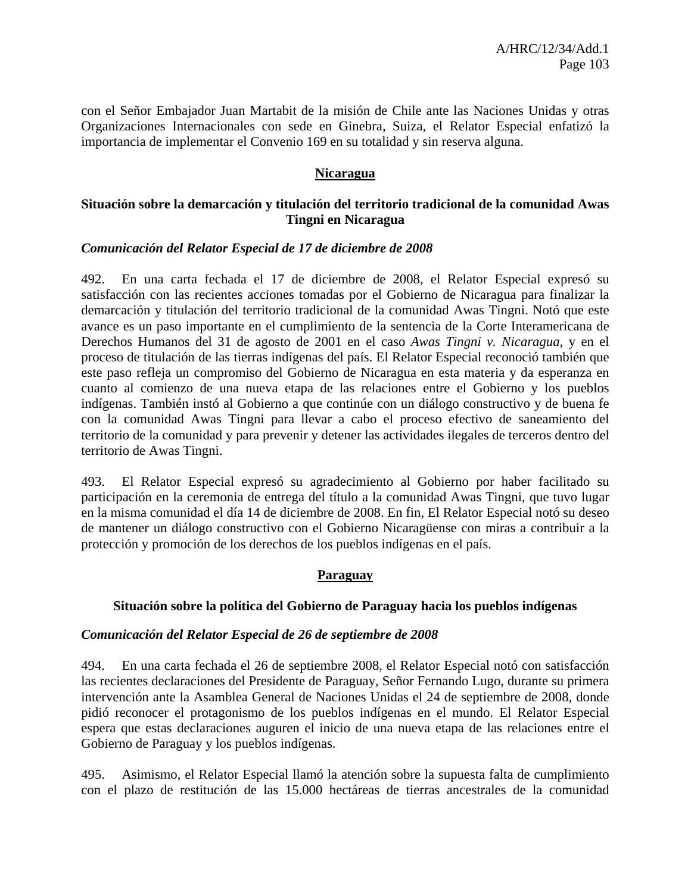con el Señor Embajador Juan Martabit de la misión de Chile ante las Naciones Unidas y otras Organizaciones Internacionales con sede en Ginebra, Suiza, el Relator Especial enfatizó la importancia de implementar el Convenio 169 en su totalidad y sin reserva alguna.

## Nicaragua

### Situación sobre la demarcación y titulación del territorio tradicional de la comunidad Awas Tingni en Nicaragua

***Comunicación del Relator Especial de 17 de diciembre de 2008***

492. En una carta fechada el 17 de diciembre de 2008, el Relator Especial expresó su satisfacción con las recientes acciones tomadas por el Gobierno de Nicaragua para finalizar la demarcación y titulación del territorio tradicional de la comunidad Awas Tingni. Notó que este avance es un paso importante en el cumplimiento de la sentencia de la Corte Interamericana de Derechos Humanos del 31 de agosto de 2001 en el caso *Awas Tingni v. Nicaragua*, y en el proceso de titulación de las tierras indígenas del país. El Relator Especial reconoció también que este paso refleja un compromiso del Gobierno de Nicaragua en esta materia y da esperanza en cuanto al comienzo de una nueva etapa de las relaciones entre el Gobierno y los pueblos indígenas. También instó al Gobierno a que continúe con un diálogo constructivo y de buena fe con la comunidad Awas Tingni para llevar a cabo el proceso efectivo de saneamiento del territorio de la comunidad y para prevenir y detener las actividades ilegales de terceros dentro del territorio de Awas Tingni.

493. El Relator Especial expresó su agradecimiento al Gobierno por haber facilitado su participación en la ceremonia de entrega del título a la comunidad Awas Tingni, que tuvo lugar en la misma comunidad el día 14 de diciembre de 2008. En fin, El Relator Especial notó su deseo de mantener un diálogo constructivo con el Gobierno Nicaragüense con miras a contribuir a la protección y promoción de los derechos de los pueblos indígenas en el país.

## Paraguay

### Situación sobre la política del Gobierno de Paraguay hacia los pueblos indígenas

***Comunicación del Relator Especial de 26 de septiembre de 2008***

494. En una carta fechada el 26 de septiembre 2008, el Relator Especial notó con satisfacción las recientes declaraciones del Presidente de Paraguay, Señor Fernando Lugo, durante su primera intervención ante la Asamblea General de Naciones Unidas el 24 de septiembre de 2008, donde pidió reconocer el protagonismo de los pueblos indígenas en el mundo. El Relator Especial espera que estas declaraciones auguren el inicio de una nueva etapa de las relaciones entre el Gobierno de Paraguay y los pueblos indígenas.

495. Asimismo, el Relator Especial llamó la atención sobre la supuesta falta de cumplimiento con el plazo de restitución de las 15.000 hectáreas de tierras ancestrales de la comunidad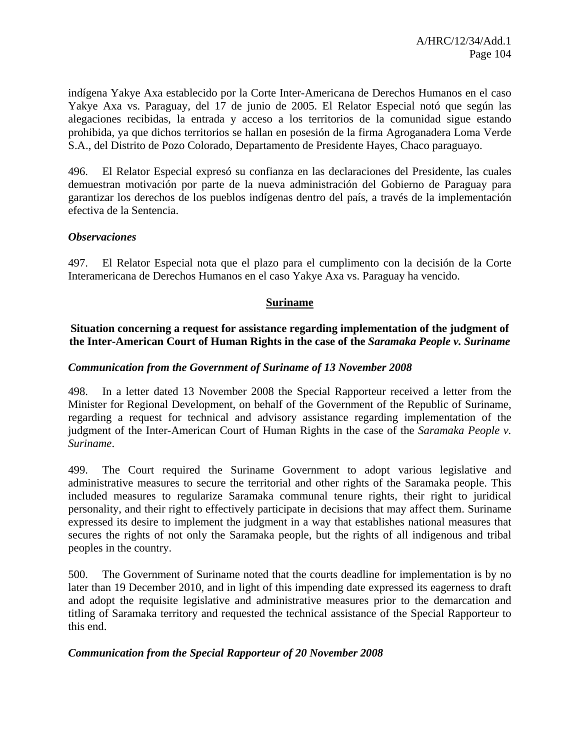indígena Yakye Axa establecido por la Corte Inter-Americana de Derechos Humanos en el caso Yakye Axa vs. Paraguay, del 17 de junio de 2005. El Relator Especial notó que según las alegaciones recibidas, la entrada y acceso a los territorios de la comunidad sigue estando prohibida, ya que dichos territorios se hallan en posesión de la firma Agroganadera Loma Verde S.A., del Distrito de Pozo Colorado, Departamento de Presidente Hayes, Chaco paraguayo.

496. El Relator Especial expresó su confianza en las declaraciones del Presidente, las cuales demuestran motivación por parte de la nueva administración del Gobierno de Paraguay para garantizar los derechos de los pueblos indígenas dentro del país, a través de la implementación efectiva de la Sentencia.

***Observaciones***

497. El Relator Especial nota que el plazo para el cumplimento con la decisión de la Corte Interamericana de Derechos Humanos en el caso Yakye Axa vs. Paraguay ha vencido.

## Suriname

### Situation concerning a request for assistance regarding implementation of the judgment of the Inter-American Court of Human Rights in the case of the *Saramaka People v. Suriname*

***Communication from the Government of Suriname of 13 November 2008***

498. In a letter dated 13 November 2008 the Special Rapporteur received a letter from the Minister for Regional Development, on behalf of the Government of the Republic of Suriname, regarding a request for technical and advisory assistance regarding implementation of the judgment of the Inter-American Court of Human Rights in the case of the *Saramaka People v. Suriname*.

499. The Court required the Suriname Government to adopt various legislative and administrative measures to secure the territorial and other rights of the Saramaka people. This included measures to regularize Saramaka communal tenure rights, their right to juridical personality, and their right to effectively participate in decisions that may affect them. Suriname expressed its desire to implement the judgment in a way that establishes national measures that secures the rights of not only the Saramaka people, but the rights of all indigenous and tribal peoples in the country.

500. The Government of Suriname noted that the courts deadline for implementation is by no later than 19 December 2010, and in light of this impending date expressed its eagerness to draft and adopt the requisite legislative and administrative measures prior to the demarcation and titling of Saramaka territory and requested the technical assistance of the Special Rapporteur to this end.

***Communication from the Special Rapporteur of 20 November 2008***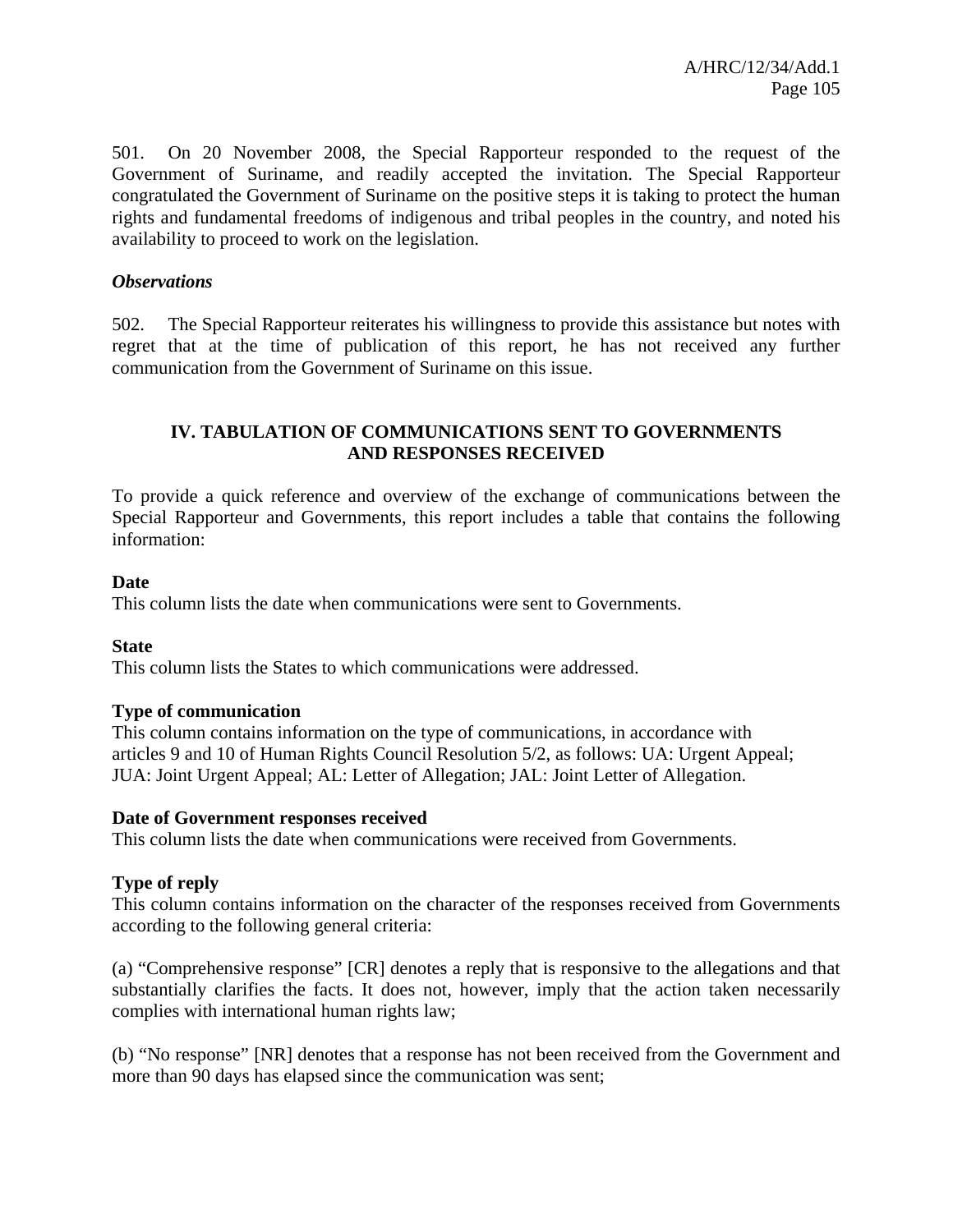501. On 20 November 2008, the Special Rapporteur responded to the request of the Government of Suriname, and readily accepted the invitation. The Special Rapporteur congratulated the Government of Suriname on the positive steps it is taking to protect the human rights and fundamental freedoms of indigenous and tribal peoples in the country, and noted his availability to proceed to work on the legislation.

***Observations***

502. The Special Rapporteur reiterates his willingness to provide this assistance but notes with regret that at the time of publication of this report, he has not received any further communication from the Government of Suriname on this issue.

## IV. TABULATION OF COMMUNICATIONS SENT TO GOVERNMENTS AND RESPONSES RECEIVED

To provide a quick reference and overview of the exchange of communications between the Special Rapporteur and Governments, this report includes a table that contains the following information:

**Date**

This column lists the date when communications were sent to Governments.

**State**

This column lists the States to which communications were addressed.

**Type of communication**

This column contains information on the type of communications, in accordance with articles 9 and 10 of Human Rights Council Resolution 5/2, as follows: UA: Urgent Appeal; JUA: Joint Urgent Appeal; AL: Letter of Allegation; JAL: Joint Letter of Allegation.

**Date of Government responses received**

This column lists the date when communications were received from Governments.

**Type of reply**

This column contains information on the character of the responses received from Governments according to the following general criteria:

(a) “Comprehensive response” [CR] denotes a reply that is responsive to the allegations and that substantially clarifies the facts. It does not, however, imply that the action taken necessarily complies with international human rights law;

(b) “No response” [NR] denotes that a response has not been received from the Government and more than 90 days has elapsed since the communication was sent;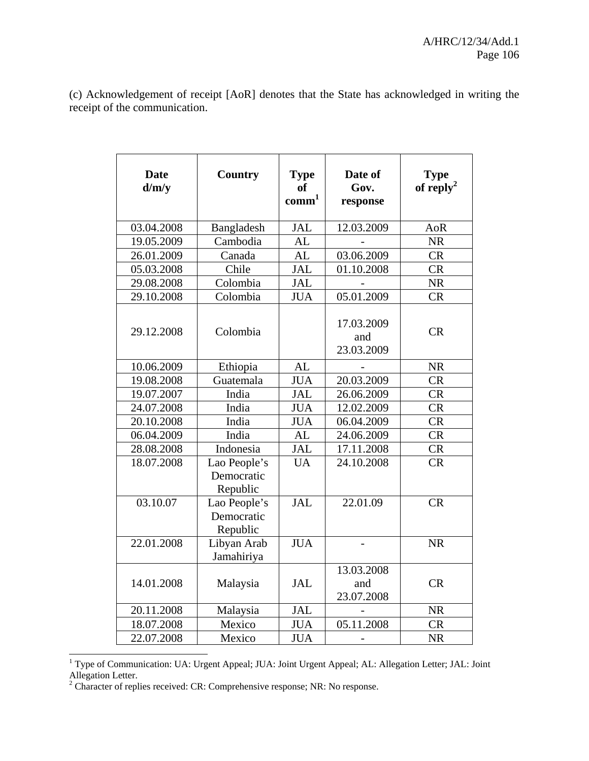(c) Acknowledgement of receipt [AoR] denotes that the State has acknowledged in writing the receipt of the communication.

| Date d/m/y | Country | Type of comm[1] | Date of Gov. response | Type of reply[2] |
|---|---|---|---|---|
| 03.04.2008 | Bangladesh | JAL | 12.03.2009 | AoR |
| 19.05.2009 | Cambodia | AL | - | NR |
| 26.01.2009 | Canada | AL | 03.06.2009 | CR |
| 05.03.2008 | Chile | JAL | 01.10.2008 | CR |
| 29.08.2008 | Colombia | JAL | - | NR |
| 29.10.2008 | Colombia | JUA | 05.01.2009 | CR |
| 29.12.2008 | Colombia | | 17.03.2009 and 23.03.2009 | CR |
| 10.06.2009 | Ethiopia | AL | - | NR |
| 19.08.2008 | Guatemala | JUA | 20.03.2009 | CR |
| 19.07.2007 | India | JAL | 26.06.2009 | CR |
| 24.07.2008 | India | JUA | 12.02.2009 | CR |
| 20.10.2008 | India | JUA | 06.04.2009 | CR |
| 06.04.2009 | India | AL | 24.06.2009 | CR |
| 28.08.2008 | Indonesia | JAL | 17.11.2008 | CR |
| 18.07.2008 | Lao People's Democratic Republic | UA | 24.10.2008 | CR |
| 03.10.07 | Lao People's Democratic Republic | JAL | 22.01.09 | CR |
| 22.01.2008 | Libyan Arab Jamahiriya | JUA | - | NR |
| 14.01.2008 | Malaysia | JAL | 13.03.2008 and 23.07.2008 | CR |
| 20.11.2008 | Malaysia | JAL | - | NR |
| 18.07.2008 | Mexico | JUA | 05.11.2008 | CR |
| 22.07.2008 | Mexico | JUA | - | NR |

[1] Type of Communication: UA: Urgent Appeal; JUA: Joint Urgent Appeal; AL: Allegation Letter; JAL: Joint Allegation Letter.

[2] Character of replies received: CR: Comprehensive response; NR: No response.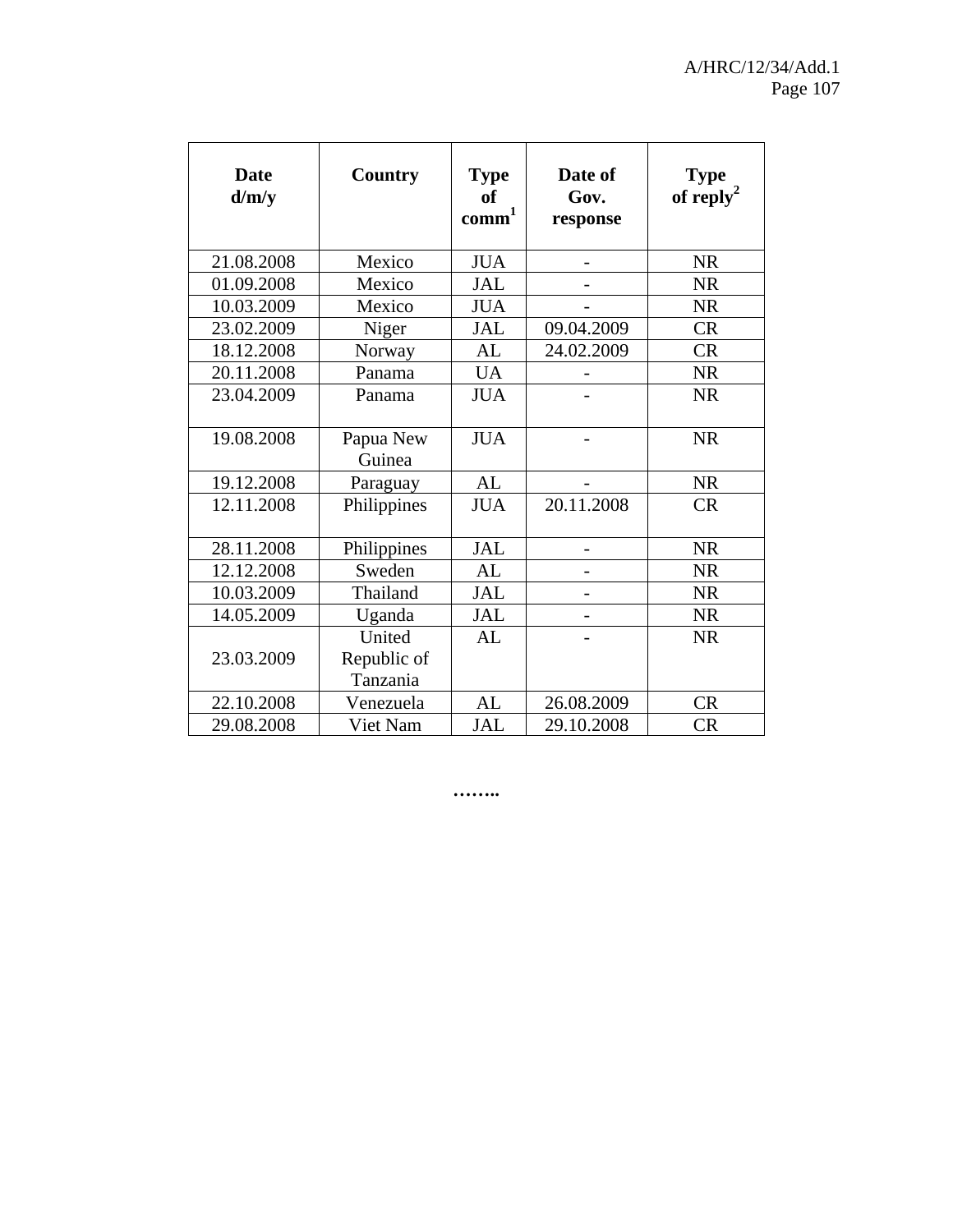| Date d/m/y | Country | Type of comm[1] | Date of Gov. response | Type of reply[2] |
|---|---|---|---|---|
| 21.08.2008 | Mexico | JUA | - | NR |
| 01.09.2008 | Mexico | JAL | - | NR |
| 10.03.2009 | Mexico | JUA | - | NR |
| 23.02.2009 | Niger | JAL | 09.04.2009 | CR |
| 18.12.2008 | Norway | AL | 24.02.2009 | CR |
| 20.11.2008 | Panama | UA | - | NR |
| 23.04.2009 | Panama | JUA | - | NR |
| 19.08.2008 | Papua New Guinea | JUA | - | NR |
| 19.12.2008 | Paraguay | AL | - | NR |
| 12.11.2008 | Philippines | JUA | 20.11.2008 | CR |
| 28.11.2008 | Philippines | JAL | - | NR |
| 12.12.2008 | Sweden | AL | - | NR |
| 10.03.2009 | Thailand | JAL | - | NR |
| 14.05.2009 | Uganda | JAL | - | NR |
| 23.03.2009 | United Republic of Tanzania | AL | - | NR |
| 22.10.2008 | Venezuela | AL | 26.08.2009 | CR |
| 29.08.2008 | Viet Nam | JAL | 29.10.2008 | CR |

……..